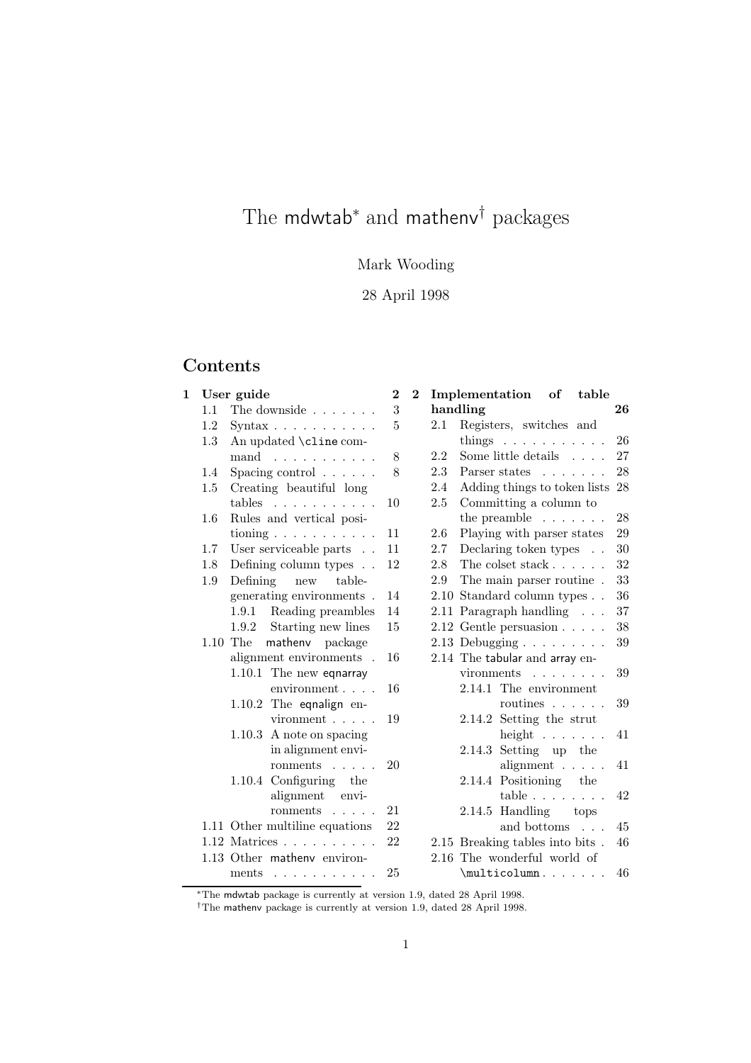# The mdwtab[*] and mathenv[†] packages

Mark Wooding

28 April 1998

## Contents

- **1 User guide** — 2
  - 1.1 The downside — 3
  - 1.2 Syntax — 5
  - 1.3 An updated \cline command — 8
  - 1.4 Spacing control — 8
  - 1.5 Creating beautiful long tables — 10
  - 1.6 Rules and vertical positioning — 11
  - 1.7 User serviceable parts — 11
  - 1.8 Defining column types — 12
  - 1.9 Defining new table-generating environments — 14
    - 1.9.1 Reading preambles — 14
    - 1.9.2 Starting new lines — 15
  - 1.10 The mathenv package alignment environments — 16
    - 1.10.1 The new eqnarray environment — 16
    - 1.10.2 The eqnalign environment — 19
    - 1.10.3 A note on spacing in alignment environments — 20
    - 1.10.4 Configuring the alignment environments — 21
  - 1.11 Other multiline equations — 22
  - 1.12 Matrices — 22
  - 1.13 Other mathenv environments — 25
- **2 Implementation of table handling** — 26
  - 2.1 Registers, switches and things — 26
  - 2.2 Some little details — 27
  - 2.3 Parser states — 28
  - 2.4 Adding things to token lists — 28
  - 2.5 Committing a column to the preamble — 28
  - 2.6 Playing with parser states — 29
  - 2.7 Declaring token types — 30
  - 2.8 The colset stack — 32
  - 2.9 The main parser routine — 33
  - 2.10 Standard column types — 36
  - 2.11 Paragraph handling — 37
  - 2.12 Gentle persuasion — 38
  - 2.13 Debugging — 39
  - 2.14 The tabular and array environments — 39
    - 2.14.1 The environment routines — 39
    - 2.14.2 Setting the strut height — 41
    - 2.14.3 Setting up the alignment — 41
    - 2.14.4 Positioning the table — 42
    - 2.14.5 Handling tops and bottoms — 45
  - 2.15 Breaking tables into bits — 46
  - 2.16 The wonderful world of \multicolumn — 46

[*] The mdwtab package is currently at version 1.9, dated 28 April 1998.

[†] The mathenv package is currently at version 1.9, dated 28 April 1998.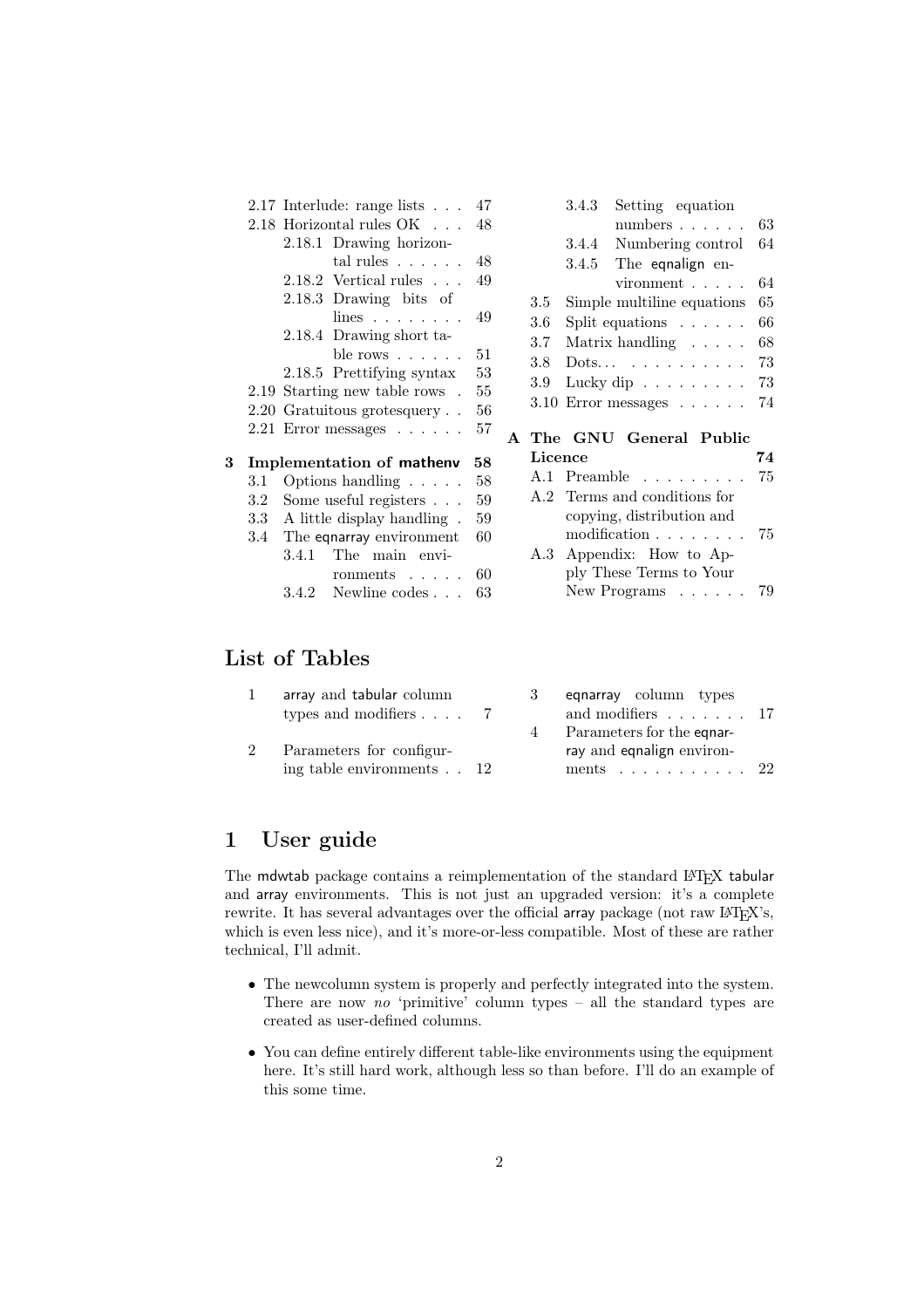- 2.17 Interlude: range lists . . . 47
- 2.18 Horizontal rules OK . . . 48
  - 2.18.1 Drawing horizontal rules . . . . . . 48
  - 2.18.2 Vertical rules . . . 49
  - 2.18.3 Drawing bits of lines . . . . . . . . 49
  - 2.18.4 Drawing short table rows . . . . . . 51
  - 2.18.5 Prettifying syntax 53
- 2.19 Starting new table rows . 55
- 2.20 Gratuitous grotesquery . . 56
- 2.21 Error messages . . . . . . 57

**3 Implementation of mathenv 58**

- 3.1 Options handling . . . . . 58
- 3.2 Some useful registers . . . 59
- 3.3 A little display handling . 59
- 3.4 The eqnarray environment 60
  - 3.4.1 The main environments . . . . . 60
  - 3.4.2 Newline codes . . . 63
  - 3.4.3 Setting equation numbers . . . . . . 63
  - 3.4.4 Numbering control 64
  - 3.4.5 The eqnalign environment . . . . . 64
- 3.5 Simple multiline equations 65
- 3.6 Split equations . . . . . . 66
- 3.7 Matrix handling . . . . . 68
- 3.8 Dots. . . . . . . . . . . . 73
- 3.9 Lucky dip . . . . . . . . . 73
- 3.10 Error messages . . . . . . 74

**A The GNU General Public Licence 74**

- A.1 Preamble . . . . . . . . . 75
- A.2 Terms and conditions for copying, distribution and modification . . . . . . . . 75
- A.3 Appendix: How to Apply These Terms to Your New Programs . . . . . . 79

## List of Tables

- 1 array and tabular column types and modifiers . . . . 7
- 2 Parameters for configuring table environments . . 12
- 3 eqnarray column types and modifiers . . . . . . . 17
- 4 Parameters for the eqnarray and eqnalign environments . . . . . . . . . . . 22

# 1 User guide

The mdwtab package contains a reimplementation of the standard LaTeX tabular and array environments. This is not just an upgraded version: it's a complete rewrite. It has several advantages over the official array package (not raw LaTeX's, which is even less nice), and it's more-or-less compatible. Most of these are rather technical, I'll admit.

- The newcolumn system is properly and perfectly integrated into the system. There are now *no* 'primitive' column types – all the standard types are created as user-defined columns.
- You can define entirely different table-like environments using the equipment here. It's still hard work, although less so than before. I'll do an example of this some time.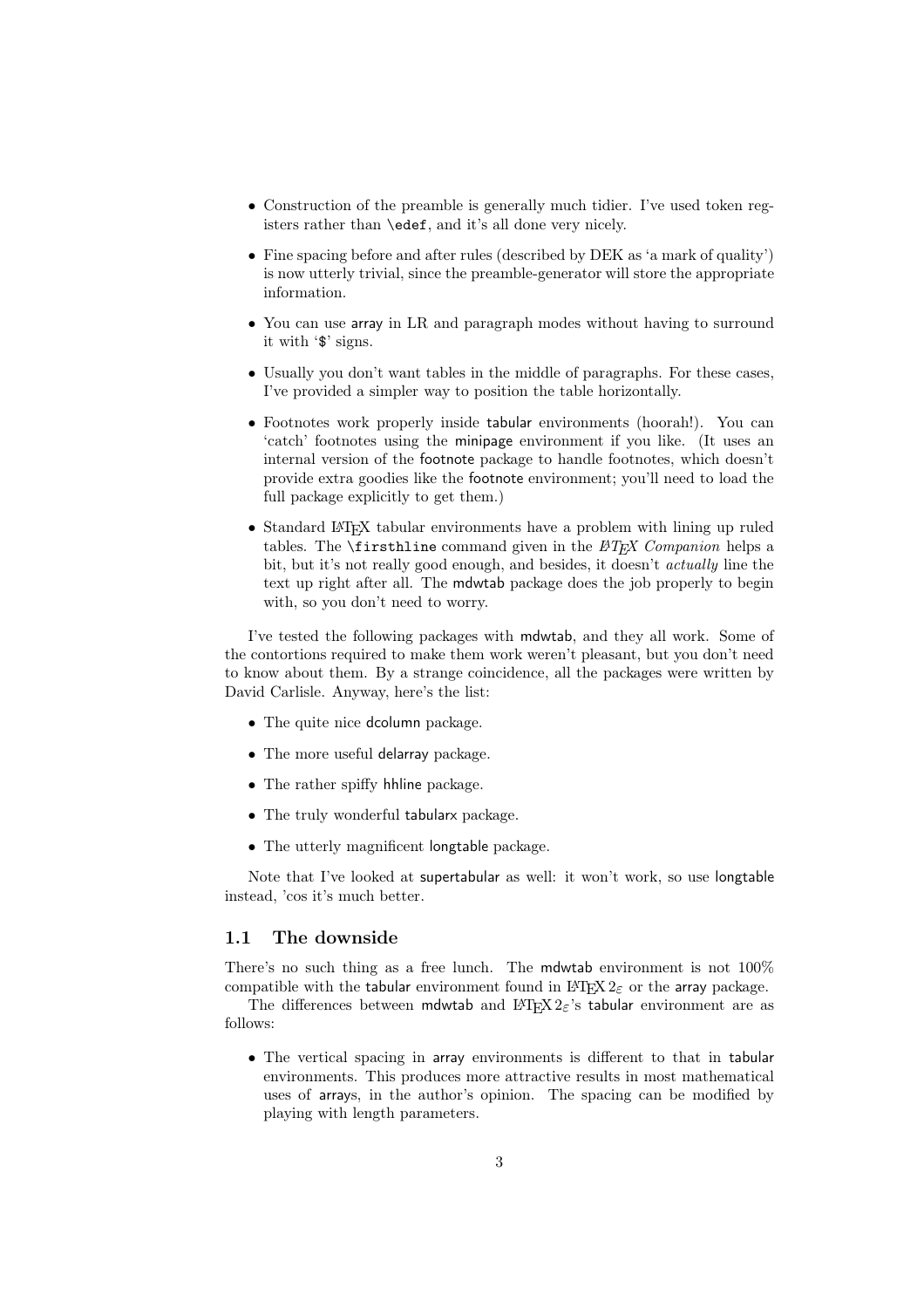- Construction of the preamble is generally much tidier. I've used token registers rather than `\edef`, and it's all done very nicely.
- Fine spacing before and after rules (described by DEK as 'a mark of quality') is now utterly trivial, since the preamble-generator will store the appropriate information.
- You can use array in LR and paragraph modes without having to surround it with '`$`' signs.
- Usually you don't want tables in the middle of paragraphs. For these cases, I've provided a simpler way to position the table horizontally.
- Footnotes work properly inside tabular environments (hoorah!). You can 'catch' footnotes using the minipage environment if you like. (It uses an internal version of the footnote package to handle footnotes, which doesn't provide extra goodies like the footnote environment; you'll need to load the full package explicitly to get them.)
- Standard LaTeX tabular environments have a problem with lining up ruled tables. The `\firsthline` command given in the *LaTeX Companion* helps a bit, but it's not really good enough, and besides, it doesn't *actually* line the text up right after all. The mdwtab package does the job properly to begin with, so you don't need to worry.

I've tested the following packages with mdwtab, and they all work. Some of the contortions required to make them work weren't pleasant, but you don't need to know about them. By a strange coincidence, all the packages were written by David Carlisle. Anyway, here's the list:

- The quite nice dcolumn package.
- The more useful delarray package.
- The rather spiffy hhline package.
- The truly wonderful tabularx package.
- The utterly magnificent longtable package.

Note that I've looked at supertabular as well: it won't work, so use longtable instead, 'cos it's much better.

### 1.1 The downside

There's no such thing as a free lunch. The mdwtab environment is not 100% compatible with the tabular environment found in LaTeX $2_\varepsilon$ or the array package.

The differences between mdwtab and LaTeX $2_\varepsilon$'s tabular environment are as follows:

- The vertical spacing in array environments is different to that in tabular environments. This produces more attractive results in most mathematical uses of arrays, in the author's opinion. The spacing can be modified by playing with length parameters.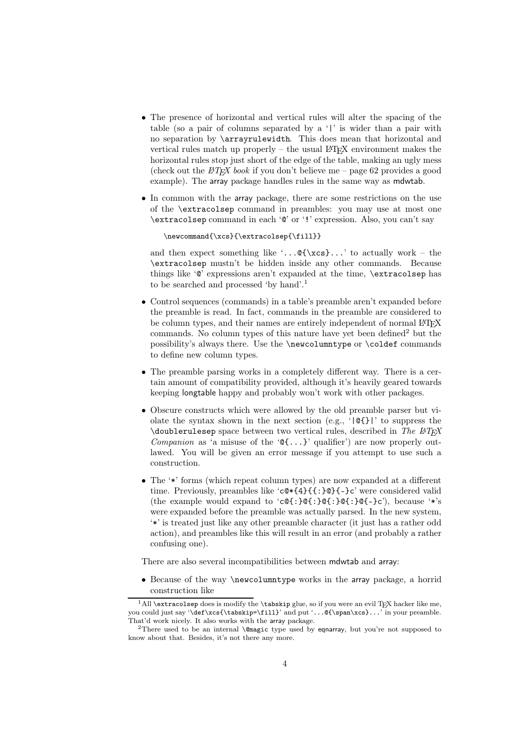- The presence of horizontal and vertical rules will alter the spacing of the table (so a pair of columns separated by a '`|`' is wider than a pair with no separation by `\arrayrulewidth`. This does mean that horizontal and vertical rules match up properly – the usual LaTeX environment makes the horizontal rules stop just short of the edge of the table, making an ugly mess (check out the *LaTeX book* if you don't believe me – page 62 provides a good example). The array package handles rules in the same way as mdwtab.

- In common with the array package, there are some restrictions on the use of the `\extracolsep` command in preambles: you may use at most one `\extracolsep` command in each '`@`' or '`!`' expression. Also, you can't say

  ```
  \newcommand{\xcs}{\extracolsep{\fill}}
  ```

  and then expect something like '`...@{\xcs}...`' to actually work – the `\extracolsep` mustn't be hidden inside any other commands. Because things like '`@`' expressions aren't expanded at the time, `\extracolsep` has to be searched and processed 'by hand'.[1]

- Control sequences (commands) in a table's preamble aren't expanded before the preamble is read. In fact, commands in the preamble are considered to be column types, and their names are entirely independent of normal LaTeX commands. No column types of this nature have yet been defined[2] but the possibility's always there. Use the `\newcolumntype` or `\coldef` commands to define new column types.

- The preamble parsing works in a completely different way. There is a certain amount of compatibility provided, although it's heavily geared towards keeping longtable happy and probably won't work with other packages.

- Obscure constructs which were allowed by the old preamble parser but violate the syntax shown in the next section (e.g., '`|@{}|`' to suppress the `\doublerulesep` space between two vertical rules, described in *The LaTeX Companion* as 'a misuse of the '`@{...}`' qualifier') are now properly outlawed. You will be given an error message if you attempt to use such a construction.

- The '`*`' forms (which repeat column types) are now expanded at a different time. Previously, preambles like '`c@*{4}{{:}@}{-}c`' were considered valid (the example would expand to '`c@{:}@{:}@{:}@{:}@{-}c`'), because '`*`'s were expanded before the preamble was actually parsed. In the new system, '`*`' is treated just like any other preamble character (it just has a rather odd action), and preambles like this will result in an error (and probably a rather confusing one).

There are also several incompatibilities between mdwtab and array:

- Because of the way `\newcolumntype` works in the array package, a horrid construction like

---

[1] All `\extracolsep` does is modify the `\tabskip` glue, so if you were an evil TeX hacker like me, you could just say '`\def\xcs{\tabskip=\fill}`' and put '`...@{\span\xcs}...`' in your preamble. That'd work nicely. It also works with the array package.

[2] There used to be an internal `\@magic` type used by eqnarray, but you're not supposed to know about that. Besides, it's not there any more.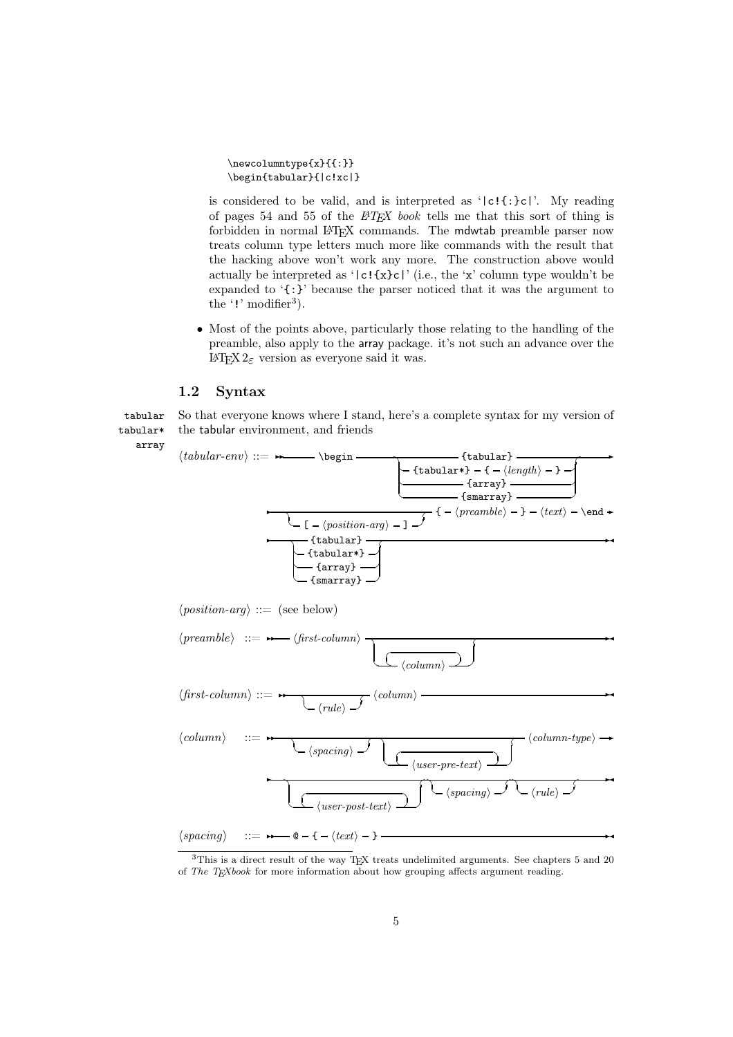```
\newcolumntype{x}{{:}}
\begin{tabular}{|c!xc|}
```

is considered to be valid, and is interpreted as '`|c!{:}c|`'. My reading of pages 54 and 55 of the *LaTeX book* tells me that this sort of thing is forbidden in normal LaTeX commands. The mdwtab preamble parser now treats column type letters much more like commands with the result that the hacking above won't work any more. The construction above would actually be interpreted as '`|c!{x}c|`' (i.e., the '`x`' column type wouldn't be expanded to '`{:}`' because the parser noticed that it was the argument to the '`!`' modifier[3]).

- Most of the points above, particularly those relating to the handling of the preamble, also apply to the array package. it's not such an advance over the LaTeX 2ε version as everyone said it was.

## 1.2 Syntax

tabular
tabular*
array

So that everyone knows where I stand, here's a complete syntax for my version of the tabular environment, and friends

⟨*tabular-env*⟩ ::= `\begin` ( `{tabular}` | `{tabular*}` `{` ⟨*length*⟩ `}` | `{array}` | `{smarray}` ) [ `[` ⟨*position-arg*⟩ `]` ] `{` ⟨*preamble*⟩ `}` ⟨*text*⟩ `\end` ( `{tabular}` | `{tabular*}` | `{array}` | `{smarray}` )

⟨*position-arg*⟩ ::= (see below)

⟨*preamble*⟩ ::= ⟨*first-column*⟩ [ ⟨*column*⟩ ... ]

⟨*first-column*⟩ ::= [ ⟨*rule*⟩ ] ⟨*column*⟩

⟨*column*⟩ ::= [ ⟨*spacing*⟩ ] [ ⟨*user-pre-text*⟩ ... ] ⟨*column-type*⟩ [ ⟨*user-post-text*⟩ ... ] [ ⟨*spacing*⟩ ] [ ⟨*rule*⟩ ]

⟨*spacing*⟩ ::= `@` `{` ⟨*text*⟩ `}`

[3] This is a direct result of the way TeX treats undelimited arguments. See chapters 5 and 20 of *The TeXbook* for more information about how grouping affects argument reading.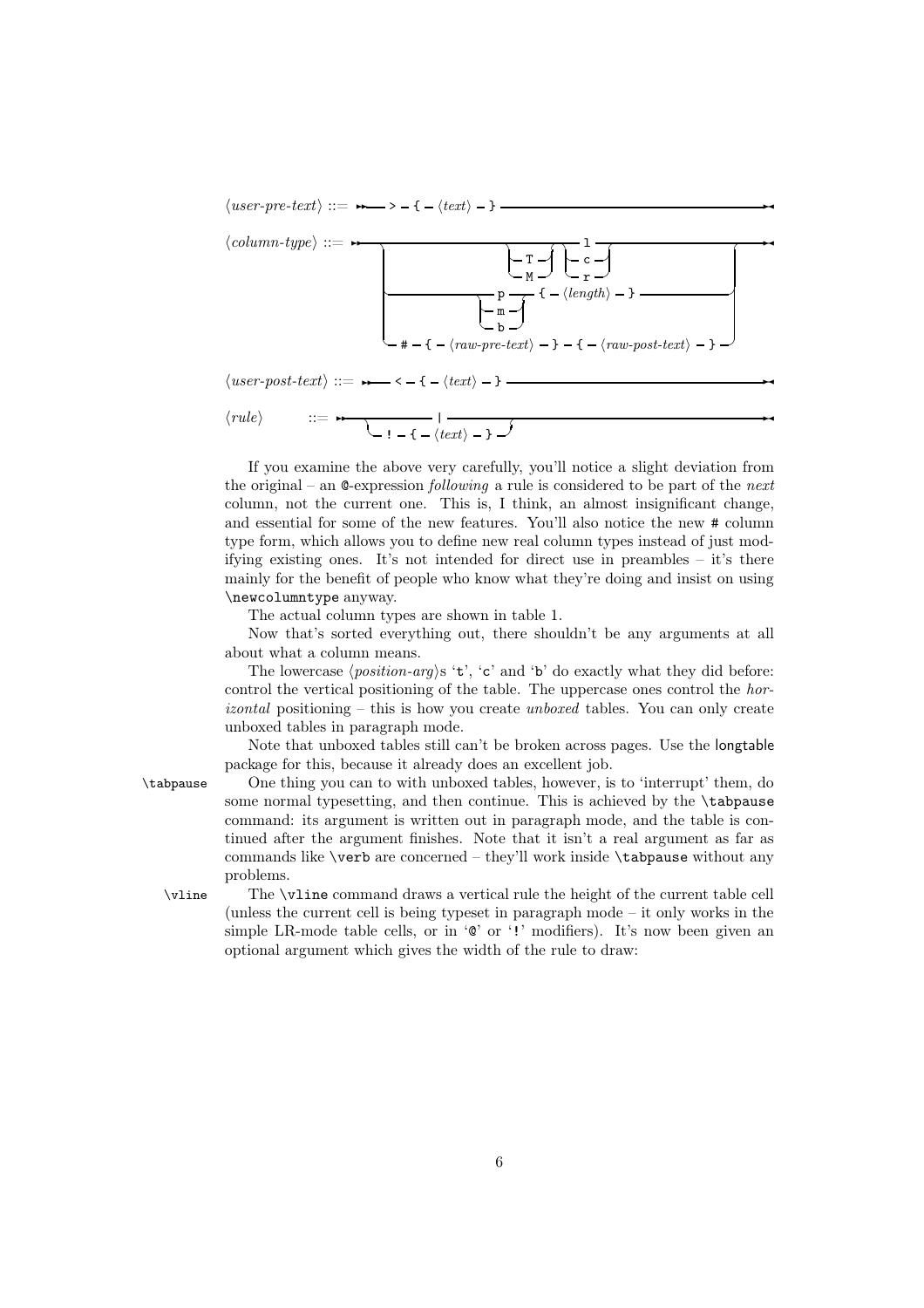⟨*user-pre-text*⟩ ::= `>` `{` ⟨*text*⟩ `}`

⟨*column-type*⟩ ::= [ [`T` | `M`] [`l` | `c` | `r`] | [`p` | `m` | `b`] `{` ⟨*length*⟩ `}` | `#` `{` ⟨*raw-pre-text*⟩ `}` `{` ⟨*raw-post-text*⟩ `}` ]

⟨*user-post-text*⟩ ::= `<` `{` ⟨*text*⟩ `}`

⟨*rule*⟩ ::= [ `|` | `!` `{` ⟨*text*⟩ `}` ]

If you examine the above very carefully, you'll notice a slight deviation from the original – an `@`-expression *following* a rule is considered to be part of the *next* column, not the current one. This is, I think, an almost insignificant change, and essential for some of the new features. You'll also notice the new `#` column type form, which allows you to define new real column types instead of just modifying existing ones. It's not intended for direct use in preambles – it's there mainly for the benefit of people who know what they're doing and insist on using `\newcolumntype` anyway.

The actual column types are shown in table 1.

Now that's sorted everything out, there shouldn't be any arguments at all about what a column means.

The lowercase ⟨*position-arg*⟩s '`t`', '`c`' and '`b`' do exactly what they did before: control the vertical positioning of the table. The uppercase ones control the *horizontal* positioning – this is how you create *unboxed* tables. You can only create unboxed tables in paragraph mode.

Note that unboxed tables still can't be broken across pages. Use the longtable package for this, because it already does an excellent job.

`\tabpause` One thing you can to with unboxed tables, however, is to 'interrupt' them, do some normal typesetting, and then continue. This is achieved by the `\tabpause` command: its argument is written out in paragraph mode, and the table is continued after the argument finishes. Note that it isn't a real argument as far as commands like `\verb` are concerned – they'll work inside `\tabpause` without any problems.

`\vline` The `\vline` command draws a vertical rule the height of the current table cell (unless the current cell is being typeset in paragraph mode – it only works in the simple LR-mode table cells, or in '`@`' or '`!`' modifiers). It's now been given an optional argument which gives the width of the rule to draw: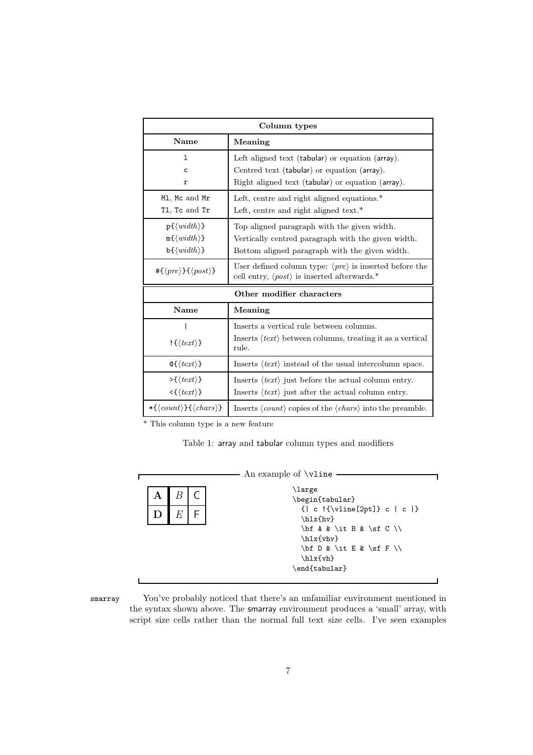| Column types | |
|---|---|
| **Name** | **Meaning** |
| `l` | Left aligned text (tabular) or equation (array). |
| `c` | Centred text (tabular) or equation (array). |
| `r` | Right aligned text (tabular) or equation (array). |
| `Ml`, `Mc` and `Mr` | Left, centre and right aligned equations.* |
| `Tl`, `Tc` and `Tr` | Left, centre and right aligned text.* |
| `p{⟨width⟩}` | Top aligned paragraph with the given width. |
| `m{⟨width⟩}` | Vertically centred paragraph with the given width. |
| `b{⟨width⟩}` | Bottom aligned paragraph with the given width. |
| `#{⟨pre⟩}{⟨post⟩}` | User defined column type: ⟨pre⟩ is inserted before the cell entry, ⟨post⟩ is inserted afterwards.* |
| **Other modifier characters** | |
| **Name** | **Meaning** |
| `\|` | Inserts a vertical rule between columns. |
| `!{⟨text⟩}` | Inserts ⟨text⟩ between columns, treating it as a vertical rule. |
| `@{⟨text⟩}` | Inserts ⟨text⟩ instead of the usual intercolumn space. |
| `>{⟨text⟩}` | Inserts ⟨text⟩ just before the actual column entry. |
| `<{⟨text⟩}` | Inserts ⟨text⟩ just after the actual column entry. |
| `*{⟨count⟩}{⟨chars⟩}` | Inserts ⟨count⟩ copies of the ⟨chars⟩ into the preamble. |

\* This column type is a new feature

Table 1: array and tabular column types and modifiers

An example of `\vline`

| **A** | *B* | C |
|---|---|---|
| **D** | *E* | F |

```
\large
\begin{tabular}
  {| c !{\vline[2pt]} c | c |}
  \hlx{hv}
  \bf A & \it B & \sf C \\
  \hlx{vhv}
  \bf D & \it E & \sf F \\
  \hlx{vh}
\end{tabular}
```

smarray

You've probably noticed that there's an unfamiliar environment mentioned in the syntax shown above. The smarray environment produces a 'small' array, with script size cells rather than the normal full text size cells. I've seen examples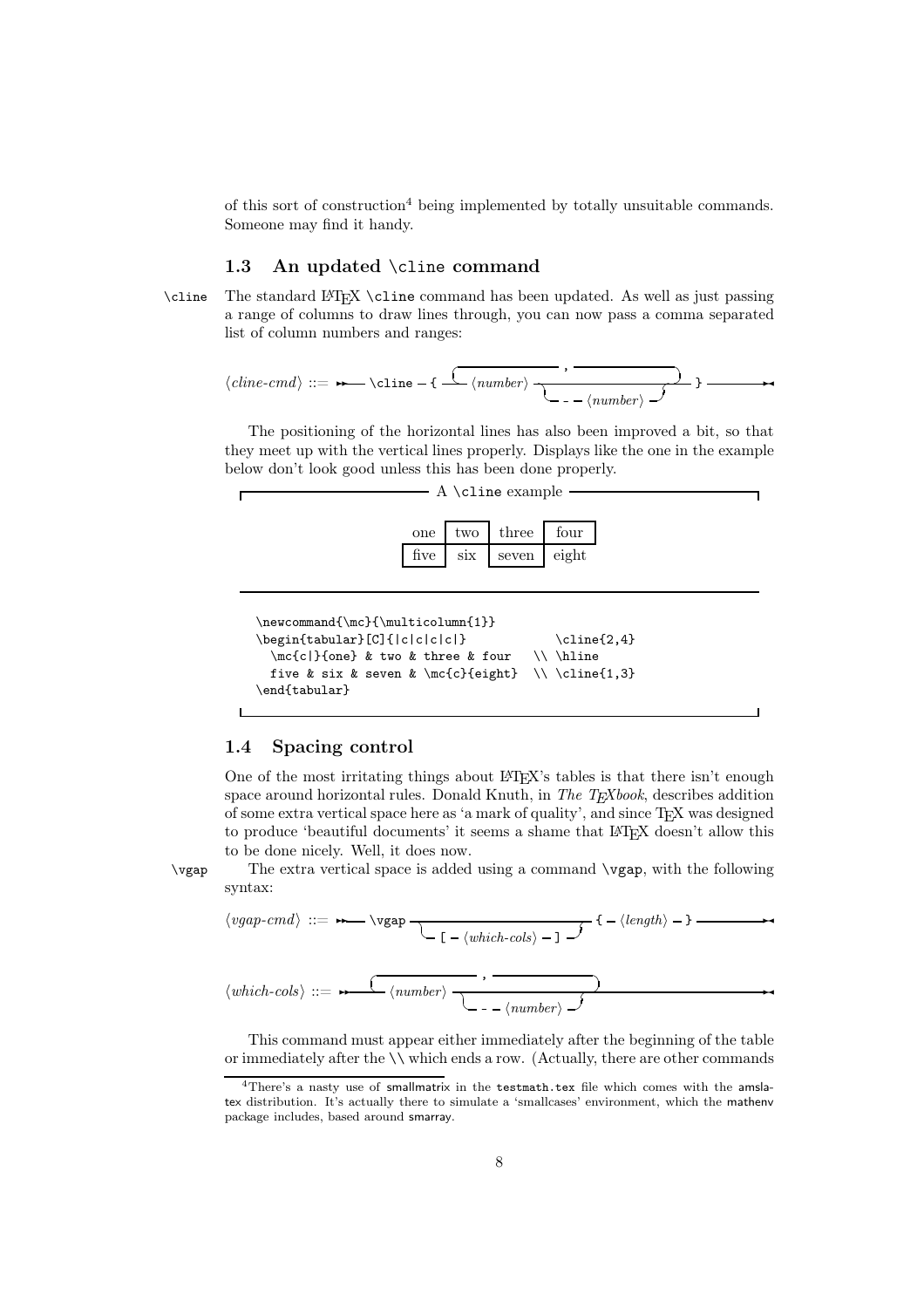of this sort of construction[4] being implemented by totally unsuitable commands. Someone may find it handy.

### 1.3 An updated `\cline` command

`\cline` The standard LaTeX `\cline` command has been updated. As well as just passing a range of columns to draw lines through, you can now pass a comma separated list of column numbers and ranges:

```
⟨cline-cmd⟩ ::= \cline { ⟨number⟩ [ - ⟨number⟩ ] [ , ... ] }
```

The positioning of the horizontal lines has also been improved a bit, so that they meet up with the vertical lines properly. Displays like the one in the example below don't look good unless this has been done properly.

A `\cline` example

| one | two | three | four |
|---|---|---|---|
| five | six | seven | eight |

```
\newcommand{\mc}{\multicolumn{1}}
\begin{tabular}[C]{|c|c|c|c|}            \cline{2,4}
  \mc{c|}{one} & two & three & four   \\ \hline
  five & six & seven & \mc{c}{eight}  \\ \cline{1,3}
\end{tabular}
```

### 1.4 Spacing control

One of the most irritating things about LaTeX's tables is that there isn't enough space around horizontal rules. Donald Knuth, in *The TeXbook*, describes addition of some extra vertical space here as 'a mark of quality', and since TeX was designed to produce 'beautiful documents' it seems a shame that LaTeX doesn't allow this to be done nicely. Well, it does now.

`\vgap` The extra vertical space is added using a command `\vgap`, with the following syntax:

```
⟨vgap-cmd⟩ ::= \vgap [ [ ⟨which-cols⟩ ] ] { ⟨length⟩ }

⟨which-cols⟩ ::= ⟨number⟩ [ - ⟨number⟩ ] [ , ... ]
```

This command must appear either immediately after the beginning of the table or immediately after the `\\` which ends a row. (Actually, there are other commands

[4] There's a nasty use of smallmatrix in the `testmath.tex` file which comes with the amslatex distribution. It's actually there to simulate a 'smallcases' environment, which the mathenv package includes, based around smarray.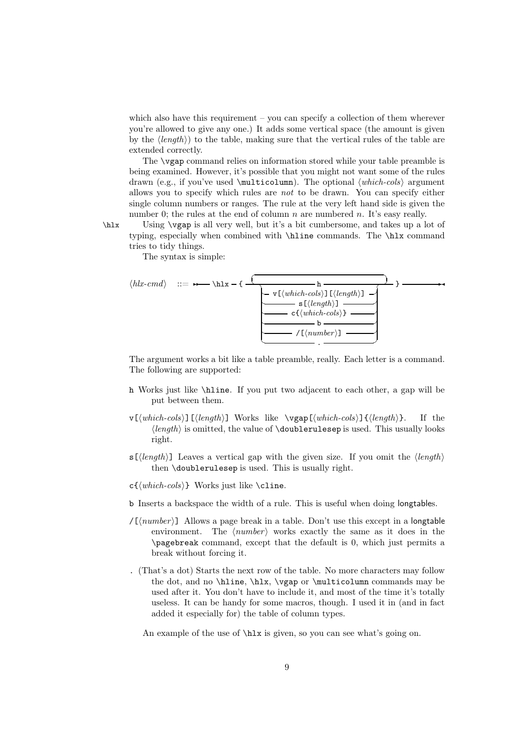which also have this requirement – you can specify a collection of them wherever you're allowed to give any one.) It adds some vertical space (the amount is given by the ⟨*length*⟩) to the table, making sure that the vertical rules of the table are extended correctly.

The `\vgap` command relies on information stored while your table preamble is being examined. However, it's possible that you might not want some of the rules drawn (e.g., if you've used `\multicolumn`). The optional ⟨*which-cols*⟩ argument allows you to specify which rules are *not* to be drawn. You can specify either single column numbers or ranges. The rule at the very left hand side is given the number 0; the rules at the end of column $n$ are numbered $n$. It's easy really.

`\hlx` Using `\vgap` is all very well, but it's a bit cumbersome, and takes up a lot of typing, especially when combined with `\hline` commands. The `\hlx` command tries to tidy things.

The syntax is simple:

```
⟨hlx-cmd⟩ ::= \hlx { ( h
                     | v[⟨which-cols⟩][⟨length⟩]
                     | s[⟨length⟩]
                     | c{⟨which-cols⟩}
                     | b
                     | /[⟨number⟩]
                     | . )... }
```

The argument works a bit like a table preamble, really. Each letter is a command. The following are supported:

`h` Works just like `\hline`. If you put two adjacent to each other, a gap will be put between them.

`v[`⟨*which-cols*⟩`][`⟨*length*⟩`]` Works like `\vgap[`⟨*which-cols*⟩`]{`⟨*length*⟩`}`. If the ⟨*length*⟩ is omitted, the value of `\doublerulesep` is used. This usually looks right.

`s[`⟨*length*⟩`]` Leaves a vertical gap with the given size. If you omit the ⟨*length*⟩ then `\doublerulesep` is used. This is usually right.

`c{`⟨*which-cols*⟩`}` Works just like `\cline`.

`b` Inserts a backspace the width of a rule. This is useful when doing longtables.

`/[`⟨*number*⟩`]` Allows a page break in a table. Don't use this except in a longtable environment. The ⟨*number*⟩ works exactly the same as it does in the `\pagebreak` command, except that the default is 0, which just permits a break without forcing it.

`.` (That's a dot) Starts the next row of the table. No more characters may follow the dot, and no `\hline`, `\hlx`, `\vgap` or `\multicolumn` commands may be used after it. You don't have to include it, and most of the time it's totally useless. It can be handy for some macros, though. I used it in (and in fact added it especially for) the table of column types.

An example of the use of `\hlx` is given, so you can see what's going on.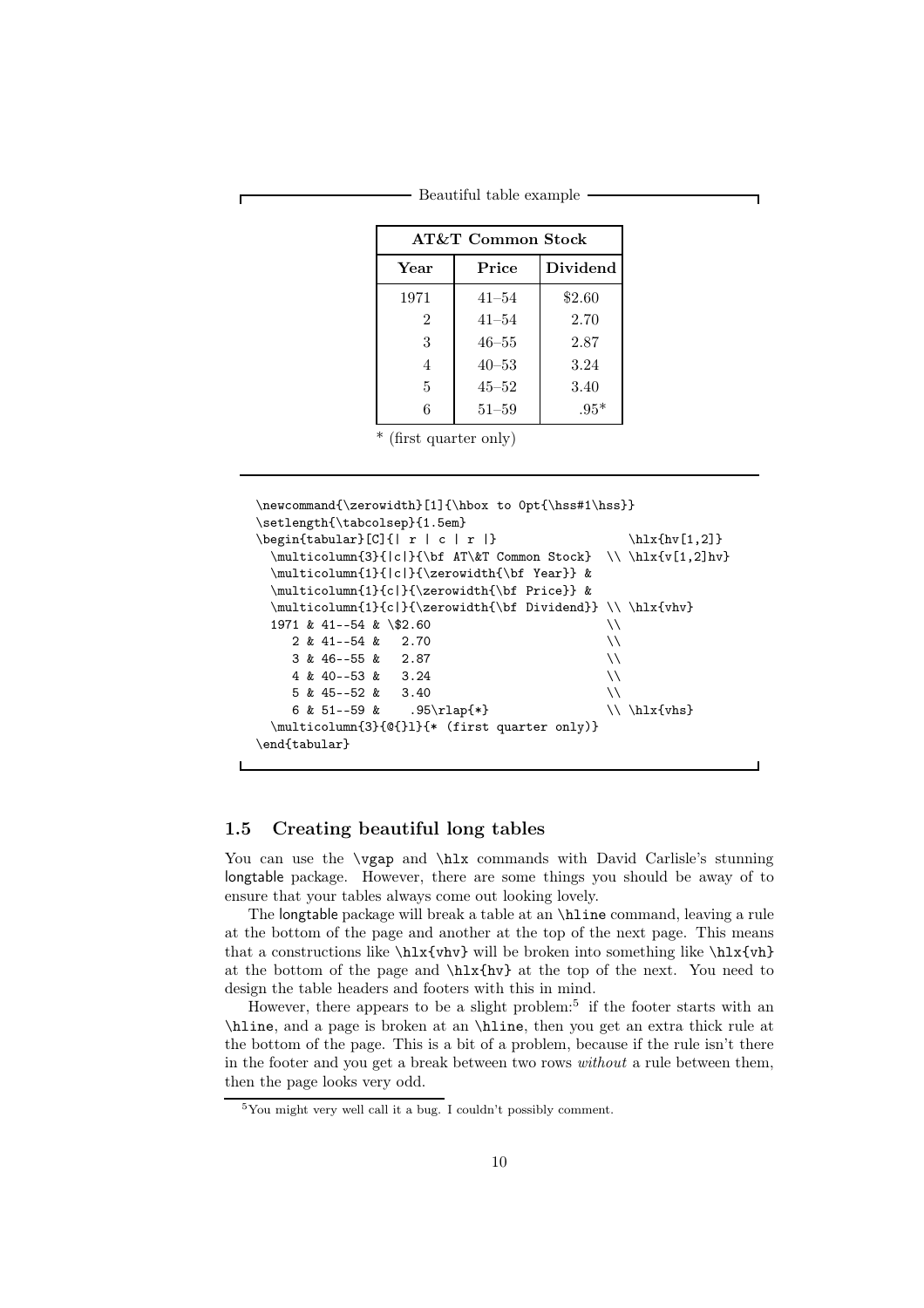Beautiful table example

| AT&T Common Stock | | |
|---|---|---|
| **Year** | **Price** | **Dividend** |
| 1971 | 41–54 | $2.60 |
| 2 | 41–54 | 2.70 |
| 3 | 46–55 | 2.87 |
| 4 | 40–53 | 3.24 |
| 5 | 45–52 | 3.40 |
| 6 | 51–59 | .95* |

\* (first quarter only)

```
\newcommand{\zerowidth}[1]{\hbox to 0pt{\hss#1\hss}}
\setlength{\tabcolsep}{1.5em}
\begin{tabular}[C]{| r | c | r |}                    \hlx{hv[1,2]}
  \multicolumn{3}{|c|}{\bf AT\&T Common Stock}  \\ \hlx{v[1,2]hv}
  \multicolumn{1}{|c|}{\zerowidth{\bf Year}} &
  \multicolumn{1}{c|}{\zerowidth{\bf Price}} &
  \multicolumn{1}{c|}{\zerowidth{\bf Dividend}} \\ \hlx{vhv}
  1971 & 41--54 & \$2.60                        \\
     2 & 41--54 &   2.70                        \\
     3 & 46--55 &   2.87                        \\
     4 & 40--53 &   3.24                        \\
     5 & 45--52 &   3.40                        \\
     6 & 51--59 &    .95\rlap{*}                \\ \hlx{vhs}
  \multicolumn{3}{@{}l}{* (first quarter only)}
\end{tabular}
```

## 1.5 Creating beautiful long tables

You can use the `\vgap` and `\hlx` commands with David Carlisle's stunning longtable package. However, there are some things you should be away of to ensure that your tables always come out looking lovely.

The longtable package will break a table at an `\hline` command, leaving a rule at the bottom of the page and another at the top of the next page. This means that a constructions like `\hlx{vhv}` will be broken into something like `\hlx{vh}` at the bottom of the page and `\hlx{hv}` at the top of the next. You need to design the table headers and footers with this in mind.

However, there appears to be a slight problem:[5] if the footer starts with an `\hline`, and a page is broken at an `\hline`, then you get an extra thick rule at the bottom of the page. This is a bit of a problem, because if the rule isn't there in the footer and you get a break between two rows *without* a rule between them, then the page looks very odd.

[5] You might very well call it a bug. I couldn't possibly comment.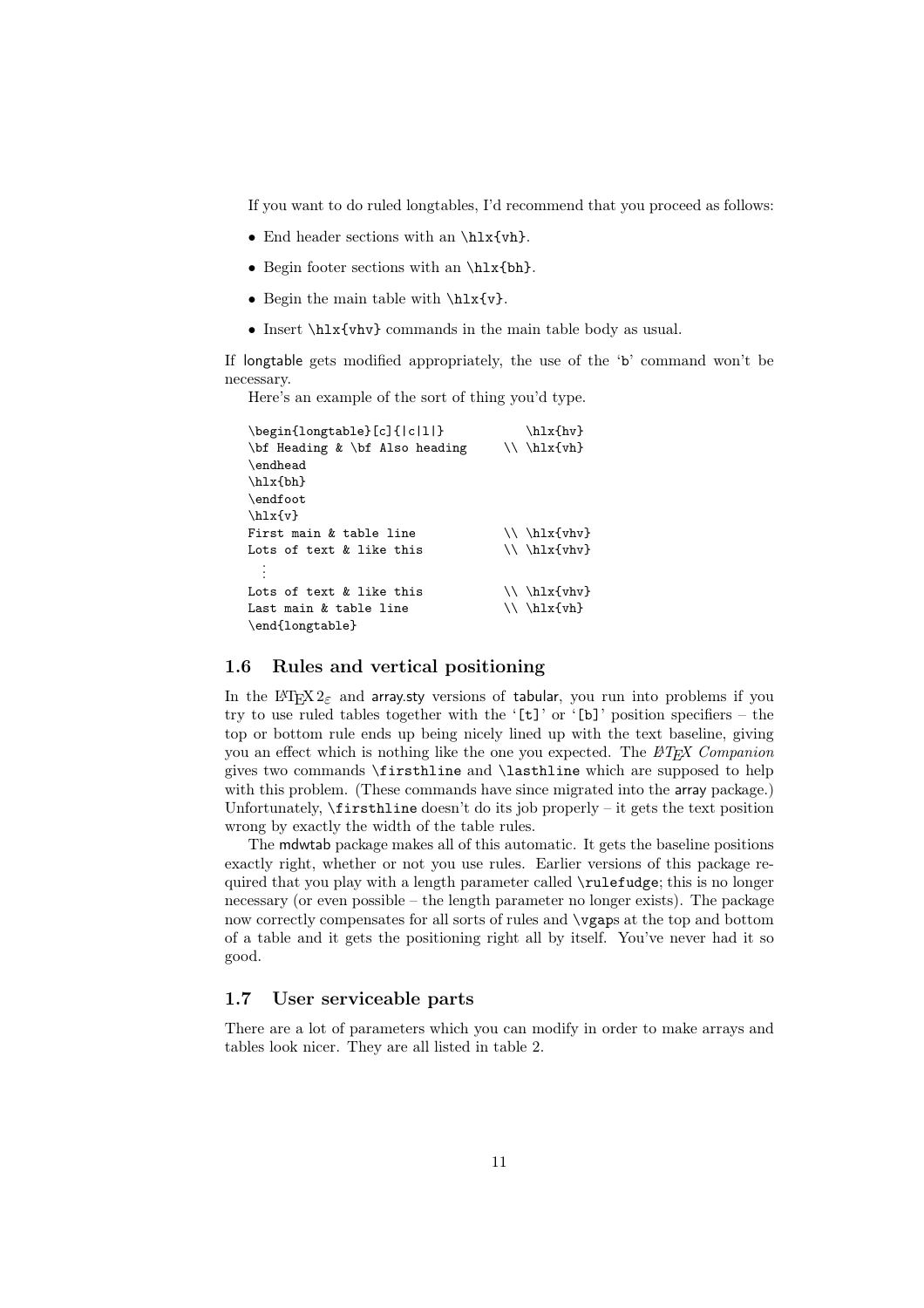If you want to do ruled longtables, I'd recommend that you proceed as follows:

- End header sections with an `\hlx{vh}`.
- Begin footer sections with an `\hlx{bh}`.
- Begin the main table with `\hlx{v}`.
- Insert `\hlx{vhv}` commands in the main table body as usual.

If longtable gets modified appropriately, the use of the 'b' command won't be necessary.

Here's an example of the sort of thing you'd type.

```
\begin{longtable}[c]{|c|l|}            \hlx{hv}
\bf Heading & \bf Also heading      \\ \hlx{vh}
\endhead
\hlx{bh}
\endfoot
\hlx{v}
First main & table line            \\ \hlx{vhv}
Lots of text & like this            \\ \hlx{vhv}
  ⋮
Lots of text & like this            \\ \hlx{vhv}
Last main & table line              \\ \hlx{vh}
\end{longtable}
```

### 1.6 Rules and vertical positioning

In the LaTeX 2ε and array.sty versions of tabular, you run into problems if you try to use ruled tables together with the '[t]' or '[b]' position specifiers – the top or bottom rule ends up being nicely lined up with the text baseline, giving you an effect which is nothing like the one you expected. The *LaTeX Companion* gives two commands `\firsthline` and `\lasthline` which are supposed to help with this problem. (These commands have since migrated into the array package.) Unfortunately, `\firsthline` doesn't do its job properly – it gets the text position wrong by exactly the width of the table rules.

The mdwtab package makes all of this automatic. It gets the baseline positions exactly right, whether or not you use rules. Earlier versions of this package required that you play with a length parameter called `\rulefudge`; this is no longer necessary (or even possible – the length parameter no longer exists). The package now correctly compensates for all sorts of rules and `\vgap`s at the top and bottom of a table and it gets the positioning right all by itself. You've never had it so good.

### 1.7 User serviceable parts

There are a lot of parameters which you can modify in order to make arrays and tables look nicer. They are all listed in table 2.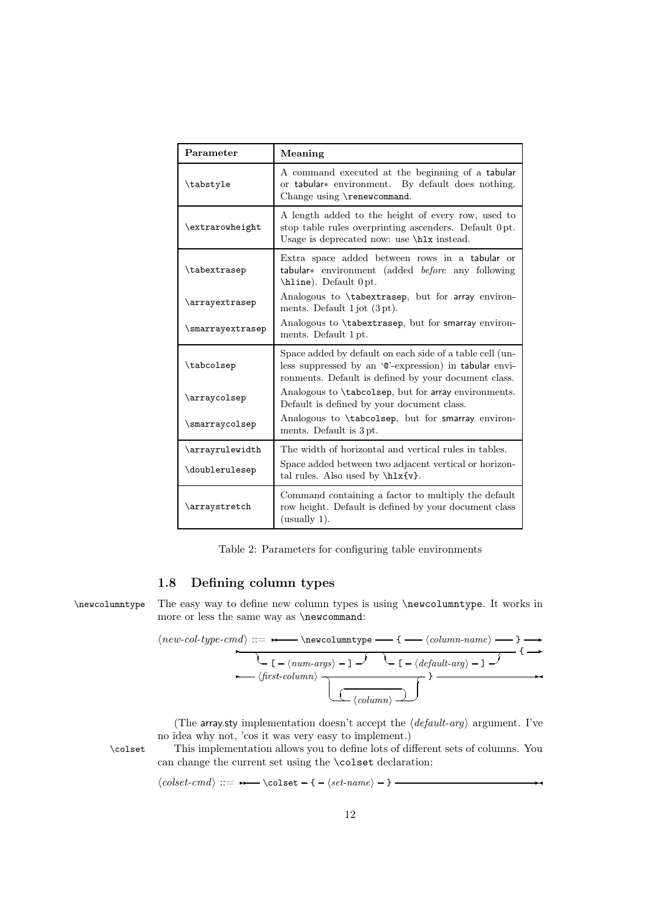| Parameter | Meaning |
|---|---|
| `\tabstyle` | A command executed at the beginning of a tabular or tabular* environment. By default does nothing. Change using `\renewcommand`. |
| `\extrarowheight` | A length added to the height of every row, used to stop table rules overprinting ascenders. Default 0 pt. Usage is deprecated now: use `\hlx` instead. |
| `\tabextrasep` | Extra space added between rows in a tabular or tabular* environment (added *before* any following `\hline`). Default 0 pt. |
| `\arrayextrasep` | Analogous to `\tabextrasep`, but for array environments. Default 1 jot (3 pt). |
| `\smarrayextrasep` | Analogous to `\tabextrasep`, but for smarray environments. Default 1 pt. |
| `\tabcolsep` | Space added by default on each side of a table cell (unless suppressed by an '@'-expression) in tabular environments. Default is defined by your document class. |
| `\arraycolsep` | Analogous to `\tabcolsep`, but for array environments. Default is defined by your document class. |
| `\smarraycolsep` | Analogous to `\tabcolsep`, but for smarray environments. Default is 3 pt. |
| `\arrayrulewidth` | The width of horizontal and vertical rules in tables. |
| `\doublerulesep` | Space added between two adjacent vertical or horizontal rules. Also used by `\hlx{v}`. |
| `\arraystretch` | Command containing a factor to multiply the default row height. Default is defined by your document class (usually 1). |

Table 2: Parameters for configuring table environments

### 1.8 Defining column types

`\newcolumntype` The easy way to define new column types is using `\newcolumntype`. It works in more or less the same way as `\newcommand`:

⟨*new-col-type-cmd*⟩ ::= `\newcolumntype` `{` ⟨*column-name*⟩ `}` [ `[` ⟨*num-args*⟩ `]` ] [ `[` ⟨*default-arg*⟩ `]` ] `{` ⟨*first-column*⟩ [ ⟨*column*⟩ ... ] `}`

(The array.sty implementation doesn't accept the ⟨*default-arg*⟩ argument. I've no idea why not, 'cos it was very easy to implement.)

`\colset` This implementation allows you to define lots of different sets of columns. You can change the current set using the `\colset` declaration:

⟨*colset-cmd*⟩ ::= `\colset` `{` ⟨*set-name*⟩ `}`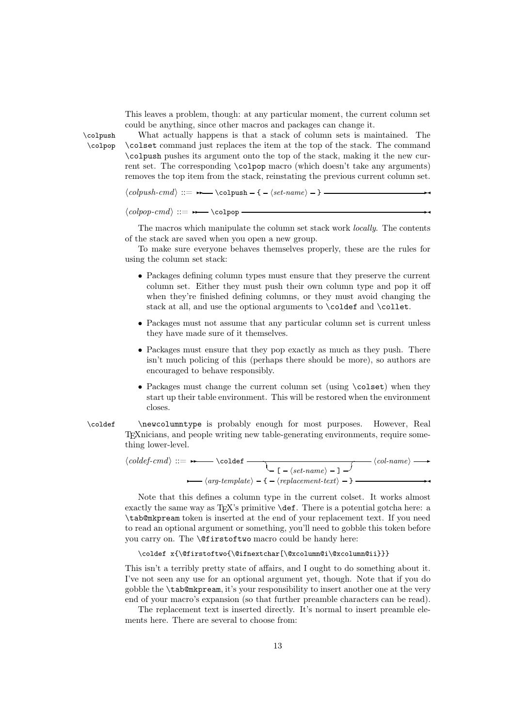This leaves a problem, though: at any particular moment, the current column set could be anything, since other macros and packages can change it.

`\colpush` `\colpop` What actually happens is that a stack of column sets is maintained. The `\colset` command just replaces the item at the top of the stack. The command `\colpush` pushes its argument onto the top of the stack, making it the new current set. The corresponding `\colpop` macro (which doesn't take any arguments) removes the top item from the stack, reinstating the previous current column set.

```
⟨colpush-cmd⟩ ::= \colpush { ⟨set-name⟩ }

⟨colpop-cmd⟩ ::= \colpop
```

The macros which manipulate the column set stack work *locally*. The contents of the stack are saved when you open a new group.

To make sure everyone behaves themselves properly, these are the rules for using the column set stack:

- Packages defining column types must ensure that they preserve the current column set. Either they must push their own column type and pop it off when they're finished defining columns, or they must avoid changing the stack at all, and use the optional arguments to `\coldef` and `\collet`.
- Packages must not assume that any particular column set is current unless they have made sure of it themselves.
- Packages must ensure that they pop exactly as much as they push. There isn't much policing of this (perhaps there should be more), so authors are encouraged to behave responsibly.
- Packages must change the current column set (using `\colset`) when they start up their table environment. This will be restored when the environment closes.

`\coldef` `\newcolumntype` is probably enough for most purposes. However, Real TeXnicians, and people writing new table-generating environments, require something lower-level.

```
⟨coldef-cmd⟩ ::= \coldef [ [ ⟨set-name⟩ ] ] ⟨col-name⟩ ⟨arg-template⟩ { ⟨replacement-text⟩ }
```

Note that this defines a column type in the current colset. It works almost exactly the same way as TeX's primitive `\def`. There is a potential gotcha here: a `\tab@mkpream` token is inserted at the end of your replacement text. If you need to read an optional argument or something, you'll need to gobble this token before you carry on. The `\@firstoftwo` macro could be handy here:

```
\coldef x{\@firstoftwo{\@ifnextchar[\@xcolumn@i\@xcolumn@ii}}
```

This isn't a terribly pretty state of affairs, and I ought to do something about it. I've not seen any use for an optional argument yet, though. Note that if you do gobble the `\tab@mkpream`, it's your responsibility to insert another one at the very end of your macro's expansion (so that further preamble characters can be read).

The replacement text is inserted directly. It's normal to insert preamble elements here. There are several to choose from: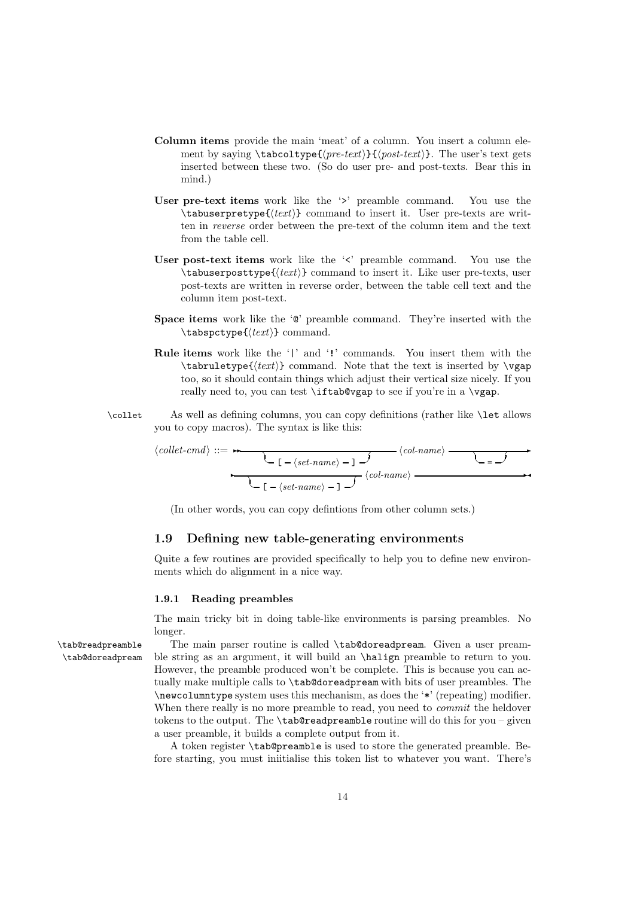**Column items** provide the main 'meat' of a column. You insert a column element by saying `\tabcoltype{`⟨*pre-text*⟩`}{`⟨*post-text*⟩`}`. The user's text gets inserted between these two. (So do user pre- and post-texts. Bear this in mind.)

**User pre-text items** work like the '`>`' preamble command. You use the `\tabuserpretype{`⟨*text*⟩`}` command to insert it. User pre-texts are written in *reverse* order between the pre-text of the column item and the text from the table cell.

**User post-text items** work like the '`<`' preamble command. You use the `\tabuserposttype{`⟨*text*⟩`}` command to insert it. Like user pre-texts, user post-texts are written in reverse order, between the table cell text and the column item post-text.

**Space items** work like the '`@`' preamble command. They're inserted with the `\tabspctype{`⟨*text*⟩`}` command.

**Rule items** work like the '`|`' and '`!`' commands. You insert them with the `\tabruletype{`⟨*text*⟩`}` command. Note that the text is inserted by `\vgap` too, so it should contain things which adjust their vertical size nicely. If you really need to, you can test `\iftab@vgap` to see if you're in a `\vgap`.

`\collet` As well as defining columns, you can copy definitions (rather like `\let` allows you to copy macros). The syntax is like this:

```
⟨collet-cmd⟩ ::= ── [ [ ⟨set-name⟩ ] ] ── ⟨col-name⟩ ── [ = ] ──
                 ── [ [ ⟨set-name⟩ ] ] ── ⟨col-name⟩ ──
```

(In other words, you can copy defintions from other column sets.)

## 1.9 Defining new table-generating environments

Quite a few routines are provided specifically to help you to define new environments which do alignment in a nice way.

### 1.9.1 Reading preambles

The main tricky bit in doing table-like environments is parsing preambles. No longer.

`\tab@readpreamble` `\tab@doreadpream` The main parser routine is called `\tab@doreadpream`. Given a user preamble string as an argument, it will build an `\halign` preamble to return to you. However, the preamble produced won't be complete. This is because you can actually make multiple calls to `\tab@doreadpream` with bits of user preambles. The `\newcolumntype` system uses this mechanism, as does the '`*`' (repeating) modifier. When there really is no more preamble to read, you need to *commit* the heldover tokens to the output. The `\tab@readpreamble` routine will do this for you – given a user preamble, it builds a complete output from it.

A token register `\tab@preamble` is used to store the generated preamble. Before starting, you must iniitialise this token list to whatever you want. There's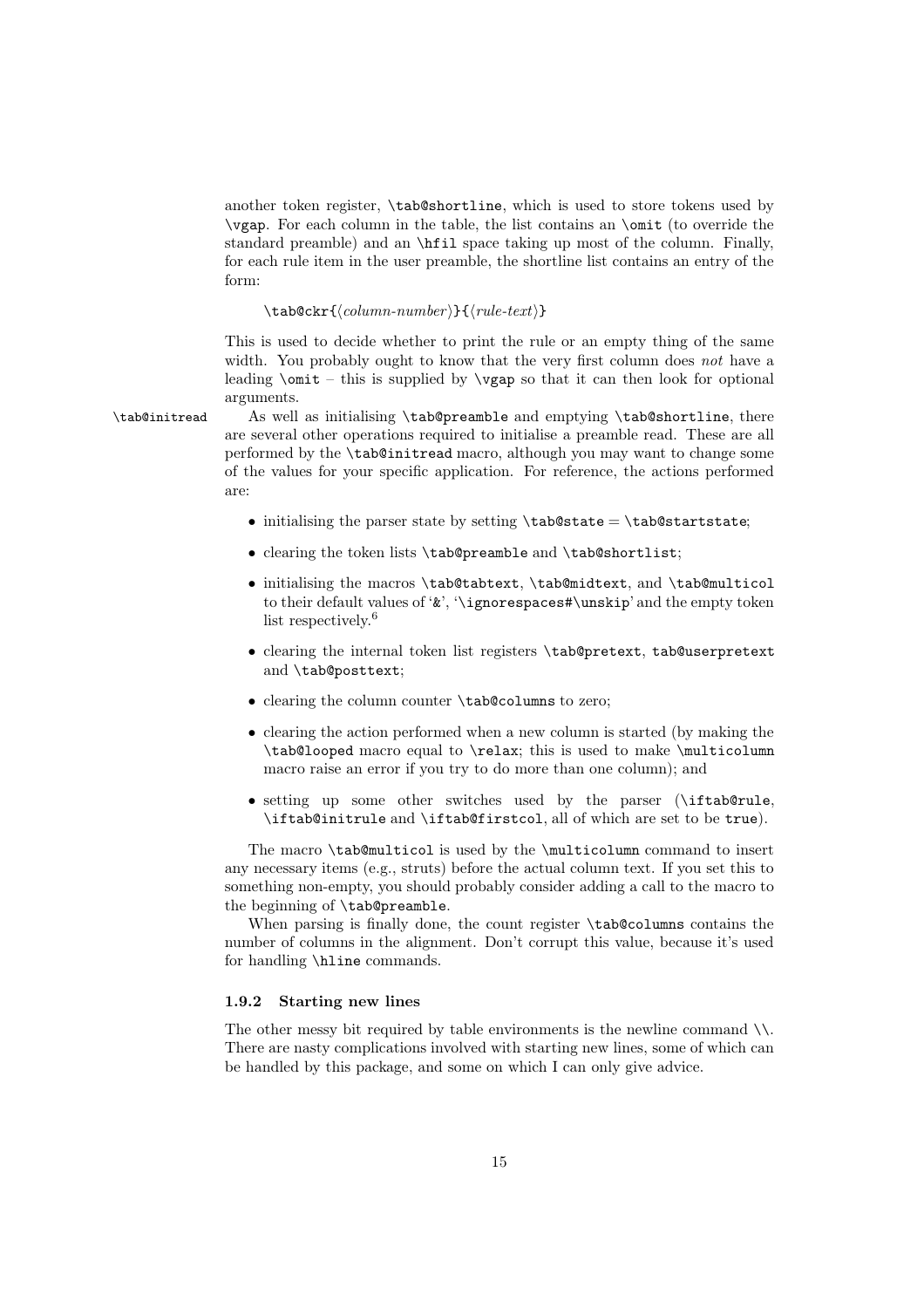another token register, `\tab@shortline`, which is used to store tokens used by `\vgap`. For each column in the table, the list contains an `\omit` (to override the standard preamble) and an `\hfil` space taking up most of the column. Finally, for each rule item in the user preamble, the shortline list contains an entry of the form:

`\tab@ckr{`⟨*column-number*⟩`}{`⟨*rule-text*⟩`}`

This is used to decide whether to print the rule or an empty thing of the same width. You probably ought to know that the very first column does *not* have a leading `\omit` – this is supplied by `\vgap` so that it can then look for optional arguments.

`\tab@initread` As well as initialising `\tab@preamble` and emptying `\tab@shortline`, there are several other operations required to initialise a preamble read. These are all performed by the `\tab@initread` macro, although you may want to change some of the values for your specific application. For reference, the actions performed are:

- initialising the parser state by setting `\tab@state` = `\tab@startstate`;
- clearing the token lists `\tab@preamble` and `\tab@shortlist`;
- initialising the macros `\tab@tabtext`, `\tab@midtext`, and `\tab@multicol` to their default values of '`&`', '`\ignorespaces#\unskip`' and the empty token list respectively.[6]
- clearing the internal token list registers `\tab@pretext`, `tab@userpretext` and `\tab@posttext`;
- clearing the column counter `\tab@columns` to zero;
- clearing the action performed when a new column is started (by making the `\tab@looped` macro equal to `\relax`; this is used to make `\multicolumn` macro raise an error if you try to do more than one column); and
- setting up some other switches used by the parser (`\iftab@rule`, `\iftab@initrule` and `\iftab@firstcol`, all of which are set to be `true`).

The macro `\tab@multicol` is used by the `\multicolumn` command to insert any necessary items (e.g., struts) before the actual column text. If you set this to something non-empty, you should probably consider adding a call to the macro to the beginning of `\tab@preamble`.

When parsing is finally done, the count register `\tab@columns` contains the number of columns in the alignment. Don't corrupt this value, because it's used for handling `\hline` commands.

### 1.9.2 Starting new lines

The other messy bit required by table environments is the newline command `\\`. There are nasty complications involved with starting new lines, some of which can be handled by this package, and some on which I can only give advice.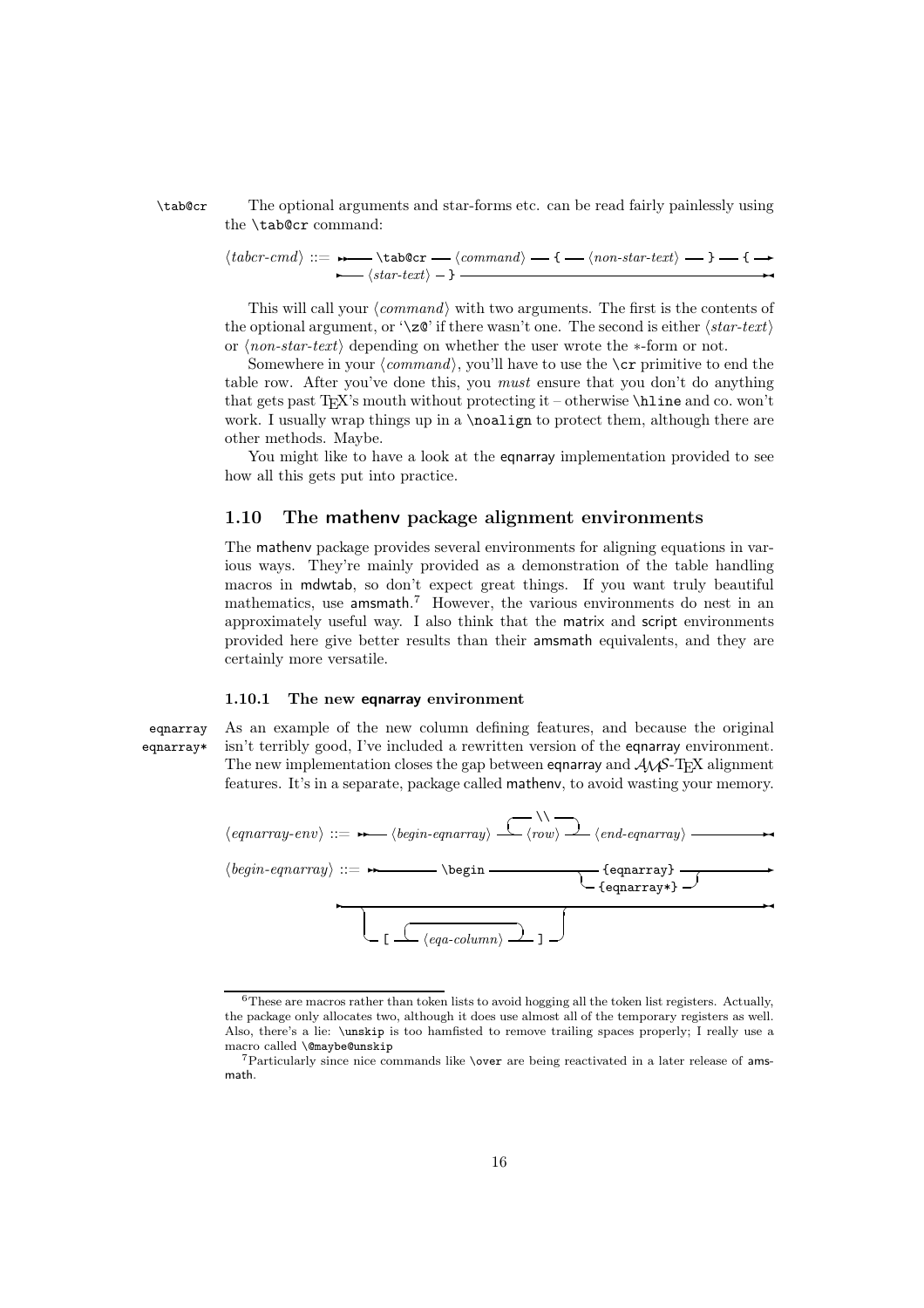`\tab@cr` The optional arguments and star-forms etc. can be read fairly painlessly using the `\tab@cr` command:

⟨*tabcr-cmd*⟩ ::= `\tab@cr` ⟨*command*⟩ `{` ⟨*non-star-text*⟩ `}` `{` ⟨*star-text*⟩ `}`

This will call your ⟨*command*⟩ with two arguments. The first is the contents of the optional argument, or '`\z@`' if there wasn't one. The second is either ⟨*star-text*⟩ or ⟨*non-star-text*⟩ depending on whether the user wrote the ∗-form or not.

Somewhere in your ⟨*command*⟩, you'll have to use the `\cr` primitive to end the table row. After you've done this, you *must* ensure that you don't do anything that gets past TeX's mouth without protecting it – otherwise `\hline` and co. won't work. I usually wrap things up in a `\noalign` to protect them, although there are other methods. Maybe.

You might like to have a look at the eqnarray implementation provided to see how all this gets put into practice.

## 1.10 The mathenv package alignment environments

The mathenv package provides several environments for aligning equations in various ways. They're mainly provided as a demonstration of the table handling macros in mdwtab, so don't expect great things. If you want truly beautiful mathematics, use amsmath.[7] However, the various environments do nest in an approximately useful way. I also think that the matrix and script environments provided here give better results than their amsmath equivalents, and they are certainly more versatile.

### 1.10.1 The new eqnarray environment

eqnarray
eqnarray*

As an example of the new column defining features, and because the original isn't terribly good, I've included a rewritten version of the eqnarray environment. The new implementation closes the gap between eqnarray and AMS-TeX alignment features. It's in a separate, package called mathenv, to avoid wasting your memory.

⟨*eqnarray-env*⟩ ::= ⟨*begin-eqnarray*⟩ ⟨*row*⟩ [ `\\` ⟨*row*⟩ ... ] ⟨*end-eqnarray*⟩

⟨*begin-eqnarray*⟩ ::= `\begin` ( `{eqnarray}` | `{eqnarray*}` ) [ `[` ⟨*eqa-column*⟩ ... `]` ]

---

[6] These are macros rather than token lists to avoid hogging all the token list registers. Actually, the package only allocates two, although it does use almost all of the temporary registers as well. Also, there's a lie: `\unskip` is too hamfisted to remove trailing spaces properly; I really use a macro called `\@maybe@unskip`

[7] Particularly since nice commands like `\over` are being reactivated in a later release of amsmath.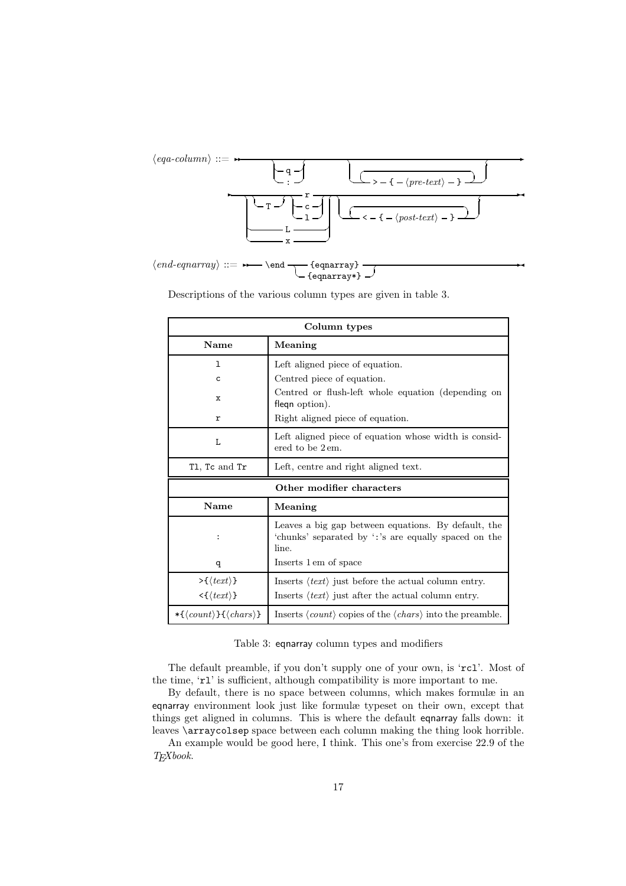⟨*eqa-column*⟩ ::= ⟶ [ q | : ] [ > { ⟨*pre-text*⟩ } ... ] ⟶ [ [ T ] ( r | c | l ) | L | x ] [ < { ⟨*post-text*⟩ } ... ] ⟶

⟨*end-eqnarray*⟩ ::= ⟶ `\end` ( `{eqnarray}` | `{eqnarray*}` ) ⟶

Descriptions of the various column types are given in table 3.

| **Column types** | |
|---|---|
| **Name** | **Meaning** |
| `l` | Left aligned piece of equation. |
| `c` | Centred piece of equation. |
| `x` | Centred or flush-left whole equation (depending on fleqn option). |
| `r` | Right aligned piece of equation. |
| `L` | Left aligned piece of equation whose width is considered to be 2 em. |
| `Tl`, `Tc` and `Tr` | Left, centre and right aligned text. |
| **Other modifier characters** | |
| **Name** | **Meaning** |
| `:` | Leaves a big gap between equations. By default, the 'chunks' separated by '`:`'s are equally spaced on the line. |
| `q` | Inserts 1 em of space |
| `>{`⟨*text*⟩`}` | Inserts ⟨*text*⟩ just before the actual column entry. |
| `<{`⟨*text*⟩`}` | Inserts ⟨*text*⟩ just after the actual column entry. |
| `*{`⟨*count*⟩`}{`⟨*chars*⟩`}` | Inserts ⟨*count*⟩ copies of the ⟨*chars*⟩ into the preamble. |

Table 3: eqnarray column types and modifiers

The default preamble, if you don't supply one of your own, is '`rcl`'. Most of the time, '`rl`' is sufficient, although compatibility is more important to me.

By default, there is no space between columns, which makes formulæ in an eqnarray environment look just like formulæ typeset on their own, except that things get aligned in columns. This is where the default eqnarray falls down: it leaves `\arraycolsep` space between each column making the thing look horrible.

An example would be good here, I think. This one's from exercise 22.9 of the *TEXbook*.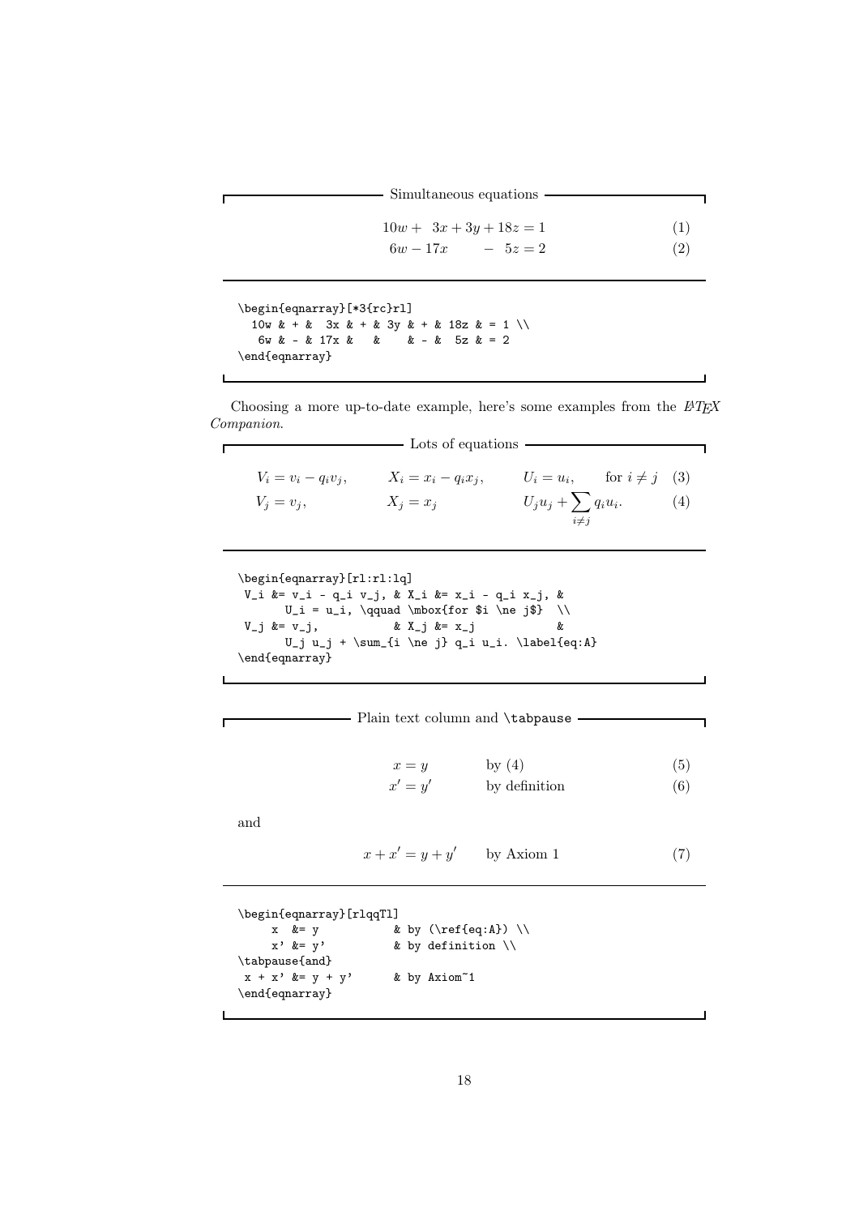Simultaneous equations

$$10w + \ 3x + 3y + 18z = 1 \quad (1)$$
$$6w - 17x \qquad - \ 5z = 2 \quad (2)$$

```
\begin{eqnarray}[*3{rc}rl]
  10w & + &  3x & + & 3y & + & 18z & = 1 \\
   6w & - & 17x &   &    & - &  5z & = 2
\end{eqnarray}
```

Choosing a more up-to-date example, here's some examples from the LaTeX *Companion*.

Lots of equations

$$V_i = v_i - q_i v_j, \qquad X_i = x_i - q_i x_j, \qquad U_i = u_i, \qquad \text{for } i \ne j \quad (3)$$
$$V_j = v_j, \qquad X_j = x_j \qquad U_j u_j + \sum_{i \ne j} q_i u_i. \quad (4)$$

```
\begin{eqnarray}[rl:rl:lq]
 V_i &= v_i - q_i v_j, & X_i &= x_i - q_i x_j, &
      U_i = u_i, \qquad \mbox{for $i \ne j$}  \\
 V_j &= v_j,           & X_j &= x_j           &
      U_j u_j + \sum_{i \ne j} q_i u_i. \label{eq:A}
\end{eqnarray}
```

Plain text column and `\tabpause`

$$x = y \qquad \text{by (4)} \quad (5)$$
$$x' = y' \qquad \text{by definition} \quad (6)$$

and

$$x + x' = y + y' \qquad \text{by Axiom 1} \quad (7)$$

```
\begin{eqnarray}[rlqqTl]
     x  &= y           & by (\ref{eq:A}) \\
     x' &= y'          & by definition \\
\tabpause{and}
 x + x' &= y + y'      & by Axiom~1
\end{eqnarray}
```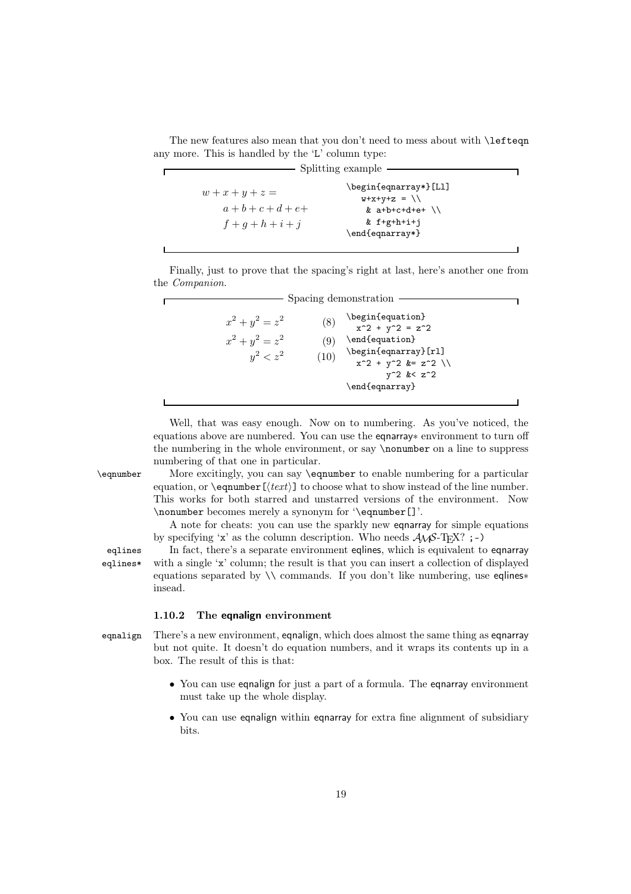The new features also mean that you don't need to mess about with `\lefteqn` any more. This is handled by the 'L' column type:

**Splitting example**

$$
\begin{aligned}
&w + x + y + z = \\
&\qquad a + b + c + d + e + \\
&\qquad f + g + h + i + j
\end{aligned}
$$

```
\begin{eqnarray*}[Ll]
   w+x+y+z = \\
    & a+b+c+d+e+ \\
    & f+g+h+i+j
\end{eqnarray*}
```

Finally, just to prove that the spacing's right at last, here's another one from the *Companion*.

**Spacing demonstration**

$$x^2 + y^2 = z^2 \qquad (8)$$

$$
\begin{aligned}
x^2 + y^2 &= z^2 && (9)\\
y^2 &< z^2 && (10)
\end{aligned}
$$

```
\begin{equation}
  x^2 + y^2 = z^2
\end{equation}
\begin{eqnarray}[rl]
  x^2 + y^2 &= z^2 \\
        y^2 &< z^2
\end{eqnarray}
```

Well, that was easy enough. Now on to numbering. As you've noticed, the equations above are numbered. You can use the eqnarray∗ environment to turn off the numbering in the whole environment, or say `\nonumber` on a line to suppress numbering of that one in particular.

`\eqnumber` More excitingly, you can say `\eqnumber` to enable numbering for a particular equation, or `\eqnumber[`⟨*text*⟩`]` to choose what to show instead of the line number. This works for both starred and unstarred versions of the environment. Now `\nonumber` becomes merely a synonym for '`\eqnumber[]`'.

A note for cheats: you can use the sparkly new eqnarray for simple equations by specifying '`x`' as the column description. Who needs $\mathcal{A}\kern-.1667em\lower.5ex\hbox{$\mathcal{M}$}\kern-.125em\mathcal{S}$-TEX? `;-)`

eqlines, eqlines∗ In fact, there's a separate environment eqlines, which is equivalent to eqnarray with a single '`x`' column; the result is that you can insert a collection of displayed equations separated by `\\` commands. If you don't like numbering, use eqlines∗ insead.

### 1.10.2 The eqnalign environment

eqnalign There's a new environment, eqnalign, which does almost the same thing as eqnarray but not quite. It doesn't do equation numbers, and it wraps its contents up in a box. The result of this is that:

- You can use eqnalign for just a part of a formula. The eqnarray environment must take up the whole display.
- You can use eqnalign within eqnarray for extra fine alignment of subsidiary bits.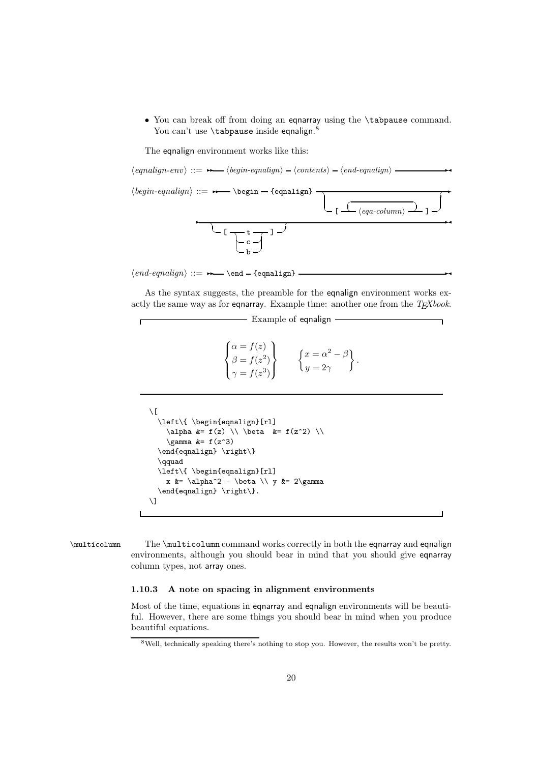- You can break off from doing an eqnarray using the `\tabpause` command. You can't use `\tabpause` inside eqnalign.[8]

The eqnalign environment works like this:

⟨*eqnalign-env*⟩ ::= ⟨*begin-eqnalign*⟩ ⟨*contents*⟩ ⟨*end-eqnalign*⟩

⟨*begin-eqnalign*⟩ ::= `\begin` `{eqnalign}` [ `[` ⟨*eqa-column*⟩... `]` ] [ `[` ( `t` | `c` | `b` ) `]` ]

⟨*end-eqnalign*⟩ ::= `\end` `{eqnalign}`

As the syntax suggests, the preamble for the eqnalign environment works exactly the same way as for eqnarray. Example time: another one from the *TEXbook*.

Example of eqnalign

$$\left\{ \begin{aligned} \alpha &= f(z) \\ \beta &= f(z^2) \\ \gamma &= f(z^3) \end{aligned} \right\} \qquad \left\{ \begin{aligned} x &= \alpha^2 - \beta \\ y &= 2\gamma \end{aligned} \right\}.$$

```
\[
  \left\{ \begin{eqnalign}[rl]
    \alpha &= f(z) \\ \beta  &= f(z^2) \\
    \gamma &= f(z^3)
  \end{eqnalign} \right\}
  \qquad
  \left\{ \begin{eqnalign}[rl]
    x &= \alpha^2 - \beta \\ y &= 2\gamma
  \end{eqnalign} \right\}.
\]
```

`\multicolumn` The `\multicolumn` command works correctly in both the eqnarray and eqnalign environments, although you should bear in mind that you should give eqnarray column types, not array ones.

### 1.10.3 A note on spacing in alignment environments

Most of the time, equations in eqnarray and eqnalign environments will be beautiful. However, there are some things you should bear in mind when you produce beautiful equations.

[8] Well, technically speaking there's nothing to stop you. However, the results won't be pretty.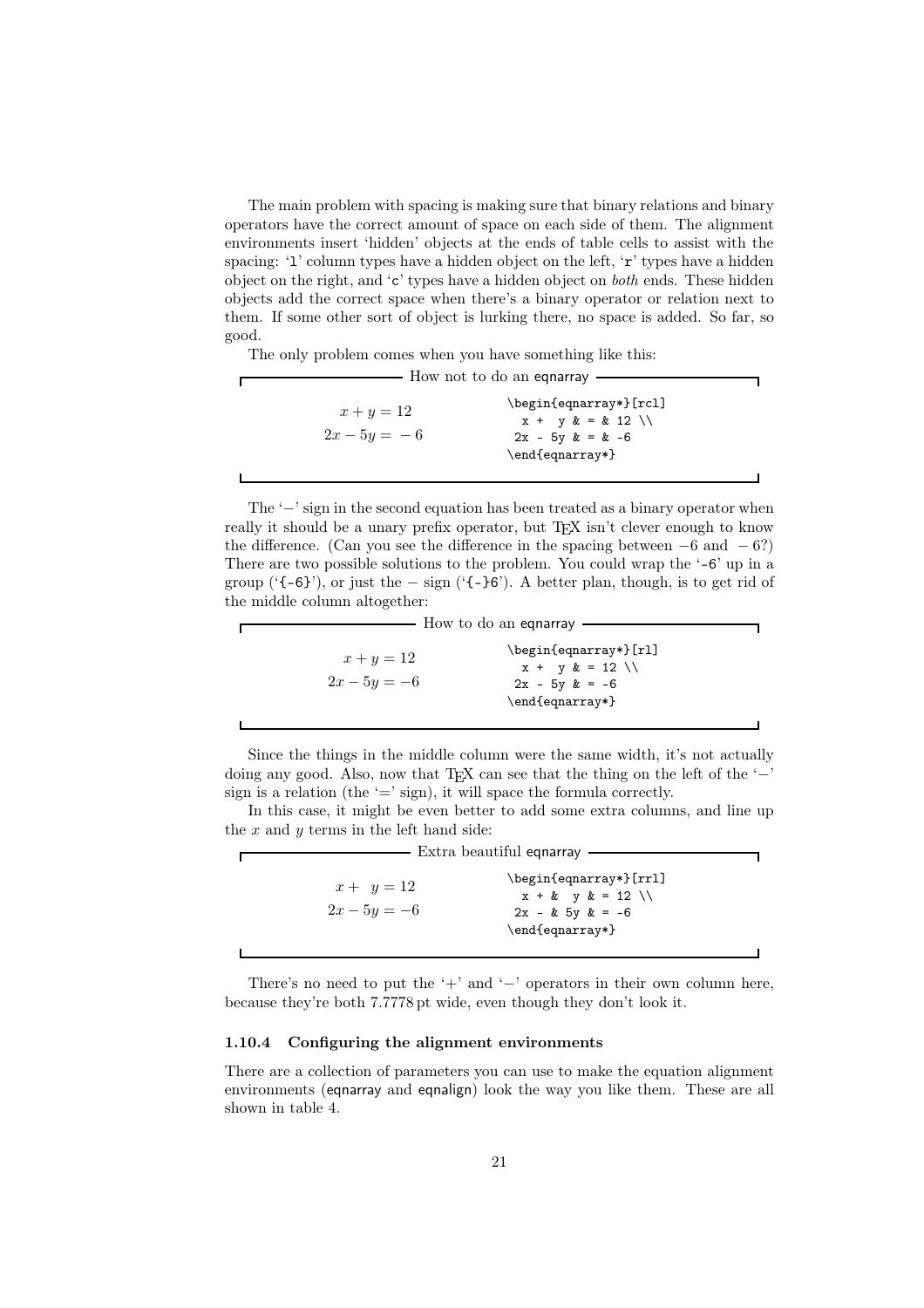The main problem with spacing is making sure that binary relations and binary operators have the correct amount of space on each side of them. The alignment environments insert 'hidden' objects at the ends of table cells to assist with the spacing: 'l' column types have a hidden object on the left, 'r' types have a hidden object on the right, and 'c' types have a hidden object on *both* ends. These hidden objects add the correct space when there's a binary operator or relation next to them. If some other sort of object is lurking there, no space is added. So far, so good.

The only problem comes when you have something like this:

**How not to do an eqnarray**

$$x + y = 12$$
$$2x - 5y = \ - 6$$

```
\begin{eqnarray*}[rcl]
  x +  y & = & 12 \\
 2x - 5y & = & -6
\end{eqnarray*}
```

The '$-$' sign in the second equation has been treated as a binary operator when really it should be a unary prefix operator, but TEX isn't clever enough to know the difference. (Can you see the difference in the spacing between $-6$ and $\ - 6$?) There are two possible solutions to the problem. You could wrap the '-6' up in a group ('{-6}'), or just the $-$ sign ('{-}6'). A better plan, though, is to get rid of the middle column altogether:

**How to do an eqnarray**

$$x + y = 12$$
$$2x - 5y = -6$$

```
\begin{eqnarray*}[rl]
  x +  y & = 12 \\
 2x - 5y & = -6
\end{eqnarray*}
```

Since the things in the middle column were the same width, it's not actually doing any good. Also, now that TEX can see that the thing on the left of the '$-$' sign is a relation (the '=' sign), it will space the formula correctly.

In this case, it might be even better to add some extra columns, and line up the $x$ and $y$ terms in the left hand side:

**Extra beautiful eqnarray**

$$x + \ \ y = 12$$
$$2x - 5y = -6$$

```
\begin{eqnarray*}[rrl]
  x + &  y & = 12 \\
 2x - & 5y & = -6
\end{eqnarray*}
```

There's no need to put the '+' and '$-$' operators in their own column here, because they're both 7.7778 pt wide, even though they don't look it.

### 1.10.4 Configuring the alignment environments

There are a collection of parameters you can use to make the equation alignment environments (eqnarray and eqnalign) look the way you like them. These are all shown in table 4.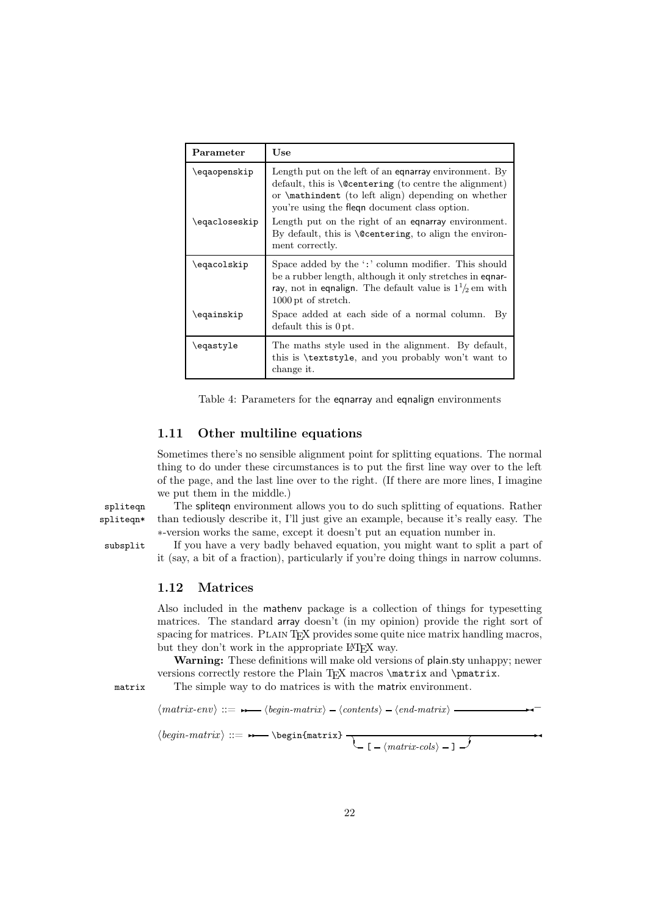| Parameter | Use |
|---|---|
| `\eqaopenskip` | Length put on the left of an eqnarray environment. By default, this is `\@centering` (to centre the alignment) or `\mathindent` (to left align) depending on whether you're using the fleqn document class option. |
| `\eqacloseskip` | Length put on the right of an eqnarray environment. By default, this is `\@centering`, to align the environment correctly. |
| `\eqacolskip` | Space added by the ':' column modifier. This should be a rubber length, although it only stretches in eqnarray, not in eqnalign. The default value is $1\frac{1}{2}$ em with 1000 pt of stretch. |
| `\eqainskip` | Space added at each side of a normal column. By default this is 0 pt. |
| `\eqastyle` | The maths style used in the alignment. By default, this is `\textstyle`, and you probably won't want to change it. |

Table 4: Parameters for the eqnarray and eqnalign environments

### 1.11 Other multiline equations

Sometimes there's no sensible alignment point for splitting equations. The normal thing to do under these circumstances is to put the first line way over to the left of the page, and the last line over to the right. (If there are more lines, I imagine we put them in the middle.)

spliteqn spliteqn* The spliteqn environment allows you to do such splitting of equations. Rather than tediously describe it, I'll just give an example, because it's really easy. The ∗-version works the same, except it doesn't put an equation number in.

subsplit If you have a very badly behaved equation, you might want to split a part of it (say, a bit of a fraction), particularly if you're doing things in narrow columns.

### 1.12 Matrices

Also included in the mathenv package is a collection of things for typesetting matrices. The standard array doesn't (in my opinion) provide the right sort of spacing for matrices. Plain TeX provides some quite nice matrix handling macros, but they don't work in the appropriate LaTeX way.

**Warning:** These definitions will make old versions of plain.sty unhappy; newer versions correctly restore the Plain TeX macros `\matrix` and `\pmatrix`.

matrix The simple way to do matrices is with the matrix environment.

⟨*matrix-env*⟩ ::= ⟨*begin-matrix*⟩ ⟨*contents*⟩ ⟨*end-matrix*⟩

⟨*begin-matrix*⟩ ::= `\begin{matrix}` [ `[` ⟨*matrix-cols*⟩ `]` ]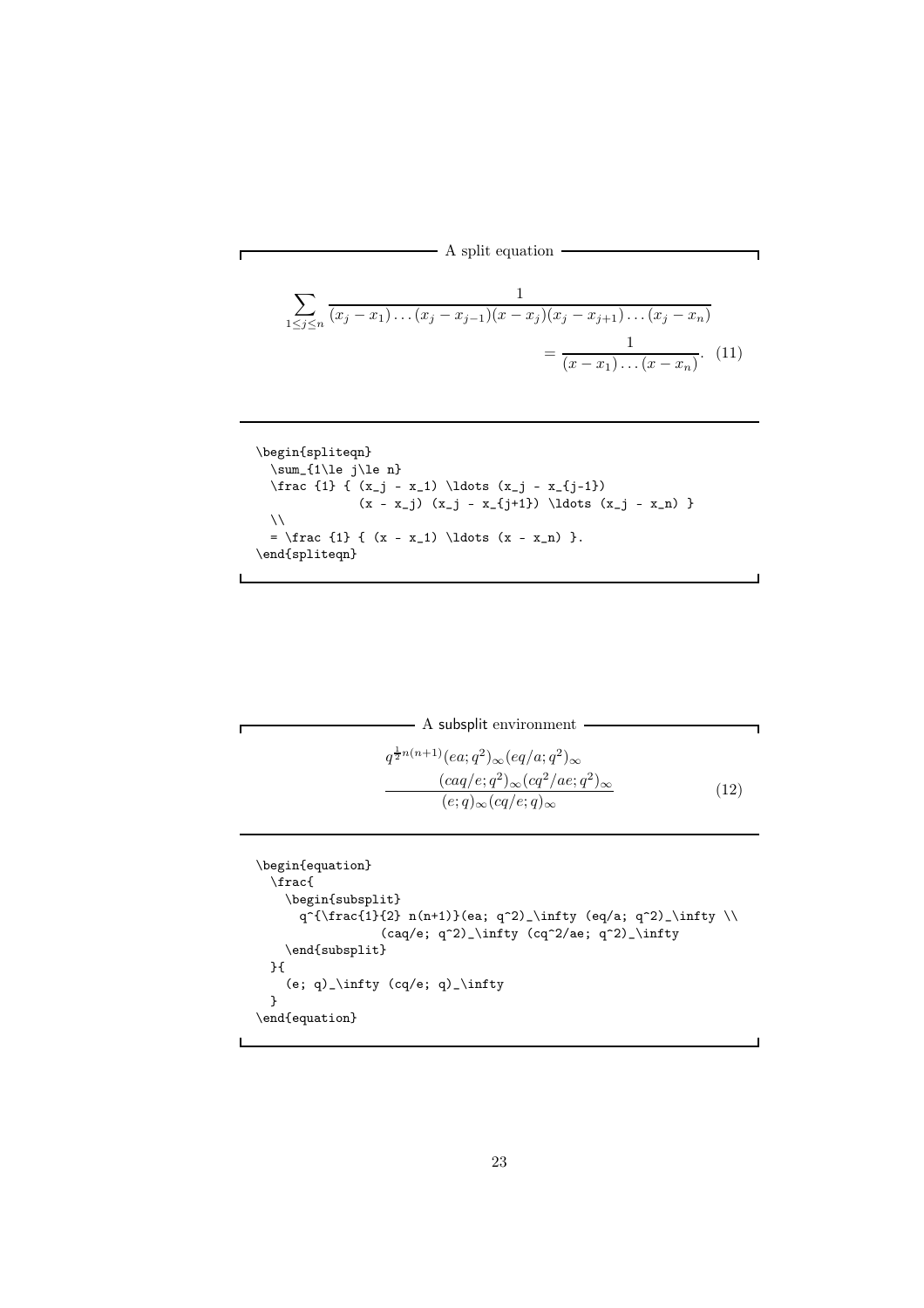A split equation

$$\sum_{1\le j\le n} \frac{1}{(x_j - x_1) \ldots (x_j - x_{j-1})(x - x_j)(x_j - x_{j+1}) \ldots (x_j - x_n)} \\ = \frac{1}{(x - x_1) \ldots (x - x_n)}. \quad (11)$$

```
\begin{spliteqn}
  \sum_{1\le j\le n}
  \frac {1} { (x_j - x_1) \ldots (x_j - x_{j-1})
             (x - x_j) (x_j - x_{j+1}) \ldots (x_j - x_n) }
  \\
  = \frac {1} { (x - x_1) \ldots (x - x_n) }.
\end{spliteqn}
```

A subsplit environment

$$\frac{\begin{matrix} q^{\frac{1}{2}n(n+1)}(ea;q^2)_\infty(eq/a;q^2)_\infty \\ \qquad (caq/e;q^2)_\infty(cq^2/ae;q^2)_\infty \end{matrix}}{(e;q)_\infty(cq/e;q)_\infty} \quad (12)$$

```
\begin{equation}
  \frac{
    \begin{subsplit}
      q^{\frac{1}{2} n(n+1)}(ea; q^2)_\infty (eq/a; q^2)_\infty \\
                (caq/e; q^2)_\infty (cq^2/ae; q^2)_\infty
    \end{subsplit}
  }{
    (e; q)_\infty (cq/e; q)_\infty
  }
\end{equation}
```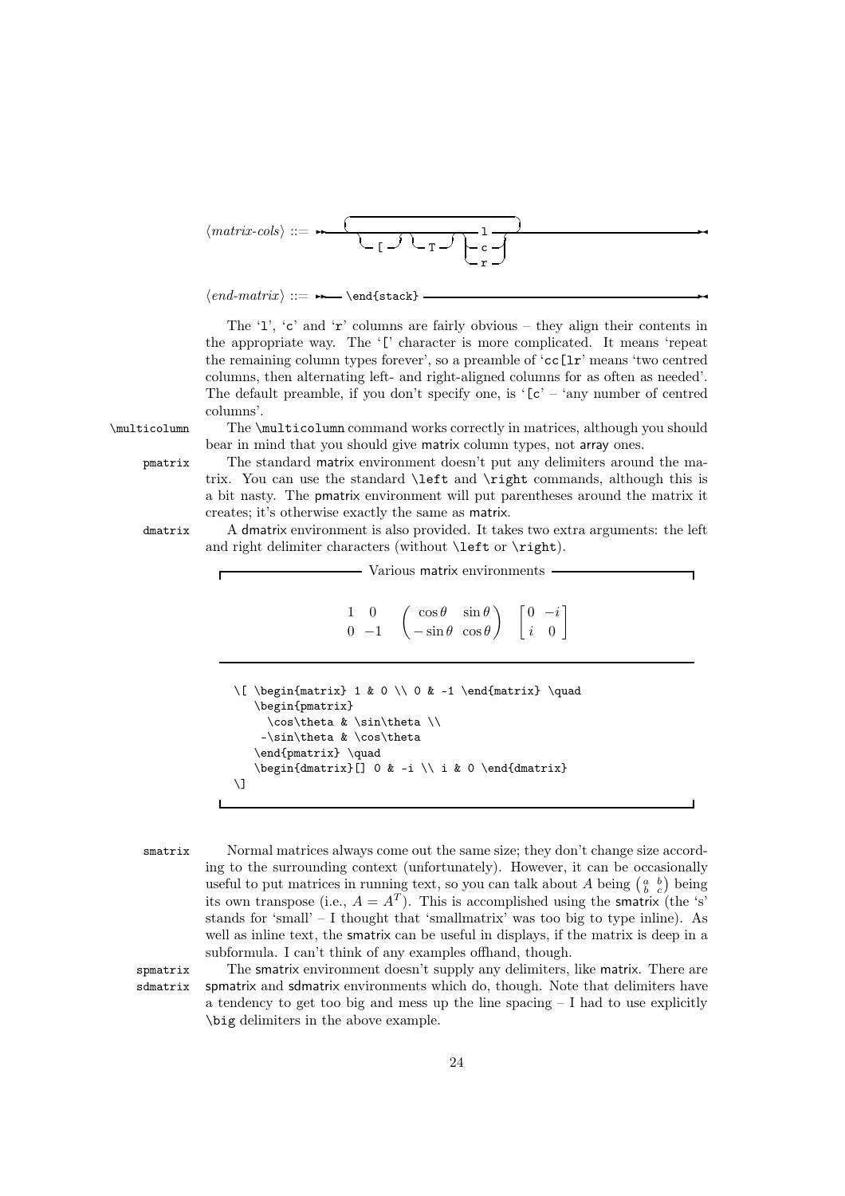⟨*matrix-cols*⟩ ::= ⟶ [ `[` ] [ `T` ] ( `l` | `c` | `r` ) ... ⟶

⟨*end-matrix*⟩ ::= ⟶ `\end{stack}` ⟶

The '`l`', '`c`' and '`r`' columns are fairly obvious – they align their contents in the appropriate way. The '`[`' character is more complicated. It means 'repeat the remaining column types forever', so a preamble of '`cc[lr`' means 'two centred columns, then alternating left- and right-aligned columns for as often as needed'. The default preamble, if you don't specify one, is '`[c`' – 'any number of centred columns'.

`\multicolumn` The `\multicolumn` command works correctly in matrices, although you should bear in mind that you should give matrix column types, not array ones.

`pmatrix` The standard matrix environment doesn't put any delimiters around the matrix. You can use the standard `\left` and `\right` commands, although this is a bit nasty. The pmatrix environment will put parentheses around the matrix it creates; it's otherwise exactly the same as matrix.

`dmatrix` A dmatrix environment is also provided. It takes two extra arguments: the left and right delimiter characters (without `\left` or `\right`).

**Various matrix environments**

$$\begin{matrix} 1 & 0 \\ 0 & -1 \end{matrix} \quad \begin{pmatrix} \cos\theta & \sin\theta \\ -\sin\theta & \cos\theta \end{pmatrix} \quad \begin{bmatrix} 0 & -i \\ i & 0 \end{bmatrix}$$

```
\[ \begin{matrix} 1 & 0 \\ 0 & -1 \end{matrix} \quad
   \begin{pmatrix}
     \cos\theta & \sin\theta \\
    -\sin\theta & \cos\theta
   \end{pmatrix} \quad
   \begin{dmatrix}[] 0 & -i \\ i & 0 \end{dmatrix}
\]
```

`smatrix` Normal matrices always come out the same size; they don't change size according to the surrounding context (unfortunately). However, it can be occasionally useful to put matrices in running text, so you can talk about $A$ being $\bigl(\begin{smallmatrix} a & b \\ b & c \end{smallmatrix}\bigr)$ being its own transpose (i.e., $A = A^T$). This is accomplished using the smatrix (the 's' stands for 'small' – I thought that 'smallmatrix' was too big to type inline). As well as inline text, the smatrix can be useful in displays, if the matrix is deep in a subformula. I can't think of any examples offhand, though.

`spmatrix` `sdmatrix` The smatrix environment doesn't supply any delimiters, like matrix. There are spmatrix and sdmatrix environments which do, though. Note that delimiters have a tendency to get too big and mess up the line spacing – I had to use explicitly `\big` delimiters in the above example.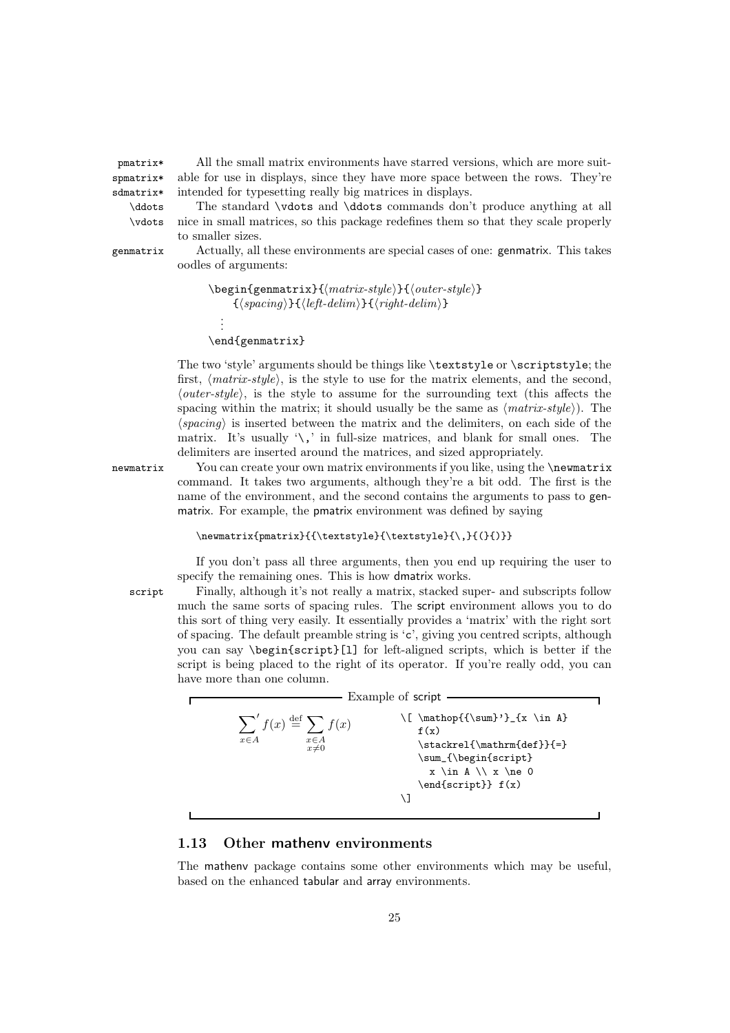pmatrix* spmatrix* sdmatrix* All the small matrix environments have starred versions, which are more suitable for use in displays, since they have more space between the rows. They're intended for typesetting really big matrices in displays.

\ddots \vdots The standard `\vdots` and `\ddots` commands don't produce anything at all nice in small matrices, so this package redefines them so that they scale properly to smaller sizes.

genmatrix Actually, all these environments are special cases of one: genmatrix. This takes oodles of arguments:

```
\begin{genmatrix}{⟨matrix-style⟩}{⟨outer-style⟩}
    {⟨spacing⟩}{⟨left-delim⟩}{⟨right-delim⟩}
  ⋮
\end{genmatrix}
```

The two 'style' arguments should be things like `\textstyle` or `\scriptstyle`; the first, ⟨*matrix-style*⟩, is the style to use for the matrix elements, and the second, ⟨*outer-style*⟩, is the style to assume for the surrounding text (this affects the spacing within the matrix; it should usually be the same as ⟨*matrix-style*⟩). The ⟨*spacing*⟩ is inserted between the matrix and the delimiters, on each side of the matrix. It's usually '`\,`' in full-size matrices, and blank for small ones. The delimiters are inserted around the matrices, and sized appropriately.

newmatrix You can create your own matrix environments if you like, using the `\newmatrix` command. It takes two arguments, although they're a bit odd. The first is the name of the environment, and the second contains the arguments to pass to genmatrix. For example, the pmatrix environment was defined by saying

```
\newmatrix{pmatrix}{{\textstyle}{\textstyle}{\,}{(}{)}}
```

If you don't pass all three arguments, then you end up requiring the user to specify the remaining ones. This is how dmatrix works.

script Finally, although it's not really a matrix, stacked super- and subscripts follow much the same sorts of spacing rules. The script environment allows you to do this sort of thing very easily. It essentially provides a 'matrix' with the right sort of spacing. The default preamble string is '`c`', giving you centred scripts, although you can say `\begin{script}[l]` for left-aligned scripts, which is better if the script is being placed to the right of its operator. If you're really odd, you can have more than one column.

Example of script

$$\mathop{{\sum}'}_{x \in A} f(x) \stackrel{\mathrm{def}}{=} \sum_{\substack{x \in A \\ x \ne 0}} f(x)$$

```
\[ \mathop{{\sum}'}_{x \in A}
   f(x)
   \stackrel{\mathrm{def}}{=}
   \sum_{\begin{script}
     x \in A \\ x \ne 0
   \end{script}} f(x)
\]
```

## 1.13 Other mathenv environments

The mathenv package contains some other environments which may be useful, based on the enhanced tabular and array environments.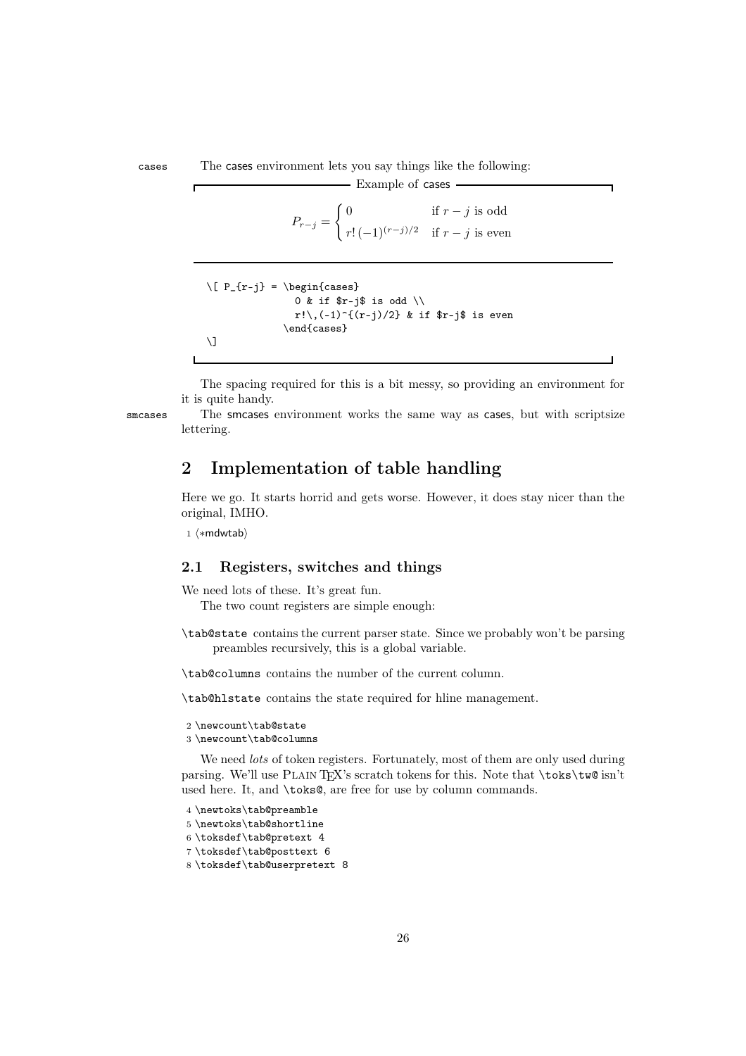cases The cases environment lets you say things like the following:

Example of cases

$$P_{r-j} = \begin{cases} 0 & \text{if } r-j \text{ is odd} \\ r!\,(-1)^{(r-j)/2} & \text{if } r-j \text{ is even} \end{cases}$$

```
\[ P_{r-j} = \begin{cases}
               0 & if $r-j$ is odd \\
               r!\,(-1)^{(r-j)/2} & if $r-j$ is even
             \end{cases}
\]
```

The spacing required for this is a bit messy, so providing an environment for it is quite handy.

smcases The smcases environment works the same way as cases, but with scriptsize lettering.

# 2 Implementation of table handling

Here we go. It starts horrid and gets worse. However, it does stay nicer than the original, IMHO.

```
1 ⟨*mdwtab⟩
```

## 2.1 Registers, switches and things

We need lots of these. It's great fun.

The two count registers are simple enough:

`\tab@state` contains the current parser state. Since we probably won't be parsing preambles recursively, this is a global variable.

`\tab@columns` contains the number of the current column.

`\tab@hlstate` contains the state required for hline management.

```
2 \newcount\tab@state
3 \newcount\tab@columns
```

We need *lots* of token registers. Fortunately, most of them are only used during parsing. We'll use PLAIN TEX's scratch tokens for this. Note that `\toks\tw@` isn't used here. It, and `\toks@`, are free for use by column commands.

```
4 \newtoks\tab@preamble
5 \newtoks\tab@shortline
6 \toksdef\tab@pretext 4
7 \toksdef\tab@posttext 6
8 \toksdef\tab@userpretext 8
```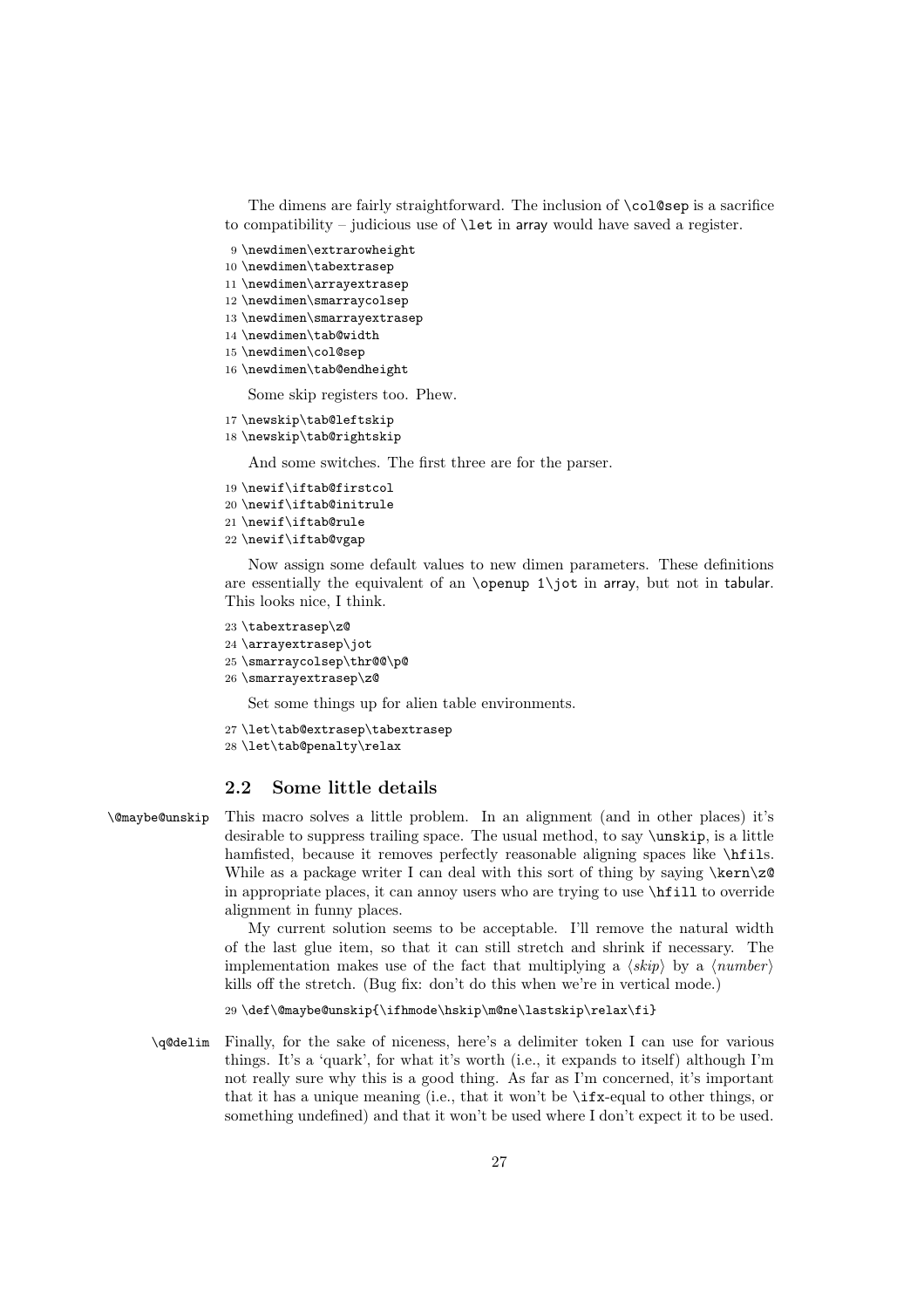The dimens are fairly straightforward. The inclusion of `\col@sep` is a sacrifice to compatibility – judicious use of `\let` in array would have saved a register.

```
9 \newdimen\extrarowheight
10 \newdimen\tabextrasep
11 \newdimen\arrayextrasep
12 \newdimen\smarraycolsep
13 \newdimen\smarrayextrasep
14 \newdimen\tab@width
15 \newdimen\col@sep
16 \newdimen\tab@endheight
```

Some skip registers too. Phew.

```
17 \newskip\tab@leftskip
18 \newskip\tab@rightskip
```

And some switches. The first three are for the parser.

```
19 \newif\iftab@firstcol
20 \newif\iftab@initrule
21 \newif\iftab@rule
22 \newif\iftab@vgap
```

Now assign some default values to new dimen parameters. These definitions are essentially the equivalent of an `\openup 1\jot` in array, but not in tabular. This looks nice, I think.

```
23 \tabextrasep\z@
24 \arrayextrasep\jot
25 \smarraycolsep\thr@@\p@
26 \smarrayextrasep\z@
```

Set some things up for alien table environments.

```
27 \let\tab@extrasep\tabextrasep
28 \let\tab@penalty\relax
```

## 2.2 Some little details

`\@maybe@unskip` This macro solves a little problem. In an alignment (and in other places) it's desirable to suppress trailing space. The usual method, to say `\unskip`, is a little hamfisted, because it removes perfectly reasonable aligning spaces like `\hfil`s. While as a package writer I can deal with this sort of thing by saying `\kern\z@` in appropriate places, it can annoy users who are trying to use `\hfill` to override alignment in funny places.

My current solution seems to be acceptable. I'll remove the natural width of the last glue item, so that it can still stretch and shrink if necessary. The implementation makes use of the fact that multiplying a ⟨*skip*⟩ by a ⟨*number*⟩ kills off the stretch. (Bug fix: don't do this when we're in vertical mode.)

```
29 \def\@maybe@unskip{\ifhmode\hskip\m@ne\lastskip\relax\fi}
```

`\q@delim` Finally, for the sake of niceness, here's a delimiter token I can use for various things. It's a 'quark', for what it's worth (i.e., it expands to itself) although I'm not really sure why this is a good thing. As far as I'm concerned, it's important that it has a unique meaning (i.e., that it won't be `\ifx`-equal to other things, or something undefined) and that it won't be used where I don't expect it to be used.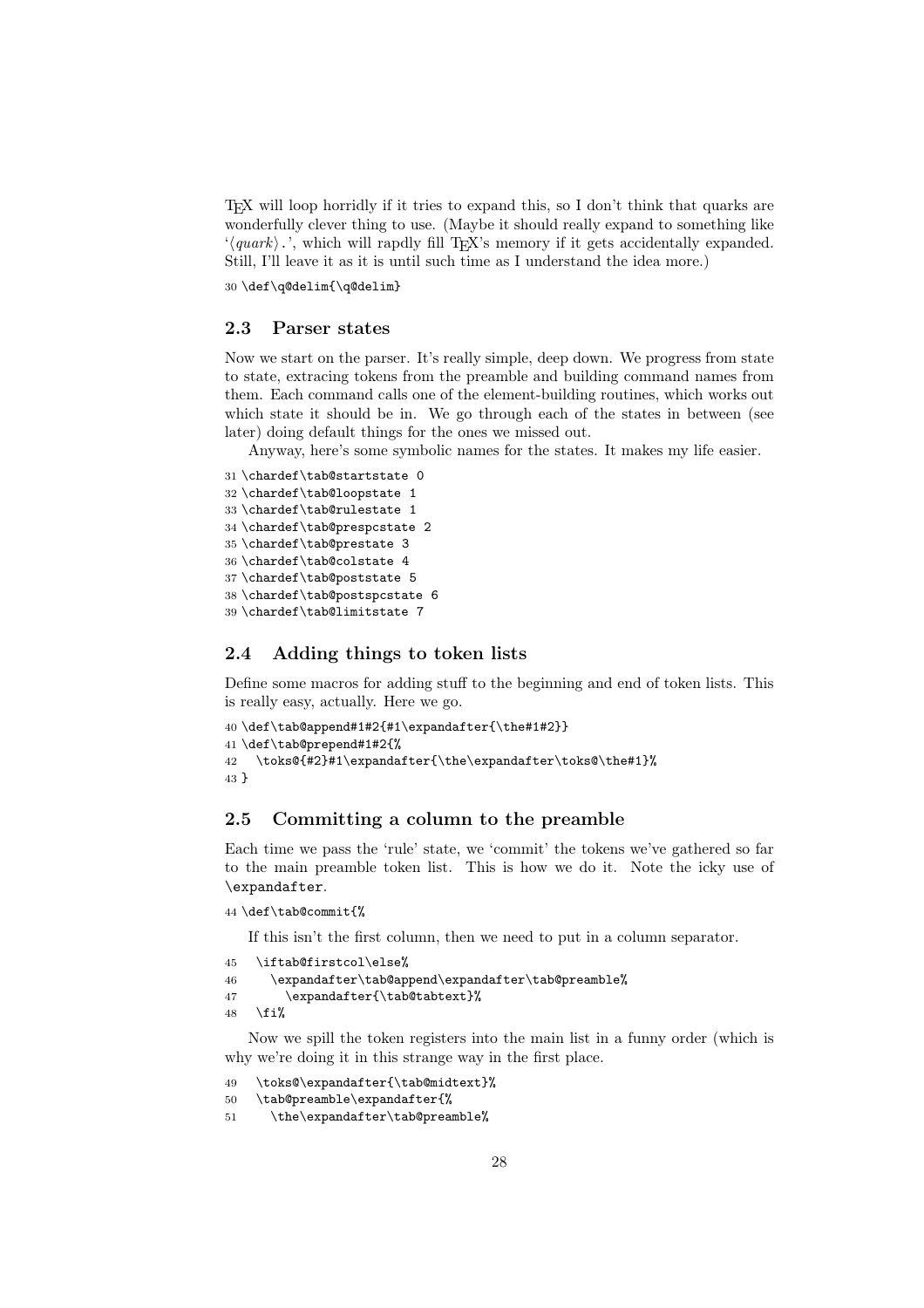TeX will loop horridly if it tries to expand this, so I don't think that quarks are wonderfully clever thing to use. (Maybe it should really expand to something like '⟨*quark*⟩`.`', which will rapdly fill TeX's memory if it gets accidentally expanded. Still, I'll leave it as it is until such time as I understand the idea more.)

```
30 \def\q@delim{\q@delim}
```

## 2.3 Parser states

Now we start on the parser. It's really simple, deep down. We progress from state to state, extracing tokens from the preamble and building command names from them. Each command calls one of the element-building routines, which works out which state it should be in. We go through each of the states in between (see later) doing default things for the ones we missed out.

Anyway, here's some symbolic names for the states. It makes my life easier.

```
31 \chardef\tab@startstate 0
32 \chardef\tab@loopstate 1
33 \chardef\tab@rulestate 1
34 \chardef\tab@prespcstate 2
35 \chardef\tab@prestate 3
36 \chardef\tab@colstate 4
37 \chardef\tab@poststate 5
38 \chardef\tab@postspcstate 6
39 \chardef\tab@limitstate 7
```

## 2.4 Adding things to token lists

Define some macros for adding stuff to the beginning and end of token lists. This is really easy, actually. Here we go.

```
40 \def\tab@append#1#2{#1\expandafter{\the#1#2}}
41 \def\tab@prepend#1#2{%
42   \toks@{#2}#1\expandafter{\the\expandafter\toks@\the#1}%
43 }
```

## 2.5 Committing a column to the preamble

Each time we pass the 'rule' state, we 'commit' the tokens we've gathered so far to the main preamble token list. This is how we do it. Note the icky use of `\expandafter`.

```
44 \def\tab@commit{%
```

If this isn't the first column, then we need to put in a column separator.

```
45   \iftab@firstcol\else%
46     \expandafter\tab@append\expandafter\tab@preamble%
47       \expandafter{\tab@tabtext}%
48   \fi%
```

Now we spill the token registers into the main list in a funny order (which is why we're doing it in this strange way in the first place.

```
49   \toks@\expandafter{\tab@midtext}%
50   \tab@preamble\expandafter{%
51     \the\expandafter\tab@preamble%
```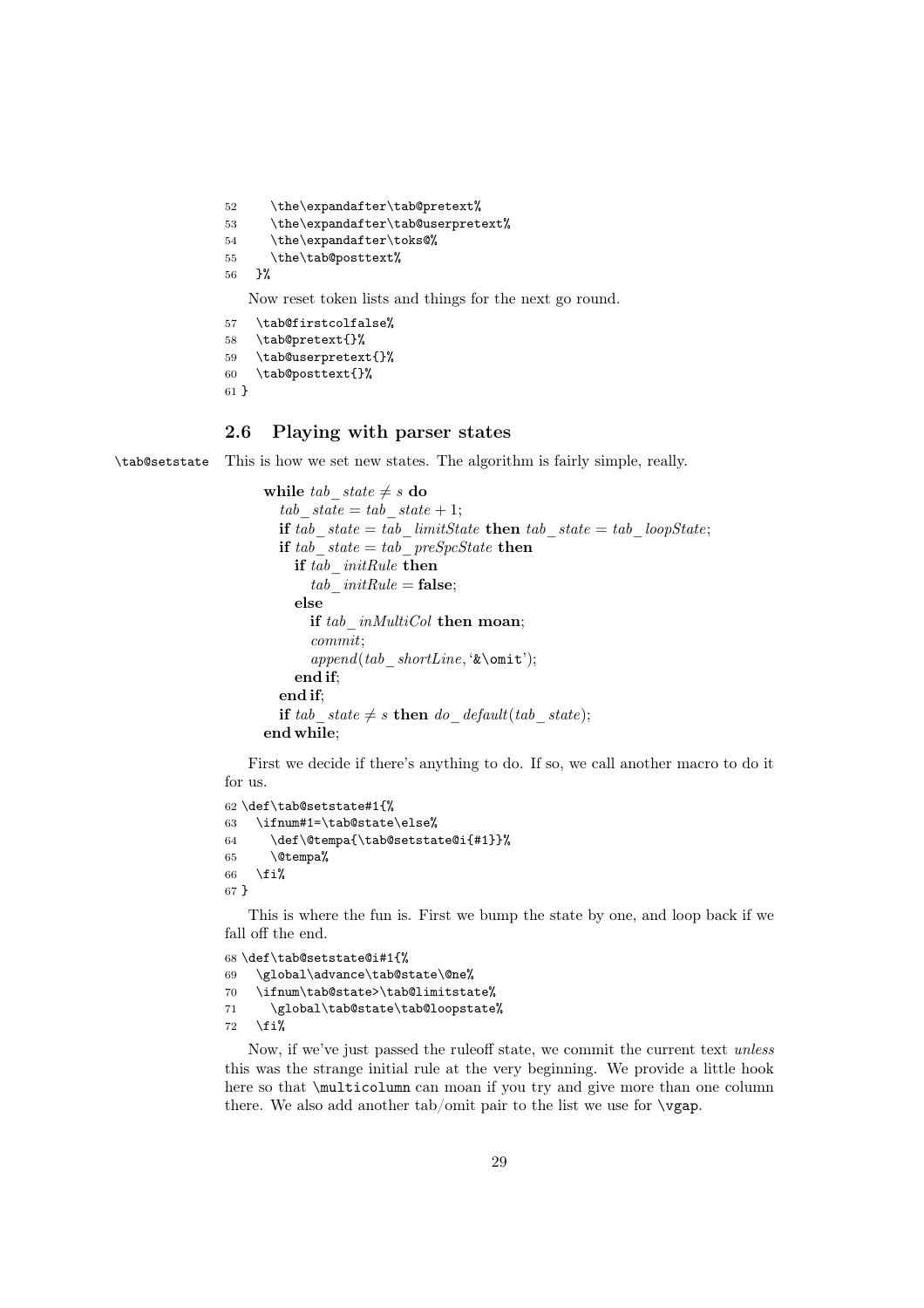```
52      \the\expandafter\tab@pretext%
53      \the\expandafter\tab@userpretext%
54      \the\expandafter\toks@%
55      \the\tab@posttext%
56    }%
```

Now reset token lists and things for the next go round.

```
57    \tab@firstcolfalse%
58    \tab@pretext{}%
59    \tab@userpretext{}%
60    \tab@posttext{}%
61 }
```

### 2.6 Playing with parser states

`\tab@setstate` This is how we set new states. The algorithm is fairly simple, really.

> **while** $tab\_state \neq s$ **do**
> &nbsp;&nbsp;$tab\_state = tab\_state + 1$;
> &nbsp;&nbsp;**if** $tab\_state = tab\_limitState$ **then** $tab\_state = tab\_loopState$;
> &nbsp;&nbsp;**if** $tab\_state = tab\_preSpcState$ **then**
> &nbsp;&nbsp;&nbsp;&nbsp;**if** $tab\_initRule$ **then**
> &nbsp;&nbsp;&nbsp;&nbsp;&nbsp;&nbsp;$tab\_initRule =$ **false**;
> &nbsp;&nbsp;&nbsp;&nbsp;**else**
> &nbsp;&nbsp;&nbsp;&nbsp;&nbsp;&nbsp;**if** $tab\_inMultiCol$ **then moan**;
> &nbsp;&nbsp;&nbsp;&nbsp;&nbsp;&nbsp;*commit*;
> &nbsp;&nbsp;&nbsp;&nbsp;&nbsp;&nbsp;*append*($tab\_shortLine$, '`&\omit`');
> &nbsp;&nbsp;&nbsp;&nbsp;**end if**;
> &nbsp;&nbsp;**end if**;
> &nbsp;&nbsp;**if** $tab\_state \neq s$ **then** $do\_default(tab\_state)$;
> **end while**;

First we decide if there's anything to do. If so, we call another macro to do it for us.

```
62 \def\tab@setstate#1{%
63   \ifnum#1=\tab@state\else%
64     \def\@tempa{\tab@setstate@i{#1}}%
65     \@tempa%
66   \fi%
67 }
```

This is where the fun is. First we bump the state by one, and loop back if we fall off the end.

```
68 \def\tab@setstate@i#1{%
69   \global\advance\tab@state\@ne%
70   \ifnum\tab@state>\tab@limitstate%
71     \global\tab@state\tab@loopstate%
72   \fi%
```

Now, if we've just passed the ruleoff state, we commit the current text *unless* this was the strange initial rule at the very beginning. We provide a little hook here so that `\multicolumn` can moan if you try and give more than one column there. We also add another tab/omit pair to the list we use for `\vgap`.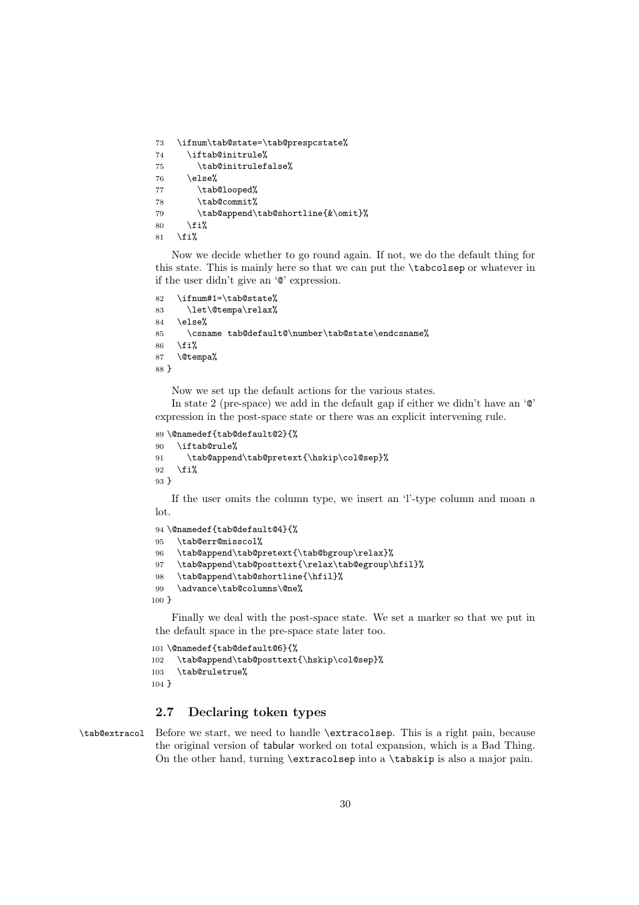```
73   \ifnum\tab@state=\tab@prespcstate%
74     \iftab@initrule%
75       \tab@initrulefalse%
76     \else%
77       \tab@looped%
78       \tab@commit%
79       \tab@append\tab@shortline{&\omit}%
80     \fi%
81   \fi%
```

Now we decide whether to go round again. If not, we do the default thing for this state. This is mainly here so that we can put the `\tabcolsep` or whatever in if the user didn't give an '@' expression.

```
82   \ifnum#1=\tab@state%
83     \let\@tempa\relax%
84   \else%
85     \csname tab@default@\number\tab@state\endcsname%
86   \fi%
87   \@tempa%
88 }
```

Now we set up the default actions for the various states.

In state 2 (pre-space) we add in the default gap if either we didn't have an '@' expression in the post-space state or there was an explicit intervening rule.

```
89 \@namedef{tab@default@2}{%
90   \iftab@rule%
91     \tab@append\tab@pretext{\hskip\col@sep}%
92   \fi%
93 }
```

If the user omits the column type, we insert an 'l'-type column and moan a lot.

```
94 \@namedef{tab@default@4}{%
95   \tab@err@misscol%
96   \tab@append\tab@pretext{\tab@bgroup\relax}%
97   \tab@append\tab@posttext{\relax\tab@egroup\hfil}%
98   \tab@append\tab@shortline{\hfil}%
99   \advance\tab@columns\@ne%
100 }
```

Finally we deal with the post-space state. We set a marker so that we put in the default space in the pre-space state later too.

```
101 \@namedef{tab@default@6}{%
102   \tab@append\tab@posttext{\hskip\col@sep}%
103   \tab@ruletrue%
104 }
```

## 2.7 Declaring token types

`\tab@extracol` Before we start, we need to handle `\extracolsep`. This is a right pain, because the original version of tabular worked on total expansion, which is a Bad Thing. On the other hand, turning `\extracolsep` into a `\tabskip` is also a major pain.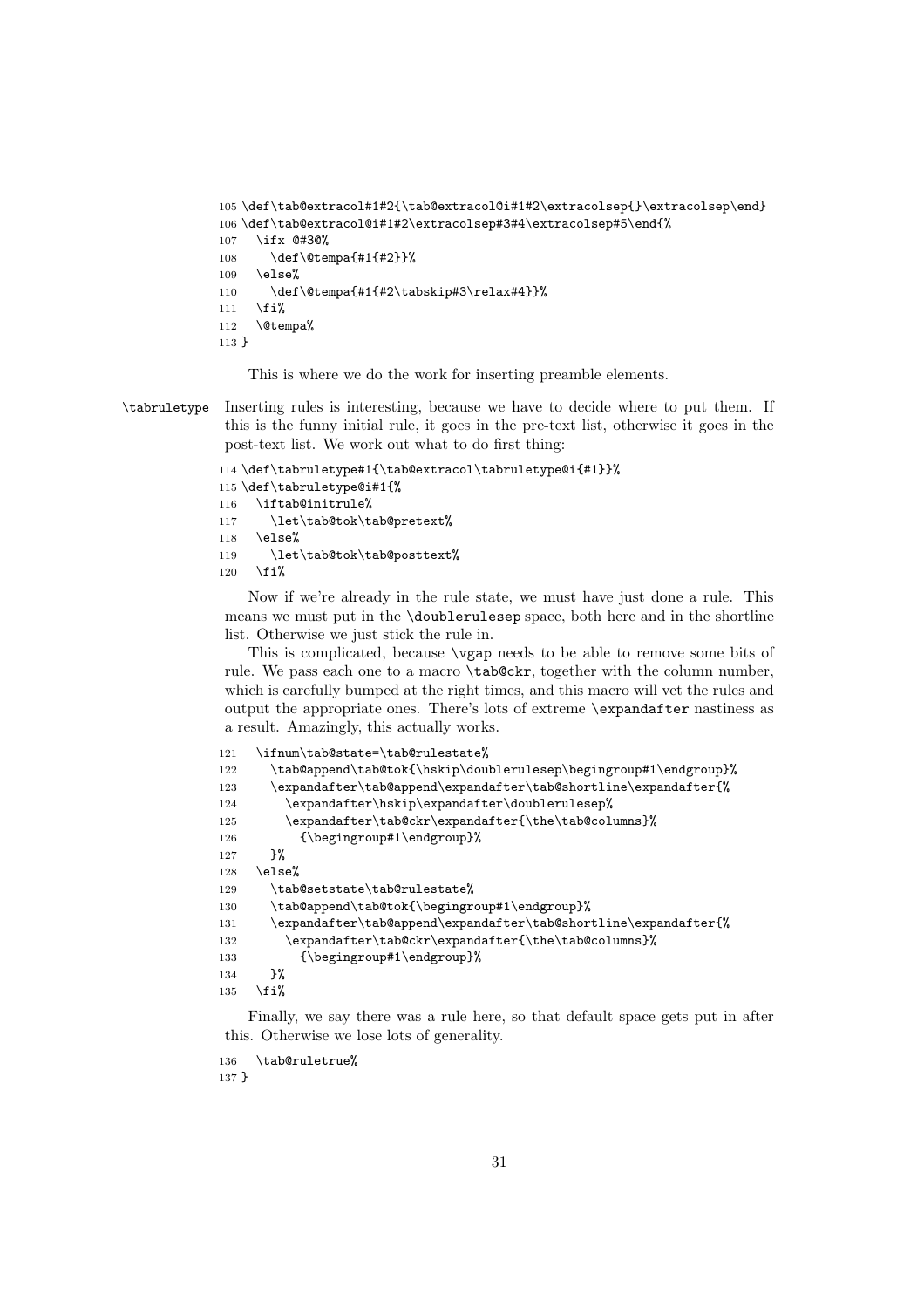```
105 \def\tab@extracol#1#2{\tab@extracol@i#1#2\extracolsep{}\extracolsep\end}
106 \def\tab@extracol@i#1#2\extracolsep#3#4\extracolsep#5\end{%
107   \ifx @#3@%
108     \def\@tempa{#1{#2}}%
109   \else%
110     \def\@tempa{#1{#2\tabskip#3\relax#4}}%
111   \fi%
112   \@tempa%
113 }
```

This is where we do the work for inserting preamble elements.

`\tabruletype` Inserting rules is interesting, because we have to decide where to put them. If this is the funny initial rule, it goes in the pre-text list, otherwise it goes in the post-text list. We work out what to do first thing:

```
114 \def\tabruletype#1{\tab@extracol\tabruletype@i{#1}}%
115 \def\tabruletype@i#1{%
116   \iftab@initrule%
117     \let\tab@tok\tab@pretext%
118   \else%
119     \let\tab@tok\tab@posttext%
120   \fi%
```

Now if we're already in the rule state, we must have just done a rule. This means we must put in the `\doublerulesep` space, both here and in the shortline list. Otherwise we just stick the rule in.

This is complicated, because `\vgap` needs to be able to remove some bits of rule. We pass each one to a macro `\tab@ckr`, together with the column number, which is carefully bumped at the right times, and this macro will vet the rules and output the appropriate ones. There's lots of extreme `\expandafter` nastiness as a result. Amazingly, this actually works.

```
121   \ifnum\tab@state=\tab@rulestate%
122     \tab@append\tab@tok{\hskip\doublerulesep\begingroup#1\endgroup}%
123     \expandafter\tab@append\expandafter\tab@shortline\expandafter{%
124       \expandafter\hskip\expandafter\doublerulesep%
125       \expandafter\tab@ckr\expandafter{\the\tab@columns}%
126         {\begingroup#1\endgroup}%
127     }%
128   \else%
129     \tab@setstate\tab@rulestate%
130     \tab@append\tab@tok{\begingroup#1\endgroup}%
131     \expandafter\tab@append\expandafter\tab@shortline\expandafter{%
132       \expandafter\tab@ckr\expandafter{\the\tab@columns}%
133         {\begingroup#1\endgroup}%
134     }%
135   \fi%
```

Finally, we say there was a rule here, so that default space gets put in after this. Otherwise we lose lots of generality.

```
136   \tab@ruletrue%
137 }
```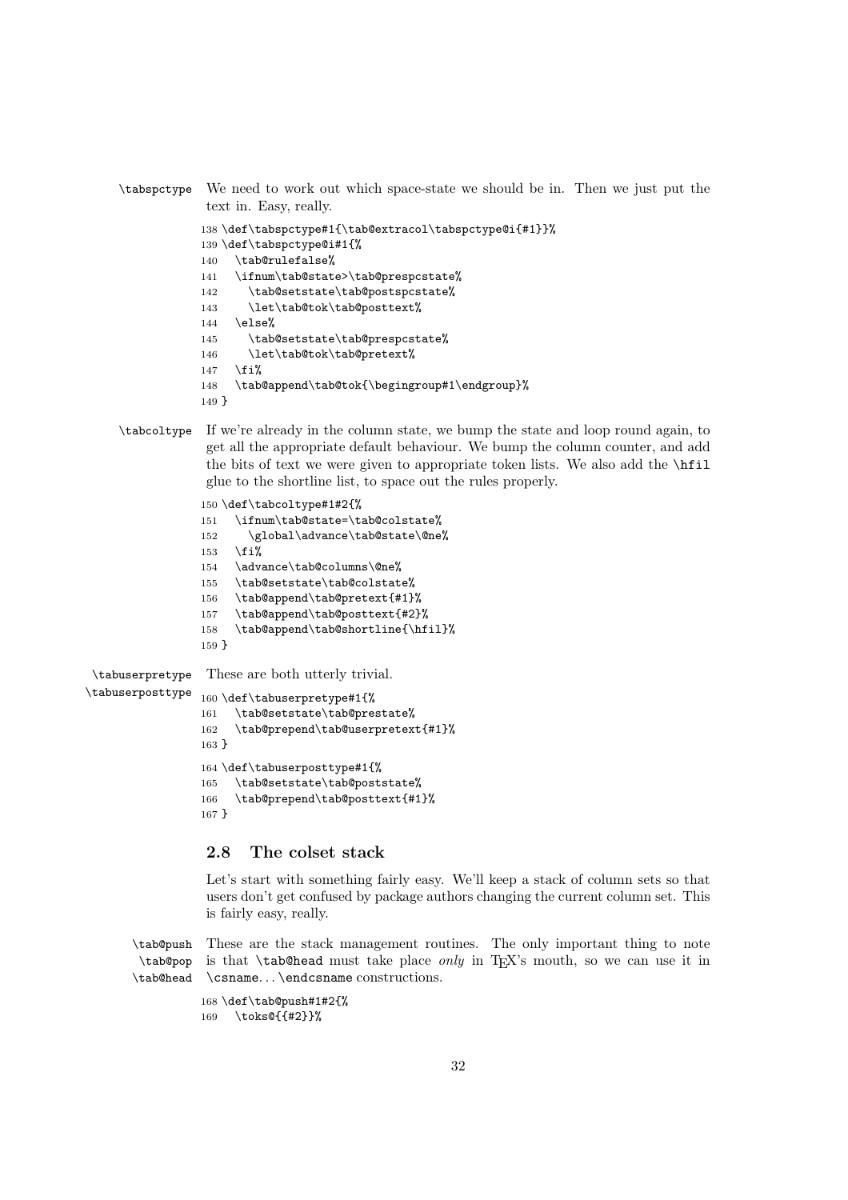**\tabspctype** We need to work out which space-state we should be in. Then we just put the text in. Easy, really.

```
138 \def\tabspctype#1{\tab@extracol\tabspctype@i{#1}}%
139 \def\tabspctype@i#1{%
140   \tab@rulefalse%
141   \ifnum\tab@state>\tab@prespcstate%
142     \tab@setstate\tab@postspcstate%
143     \let\tab@tok\tab@posttext%
144   \else%
145     \tab@setstate\tab@prespcstate%
146     \let\tab@tok\tab@pretext%
147   \fi%
148   \tab@append\tab@tok{\begingroup#1\endgroup}%
149 }
```

**\tabcoltype** If we're already in the column state, we bump the state and loop round again, to get all the appropriate default behaviour. We bump the column counter, and add the bits of text we were given to appropriate token lists. We also add the `\hfil` glue to the shortline list, to space out the rules properly.

```
150 \def\tabcoltype#1#2{%
151   \ifnum\tab@state=\tab@colstate%
152     \global\advance\tab@state\@ne%
153   \fi%
154   \advance\tab@columns\@ne%
155   \tab@setstate\tab@colstate%
156   \tab@append\tab@pretext{#1}%
157   \tab@append\tab@posttext{#2}%
158   \tab@append\tab@shortline{\hfil}%
159 }
```

**\tabuserpretype** **\tabuserposttype** These are both utterly trivial.

```
160 \def\tabuserpretype#1{%
161   \tab@setstate\tab@prestate%
162   \tab@prepend\tab@userpretext{#1}%
163 }
164 \def\tabuserposttype#1{%
165   \tab@setstate\tab@poststate%
166   \tab@prepend\tab@posttext{#1}%
167 }
```

## 2.8 The colset stack

Let's start with something fairly easy. We'll keep a stack of column sets so that users don't get confused by package authors changing the current column set. This is fairly easy, really.

**\tab@push** **\tab@pop** **\tab@head** These are the stack management routines. The only important thing to note is that `\tab@head` must take place *only* in TeX's mouth, so we can use it in `\csname`...`\endcsname` constructions.

```
168 \def\tab@push#1#2{%
169   \toks@{{#2}}%
```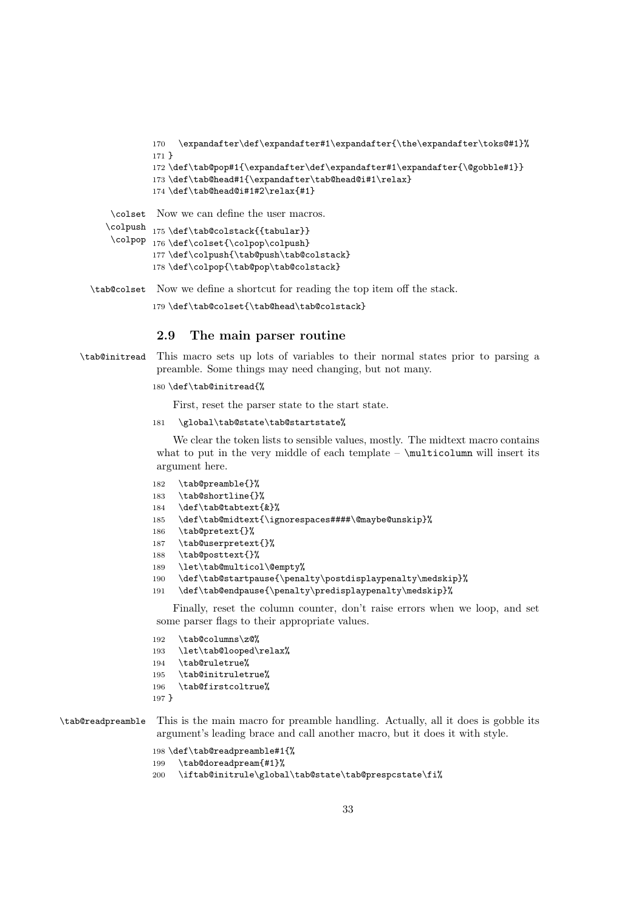```
170   \expandafter\def\expandafter#1\expandafter{\the\expandafter\toks@#1}%
171 }
172 \def\tab@pop#1{\expandafter\def\expandafter#1\expandafter{\@gobble#1}}
173 \def\tab@head#1{\expandafter\tab@head@i#1\relax}
174 \def\tab@head@i#1#2\relax{#1}
```

\colset \colpush \colpop Now we can define the user macros.

```
175 \def\tab@colstack{{tabular}}
176 \def\colset{\colpop\colpush}
177 \def\colpush{\tab@push\tab@colstack}
178 \def\colpop{\tab@pop\tab@colstack}
```

\tab@colset Now we define a shortcut for reading the top item off the stack.

```
179 \def\tab@colset{\tab@head\tab@colstack}
```

### 2.9 The main parser routine

\tab@initread This macro sets up lots of variables to their normal states prior to parsing a preamble. Some things may need changing, but not many.

```
180 \def\tab@initread{%
```

First, reset the parser state to the start state.

```
181   \global\tab@state\tab@startstate%
```

We clear the token lists to sensible values, mostly. The midtext macro contains what to put in the very middle of each template – `\multicolumn` will insert its argument here.

```
182   \tab@preamble{}%
183   \tab@shortline{}%
184   \def\tab@tabtext{&}%
185   \def\tab@midtext{\ignorespaces####\@maybe@unskip}%
186   \tab@pretext{}%
187   \tab@userpretext{}%
188   \tab@posttext{}%
189   \let\tab@multicol\@empty%
190   \def\tab@startpause{\penalty\postdisplaypenalty\medskip}%
191   \def\tab@endpause{\penalty\predisplaypenalty\medskip}%
```

Finally, reset the column counter, don't raise errors when we loop, and set some parser flags to their appropriate values.

```
192   \tab@columns\z@%
193   \let\tab@looped\relax%
194   \tab@ruletrue%
195   \tab@initruletrue%
196   \tab@firstcoltrue%
197 }
```

\tab@readpreamble This is the main macro for preamble handling. Actually, all it does is gobble its argument's leading brace and call another macro, but it does it with style.

```
198 \def\tab@readpreamble#1{%
199   \tab@doreadpream{#1}%
200   \iftab@initrule\global\tab@state\tab@prespcstate\fi%
```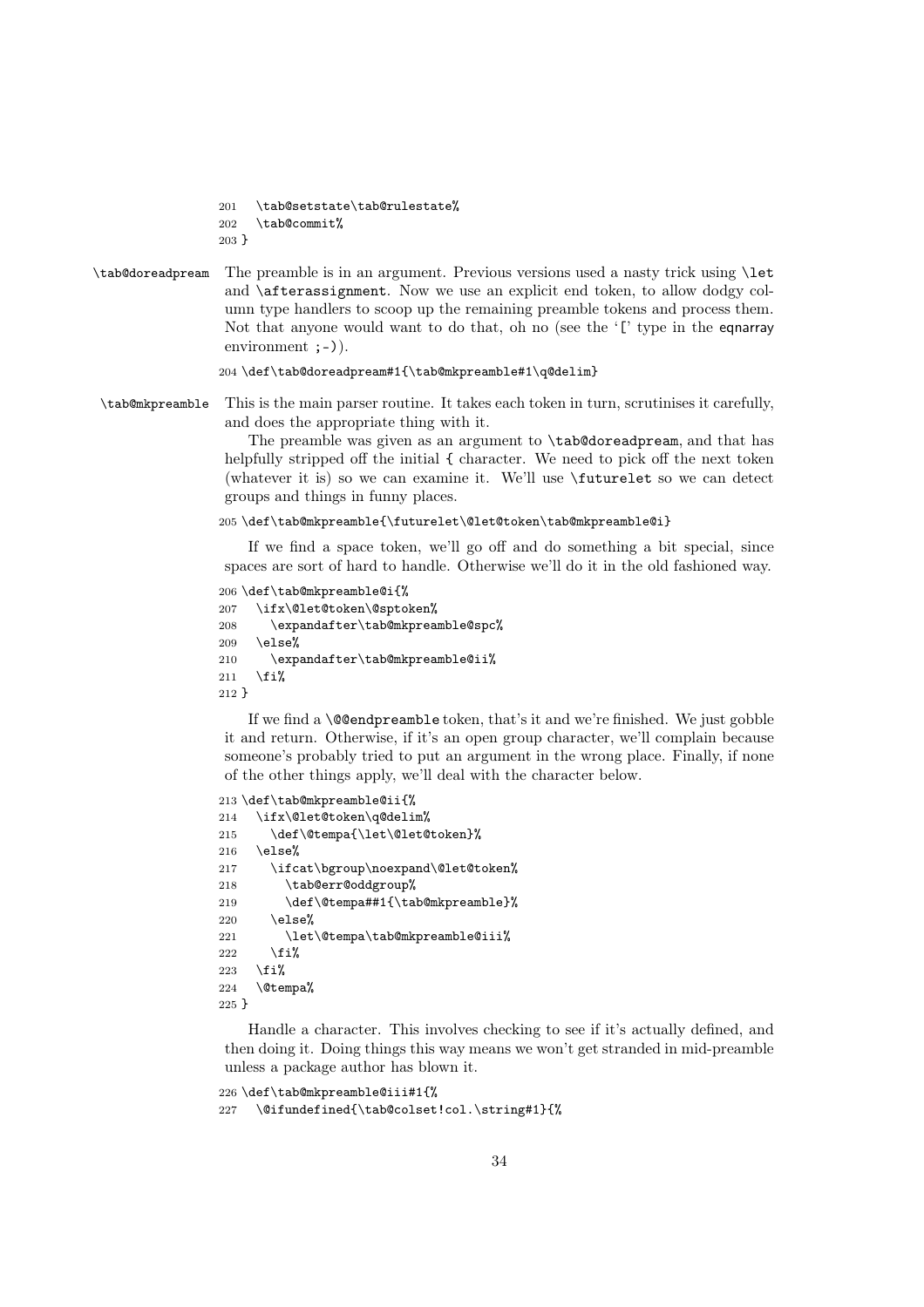```
201   \tab@setstate\tab@rulestate%
202   \tab@commit%
203 }
```

**\tab@doreadpream** The preamble is in an argument. Previous versions used a nasty trick using `\let` and `\afterassignment`. Now we use an explicit end token, to allow dodgy column type handlers to scoop up the remaining preamble tokens and process them. Not that anyone would want to do that, oh no (see the '[' type in the eqnarray environment ;-)).

```
204 \def\tab@doreadpream#1{\tab@mkpreamble#1\q@delim}
```

**\tab@mkpreamble** This is the main parser routine. It takes each token in turn, scrutinises it carefully, and does the appropriate thing with it.

The preamble was given as an argument to `\tab@doreadpream`, and that has helpfully stripped off the initial { character. We need to pick off the next token (whatever it is) so we can examine it. We'll use `\futurelet` so we can detect groups and things in funny places.

```
205 \def\tab@mkpreamble{\futurelet\@let@token\tab@mkpreamble@i}
```

If we find a space token, we'll go off and do something a bit special, since spaces are sort of hard to handle. Otherwise we'll do it in the old fashioned way.

```
206 \def\tab@mkpreamble@i{%
207   \ifx\@let@token\@sptoken%
208     \expandafter\tab@mkpreamble@spc%
209   \else%
210     \expandafter\tab@mkpreamble@ii%
211   \fi%
212 }
```

If we find a `\@@endpreamble` token, that's it and we're finished. We just gobble it and return. Otherwise, if it's an open group character, we'll complain because someone's probably tried to put an argument in the wrong place. Finally, if none of the other things apply, we'll deal with the character below.

```
213 \def\tab@mkpreamble@ii{%
214   \ifx\@let@token\q@delim%
215     \def\@tempa{\let\@let@token}%
216   \else%
217     \ifcat\bgroup\noexpand\@let@token%
218       \tab@err@oddgroup%
219       \def\@tempa##1{\tab@mkpreamble}%
220     \else%
221       \let\@tempa\tab@mkpreamble@iii%
222     \fi%
223   \fi%
224   \@tempa%
225 }
```

Handle a character. This involves checking to see if it's actually defined, and then doing it. Doing things this way means we won't get stranded in mid-preamble unless a package author has blown it.

```
226 \def\tab@mkpreamble@iii#1{%
227   \@ifundefined{\tab@colset!col.\string#1}{%
```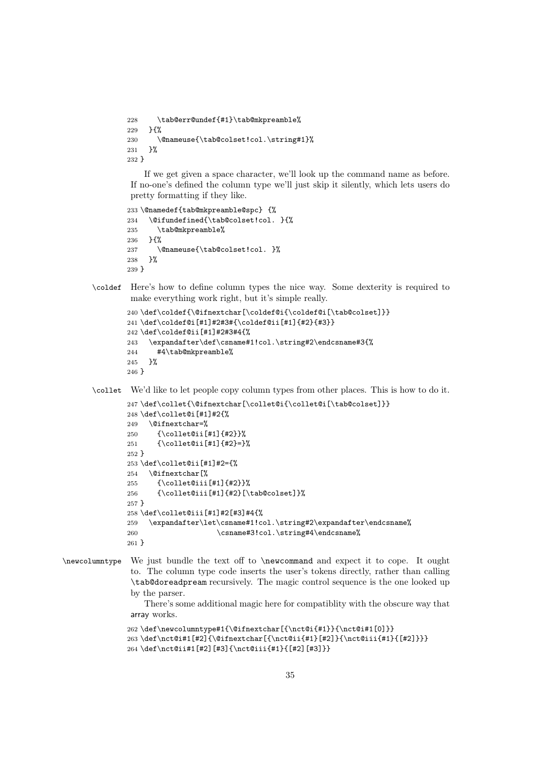```
228     \tab@err@undef{#1}\tab@mkpreamble%
229   }{%
230     \@nameuse{\tab@colset!col.\string#1}%
231   }%
232 }
```

If we get given a space character, we'll look up the command name as before. If no-one's defined the column type we'll just skip it silently, which lets users do pretty formatting if they like.

```
233 \@namedef{tab@mkpreamble@spc} {%
234   \@ifundefined{\tab@colset!col. }{%
235     \tab@mkpreamble%
236   }{%
237     \@nameuse{\tab@colset!col. }%
238   }%
239 }
```

`\coldef` Here's how to define column types the nice way. Some dexterity is required to make everything work right, but it's simple really.

```
240 \def\coldef{\@ifnextchar[\coldef@i{\coldef@i[\tab@colset]}}
241 \def\coldef@i[#1]#2#3#{\coldef@ii[#1]{#2}{#3}}
242 \def\coldef@ii[#1]#2#3#4{%
243   \expandafter\def\csname#1!col.\string#2\endcsname#3{%
244     #4\tab@mkpreamble%
245   }%
246 }
```

`\collet` We'd like to let people copy column types from other places. This is how to do it.

```
247 \def\collet{\@ifnextchar[\collet@i{\collet@i[\tab@colset]}}
248 \def\collet@i[#1]#2{%
249   \@ifnextchar=%
250     {\collet@ii[#1]{#2}}%
251     {\collet@ii[#1]{#2}=}%
252 }
253 \def\collet@ii[#1]#2={%
254   \@ifnextchar[%
255     {\collet@iii[#1]{#2}}%
256     {\collet@iii[#1]{#2}[\tab@colset]}%
257 }
258 \def\collet@iii[#1]#2[#3]#4{%
259   \expandafter\let\csname#1!col.\string#2\expandafter\endcsname%
260                   \csname#3!col.\string#4\endcsname%
261 }
```

`\newcolumntype` We just bundle the text off to `\newcommand` and expect it to cope. It ought to. The column type code inserts the user's tokens directly, rather than calling `\tab@doreadpream` recursively. The magic control sequence is the one looked up by the parser.

There's some additional magic here for compatiblity with the obscure way that array works.

```
262 \def\newcolumntype#1{\@ifnextchar[{\nct@i{#1}}{\nct@i#1[0]}}
263 \def\nct@i#1[#2]{\@ifnextchar[{\nct@ii{#1}[#2]}{\nct@iii{#1}{[#2]}}}
264 \def\nct@ii#1[#2][#3]{\nct@iii{#1}{[#2][#3]}}
```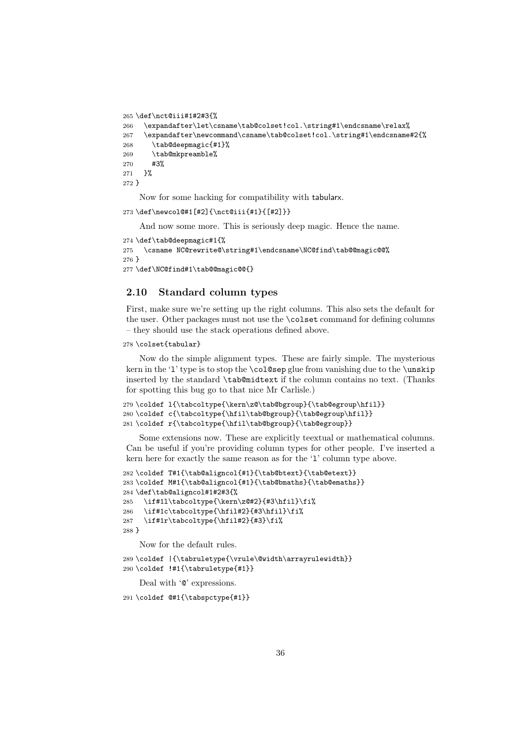```
265 \def\nct@iii#1#2#3{%
266   \expandafter\let\csname\tab@colset!col.\string#1\endcsname\relax%
267   \expandafter\newcommand\csname\tab@colset!col.\string#1\endcsname#2{%
268     \tab@deepmagic{#1}%
269     \tab@mkpreamble%
270     #3%
271   }%
272 }
```

Now for some hacking for compatibility with tabularx.

```
273 \def\newcol@#1[#2]{\nct@iii{#1}{[#2]}}
```

And now some more. This is seriously deep magic. Hence the name.

```
274 \def\tab@deepmagic#1{%
275   \csname NC@rewrite@\string#1\endcsname\NC@find\tab@@magic@@%
276 }
277 \def\NC@find#1\tab@@magic@@{}
```

### 2.10 Standard column types

First, make sure we're setting up the right columns. This also sets the default for the user. Other packages must not use the `\colset` command for defining columns – they should use the stack operations defined above.

```
278 \colset{tabular}
```

Now do the simple alignment types. These are fairly simple. The mysterious kern in the 'l' type is to stop the `\col@sep` glue from vanishing due to the `\unskip` inserted by the standard `\tab@midtext` if the column contains no text. (Thanks for spotting this bug go to that nice Mr Carlisle.)

```
279 \coldef l{\tabcoltype{\kern\z@\tab@bgroup}{\tab@egroup\hfil}}
280 \coldef c{\tabcoltype{\hfil\tab@bgroup}{\tab@egroup\hfil}}
281 \coldef r{\tabcoltype{\hfil\tab@bgroup}{\tab@egroup}}
```

Some extensions now. These are explicitly teextual or mathematical columns. Can be useful if you're providing column types for other people. I've inserted a kern here for exactly the same reason as for the 'l' column type above.

```
282 \coldef T#1{\tab@aligncol{#1}{\tab@btext}{\tab@etext}}
283 \coldef M#1{\tab@aligncol{#1}{\tab@bmaths}{\tab@emaths}}
284 \def\tab@aligncol#1#2#3{%
285   \if#1l\tabcoltype{\kern\z@#2}{#3\hfil}\fi%
286   \if#1c\tabcoltype{\hfil#2}{#3\hfil}\fi%
287   \if#1r\tabcoltype{\hfil#2}{#3}\fi%
288 }
```

Now for the default rules.

```
289 \coldef |{\tabruletype{\vrule\@width\arrayrulewidth}}
290 \coldef !#1{\tabruletype{#1}}
```

Deal with '@' expressions.

```
291 \coldef @#1{\tabspctype{#1}}
```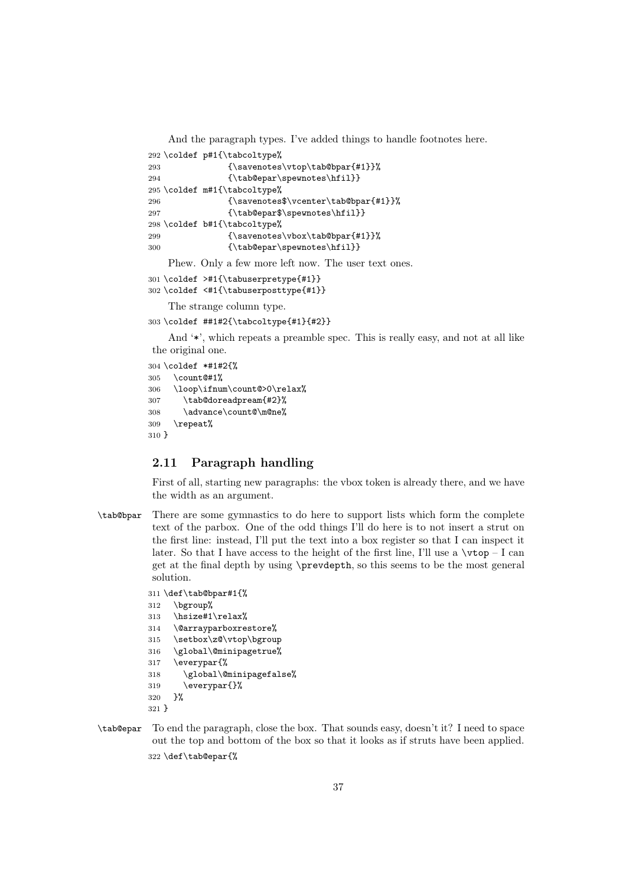And the paragraph types. I've added things to handle footnotes here.

```
292 \coldef p#1{\tabcoltype%
293             {\savenotes\vtop\tab@bpar{#1}}%
294             {\tab@epar\spewnotes\hfil}}
295 \coldef m#1{\tabcoltype%
296             {\savenotes$\vcenter\tab@bpar{#1}}%
297             {\tab@epar$\spewnotes\hfil}}
298 \coldef b#1{\tabcoltype%
299             {\savenotes\vbox\tab@bpar{#1}}%
300             {\tab@epar\spewnotes\hfil}}
```

Phew. Only a few more left now. The user text ones.

```
301 \coldef >#1{\tabuserpretype{#1}}
302 \coldef <#1{\tabuserposttype{#1}}
```

The strange column type.

```
303 \coldef ##1#2{\tabcoltype{#1}{#2}}
```

And '*', which repeats a preamble spec. This is really easy, and not at all like the original one.

```
304 \coldef *#1#2{%
305   \count@#1%
306   \loop\ifnum\count@>0\relax%
307     \tab@doreadpream{#2}%
308     \advance\count@\m@ne%
309   \repeat%
310 }
```

## 2.11 Paragraph handling

First of all, starting new paragraphs: the vbox token is already there, and we have the width as an argument.

`\tab@bpar` There are some gymnastics to do here to support lists which form the complete text of the parbox. One of the odd things I'll do here is to not insert a strut on the first line: instead, I'll put the text into a box register so that I can inspect it later. So that I have access to the height of the first line, I'll use a `\vtop` – I can get at the final depth by using `\prevdepth`, so this seems to be the most general solution.

```
311 \def\tab@bpar#1{%
312   \bgroup%
313   \hsize#1\relax%
314   \@arrayparboxrestore%
315   \setbox\z@\vtop\bgroup
316   \global\@minipagetrue%
317   \everypar{%
318     \global\@minipagefalse%
319     \everypar{}%
320   }%
321 }
```

`\tab@epar` To end the paragraph, close the box. That sounds easy, doesn't it? I need to space out the top and bottom of the box so that it looks as if struts have been applied.

```
322 \def\tab@epar{%
```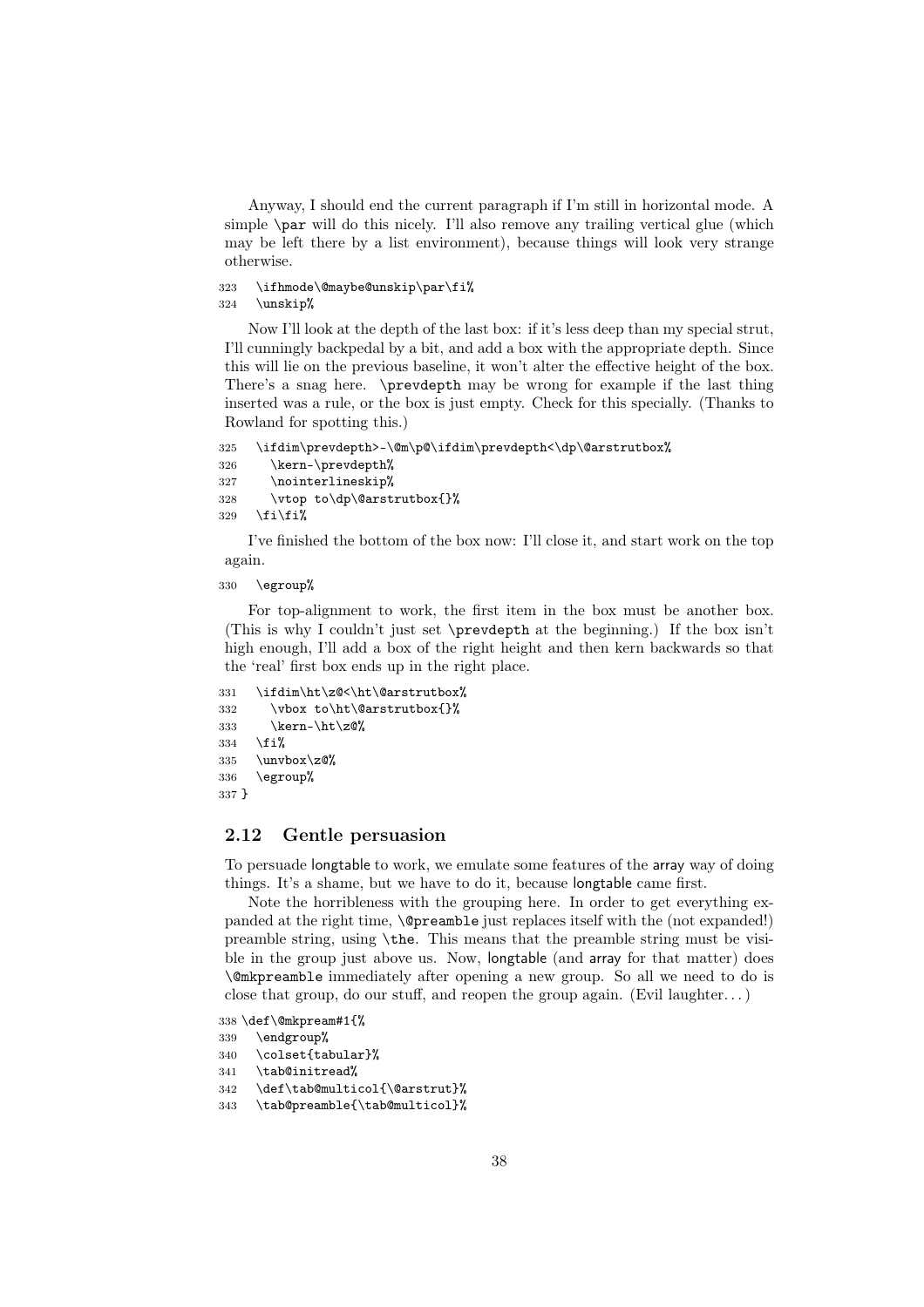Anyway, I should end the current paragraph if I'm still in horizontal mode. A simple `\par` will do this nicely. I'll also remove any trailing vertical glue (which may be left there by a list environment), because things will look very strange otherwise.

```
323   \ifhmode\@maybe@unskip\par\fi%
324   \unskip%
```

Now I'll look at the depth of the last box: if it's less deep than my special strut, I'll cunningly backpedal by a bit, and add a box with the appropriate depth. Since this will lie on the previous baseline, it won't alter the effective height of the box. There's a snag here. `\prevdepth` may be wrong for example if the last thing inserted was a rule, or the box is just empty. Check for this specially. (Thanks to Rowland for spotting this.)

```
325   \ifdim\prevdepth>-\@m\p@\ifdim\prevdepth<\dp\@arstrutbox%
326     \kern-\prevdepth%
327     \nointerlineskip%
328     \vtop to\dp\@arstrutbox{}%
329   \fi\fi%
```

I've finished the bottom of the box now: I'll close it, and start work on the top again.

```
330   \egroup%
```

For top-alignment to work, the first item in the box must be another box. (This is why I couldn't just set `\prevdepth` at the beginning.) If the box isn't high enough, I'll add a box of the right height and then kern backwards so that the 'real' first box ends up in the right place.

```
331   \ifdim\ht\z@<\ht\@arstrutbox%
332     \vbox to\ht\@arstrutbox{}%
333     \kern-\ht\z@%
334   \fi%
335   \unvbox\z@%
336   \egroup%
337 }
```

## 2.12 Gentle persuasion

To persuade longtable to work, we emulate some features of the array way of doing things. It's a shame, but we have to do it, because longtable came first.

Note the horribleness with the grouping here. In order to get everything expanded at the right time, `\@preamble` just replaces itself with the (not expanded!) preamble string, using `\the`. This means that the preamble string must be visible in the group just above us. Now, longtable (and array for that matter) does `\@mkpreamble` immediately after opening a new group. So all we need to do is close that group, do our stuff, and reopen the group again. (Evil laughter. . . )

```
338 \def\@mkpream#1{%
339   \endgroup%
340   \colset{tabular}%
341   \tab@initread%
342   \def\tab@multicol{\@arstrut}%
343   \tab@preamble{\tab@multicol}%
```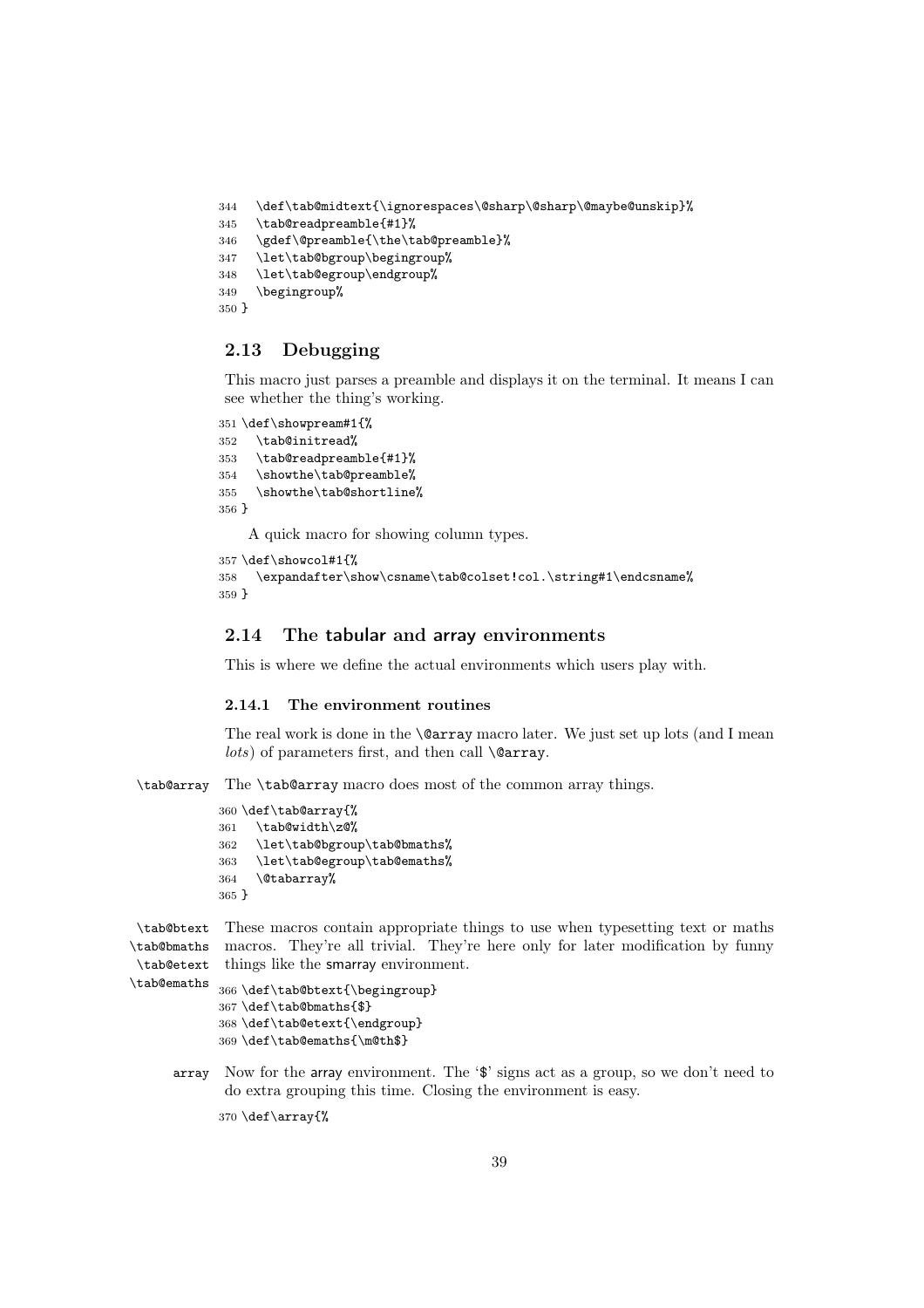```
344   \def\tab@midtext{\ignorespaces\@sharp\@sharp\@maybe@unskip}%
345   \tab@readpreamble{#1}%
346   \gdef\@preamble{\the\tab@preamble}%
347   \let\tab@bgroup\begingroup%
348   \let\tab@egroup\endgroup%
349   \begingroup%
350 }
```

## 2.13 Debugging

This macro just parses a preamble and displays it on the terminal. It means I can see whether the thing's working.

```
351 \def\showpream#1{%
352   \tab@initread%
353   \tab@readpreamble{#1}%
354   \showthe\tab@preamble%
355   \showthe\tab@shortline%
356 }
```

A quick macro for showing column types.

```
357 \def\showcol#1{%
358   \expandafter\show\csname\tab@colset!col.\string#1\endcsname%
359 }
```

## 2.14 The tabular and array environments

This is where we define the actual environments which users play with.

### 2.14.1 The environment routines

The real work is done in the `\@array` macro later. We just set up lots (and I mean *lots*) of parameters first, and then call `\@array`.

`\tab@array` The `\tab@array` macro does most of the common array things.

```
360 \def\tab@array{%
361   \tab@width\z@%
362   \let\tab@bgroup\tab@bmaths%
363   \let\tab@egroup\tab@emaths%
364   \@tabarray%
365 }
```

`\tab@btext` `\tab@bmaths` `\tab@etext` `\tab@emaths` These macros contain appropriate things to use when typesetting text or maths macros. They're all trivial. They're here only for later modification by funny things like the smarray environment.

```
366 \def\tab@btext{\begingroup}
367 \def\tab@bmaths{$}
368 \def\tab@etext{\endgroup}
369 \def\tab@emaths{\m@th$}
```

`array` Now for the array environment. The '$' signs act as a group, so we don't need to do extra grouping this time. Closing the environment is easy.

```
370 \def\array{%
```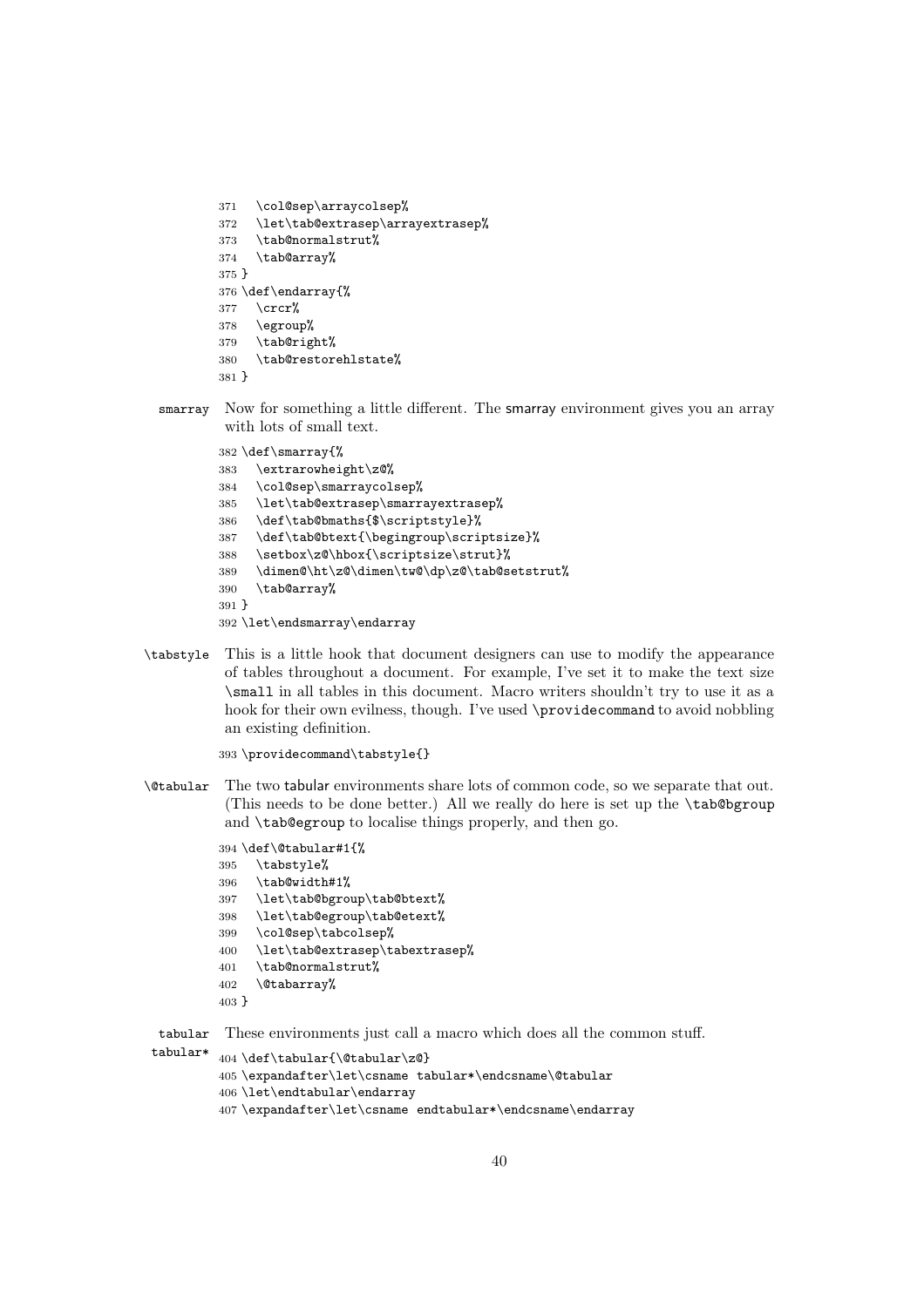```
371   \col@sep\arraycolsep%
372   \let\tab@extrasep\arrayextrasep%
373   \tab@normalstrut%
374   \tab@array%
375 }
376 \def\endarray{%
377   \crcr%
378   \egroup%
379   \tab@right%
380   \tab@restorehlstate%
381 }
```

smarray — Now for something a little different. The smarray environment gives you an array with lots of small text.

```
382 \def\smarray{%
383   \extrarowheight\z@%
384   \col@sep\smarraycolsep%
385   \let\tab@extrasep\smarrayextrasep%
386   \def\tab@bmaths{$\scriptstyle}%
387   \def\tab@btext{\begingroup\scriptsize}%
388   \setbox\z@\hbox{\scriptsize\strut}%
389   \dimen@\ht\z@\dimen\tw@\dp\z@\tab@setstrut%
390   \tab@array%
391 }
392 \let\endsmarray\endarray
```

\tabstyle — This is a little hook that document designers can use to modify the appearance of tables throughout a document. For example, I've set it to make the text size \small in all tables in this document. Macro writers shouldn't try to use it as a hook for their own evilness, though. I've used \providecommand to avoid nobbling an existing definition.

```
393 \providecommand\tabstyle{}
```

\@tabular — The two tabular environments share lots of common code, so we separate that out. (This needs to be done better.) All we really do here is set up the \tab@bgroup and \tab@egroup to localise things properly, and then go.

```
394 \def\@tabular#1{%
395   \tabstyle%
396   \tab@width#1%
397   \let\tab@bgroup\tab@btext%
398   \let\tab@egroup\tab@etext%
399   \col@sep\tabcolsep%
400   \let\tab@extrasep\tabextrasep%
401   \tab@normalstrut%
402   \@tabarray%
403 }
```

tabular, tabular* — These environments just call a macro which does all the common stuff.

```
404 \def\tabular{\@tabular\z@}
405 \expandafter\let\csname tabular*\endcsname\@tabular
406 \let\endtabular\endarray
407 \expandafter\let\csname endtabular*\endcsname\endarray
```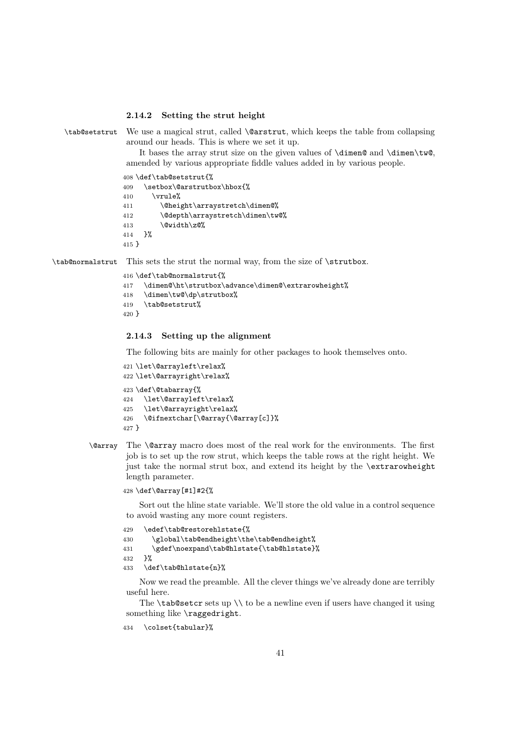### 2.14.2 Setting the strut height

`\tab@setstrut` We use a magical strut, called `\@arstrut`, which keeps the table from collapsing around our heads. This is where we set it up.

It bases the array strut size on the given values of `\dimen@` and `\dimen\tw@`, amended by various appropriate fiddle values added in by various people.

```
408 \def\tab@setstrut{%
409   \setbox\@arstrutbox\hbox{%
410     \vrule%
411       \@height\arraystretch\dimen@%
412       \@depth\arraystretch\dimen\tw@%
413       \@width\z@%
414   }%
415 }
```

`\tab@normalstrut` This sets the strut the normal way, from the size of `\strutbox`.

```
416 \def\tab@normalstrut{%
417   \dimen@\ht\strutbox\advance\dimen@\extrarowheight%
418   \dimen\tw@\dp\strutbox%
419   \tab@setstrut%
420 }
```

### 2.14.3 Setting up the alignment

The following bits are mainly for other packages to hook themselves onto.

```
421 \let\@arrayleft\relax%
422 \let\@arrayright\relax%
423 \def\@tabarray{%
424   \let\@arrayleft\relax%
425   \let\@arrayright\relax%
426   \@ifnextchar[\@array{\@array[c]}%
427 }
```

`\@array` The `\@array` macro does most of the real work for the environments. The first job is to set up the row strut, which keeps the table rows at the right height. We just take the normal strut box, and extend its height by the `\extrarowheight` length parameter.

```
428 \def\@array[#1]#2{%
```

Sort out the hline state variable. We'll store the old value in a control sequence to avoid wasting any more count registers.

```
429   \edef\tab@restorehlstate{%
430     \global\tab@endheight\the\tab@endheight%
431     \gdef\noexpand\tab@hlstate{\tab@hlstate}%
432   }%
433   \def\tab@hlstate{n}%
```

Now we read the preamble. All the clever things we've already done are terribly useful here.

The `\tab@setcr` sets up `\\` to be a newline even if users have changed it using something like `\raggedright`.

```
434   \colset{tabular}%
```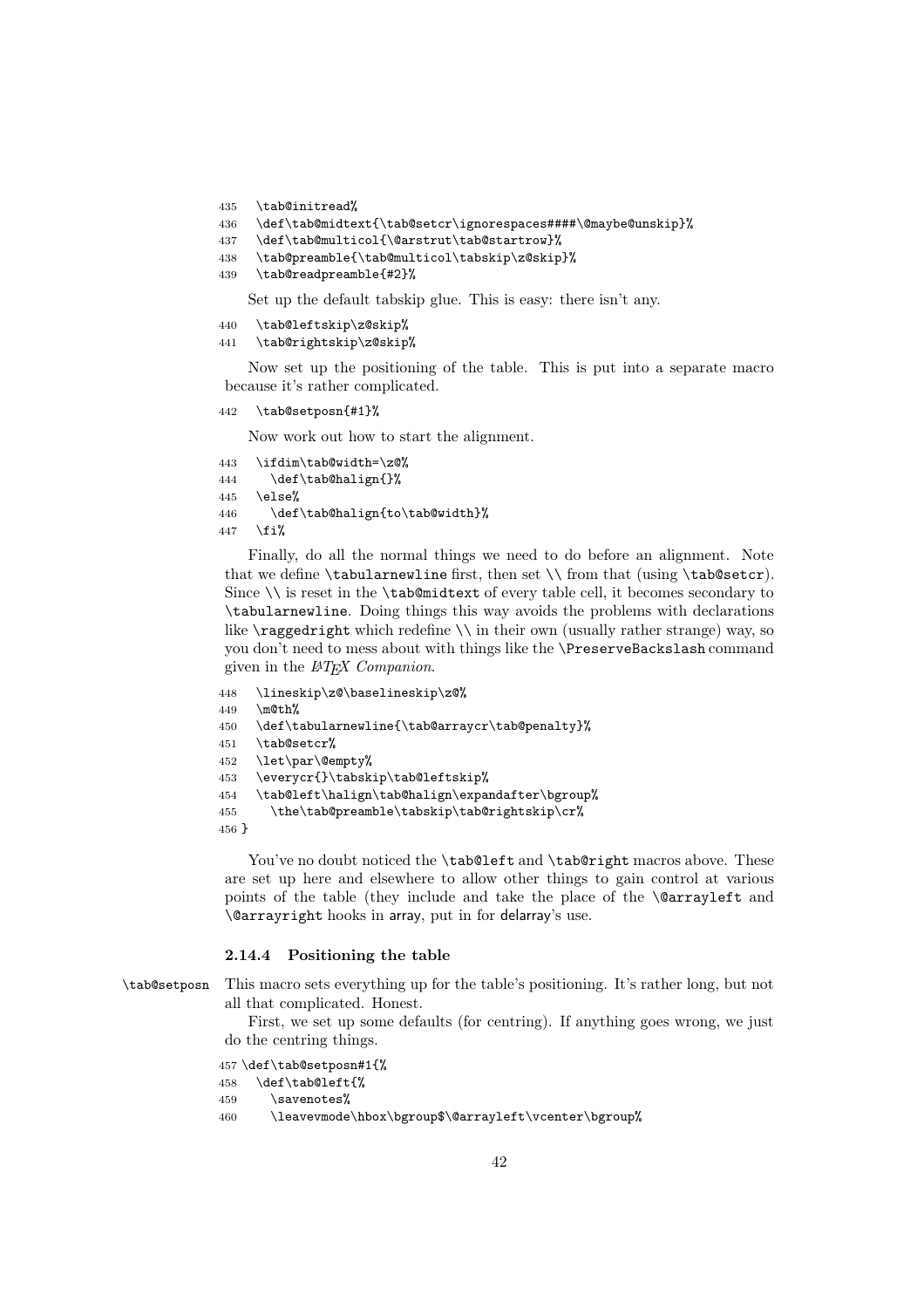```
435   \tab@initread%
436   \def\tab@midtext{\tab@setcr\ignorespaces####\@maybe@unskip}%
437   \def\tab@multicol{\@arstrut\tab@startrow}%
438   \tab@preamble{\tab@multicol\tabskip\z@skip}%
439   \tab@readpreamble{#2}%
```

Set up the default tabskip glue. This is easy: there isn't any.

```
440   \tab@leftskip\z@skip%
441   \tab@rightskip\z@skip%
```

Now set up the positioning of the table. This is put into a separate macro because it's rather complicated.

```
442   \tab@setposn{#1}%
```

Now work out how to start the alignment.

```
443   \ifdim\tab@width=\z@%
444     \def\tab@halign{}%
445   \else%
446     \def\tab@halign{to\tab@width}%
447   \fi%
```

Finally, do all the normal things we need to do before an alignment. Note that we define `\tabularnewline` first, then set `\\` from that (using `\tab@setcr`). Since `\\` is reset in the `\tab@midtext` of every table cell, it becomes secondary to `\tabularnewline`. Doing things this way avoids the problems with declarations like `\raggedright` which redefine `\\` in their own (usually rather strange) way, so you don't need to mess about with things like the `\PreserveBackslash` command given in the *LaTeX Companion*.

```
448   \lineskip\z@\baselineskip\z@%
449   \m@th%
450   \def\tabularnewline{\tab@arraycr\tab@penalty}%
451   \tab@setcr%
452   \let\par\@empty%
453   \everycr{}\tabskip\tab@leftskip%
454   \tab@left\halign\tab@halign\expandafter\bgroup%
455     \the\tab@preamble\tabskip\tab@rightskip\cr%
456 }
```

You've no doubt noticed the `\tab@left` and `\tab@right` macros above. These are set up here and elsewhere to allow other things to gain control at various points of the table (they include and take the place of the `\@arrayleft` and `\@arrayright` hooks in array, put in for delarray's use.

### 2.14.4 Positioning the table

`\tab@setposn` This macro sets everything up for the table's positioning. It's rather long, but not all that complicated. Honest.

First, we set up some defaults (for centring). If anything goes wrong, we just do the centring things.

```
457 \def\tab@setposn#1{%
458   \def\tab@left{%
459     \savenotes%
460     \leavevmode\hbox\bgroup$\@arrayleft\vcenter\bgroup%
```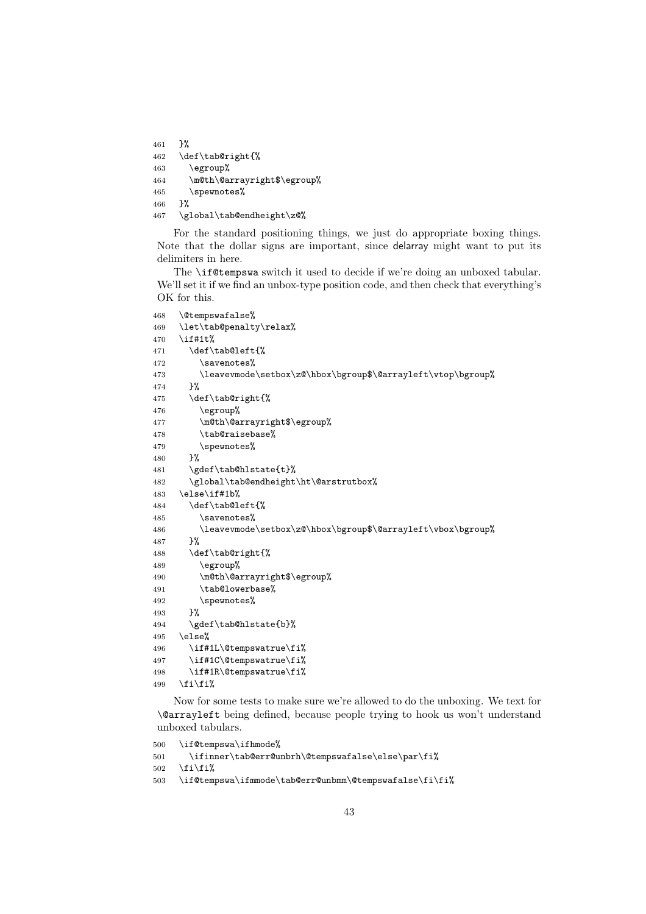```
461   }%
462   \def\tab@right{%
463     \egroup%
464     \m@th\@arrayright$\egroup%
465     \spewnotes%
466   }%
467   \global\tab@endheight\z@%
```

For the standard positioning things, we just do appropriate boxing things. Note that the dollar signs are important, since delarray might want to put its delimiters in here.

The `\if@tempswa` switch it used to decide if we're doing an unboxed tabular. We'll set it if we find an unbox-type position code, and then check that everything's OK for this.

```
468   \@tempswafalse%
469   \let\tab@penalty\relax%
470   \if#1t%
471     \def\tab@left{%
472       \savenotes%
473       \leavevmode\setbox\z@\hbox\bgroup$\@arrayleft\vtop\bgroup%
474     }%
475     \def\tab@right{%
476       \egroup%
477       \m@th\@arrayright$\egroup%
478       \tab@raisebase%
479       \spewnotes%
480     }%
481     \gdef\tab@hlstate{t}%
482     \global\tab@endheight\ht\@arstrutbox%
483   \else\if#1b%
484     \def\tab@left{%
485       \savenotes%
486       \leavevmode\setbox\z@\hbox\bgroup$\@arrayleft\vbox\bgroup%
487     }%
488     \def\tab@right{%
489       \egroup%
490       \m@th\@arrayright$\egroup%
491       \tab@lowerbase%
492       \spewnotes%
493     }%
494     \gdef\tab@hlstate{b}%
495   \else%
496     \if#1L\@tempswatrue\fi%
497     \if#1C\@tempswatrue\fi%
498     \if#1R\@tempswatrue\fi%
499   \fi\fi%
```

Now for some tests to make sure we're allowed to do the unboxing. We text for `\@arrayleft` being defined, because people trying to hook us won't understand unboxed tabulars.

```
500   \if@tempswa\ifhmode%
501     \ifinner\tab@err@unbrh\@tempswafalse\else\par\fi%
502   \fi\fi%
503   \if@tempswa\ifmmode\tab@err@unbmm\@tempswafalse\fi\fi%
```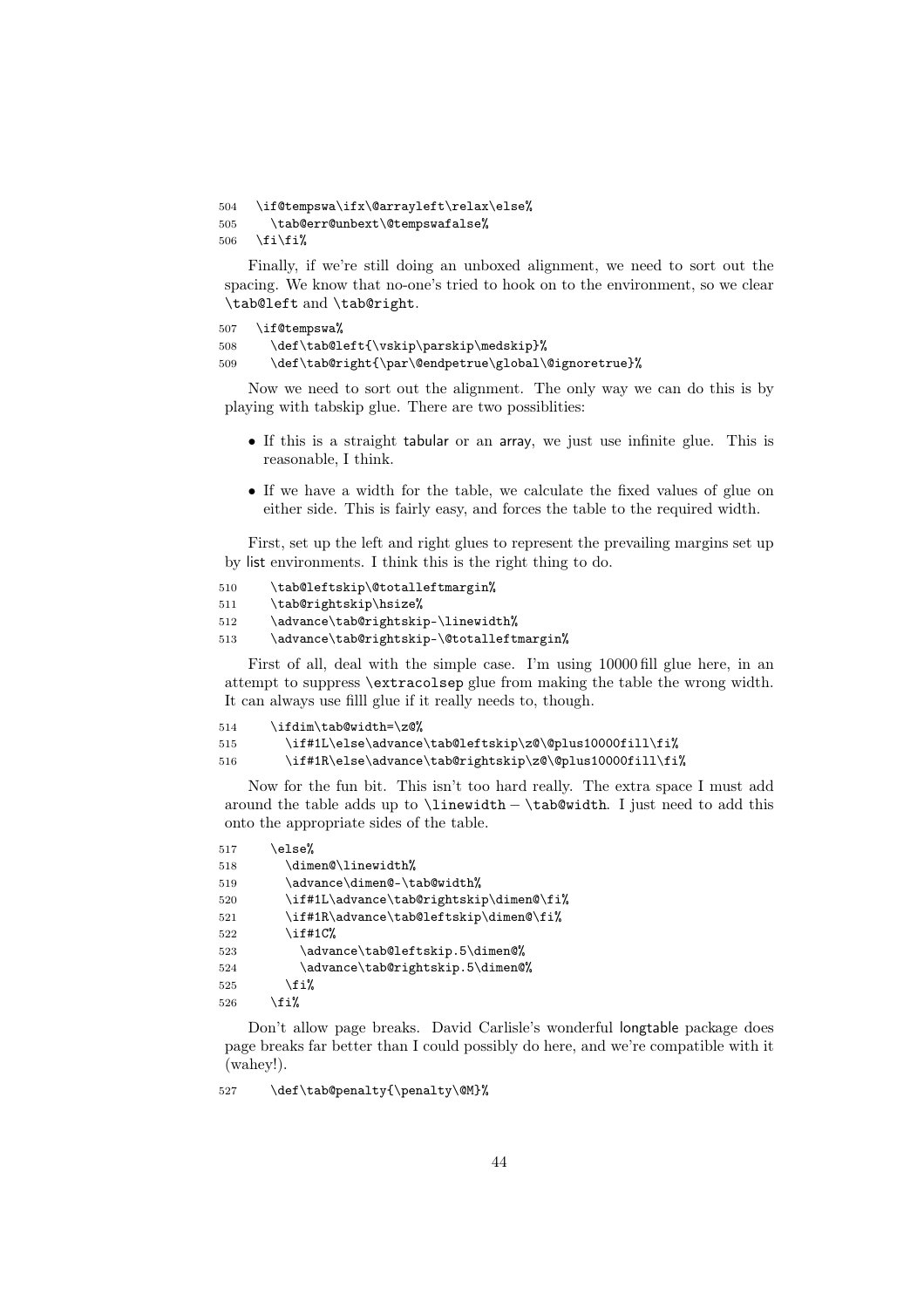```
504   \if@tempswa\ifx\@arrayleft\relax\else%
505     \tab@err@unbext\@tempswafalse%
506   \fi\fi%
```

Finally, if we're still doing an unboxed alignment, we need to sort out the spacing. We know that no-one's tried to hook on to the environment, so we clear `\tab@left` and `\tab@right`.

```
507   \if@tempswa%
508     \def\tab@left{\vskip\parskip\medskip}%
509     \def\tab@right{\par\@endpetrue\global\@ignoretrue}%
```

Now we need to sort out the alignment. The only way we can do this is by playing with tabskip glue. There are two possiblities:

- If this is a straight tabular or an array, we just use infinite glue. This is reasonable, I think.
- If we have a width for the table, we calculate the fixed values of glue on either side. This is fairly easy, and forces the table to the required width.

First, set up the left and right glues to represent the prevailing margins set up by list environments. I think this is the right thing to do.

```
510     \tab@leftskip\@totalleftmargin%
511     \tab@rightskip\hsize%
512     \advance\tab@rightskip-\linewidth%
513     \advance\tab@rightskip-\@totalleftmargin%
```

First of all, deal with the simple case. I'm using 10000 fill glue here, in an attempt to suppress `\extracolsep` glue from making the table the wrong width. It can always use filll glue if it really needs to, though.

```
514     \ifdim\tab@width=\z@%
515       \if#1L\else\advance\tab@leftskip\z@\@plus10000fill\fi%
516       \if#1R\else\advance\tab@rightskip\z@\@plus10000fill\fi%
```

Now for the fun bit. This isn't too hard really. The extra space I must add around the table adds up to `\linewidth` − `\tab@width`. I just need to add this onto the appropriate sides of the table.

```
517     \else%
518       \dimen@\linewidth%
519       \advance\dimen@-\tab@width%
520       \if#1L\advance\tab@rightskip\dimen@\fi%
521       \if#1R\advance\tab@leftskip\dimen@\fi%
522       \if#1C%
523         \advance\tab@leftskip.5\dimen@%
524         \advance\tab@rightskip.5\dimen@%
525       \fi%
526     \fi%
```

Don't allow page breaks. David Carlisle's wonderful longtable package does page breaks far better than I could possibly do here, and we're compatible with it (wahey!).

```
527     \def\tab@penalty{\penalty\@M}%
```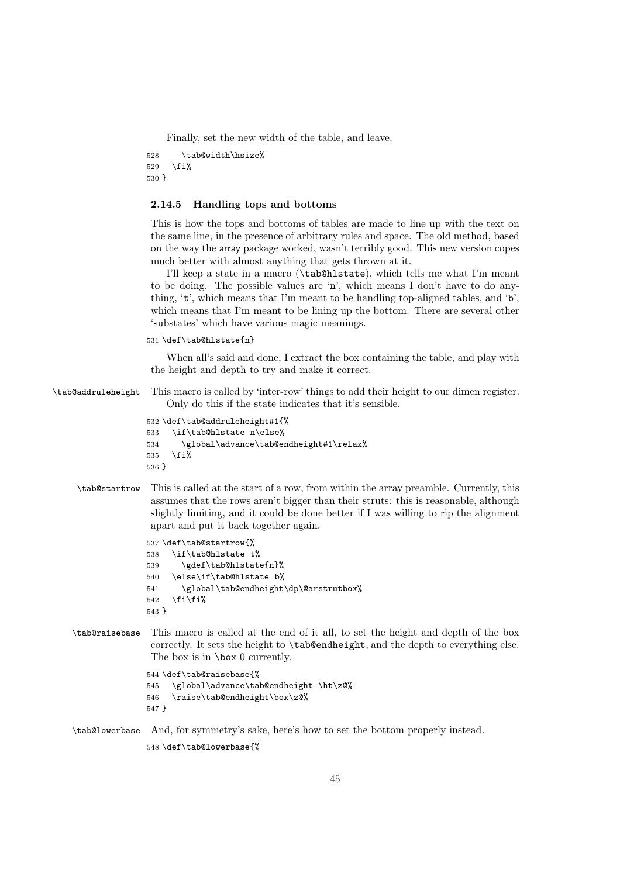Finally, set the new width of the table, and leave.

```
528     \tab@width\hsize%
529   \fi%
530 }
```

### 2.14.5 Handling tops and bottoms

This is how the tops and bottoms of tables are made to line up with the text on the same line, in the presence of arbitrary rules and space. The old method, based on the way the array package worked, wasn't terribly good. This new version copes much better with almost anything that gets thrown at it.

I'll keep a state in a macro (`\tab@hlstate`), which tells me what I'm meant to be doing. The possible values are '`n`', which means I don't have to do anything, '`t`', which means that I'm meant to be handling top-aligned tables, and '`b`', which means that I'm meant to be lining up the bottom. There are several other 'substates' which have various magic meanings.

```
531 \def\tab@hlstate{n}
```

When all's said and done, I extract the box containing the table, and play with the height and depth to try and make it correct.

`\tab@addruleheight` This macro is called by 'inter-row' things to add their height to our dimen register. Only do this if the state indicates that it's sensible.

```
532 \def\tab@addruleheight#1{%
533   \if\tab@hlstate n\else%
534     \global\advance\tab@endheight#1\relax%
535   \fi%
536 }
```

`\tab@startrow` This is called at the start of a row, from within the array preamble. Currently, this assumes that the rows aren't bigger than their struts: this is reasonable, although slightly limiting, and it could be done better if I was willing to rip the alignment apart and put it back together again.

```
537 \def\tab@startrow{%
538   \if\tab@hlstate t%
539     \gdef\tab@hlstate{n}%
540   \else\if\tab@hlstate b%
541     \global\tab@endheight\dp\@arstrutbox%
542   \fi\fi%
543 }
```

`\tab@raisebase` This macro is called at the end of it all, to set the height and depth of the box correctly. It sets the height to `\tab@endheight`, and the depth to everything else. The box is in `\box 0` currently.

```
544 \def\tab@raisebase{%
545   \global\advance\tab@endheight-\ht\z@%
546   \raise\tab@endheight\box\z@%
547 }
```

`\tab@lowerbase` And, for symmetry's sake, here's how to set the bottom properly instead.

```
548 \def\tab@lowerbase{%
```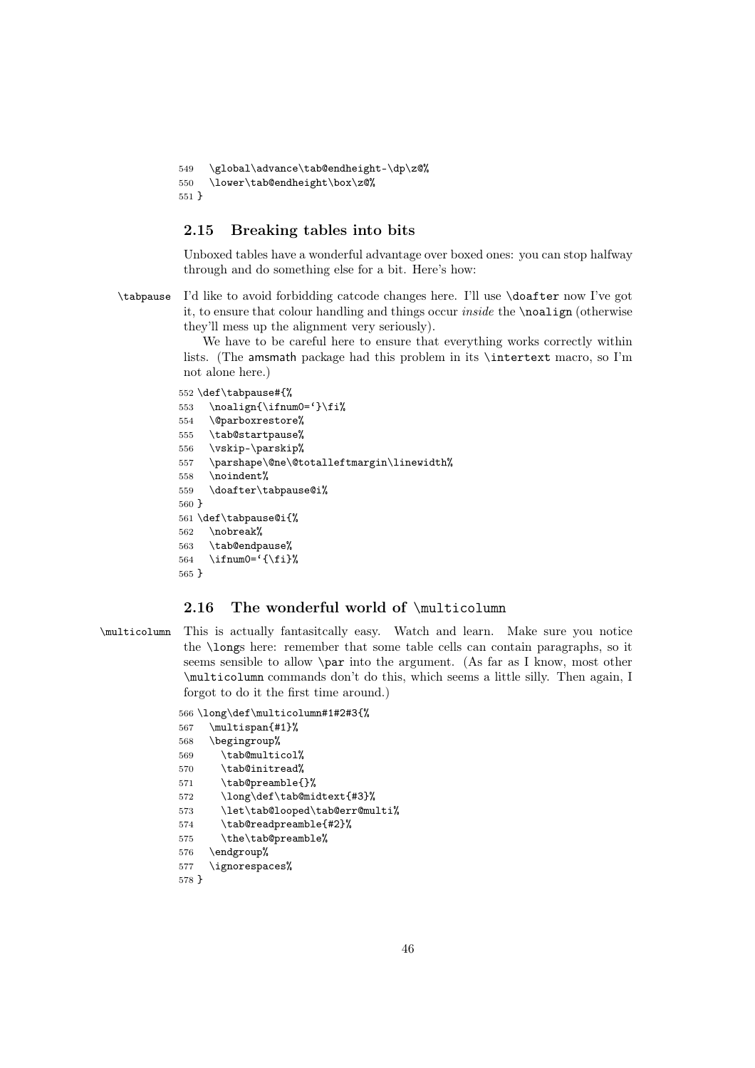```
549   \global\advance\tab@endheight-\dp\z@%
550   \lower\tab@endheight\box\z@%
551 }
```

## 2.15 Breaking tables into bits

Unboxed tables have a wonderful advantage over boxed ones: you can stop halfway through and do something else for a bit. Here's how:

\tabpause I'd like to avoid forbidding catcode changes here. I'll use `\doafter` now I've got it, to ensure that colour handling and things occur *inside* the `\noalign` (otherwise they'll mess up the alignment very seriously).

We have to be careful here to ensure that everything works correctly within lists. (The amsmath package had this problem in its `\intertext` macro, so I'm not alone here.)

```
552 \def\tabpause#{%
553   \noalign{\ifnum0=`}\fi%
554   \@parboxrestore%
555   \tab@startpause%
556   \vskip-\parskip%
557   \parshape\@ne\@totalleftmargin\linewidth%
558   \noindent%
559   \doafter\tabpause@i%
560 }
561 \def\tabpause@i{%
562   \nobreak%
563   \tab@endpause%
564   \ifnum0=`{\fi}%
565 }
```

## 2.16 The wonderful world of \multicolumn

\multicolumn This is actually fantasitcally easy. Watch and learn. Make sure you notice the `\long`s here: remember that some table cells can contain paragraphs, so it seems sensible to allow `\par` into the argument. (As far as I know, most other `\multicolumn` commands don't do this, which seems a little silly. Then again, I forgot to do it the first time around.)

```
566 \long\def\multicolumn#1#2#3{%
567   \multispan{#1}%
568   \begingroup%
569     \tab@multicol%
570     \tab@initread%
571     \tab@preamble{}%
572     \long\def\tab@midtext{#3}%
573     \let\tab@looped\tab@err@multi%
574     \tab@readpreamble{#2}%
575     \the\tab@preamble%
576   \endgroup%
577   \ignorespaces%
578 }
```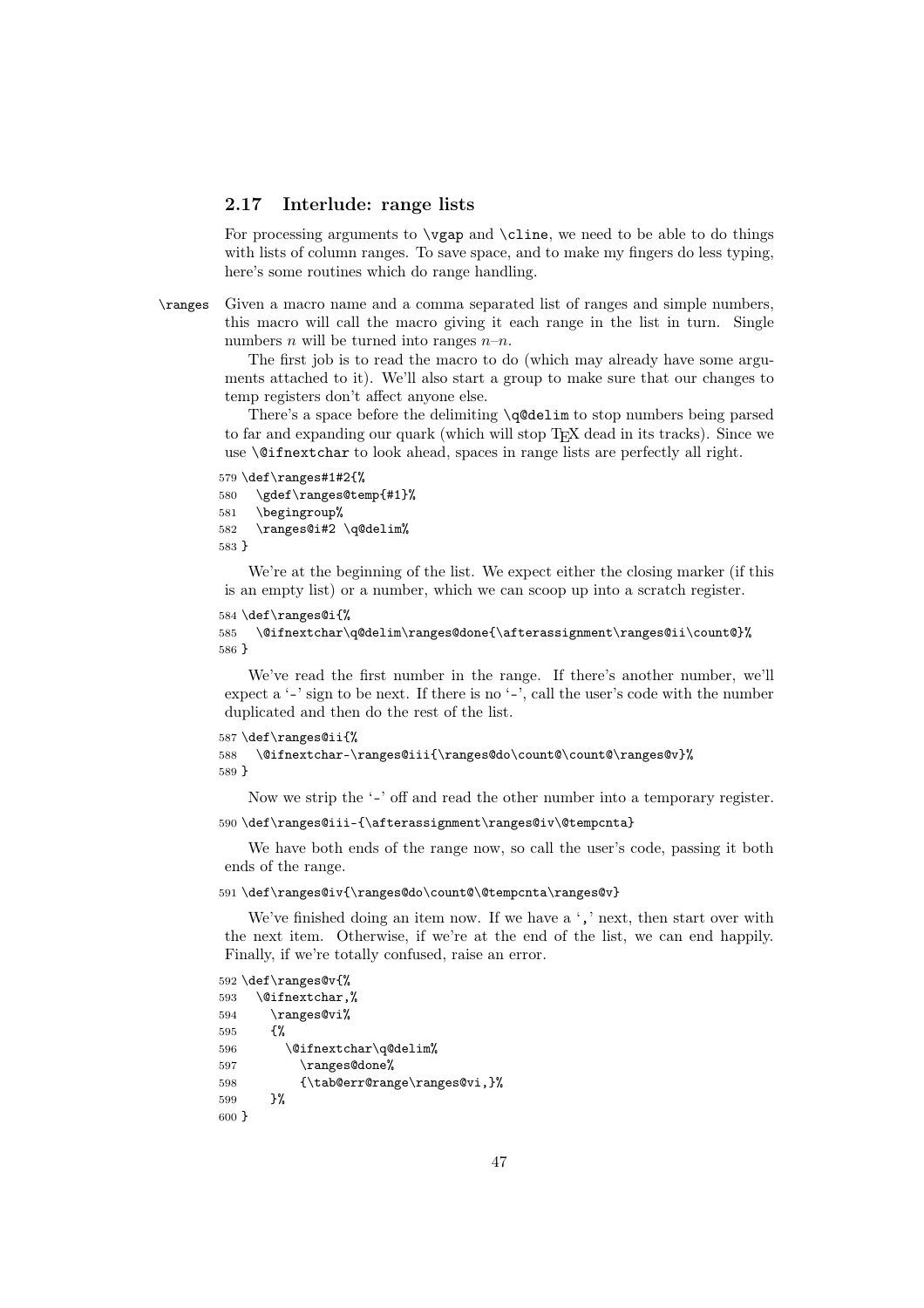### 2.17 Interlude: range lists

For processing arguments to `\vgap` and `\cline`, we need to be able to do things with lists of column ranges. To save space, and to make my fingers do less typing, here's some routines which do range handling.

`\ranges` Given a macro name and a comma separated list of ranges and simple numbers, this macro will call the macro giving it each range in the list in turn. Single numbers $n$ will be turned into ranges $n$–$n$.

The first job is to read the macro to do (which may already have some arguments attached to it). We'll also start a group to make sure that our changes to temp registers don't affect anyone else.

There's a space before the delimiting `\q@delim` to stop numbers being parsed to far and expanding our quark (which will stop TeX dead in its tracks). Since we use `\@ifnextchar` to look ahead, spaces in range lists are perfectly all right.

```
579 \def\ranges#1#2{%
580   \gdef\ranges@temp{#1}%
581   \begingroup%
582   \ranges@i#2 \q@delim%
583 }
```

We're at the beginning of the list. We expect either the closing marker (if this is an empty list) or a number, which we can scoop up into a scratch register.

```
584 \def\ranges@i{%
585   \@ifnextchar\q@delim\ranges@done{\afterassignment\ranges@ii\count@}%
586 }
```

We've read the first number in the range. If there's another number, we'll expect a '`-`' sign to be next. If there is no '`-`', call the user's code with the number duplicated and then do the rest of the list.

```
587 \def\ranges@ii{%
588   \@ifnextchar-\ranges@iii{\ranges@do\count@\count@\ranges@v}%
589 }
```

Now we strip the '`-`' off and read the other number into a temporary register.

```
590 \def\ranges@iii-{\afterassignment\ranges@iv\@tempcnta}
```

We have both ends of the range now, so call the user's code, passing it both ends of the range.

```
591 \def\ranges@iv{\ranges@do\count@\@tempcnta\ranges@v}
```

We've finished doing an item now. If we have a '`,`' next, then start over with the next item. Otherwise, if we're at the end of the list, we can end happily. Finally, if we're totally confused, raise an error.

```
592 \def\ranges@v{%
593   \@ifnextchar,%
594     \ranges@vi%
595     {%
596       \@ifnextchar\q@delim%
597         \ranges@done%
598         {\tab@err@range\ranges@vi,}%
599     }%
600 }
```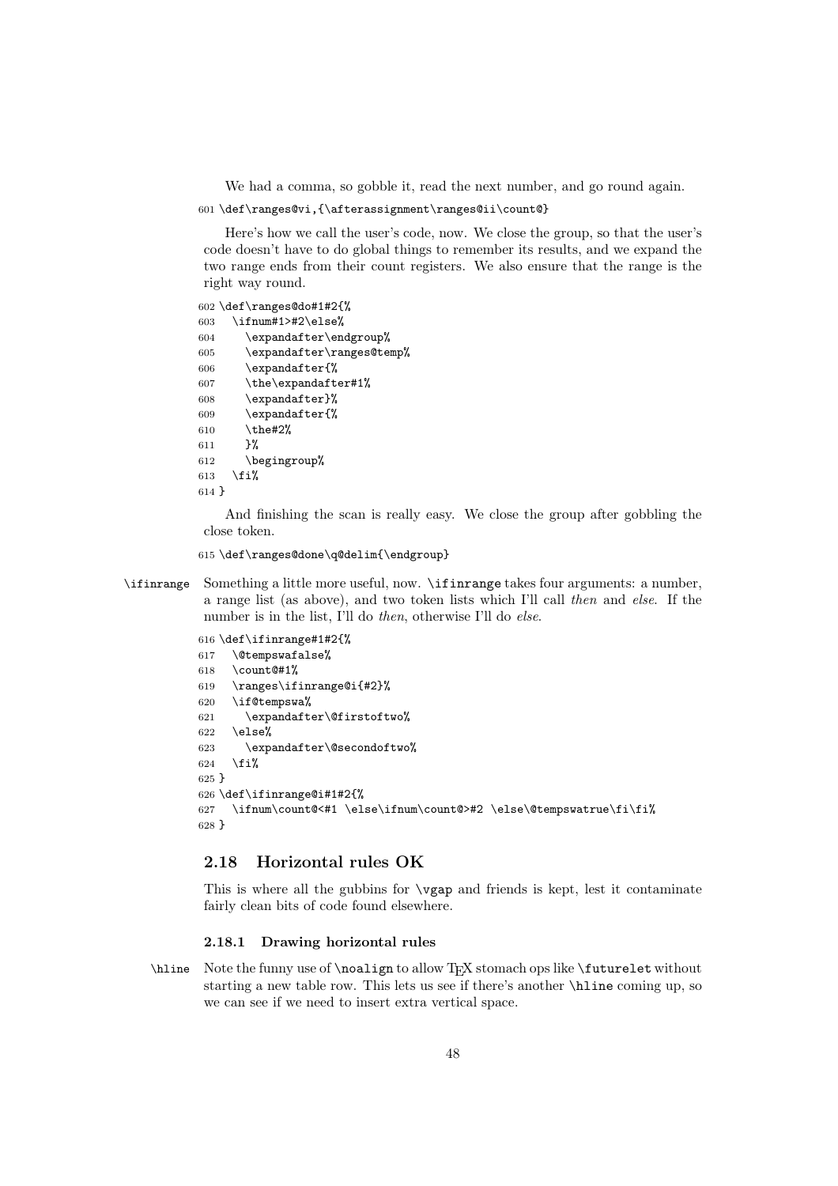We had a comma, so gobble it, read the next number, and go round again.

```
601 \def\ranges@vi,{\afterassignment\ranges@ii\count@}
```

Here's how we call the user's code, now. We close the group, so that the user's code doesn't have to do global things to remember its results, and we expand the two range ends from their count registers. We also ensure that the range is the right way round.

```
602 \def\ranges@do#1#2{%
603   \ifnum#1>#2\else%
604     \expandafter\endgroup%
605     \expandafter\ranges@temp%
606     \expandafter{%
607     \the\expandafter#1%
608     \expandafter}%
609     \expandafter{%
610     \the#2%
611     }%
612     \begingroup%
613   \fi%
614 }
```

And finishing the scan is really easy. We close the group after gobbling the close token.

```
615 \def\ranges@done\q@delim{\endgroup}
```

`\ifinrange` Something a little more useful, now. `\ifinrange` takes four arguments: a number, a range list (as above), and two token lists which I'll call *then* and *else*. If the number is in the list, I'll do *then*, otherwise I'll do *else*.

```
616 \def\ifinrange#1#2{%
617   \@tempswafalse%
618   \count@#1%
619   \ranges\ifinrange@i{#2}%
620   \if@tempswa%
621     \expandafter\@firstoftwo%
622   \else%
623     \expandafter\@secondoftwo%
624   \fi%
625 }
626 \def\ifinrange@i#1#2{%
627   \ifnum\count@<#1 \else\ifnum\count@>#2 \else\@tempswatrue\fi\fi%
628 }
```

## 2.18 Horizontal rules OK

This is where all the gubbins for `\vgap` and friends is kept, lest it contaminate fairly clean bits of code found elsewhere.

### 2.18.1 Drawing horizontal rules

`\hline` Note the funny use of `\noalign` to allow TeX stomach ops like `\futurelet` without starting a new table row. This lets us see if there's another `\hline` coming up, so we can see if we need to insert extra vertical space.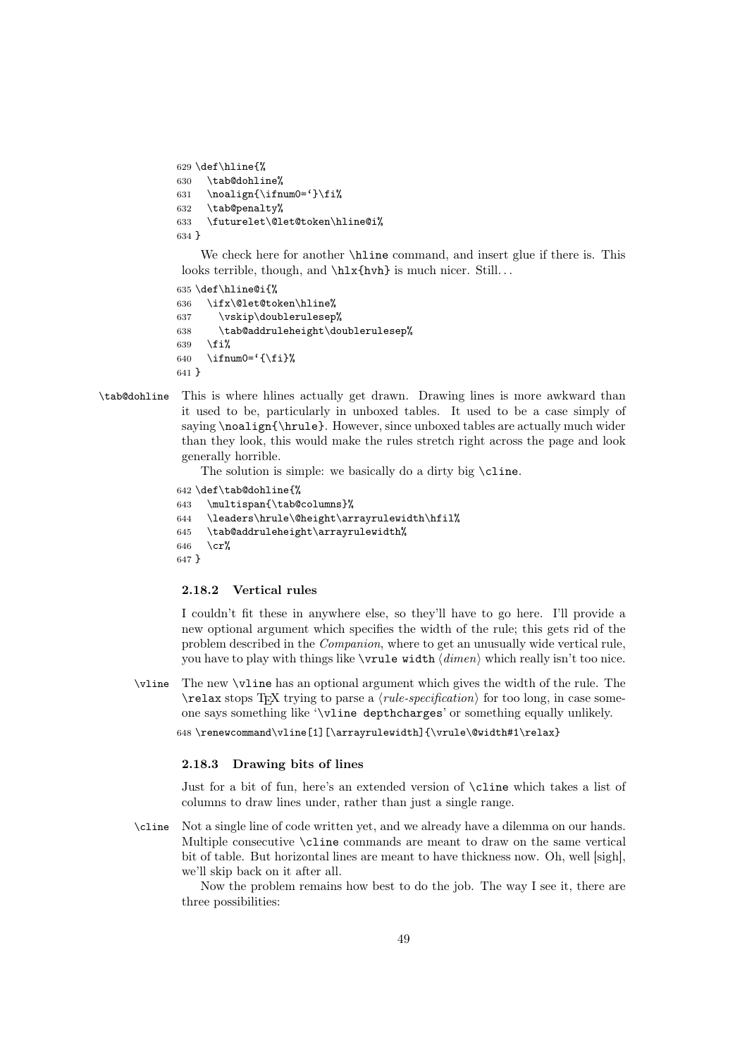```
629 \def\hline{%
630   \tab@dohline%
631   \noalign{\ifnum0=`}\fi%
632   \tab@penalty%
633   \futurelet\@let@token\hline@i%
634 }
```

We check here for another `\hline` command, and insert glue if there is. This looks terrible, though, and `\hlx{hvh}` is much nicer. Still. . .

```
635 \def\hline@i{%
636   \ifx\@let@token\hline%
637     \vskip\doublerulesep%
638     \tab@addruleheight\doublerulesep%
639   \fi%
640   \ifnum0=`{\fi}%
641 }
```

`\tab@dohline` This is where hlines actually get drawn. Drawing lines is more awkward than it used to be, particularly in unboxed tables. It used to be a case simply of saying `\noalign{\hrule}`. However, since unboxed tables are actually much wider than they look, this would make the rules stretch right across the page and look generally horrible.

The solution is simple: we basically do a dirty big `\cline`.

```
642 \def\tab@dohline{%
643   \multispan{\tab@columns}%
644   \leaders\hrule\@height\arrayrulewidth\hfil%
645   \tab@addruleheight\arrayrulewidth%
646   \cr%
647 }
```

### 2.18.2 Vertical rules

I couldn't fit these in anywhere else, so they'll have to go here. I'll provide a new optional argument which specifies the width of the rule; this gets rid of the problem described in the *Companion*, where to get an unusually wide vertical rule, you have to play with things like `\vrule width` ⟨*dimen*⟩ which really isn't too nice.

`\vline` The new `\vline` has an optional argument which gives the width of the rule. The `\relax` stops TEX trying to parse a ⟨*rule-specification*⟩ for too long, in case someone says something like '`\vline depthcharges`' or something equally unlikely.

```
648 \renewcommand\vline[1][\arrayrulewidth]{\vrule\@width#1\relax}
```

### 2.18.3 Drawing bits of lines

Just for a bit of fun, here's an extended version of `\cline` which takes a list of columns to draw lines under, rather than just a single range.

`\cline` Not a single line of code written yet, and we already have a dilemma on our hands. Multiple consecutive `\cline` commands are meant to draw on the same vertical bit of table. But horizontal lines are meant to have thickness now. Oh, well [sigh], we'll skip back on it after all.

Now the problem remains how best to do the job. The way I see it, there are three possibilities: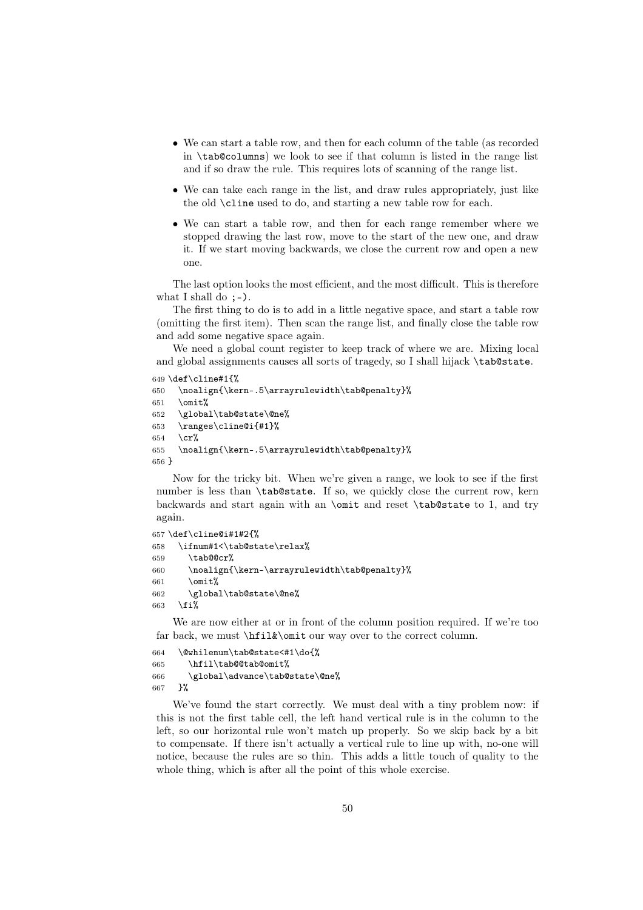- We can start a table row, and then for each column of the table (as recorded in `\tab@columns`) we look to see if that column is listed in the range list and if so draw the rule. This requires lots of scanning of the range list.
- We can take each range in the list, and draw rules appropriately, just like the old `\cline` used to do, and starting a new table row for each.
- We can start a table row, and then for each range remember where we stopped drawing the last row, move to the start of the new one, and draw it. If we start moving backwards, we close the current row and open a new one.

The last option looks the most efficient, and the most difficult. This is therefore what I shall do `;-)`.

The first thing to do is to add in a little negative space, and start a table row (omitting the first item). Then scan the range list, and finally close the table row and add some negative space again.

We need a global count register to keep track of where we are. Mixing local and global assignments causes all sorts of tragedy, so I shall hijack `\tab@state`.

```
649 \def\cline#1{%
650   \noalign{\kern-.5\arrayrulewidth\tab@penalty}%
651   \omit%
652   \global\tab@state\@ne%
653   \ranges\cline@i{#1}%
654   \cr%
655   \noalign{\kern-.5\arrayrulewidth\tab@penalty}%
656 }
```

Now for the tricky bit. When we're given a range, we look to see if the first number is less than `\tab@state`. If so, we quickly close the current row, kern backwards and start again with an `\omit` and reset `\tab@state` to 1, and try again.

```
657 \def\cline@i#1#2{%
658   \ifnum#1<\tab@state\relax%
659     \tab@@cr%
660     \noalign{\kern-\arrayrulewidth\tab@penalty}%
661     \omit%
662     \global\tab@state\@ne%
663   \fi%
```

We are now either at or in front of the column position required. If we're too far back, we must `\hfil&\omit` our way over to the correct column.

```
664   \@whilenum\tab@state<#1\do{%
665     \hfil\tab@@tab@omit%
666     \global\advance\tab@state\@ne%
667   }%
```

We've found the start correctly. We must deal with a tiny problem now: if this is not the first table cell, the left hand vertical rule is in the column to the left, so our horizontal rule won't match up properly. So we skip back by a bit to compensate. If there isn't actually a vertical rule to line up with, no-one will notice, because the rules are so thin. This adds a little touch of quality to the whole thing, which is after all the point of this whole exercise.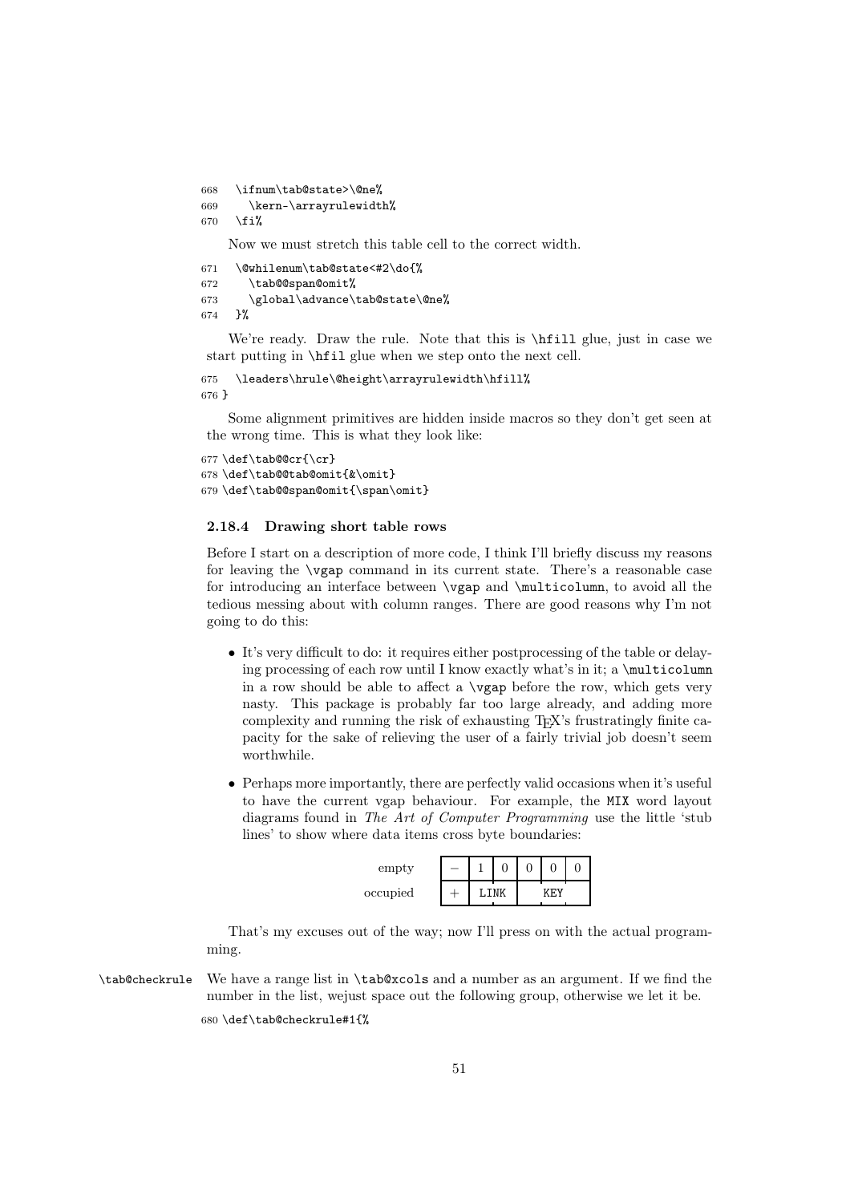```
668   \ifnum\tab@state>\@ne%
669     \kern-\arrayrulewidth%
670   \fi%
```

Now we must stretch this table cell to the correct width.

```
671   \@whilenum\tab@state<#2\do{%
672     \tab@@span@omit%
673     \global\advance\tab@state\@ne%
674   }%
```

We're ready. Draw the rule. Note that this is `\hfill` glue, just in case we start putting in `\hfil` glue when we step onto the next cell.

```
675   \leaders\hrule\@height\arrayrulewidth\hfill%
676 }
```

Some alignment primitives are hidden inside macros so they don't get seen at the wrong time. This is what they look like:

```
677 \def\tab@@cr{\cr}
678 \def\tab@@tab@omit{&\omit}
679 \def\tab@@span@omit{\span\omit}
```

#### 2.18.4 Drawing short table rows

Before I start on a description of more code, I think I'll briefly discuss my reasons for leaving the `\vgap` command in its current state. There's a reasonable case for introducing an interface between `\vgap` and `\multicolumn`, to avoid all the tedious messing about with column ranges. There are good reasons why I'm not going to do this:

- It's very difficult to do: it requires either postprocessing of the table or delaying processing of each row until I know exactly what's in it; a `\multicolumn` in a row should be able to affect a `\vgap` before the row, which gets very nasty. This package is probably far too large already, and adding more complexity and running the risk of exhausting TeX's frustratingly finite capacity for the sake of relieving the user of a fairly trivial job doesn't seem worthwhile.
- Perhaps more importantly, there are perfectly valid occasions when it's useful to have the current vgap behaviour. For example, the `MIX` word layout diagrams found in *The Art of Computer Programming* use the little 'stub lines' to show where data items cross byte boundaries:

| | | | | | | |
|---|---|---|---|---|---|---|
| empty | − | 1 | 0 | 0 | 0 | 0 |
| occupied | + | `LINK` | | `KEY` | | |

That's my excuses out of the way; now I'll press on with the actual programming.

`\tab@checkrule` We have a range list in `\tab@xcols` and a number as an argument. If we find the number in the list, wejust space out the following group, otherwise we let it be.

```
680 \def\tab@checkrule#1{%
```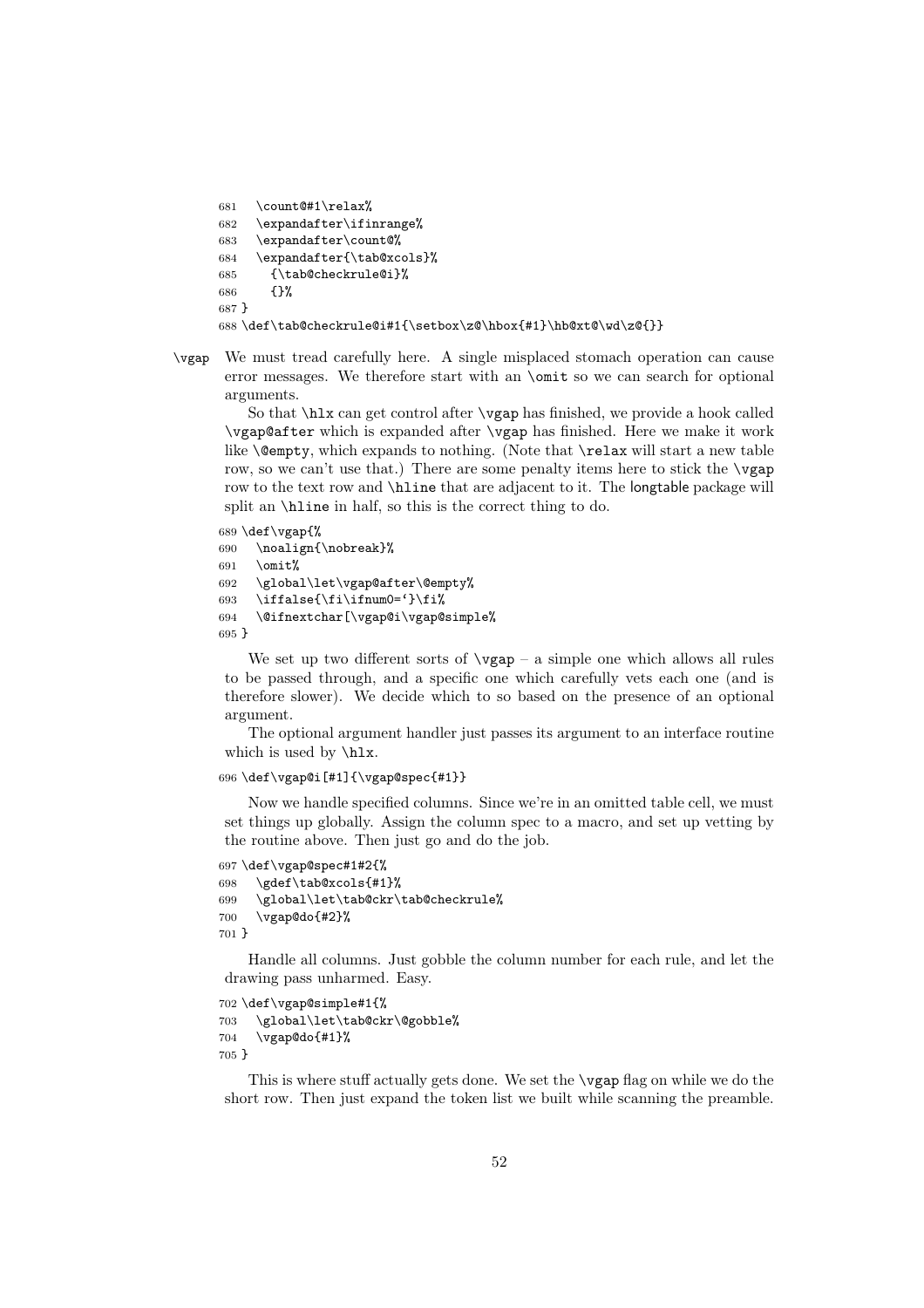```
681   \count@#1\relax%
682   \expandafter\ifinrange%
683   \expandafter\count@%
684   \expandafter{\tab@xcols}%
685     {\tab@checkrule@i}%
686     {}%
687 }
688 \def\tab@checkrule@i#1{\setbox\z@\hbox{#1}\hb@xt@\wd\z@{}}
```

`\vgap` We must tread carefully here. A single misplaced stomach operation can cause error messages. We therefore start with an `\omit` so we can search for optional arguments.

So that `\hlx` can get control after `\vgap` has finished, we provide a hook called `\vgap@after` which is expanded after `\vgap` has finished. Here we make it work like `\@empty`, which expands to nothing. (Note that `\relax` will start a new table row, so we can't use that.) There are some penalty items here to stick the `\vgap` row to the text row and `\hline` that are adjacent to it. The longtable package will split an `\hline` in half, so this is the correct thing to do.

```
689 \def\vgap{%
690   \noalign{\nobreak}%
691   \omit%
692   \global\let\vgap@after\@empty%
693   \iffalse{\fi\ifnum0=`}\fi%
694   \@ifnextchar[\vgap@i\vgap@simple%
695 }
```

We set up two different sorts of `\vgap` – a simple one which allows all rules to be passed through, and a specific one which carefully vets each one (and is therefore slower). We decide which to so based on the presence of an optional argument.

The optional argument handler just passes its argument to an interface routine which is used by `\hlx`.

```
696 \def\vgap@i[#1]{\vgap@spec{#1}}
```

Now we handle specified columns. Since we're in an omitted table cell, we must set things up globally. Assign the column spec to a macro, and set up vetting by the routine above. Then just go and do the job.

```
697 \def\vgap@spec#1#2{%
698   \gdef\tab@xcols{#1}%
699   \global\let\tab@ckr\tab@checkrule%
700   \vgap@do{#2}%
701 }
```

Handle all columns. Just gobble the column number for each rule, and let the drawing pass unharmed. Easy.

```
702 \def\vgap@simple#1{%
703   \global\let\tab@ckr\@gobble%
704   \vgap@do{#1}%
705 }
```

This is where stuff actually gets done. We set the `\vgap` flag on while we do the short row. Then just expand the token list we built while scanning the preamble.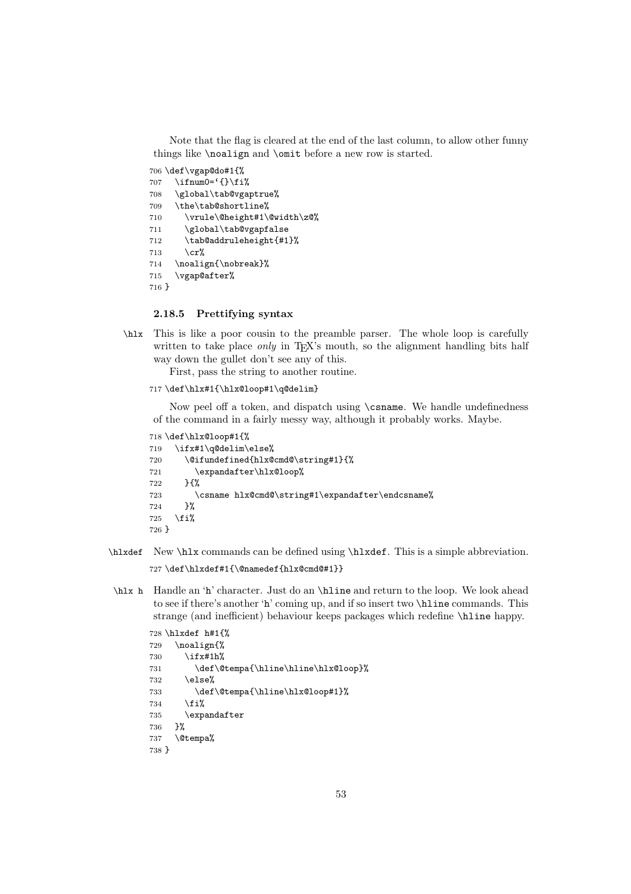Note that the flag is cleared at the end of the last column, to allow other funny things like `\noalign` and `\omit` before a new row is started.

```
706 \def\vgap@do#1{%
707   \ifnum0=`{}\fi%
708   \global\tab@vgaptrue%
709   \the\tab@shortline%
710     \vrule\@height#1\@width\z@%
711     \global\tab@vgapfalse
712     \tab@addruleheight{#1}%
713     \cr%
714   \noalign{\nobreak}%
715   \vgap@after%
716 }
```

### 2.18.5 Prettifying syntax

`\hlx` This is like a poor cousin to the preamble parser. The whole loop is carefully written to take place *only* in TeX's mouth, so the alignment handling bits half way down the gullet don't see any of this.

First, pass the string to another routine.

```
717 \def\hlx#1{\hlx@loop#1\q@delim}
```

Now peel off a token, and dispatch using `\csname`. We handle undefinedness of the command in a fairly messy way, although it probably works. Maybe.

```
718 \def\hlx@loop#1{%
719   \ifx#1\q@delim\else%
720     \@ifundefined{hlx@cmd@\string#1}{%
721       \expandafter\hlx@loop%
722     }{%
723       \csname hlx@cmd@\string#1\expandafter\endcsname%
724     }%
725   \fi%
726 }
```

`\hlxdef` New `\hlx` commands can be defined using `\hlxdef`. This is a simple abbreviation.

```
727 \def\hlxdef#1{\@namedef{hlx@cmd@#1}}
```

`\hlx h` Handle an 'h' character. Just do an `\hline` and return to the loop. We look ahead to see if there's another 'h' coming up, and if so insert two `\hline` commands. This strange (and inefficient) behaviour keeps packages which redefine `\hline` happy.

```
728 \hlxdef h#1{%
729   \noalign{%
730     \ifx#1h%
731       \def\@tempa{\hline\hline\hlx@loop}%
732     \else%
733       \def\@tempa{\hline\hlx@loop#1}%
734     \fi%
735     \expandafter
736   }%
737   \@tempa%
738 }
```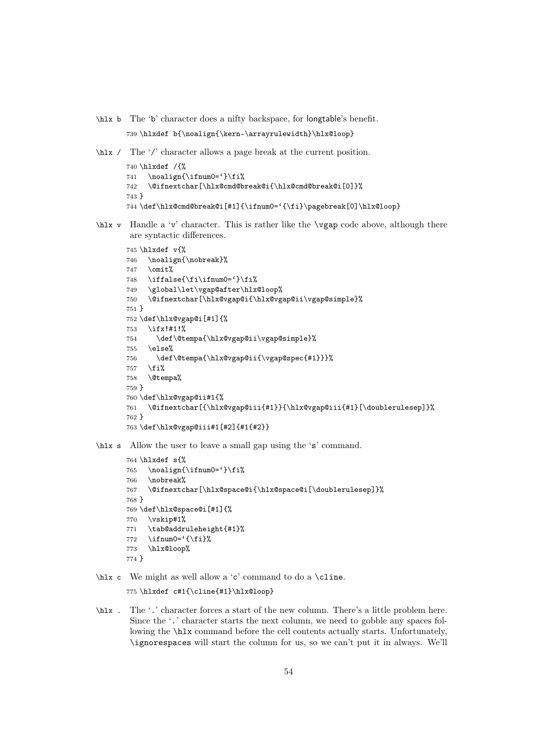\hlx b — The 'b' character does a nifty backspace, for longtable's benefit.

```
739 \hlxdef b{\noalign{\kern-\arrayrulewidth}\hlx@loop}
```

\hlx / — The '/' character allows a page break at the current position.

```
740 \hlxdef /{%
741   \noalign{\ifnum0=`}\fi%
742   \@ifnextchar[\hlx@cmd@break@i{\hlx@cmd@break@i[0]}%
743 }
744 \def\hlx@cmd@break@i[#1]{\ifnum0=`{\fi}\pagebreak[0]\hlx@loop}
```

\hlx v — Handle a 'v' character. This is rather like the \vgap code above, although there are syntactic differences.

```
745 \hlxdef v{%
746   \noalign{\nobreak}%
747   \omit%
748   \iffalse{\fi\ifnum0=`}\fi%
749   \global\let\vgap@after\hlx@loop%
750   \@ifnextchar[\hlx@vgap@i{\hlx@vgap@ii\vgap@simple}%
751 }
752 \def\hlx@vgap@i[#1]{%
753   \ifx!#1!%
754     \def\@tempa{\hlx@vgap@ii\vgap@simple}%
755   \else%
756     \def\@tempa{\hlx@vgap@ii{\vgap@spec{#1}}}%
757   \fi%
758   \@tempa%
759 }
760 \def\hlx@vgap@ii#1{%
761   \@ifnextchar[{\hlx@vgap@iii{#1}}{\hlx@vgap@iii{#1}[\doublerulesep]}%
762 }
763 \def\hlx@vgap@iii#1[#2]{#1{#2}}
```

\hlx s — Allow the user to leave a small gap using the 's' command.

```
764 \hlxdef s{%
765   \noalign{\ifnum0=`}\fi%
766   \nobreak%
767   \@ifnextchar[\hlx@space@i{\hlx@space@i[\doublerulesep]}%
768 }
769 \def\hlx@space@i[#1]{%
770   \vskip#1%
771   \tab@addruleheight{#1}%
772   \ifnum0=`{\fi}%
773   \hlx@loop%
774 }
```

\hlx c — We might as well allow a 'c' command to do a \cline.

```
775 \hlxdef c#1{\cline{#1}\hlx@loop}
```

\hlx . — The '.' character forces a start of the new column. There's a little problem here. Since the '.' character starts the next column, we need to gobble any spaces following the \hlx command before the cell contents actually starts. Unfortunately, \ignorespaces will start the column for us, so we can't put it in always. We'll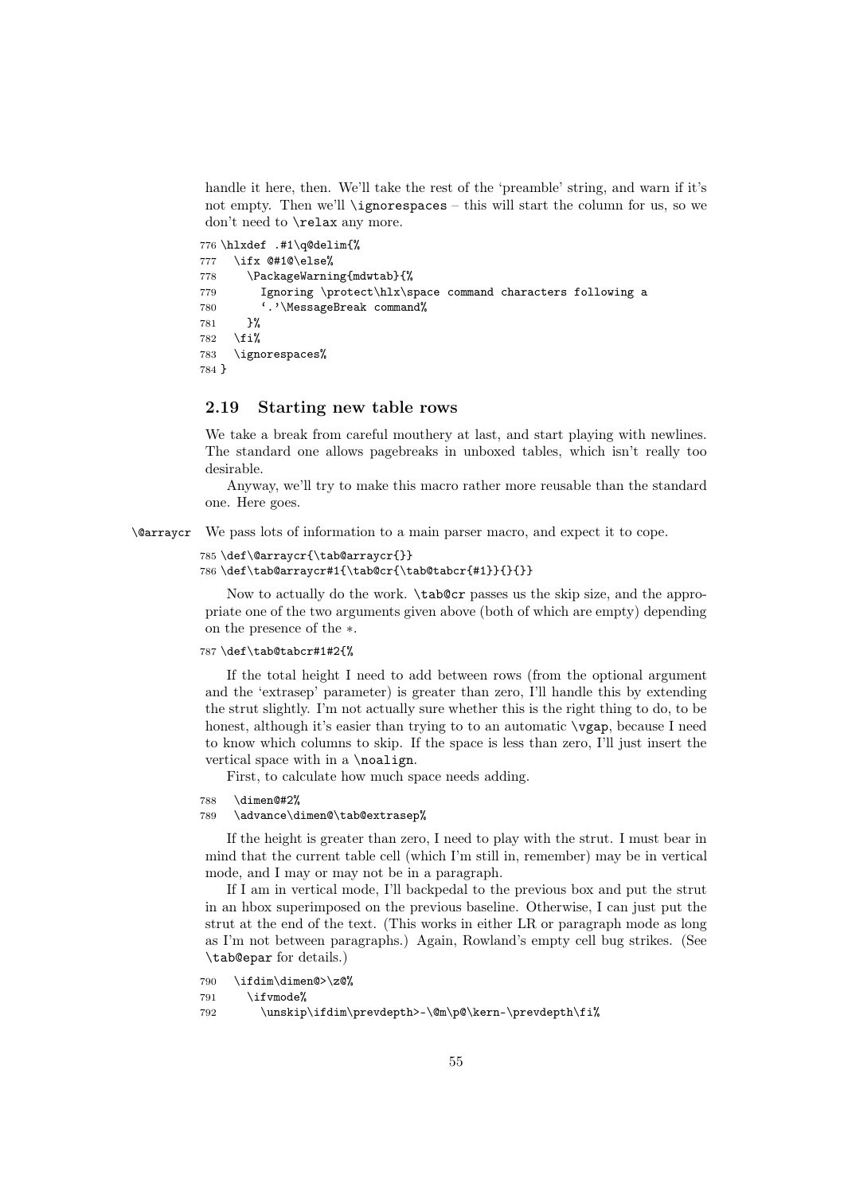handle it here, then. We'll take the rest of the 'preamble' string, and warn if it's not empty. Then we'll `\ignorespaces` – this will start the column for us, so we don't need to `\relax` any more.

```
776 \hlxdef .#1\q@delim{%
777   \ifx @#1@\else%
778     \PackageWarning{mdwtab}{%
779       Ignoring \protect\hlx\space command characters following a
780       '.'\MessageBreak command%
781     }%
782   \fi%
783   \ignorespaces%
784 }
```

### 2.19 Starting new table rows

We take a break from careful mouthery at last, and start playing with newlines. The standard one allows pagebreaks in unboxed tables, which isn't really too desirable.

Anyway, we'll try to make this macro rather more reusable than the standard one. Here goes.

`\@arraycr` We pass lots of information to a main parser macro, and expect it to cope.

```
785 \def\@arraycr{\tab@arraycr{}}
786 \def\tab@arraycr#1{\tab@cr{\tab@tabcr{#1}}{}{}}
```

Now to actually do the work. `\tab@cr` passes us the skip size, and the appropriate one of the two arguments given above (both of which are empty) depending on the presence of the ∗.

```
787 \def\tab@tabcr#1#2{%
```

If the total height I need to add between rows (from the optional argument and the 'extrasep' parameter) is greater than zero, I'll handle this by extending the strut slightly. I'm not actually sure whether this is the right thing to do, to be honest, although it's easier than trying to to an automatic `\vgap`, because I need to know which columns to skip. If the space is less than zero, I'll just insert the vertical space with in a `\noalign`.

First, to calculate how much space needs adding.

```
788   \dimen@#2%
789   \advance\dimen@\tab@extrasep%
```

If the height is greater than zero, I need to play with the strut. I must bear in mind that the current table cell (which I'm still in, remember) may be in vertical mode, and I may or may not be in a paragraph.

If I am in vertical mode, I'll backpedal to the previous box and put the strut in an hbox superimposed on the previous baseline. Otherwise, I can just put the strut at the end of the text. (This works in either LR or paragraph mode as long as I'm not between paragraphs.) Again, Rowland's empty cell bug strikes. (See `\tab@epar` for details.)

```
790   \ifdim\dimen@>\z@%
791     \ifvmode%
792       \unskip\ifdim\prevdepth>-\@m\p@\kern-\prevdepth\fi%
```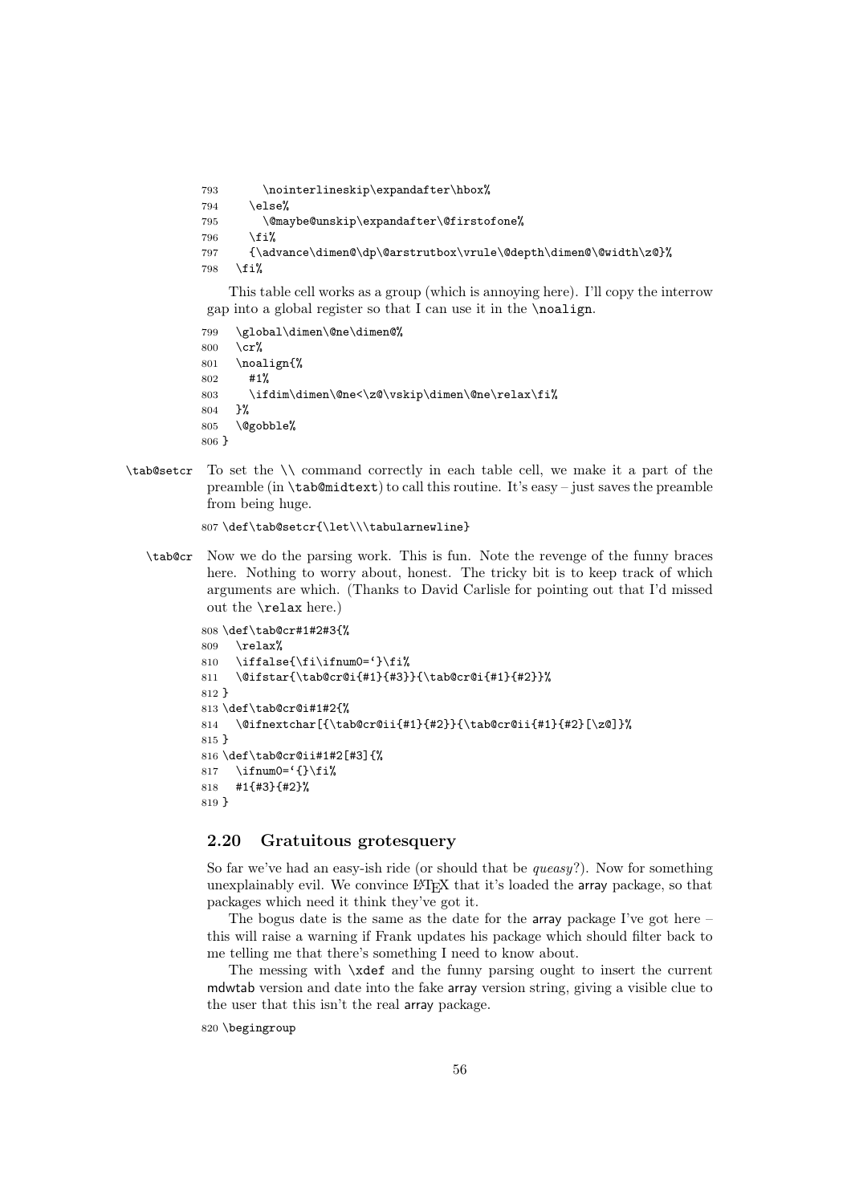```
793       \nointerlineskip\expandafter\hbox%
794     \else%
795       \@maybe@unskip\expandafter\@firstofone%
796     \fi%
797     {\advance\dimen@\dp\@arstrutbox\vrule\@depth\dimen@\@width\z@}%
798   \fi%
```

This table cell works as a group (which is annoying here). I'll copy the interrow gap into a global register so that I can use it in the \noalign.

```
799   \global\dimen\@ne\dimen@%
800   \cr%
801   \noalign{%
802     #1%
803     \ifdim\dimen\@ne<\z@\vskip\dimen\@ne\relax\fi%
804   }%
805   \@gobble%
806 }
```

\tab@setcr To set the \\ command correctly in each table cell, we make it a part of the preamble (in \tab@midtext) to call this routine. It's easy – just saves the preamble from being huge.

```
807 \def\tab@setcr{\let\\\tabularnewline}
```

\tab@cr Now we do the parsing work. This is fun. Note the revenge of the funny braces here. Nothing to worry about, honest. The tricky bit is to keep track of which arguments are which. (Thanks to David Carlisle for pointing out that I'd missed out the \relax here.)

```
808 \def\tab@cr#1#2#3{%
809   \relax%
810   \iffalse{\fi\ifnum0=`}\fi%
811   \@ifstar{\tab@cr@i{#1}{#3}}{\tab@cr@i{#1}{#2}}%
812 }
813 \def\tab@cr@i#1#2{%
814   \@ifnextchar[{\tab@cr@ii{#1}{#2}}{\tab@cr@ii{#1}{#2}[\z@]}%
815 }
816 \def\tab@cr@ii#1#2[#3]{%
817   \ifnum0=`{}\fi%
818   #1{#3}{#2}%
819 }
```

### 2.20 Gratuitous grotesquery

So far we've had an easy-ish ride (or should that be *queasy*?). Now for something unexplainably evil. We convince LaTeX that it's loaded the array package, so that packages which need it think they've got it.

The bogus date is the same as the date for the array package I've got here – this will raise a warning if Frank updates his package which should filter back to me telling me that there's something I need to know about.

The messing with \xdef and the funny parsing ought to insert the current mdwtab version and date into the fake array version string, giving a visible clue to the user that this isn't the real array package.

```
820 \begingroup
```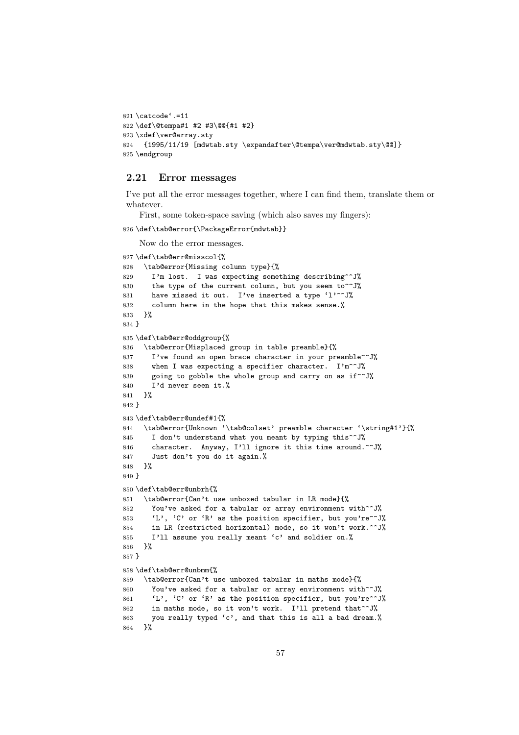```
821 \catcode`.=11
822 \def\@tempa#1 #2 #3\@@{#1 #2}
823 \xdef\ver@array.sty
824   {1995/11/19 [mdwtab.sty \expandafter\@tempa\ver@mdwtab.sty\@@]}
825 \endgroup
```

### 2.21 Error messages

I've put all the error messages together, where I can find them, translate them or whatever.

First, some token-space saving (which also saves my fingers):

```
826 \def\tab@error{\PackageError{mdwtab}}
```

Now do the error messages.

```
827 \def\tab@err@misscol{%
828   \tab@error{Missing column type}{%
829     I'm lost.  I was expecting something describing^^J%
830     the type of the current column, but you seem to^^J%
831     have missed it out.  I've inserted a type `l'^^J%
832     column here in the hope that this makes sense.%
833   }%
834 }
835 \def\tab@err@oddgroup{%
836   \tab@error{Misplaced group in table preamble}{%
837     I've found an open brace character in your preamble^^J%
838     when I was expecting a specifier character.  I'm^^J%
839     going to gobble the whole group and carry on as if^^J%
840     I'd never seen it.%
841   }%
842 }
843 \def\tab@err@undef#1{%
844   \tab@error{Unknown `\tab@colset' preamble character `\string#1'}{%
845     I don't understand what you meant by typing this^^J%
846     character.  Anyway, I'll ignore it this time around.^^J%
847     Just don't you do it again.%
848   }%
849 }
850 \def\tab@err@unbrh{%
851   \tab@error{Can't use unboxed tabular in LR mode}{%
852     You've asked for a tabular or array environment with^^J%
853     `L', `C' or `R' as the position specifier, but you're^^J%
854     in LR (restricted horizontal) mode, so it won't work.^^J%
855     I'll assume you really meant `c' and soldier on.%
856   }%
857 }
858 \def\tab@err@unbmm{%
859   \tab@error{Can't use unboxed tabular in maths mode}{%
860     You've asked for a tabular or array environment with^^J%
861     `L', `C' or `R' as the position specifier, but you're^^J%
862     in maths mode, so it won't work.  I'll pretend that^^J%
863     you really typed `c', and that this is all a bad dream.%
864   }%
```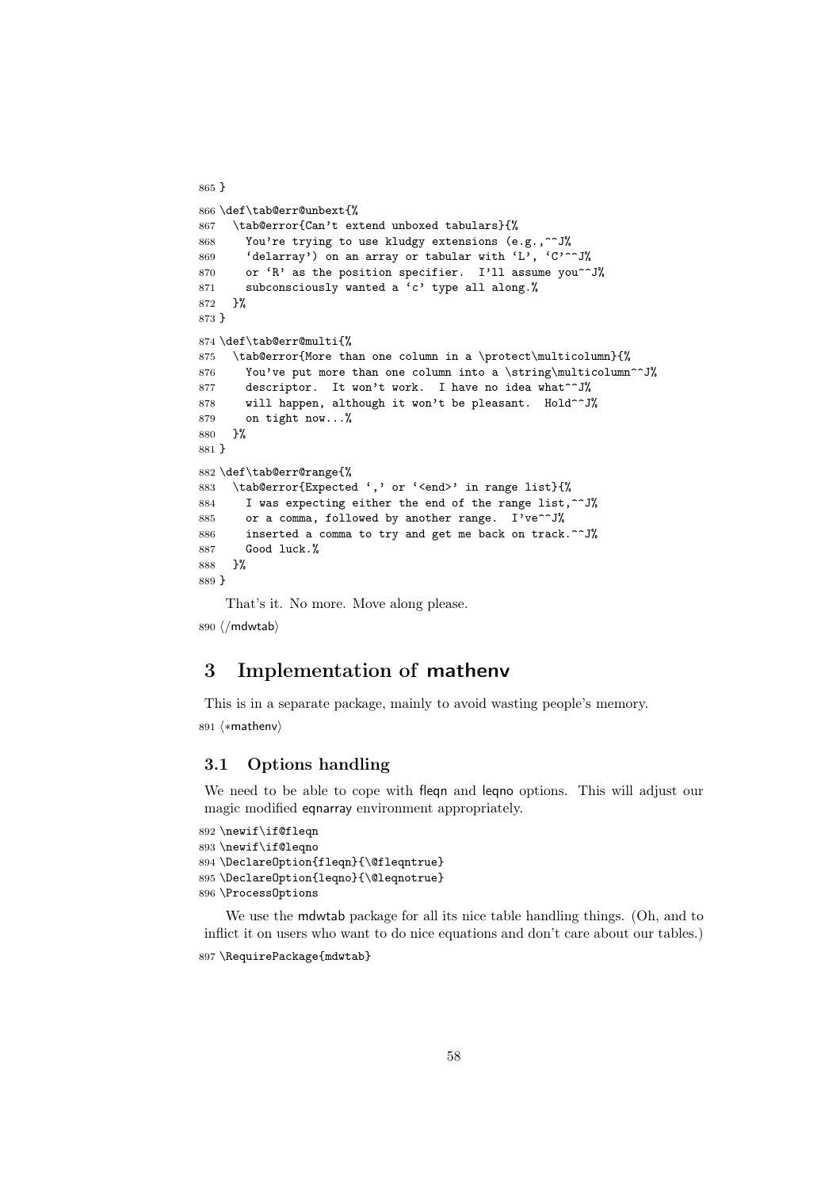```
865 }
866 \def\tab@err@unbext{%
867   \tab@error{Can't extend unboxed tabulars}{%
868     You're trying to use kludgy extensions (e.g.,^^J%
869     `delarray') on an array or tabular with `L', `C'^^J%
870     or `R' as the position specifier.  I'll assume you^^J%
871     subconsciously wanted a `c' type all along.%
872   }%
873 }
874 \def\tab@err@multi{%
875   \tab@error{More than one column in a \protect\multicolumn}{%
876     You've put more than one column into a \string\multicolumn^^J%
877     descriptor.  It won't work.  I have no idea what^^J%
878     will happen, although it won't be pleasant.  Hold^^J%
879     on tight now...%
880   }%
881 }
882 \def\tab@err@range{%
883   \tab@error{Expected `,' or `<end>' in range list}{%
884     I was expecting either the end of the range list,^^J%
885     or a comma, followed by another range.  I've^^J%
886     inserted a comma to try and get me back on track.^^J%
887     Good luck.%
888   }%
889 }
```

That's it. No more. Move along please.

```
890 ⟨/mdwtab⟩
```

# 3 Implementation of mathenv

This is in a separate package, mainly to avoid wasting people's memory.

```
891 ⟨*mathenv⟩
```

## 3.1 Options handling

We need to be able to cope with fleqn and leqno options. This will adjust our magic modified eqnarray environment appropriately.

```
892 \newif\if@fleqn
893 \newif\if@leqno
894 \DeclareOption{fleqn}{\@fleqntrue}
895 \DeclareOption{leqno}{\@leqnotrue}
896 \ProcessOptions
```

We use the mdwtab package for all its nice table handling things. (Oh, and to inflict it on users who want to do nice equations and don't care about our tables.)

```
897 \RequirePackage{mdwtab}
```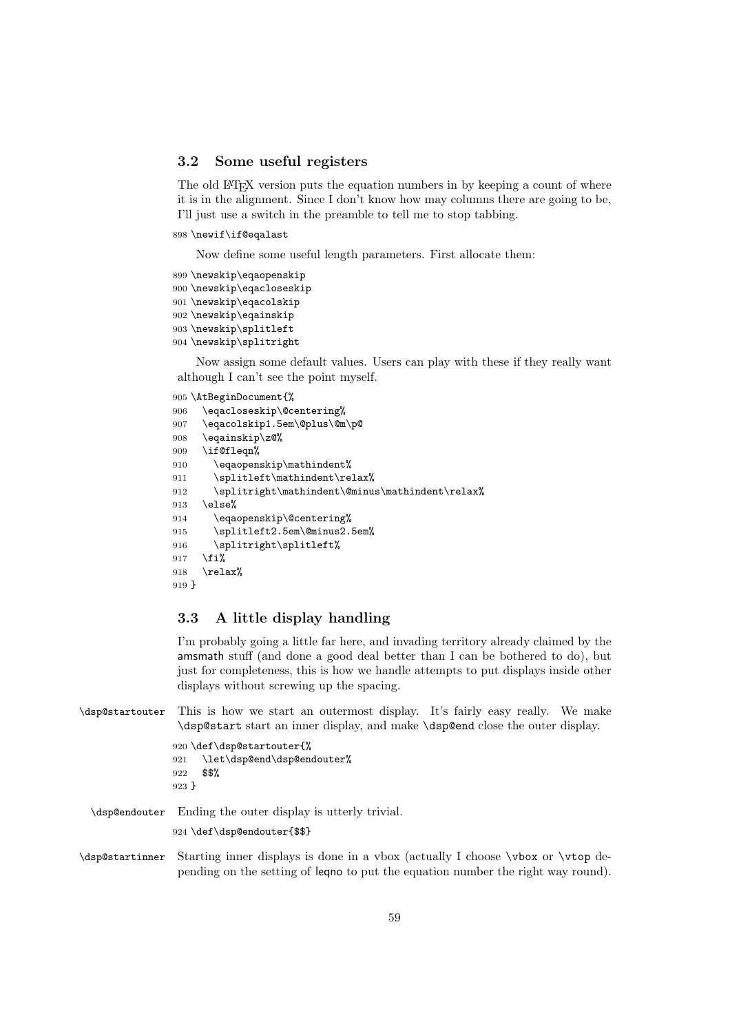### 3.2 Some useful registers

The old LaTeX version puts the equation numbers in by keeping a count of where it is in the alignment. Since I don't know how may columns there are going to be, I'll just use a switch in the preamble to tell me to stop tabbing.

```
898 \newif\if@eqalast
```

Now define some useful length parameters. First allocate them:

```
899 \newskip\eqaopenskip
900 \newskip\eqacloseskip
901 \newskip\eqacolskip
902 \newskip\eqainskip
903 \newskip\splitleft
904 \newskip\splitright
```

Now assign some default values. Users can play with these if they really want although I can't see the point myself.

```
905 \AtBeginDocument{%
906   \eqacloseskip\@centering%
907   \eqacolskip1.5em\@plus\@m\p@
908   \eqainskip\z@%
909   \if@fleqn%
910     \eqaopenskip\mathindent%
911     \splitleft\mathindent\relax%
912     \splitright\mathindent\@minus\mathindent\relax%
913   \else%
914     \eqaopenskip\@centering%
915     \splitleft2.5em\@minus2.5em%
916     \splitright\splitleft%
917   \fi%
918   \relax%
919 }
```

### 3.3 A little display handling

I'm probably going a little far here, and invading territory already claimed by the amsmath stuff (and done a good deal better than I can be bothered to do), but just for completeness, this is how we handle attempts to put displays inside other displays without screwing up the spacing.

`\dsp@startouter` This is how we start an outermost display. It's fairly easy really. We make `\dsp@start` start an inner display, and make `\dsp@end` close the outer display.

```
920 \def\dsp@startouter{%
921   \let\dsp@end\dsp@endouter%
922   $$%
923 }
```

`\dsp@endouter` Ending the outer display is utterly trivial.

```
924 \def\dsp@endouter{$$}
```

`\dsp@startinner` Starting inner displays is done in a vbox (actually I choose `\vbox` or `\vtop` depending on the setting of leqno to put the equation number the right way round).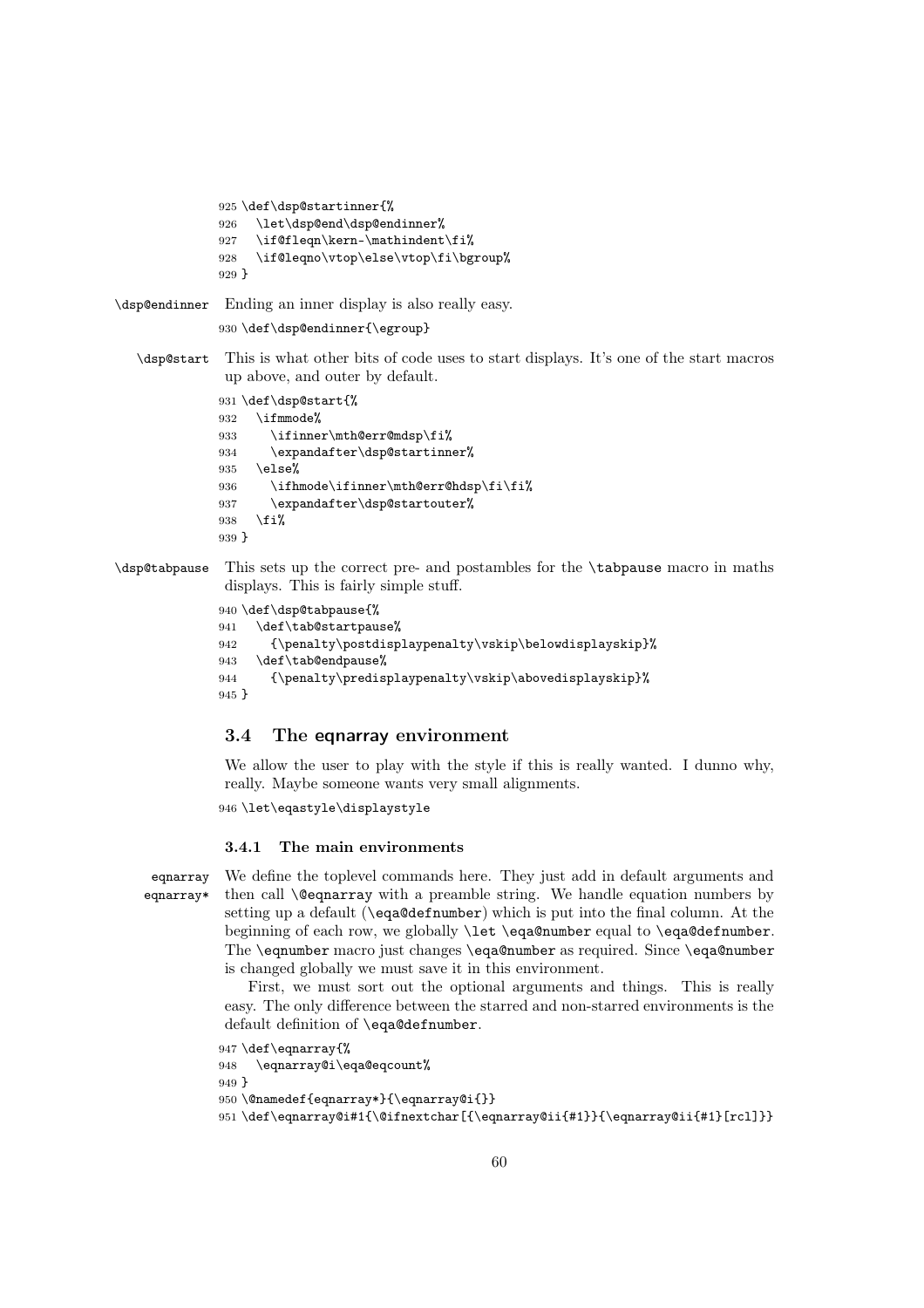```
925 \def\dsp@startinner{%
926   \let\dsp@end\dsp@endinner%
927   \if@fleqn\kern-\mathindent\fi%
928   \if@leqno\vtop\else\vtop\fi\bgroup%
929 }
```

`\dsp@endinner` Ending an inner display is also really easy.

```
930 \def\dsp@endinner{\egroup}
```

`\dsp@start` This is what other bits of code uses to start displays. It's one of the start macros up above, and outer by default.

```
931 \def\dsp@start{%
932   \ifmmode%
933     \ifinner\mth@err@mdsp\fi%
934     \expandafter\dsp@startinner%
935   \else%
936     \ifhmode\ifinner\mth@err@hdsp\fi\fi%
937     \expandafter\dsp@startouter%
938   \fi%
939 }
```

`\dsp@tabpause` This sets up the correct pre- and postambles for the `\tabpause` macro in maths displays. This is fairly simple stuff.

```
940 \def\dsp@tabpause{%
941   \def\tab@startpause%
942     {\penalty\postdisplaypenalty\vskip\belowdisplayskip}%
943   \def\tab@endpause%
944     {\penalty\predisplaypenalty\vskip\abovedisplayskip}%
945 }
```

## 3.4 The eqnarray environment

We allow the user to play with the style if this is really wanted. I dunno why, really. Maybe someone wants very small alignments.

```
946 \let\eqastyle\displaystyle
```

### 3.4.1 The main environments

`eqnarray` `eqnarray*` We define the toplevel commands here. They just add in default arguments and then call `\@eqnarray` with a preamble string. We handle equation numbers by setting up a default (`\eqa@defnumber`) which is put into the final column. At the beginning of each row, we globally `\let \eqa@number` equal to `\eqa@defnumber`. The `\eqnumber` macro just changes `\eqa@number` as required. Since `\eqa@number` is changed globally we must save it in this environment.

First, we must sort out the optional arguments and things. This is really easy. The only difference between the starred and non-starred environments is the default definition of `\eqa@defnumber`.

```
947 \def\eqnarray{%
948   \eqnarray@i\eqa@eqcount%
949 }
950 \@namedef{eqnarray*}{\eqnarray@i{}}
951 \def\eqnarray@i#1{\@ifnextchar[{\eqnarray@ii{#1}}{\eqnarray@ii{#1}[rcl]}}
```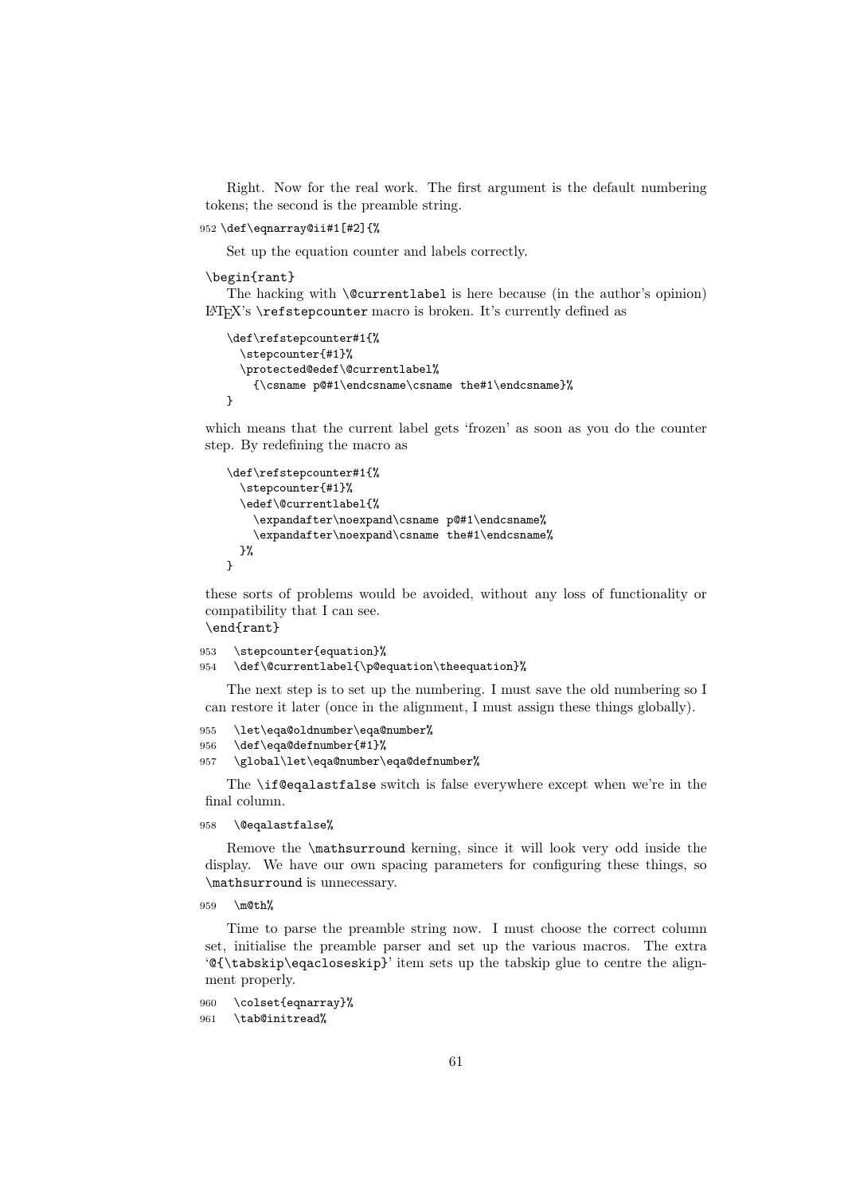Right. Now for the real work. The first argument is the default numbering tokens; the second is the preamble string.

```
952 \def\eqnarray@ii#1[#2]{%
```

Set up the equation counter and labels correctly.

\begin{rant}

The hacking with `\@currentlabel` is here because (in the author's opinion) LaTeX's `\refstepcounter` macro is broken. It's currently defined as

```
\def\refstepcounter#1{%
  \stepcounter{#1}%
  \protected@edef\@currentlabel%
    {\csname p@#1\endcsname\csname the#1\endcsname}%
}
```

which means that the current label gets 'frozen' as soon as you do the counter step. By redefining the macro as

```
\def\refstepcounter#1{%
  \stepcounter{#1}%
  \edef\@currentlabel{%
    \expandafter\noexpand\csname p@#1\endcsname%
    \expandafter\noexpand\csname the#1\endcsname%
  }%
}
```

these sorts of problems would be avoided, without any loss of functionality or compatibility that I can see.

\end{rant}

```
953   \stepcounter{equation}%
954   \def\@currentlabel{\p@equation\theequation}%
```

The next step is to set up the numbering. I must save the old numbering so I can restore it later (once in the alignment, I must assign these things globally).

```
955   \let\eqa@oldnumber\eqa@number%
956   \def\eqa@defnumber{#1}%
957   \global\let\eqa@number\eqa@defnumber%
```

The `\if@eqalastfalse` switch is false everywhere except when we're in the final column.

```
958   \@eqalastfalse%
```

Remove the `\mathsurround` kerning, since it will look very odd inside the display. We have our own spacing parameters for configuring these things, so `\mathsurround` is unnecessary.

```
959   \m@th%
```

Time to parse the preamble string now. I must choose the correct column set, initialise the preamble parser and set up the various macros. The extra '`@{\tabskip\eqacloseskip}`' item sets up the tabskip glue to centre the alignment properly.

```
960   \colset{eqnarray}%
961   \tab@initread%
```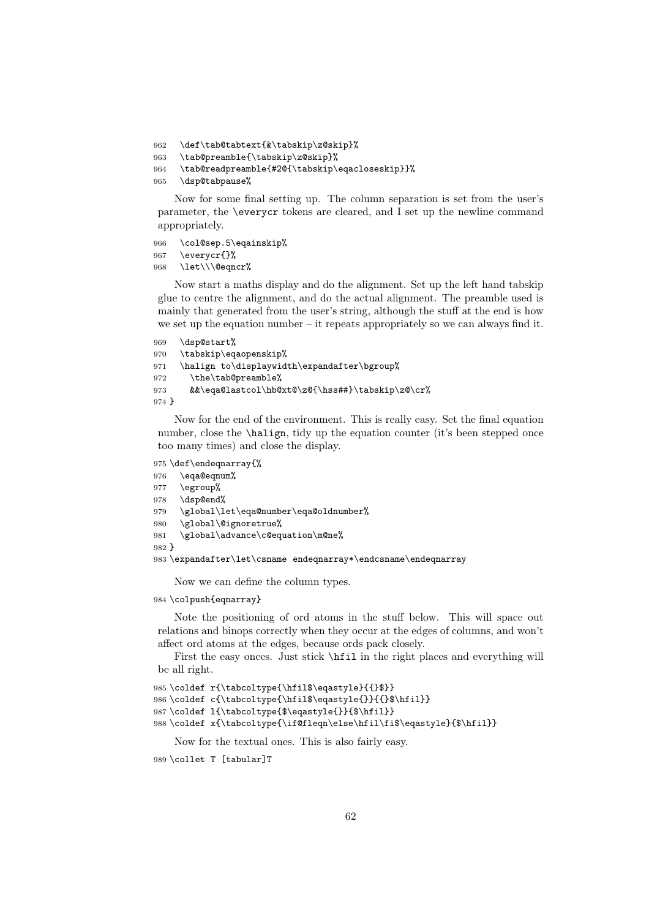```
962   \def\tab@tabtext{&\tabskip\z@skip}%
963   \tab@preamble{\tabskip\z@skip}%
964   \tab@readpreamble{#2@{\tabskip\eqacloseskip}}%
965   \dsp@tabpause%
```

Now for some final setting up. The column separation is set from the user's parameter, the `\everycr` tokens are cleared, and I set up the newline command appropriately.

```
966   \col@sep.5\eqainskip%
967   \everycr{}%
968   \let\\\@eqncr%
```

Now start a maths display and do the alignment. Set up the left hand tabskip glue to centre the alignment, and do the actual alignment. The preamble used is mainly that generated from the user's string, although the stuff at the end is how we set up the equation number – it repeats appropriately so we can always find it.

```
969   \dsp@start%
970   \tabskip\eqaopenskip%
971   \halign to\displaywidth\expandafter\bgroup%
972     \the\tab@preamble%
973     &&\eqa@lastcol\hb@xt@\z@{\hss##}\tabskip\z@\cr%
974 }
```

Now for the end of the environment. This is really easy. Set the final equation number, close the `\halign`, tidy up the equation counter (it's been stepped once too many times) and close the display.

```
975 \def\endeqnarray{%
976   \eqa@eqnum%
977   \egroup%
978   \dsp@end%
979   \global\let\eqa@number\eqa@oldnumber%
980   \global\@ignoretrue%
981   \global\advance\c@equation\m@ne%
982 }
983 \expandafter\let\csname endeqnarray*\endcsname\endeqnarray
```

Now we can define the column types.

```
984 \colpush{eqnarray}
```

Note the positioning of ord atoms in the stuff below. This will space out relations and binops correctly when they occur at the edges of columns, and won't affect ord atoms at the edges, because ords pack closely.

First the easy onces. Just stick `\hfil` in the right places and everything will be all right.

```
985 \coldef r{\tabcoltype{\hfil$\eqastyle}{{}$}}
986 \coldef c{\tabcoltype{\hfil$\eqastyle{}}{{}$\hfil}}
987 \coldef l{\tabcoltype{$\eqastyle{}}{$\hfil}}
988 \coldef x{\tabcoltype{\if@fleqn\else\hfil\fi$\eqastyle}{$\hfil}}
```

Now for the textual ones. This is also fairly easy.

```
989 \collet T [tabular]T
```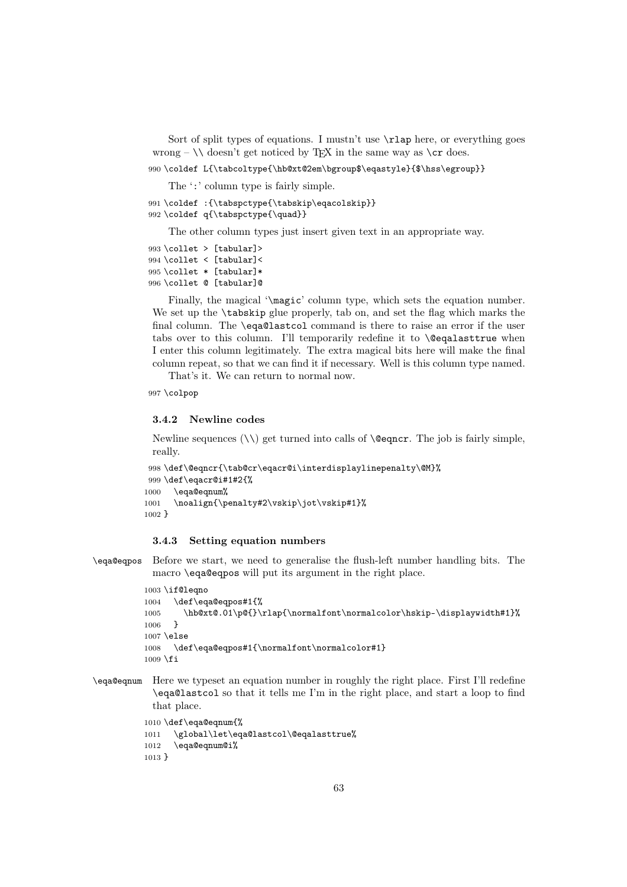Sort of split types of equations. I mustn't use `\rlap` here, or everything goes wrong – `\\` doesn't get noticed by TEX in the same way as `\cr` does.

```
990 \coldef L{\tabcoltype{\hb@xt@2em\bgroup$\eqastyle}{$\hss\egroup}}
```

The ':' column type is fairly simple.

```
991 \coldef :{\tabspctype{\tabskip\eqacolskip}}
992 \coldef q{\tabspctype{\quad}}
```

The other column types just insert given text in an appropriate way.

```
993 \collet > [tabular]>
994 \collet < [tabular]<
995 \collet * [tabular]*
996 \collet @ [tabular]@
```

Finally, the magical '`\magic`' column type, which sets the equation number. We set up the `\tabskip` glue properly, tab on, and set the flag which marks the final column. The `\eqa@lastcol` command is there to raise an error if the user tabs over to this column. I'll temporarily redefine it to `\@eqalasttrue` when I enter this column legitimately. The extra magical bits here will make the final column repeat, so that we can find it if necessary. Well is this column type named.

That's it. We can return to normal now.

```
997 \colpop
```

### 3.4.2 Newline codes

Newline sequences (`\\`) get turned into calls of `\@eqncr`. The job is fairly simple, really.

```
998 \def\@eqncr{\tab@cr\eqacr@i\interdisplaylinepenalty\@M}%
999 \def\eqacr@i#1#2{%
1000   \eqa@eqnum%
1001   \noalign{\penalty#2\vskip\jot\vskip#1}%
1002 }
```

### 3.4.3 Setting equation numbers

`\eqa@eqpos` Before we start, we need to generalise the flush-left number handling bits. The macro `\eqa@eqpos` will put its argument in the right place.

```
1003 \if@leqno
1004   \def\eqa@eqpos#1{%
1005     \hb@xt@.01\p@{}\rlap{\normalfont\normalcolor\hskip-\displaywidth#1}%
1006   }
1007 \else
1008   \def\eqa@eqpos#1{\normalfont\normalcolor#1}
1009 \fi
```

`\eqa@eqnum` Here we typeset an equation number in roughly the right place. First I'll redefine `\eqa@lastcol` so that it tells me I'm in the right place, and start a loop to find that place.

```
1010 \def\eqa@eqnum{%
1011   \global\let\eqa@lastcol\@eqalasttrue%
1012   \eqa@eqnum@i%
1013 }
```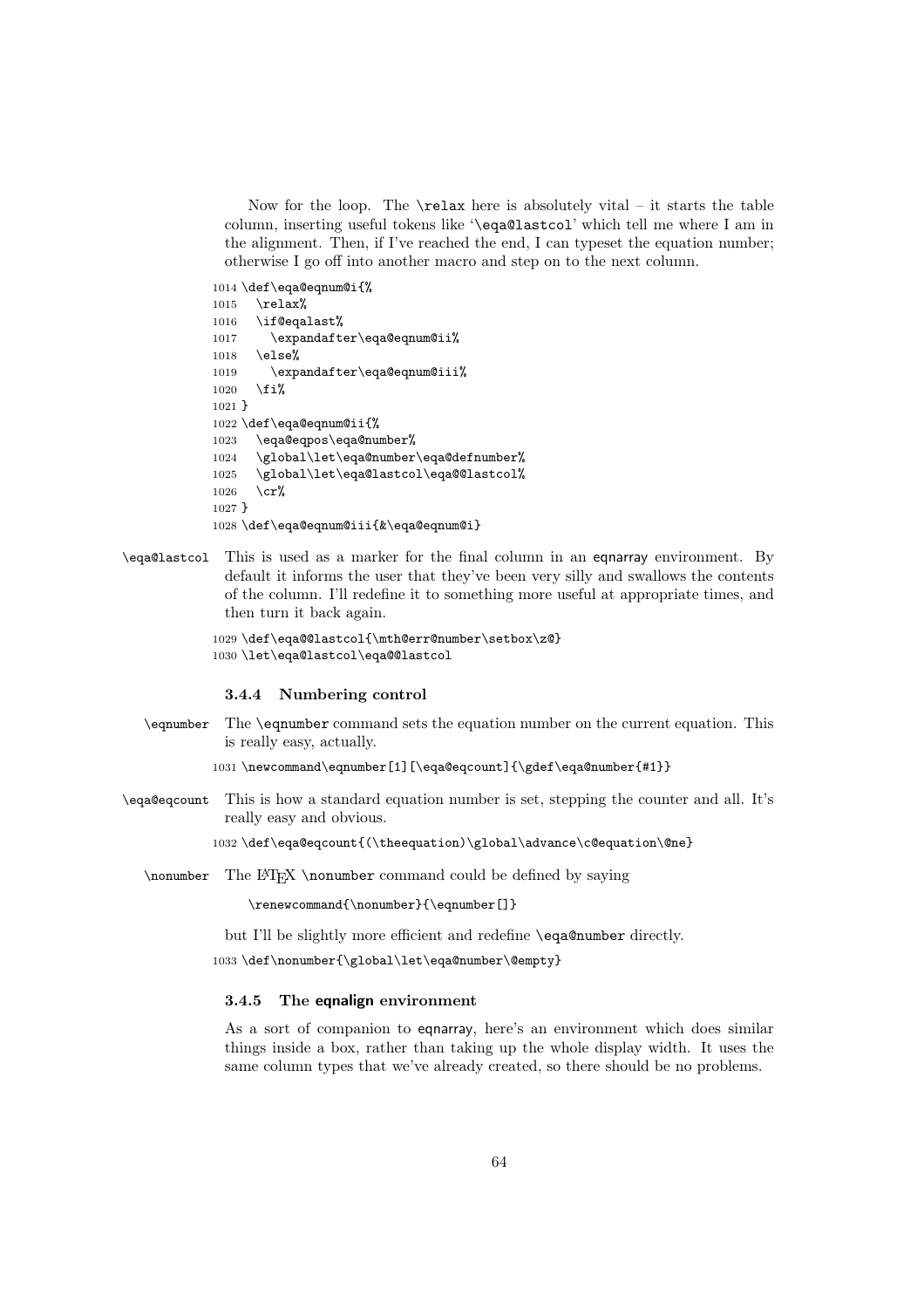Now for the loop. The `\relax` here is absolutely vital – it starts the table column, inserting useful tokens like '`\eqa@lastcol`' which tell me where I am in the alignment. Then, if I've reached the end, I can typeset the equation number; otherwise I go off into another macro and step on to the next column.

```
1014 \def\eqa@eqnum@i{%
1015   \relax%
1016   \if@eqalast%
1017     \expandafter\eqa@eqnum@ii%
1018   \else%
1019     \expandafter\eqa@eqnum@iii%
1020   \fi%
1021 }
1022 \def\eqa@eqnum@ii{%
1023   \eqa@eqpos\eqa@number%
1024   \global\let\eqa@number\eqa@defnumber%
1025   \global\let\eqa@lastcol\eqa@@lastcol%
1026   \cr%
1027 }
1028 \def\eqa@eqnum@iii{&\eqa@eqnum@i}
```

`\eqa@lastcol` This is used as a marker for the final column in an eqnarray environment. By default it informs the user that they've been very silly and swallows the contents of the column. I'll redefine it to something more useful at appropriate times, and then turn it back again.

```
1029 \def\eqa@@lastcol{\mth@err@number\setbox\z@}
1030 \let\eqa@lastcol\eqa@@lastcol
```

### 3.4.4 Numbering control

`\eqnumber` The `\eqnumber` command sets the equation number on the current equation. This is really easy, actually.

```
1031 \newcommand\eqnumber[1][\eqa@eqcount]{\gdef\eqa@number{#1}}
```

`\eqa@eqcount` This is how a standard equation number is set, stepping the counter and all. It's really easy and obvious.

```
1032 \def\eqa@eqcount{(\theequation)\global\advance\c@equation\@ne}
```

`\nonumber` The LaTeX `\nonumber` command could be defined by saying

```
\renewcommand{\nonumber}{\eqnumber[]}
```

but I'll be slightly more efficient and redefine `\eqa@number` directly.

```
1033 \def\nonumber{\global\let\eqa@number\@empty}
```

### 3.4.5 The eqnalign environment

As a sort of companion to eqnarray, here's an environment which does similar things inside a box, rather than taking up the whole display width. It uses the same column types that we've already created, so there should be no problems.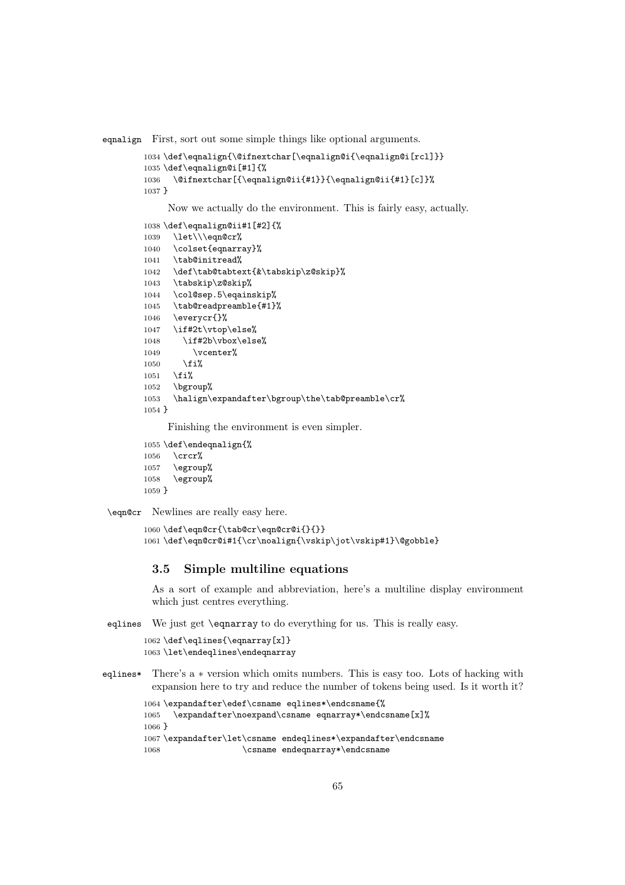eqnalign First, sort out some simple things like optional arguments.

```
1034 \def\eqnalign{\@ifnextchar[\eqnalign@i{\eqnalign@i[rcl]}}
1035 \def\eqnalign@i[#1]{%
1036   \@ifnextchar[{\eqnalign@ii{#1}}{\eqnalign@ii{#1}[c]}%
1037 }
```

Now we actually do the environment. This is fairly easy, actually.

```
1038 \def\eqnalign@ii#1[#2]{%
1039   \let\\\eqn@cr%
1040   \colset{eqnarray}%
1041   \tab@initread%
1042   \def\tab@tabtext{&\tabskip\z@skip}%
1043   \tabskip\z@skip%
1044   \col@sep.5\eqainskip%
1045   \tab@readpreamble{#1}%
1046   \everycr{}%
1047   \if#2t\vtop\else%
1048     \if#2b\vbox\else%
1049       \vcenter%
1050     \fi%
1051   \fi%
1052   \bgroup%
1053   \halign\expandafter\bgroup\the\tab@preamble\cr%
1054 }
```

Finishing the environment is even simpler.

```
1055 \def\endeqnalign{%
1056   \crcr%
1057   \egroup%
1058   \egroup%
1059 }
```

\eqn@cr Newlines are really easy here.

```
1060 \def\eqn@cr{\tab@cr\eqn@cr@i{}{}}
1061 \def\eqn@cr@i#1{\cr\noalign{\vskip\jot\vskip#1}\@gobble}
```

### 3.5 Simple multiline equations

As a sort of example and abbreviation, here's a multiline display environment which just centres everything.

eqlines We just get \eqnarray to do everything for us. This is really easy.

```
1062 \def\eqlines{\eqnarray[x]}
1063 \let\endeqlines\endeqnarray
```

eqlines* There's a * version which omits numbers. This is easy too. Lots of hacking with expansion here to try and reduce the number of tokens being used. Is it worth it?

```
1064 \expandafter\edef\csname eqlines*\endcsname{%
1065   \expandafter\noexpand\csname eqnarray*\endcsname[x]%
1066 }
1067 \expandafter\let\csname endeqlines*\expandafter\endcsname
1068                 \csname endeqnarray*\endcsname
```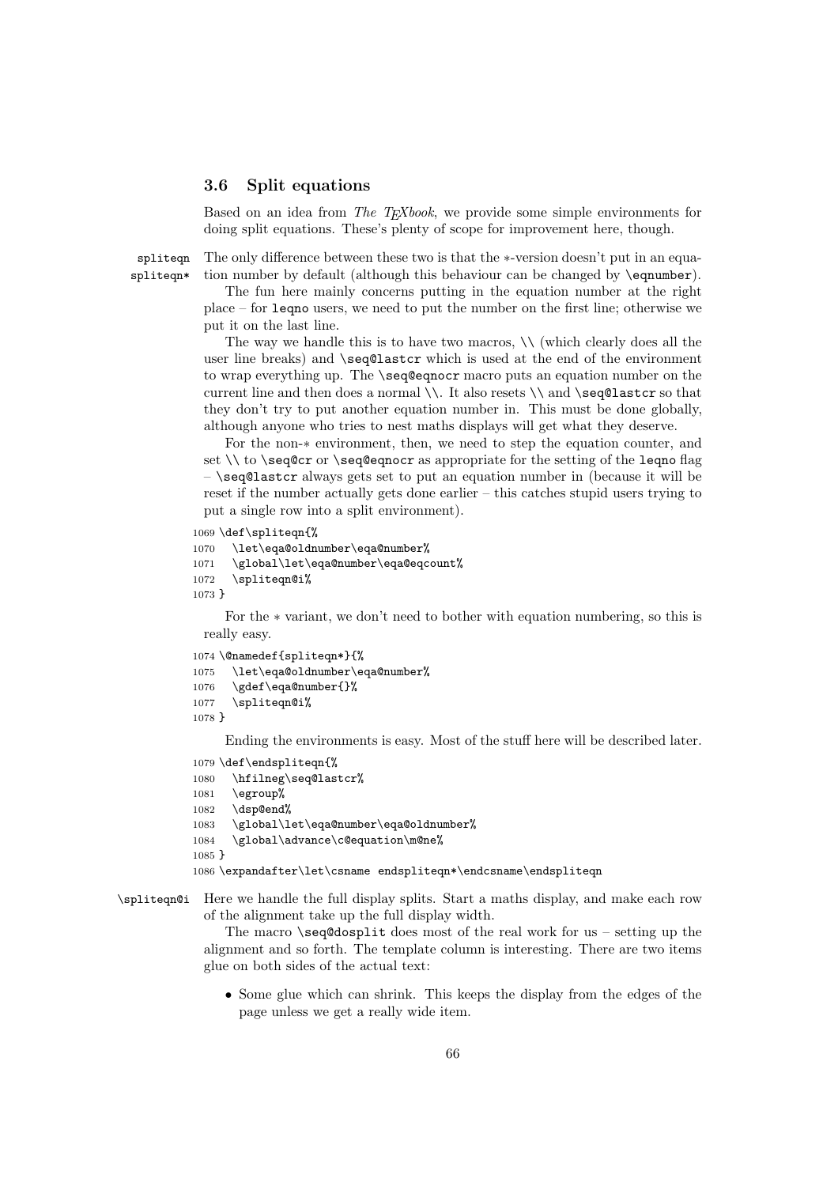### 3.6 Split equations

Based on an idea from *The TEXbook*, we provide some simple environments for doing split equations. These's plenty of scope for improvement here, though.

spliteqn spliteqn* The only difference between these two is that the ∗-version doesn't put in an equation number by default (although this behaviour can be changed by `\eqnumber`).

The fun here mainly concerns putting in the equation number at the right place – for `leqno` users, we need to put the number on the first line; otherwise we put it on the last line.

The way we handle this is to have two macros, `\\` (which clearly does all the user line breaks) and `\seq@lastcr` which is used at the end of the environment to wrap everything up. The `\seq@eqnocr` macro puts an equation number on the current line and then does a normal `\\`. It also resets `\\` and `\seq@lastcr` so that they don't try to put another equation number in. This must be done globally, although anyone who tries to nest maths displays will get what they deserve.

For the non-∗ environment, then, we need to step the equation counter, and set `\\` to `\seq@cr` or `\seq@eqnocr` as appropriate for the setting of the `leqno` flag – `\seq@lastcr` always gets set to put an equation number in (because it will be reset if the number actually gets done earlier – this catches stupid users trying to put a single row into a split environment).

```
1069 \def\spliteqn{%
1070   \let\eqa@oldnumber\eqa@number%
1071   \global\let\eqa@number\eqa@eqcount%
1072   \spliteqn@i%
1073 }
```

For the ∗ variant, we don't need to bother with equation numbering, so this is really easy.

```
1074 \@namedef{spliteqn*}{%
1075   \let\eqa@oldnumber\eqa@number%
1076   \gdef\eqa@number{}%
1077   \spliteqn@i%
1078 }
```

Ending the environments is easy. Most of the stuff here will be described later.

```
1079 \def\endspliteqn{%
1080   \hfilneg\seq@lastcr%
1081   \egroup%
1082   \dsp@end%
1083   \global\let\eqa@number\eqa@oldnumber%
1084   \global\advance\c@equation\m@ne%
1085 }
1086 \expandafter\let\csname endspliteqn*\endcsname\endspliteqn
```

\spliteqn@i Here we handle the full display splits. Start a maths display, and make each row of the alignment take up the full display width.

The macro `\seq@dosplit` does most of the real work for us – setting up the alignment and so forth. The template column is interesting. There are two items glue on both sides of the actual text:

- Some glue which can shrink. This keeps the display from the edges of the page unless we get a really wide item.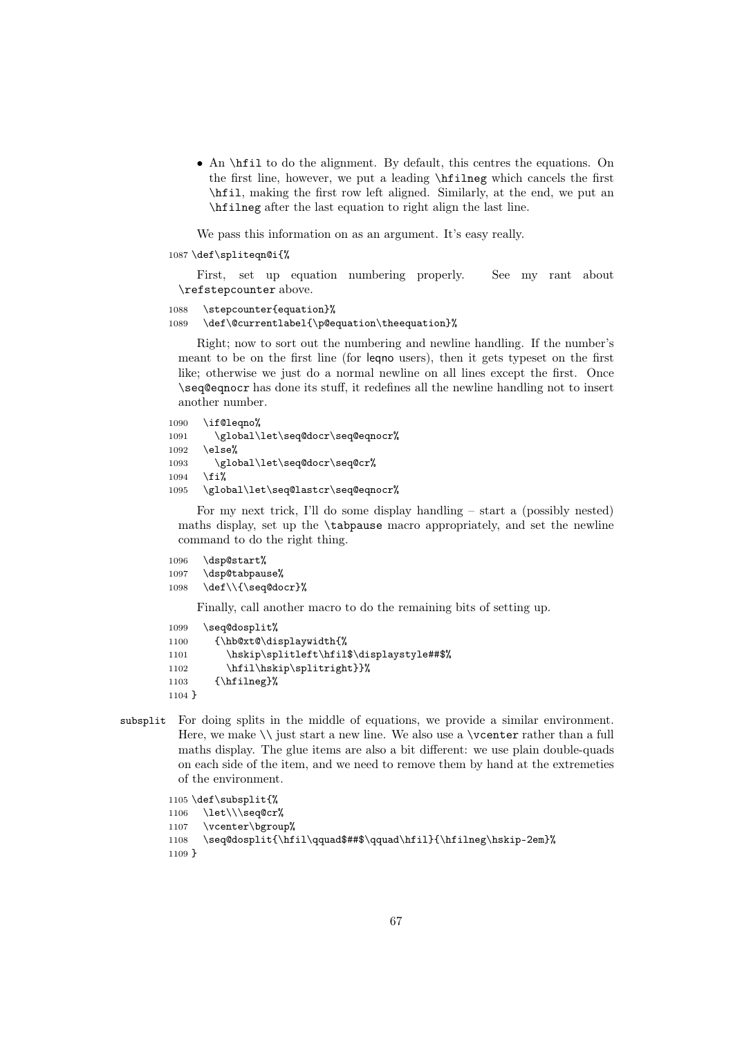- An `\hfil` to do the alignment. By default, this centres the equations. On the first line, however, we put a leading `\hfilneg` which cancels the first `\hfil`, making the first row left aligned. Similarly, at the end, we put an `\hfilneg` after the last equation to right align the last line.

We pass this information on as an argument. It's easy really.

```
1087 \def\spliteqn@i{%
```

First, set up equation numbering properly. See my rant about `\refstepcounter` above.

```
1088   \stepcounter{equation}%
1089   \def\@currentlabel{\p@equation\theequation}%
```

Right; now to sort out the numbering and newline handling. If the number's meant to be on the first line (for leqno users), then it gets typeset on the first like; otherwise we just do a normal newline on all lines except the first. Once `\seq@eqnocr` has done its stuff, it redefines all the newline handling not to insert another number.

```
1090   \if@leqno%
1091     \global\let\seq@docr\seq@eqnocr%
1092   \else%
1093     \global\let\seq@docr\seq@cr%
1094   \fi%
1095   \global\let\seq@lastcr\seq@eqnocr%
```

For my next trick, I'll do some display handling – start a (possibly nested) maths display, set up the `\tabpause` macro appropriately, and set the newline command to do the right thing.

```
1096   \dsp@start%
1097   \dsp@tabpause%
1098   \def\\{\seq@docr}%
```

Finally, call another macro to do the remaining bits of setting up.

```
1099   \seq@dosplit%
1100     {\hb@xt@\displaywidth{%
1101       \hskip\splitleft\hfil$\displaystyle##$%
1102       \hfil\hskip\splitright}}%
1103     {\hfilneg}%
1104 }
```

**subsplit** For doing splits in the middle of equations, we provide a similar environment. Here, we make `\\` just start a new line. We also use a `\vcenter` rather than a full maths display. The glue items are also a bit different: we use plain double-quads on each side of the item, and we need to remove them by hand at the extremeties of the environment.

```
1105 \def\subsplit{%
1106   \let\\\seq@cr%
1107   \vcenter\bgroup%
1108   \seq@dosplit{\hfil\qquad$##$\qquad\hfil}{\hfilneg\hskip-2em}%
1109 }
```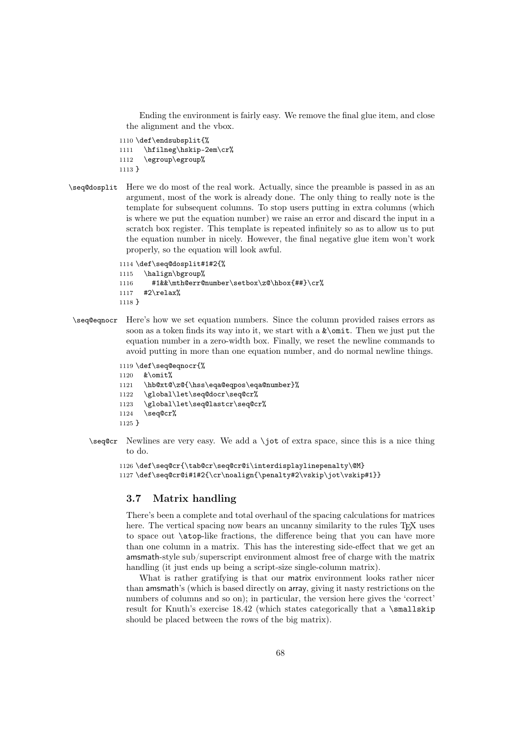Ending the environment is fairly easy. We remove the final glue item, and close the alignment and the vbox.

```
1110 \def\endsubsplit{%
1111   \hfilneg\hskip-2em\cr%
1112   \egroup\egroup%
1113 }
```

`\seq@dosplit` Here we do most of the real work. Actually, since the preamble is passed in as an argument, most of the work is already done. The only thing to really note is the template for subsequent columns. To stop users putting in extra columns (which is where we put the equation number) we raise an error and discard the input in a scratch box register. This template is repeated infinitely so as to allow us to put the equation number in nicely. However, the final negative glue item won't work properly, so the equation will look awful.

```
1114 \def\seq@dosplit#1#2{%
1115   \halign\bgroup%
1116     #1&&\mth@err@number\setbox\z@\hbox{##}\cr%
1117   #2\relax%
1118 }
```

`\seq@eqnocr` Here's how we set equation numbers. Since the column provided raises errors as soon as a token finds its way into it, we start with a `&\omit`. Then we just put the equation number in a zero-width box. Finally, we reset the newline commands to avoid putting in more than one equation number, and do normal newline things.

```
1119 \def\seq@eqnocr{%
1120   &\omit%
1121   \hb@xt@\z@{\hss\eqa@eqpos\eqa@number}%
1122   \global\let\seq@docr\seq@cr%
1123   \global\let\seq@lastcr\seq@cr%
1124   \seq@cr%
1125 }
```

`\seq@cr` Newlines are very easy. We add a `\jot` of extra space, since this is a nice thing to do.

```
1126 \def\seq@cr{\tab@cr\seq@cr@i\interdisplaylinepenalty\@M}
1127 \def\seq@cr@i#1#2{\cr\noalign{\penalty#2\vskip\jot\vskip#1}}
```

### 3.7 Matrix handling

There's been a complete and total overhaul of the spacing calculations for matrices here. The vertical spacing now bears an uncanny similarity to the rules TeX uses to space out `\atop`-like fractions, the difference being that you can have more than one column in a matrix. This has the interesting side-effect that we get an amsmath-style sub/superscript environment almost free of charge with the matrix handling (it just ends up being a script-size single-column matrix).

What is rather gratifying is that our matrix environment looks rather nicer than amsmath's (which is based directly on array, giving it nasty restrictions on the numbers of columns and so on); in particular, the version here gives the 'correct' result for Knuth's exercise 18.42 (which states categorically that a `\smallskip` should be placed between the rows of the big matrix).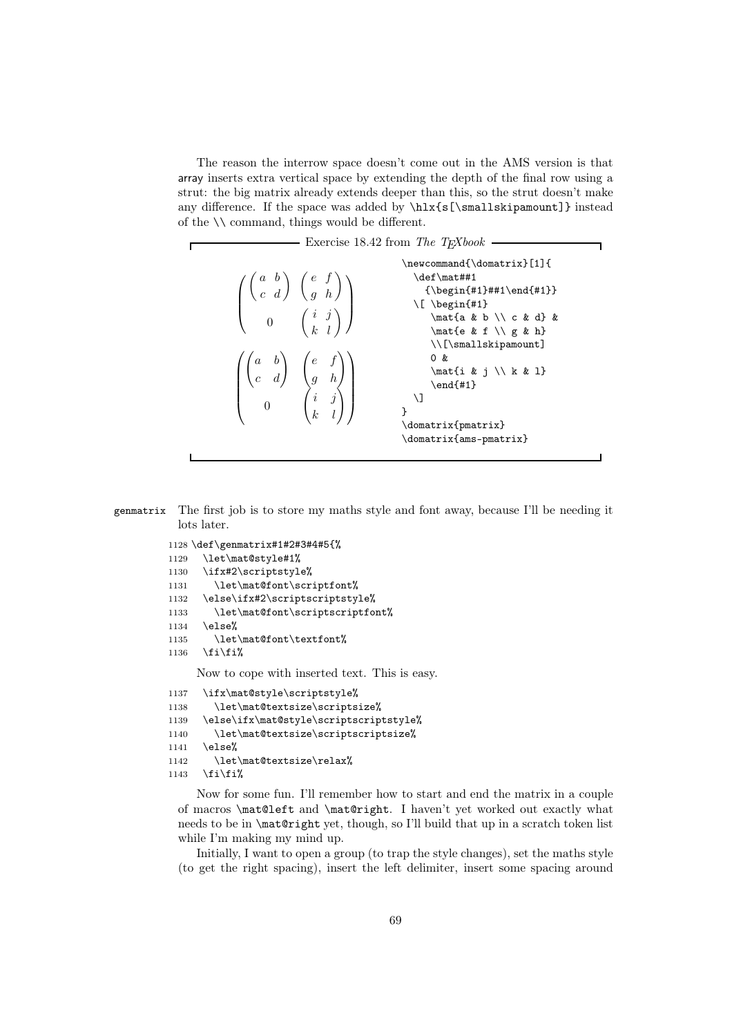The reason the interrow space doesn't come out in the AMS version is that array inserts extra vertical space by extending the depth of the final row using a strut: the big matrix already extends deeper than this, so the strut doesn't make any difference. If the space was added by `\hlx{s[\smallskipamount]}` instead of the `\\` command, things would be different.

**Exercise 18.42 from *The TEXbook***

$$\begin{pmatrix} \begin{pmatrix} a & b \\ c & d \end{pmatrix} & \begin{pmatrix} e & f \\ g & h \end{pmatrix} \\ 0 & \begin{pmatrix} i & j \\ k & l \end{pmatrix} \end{pmatrix}$$

$$\begin{pmatrix} \begin{pmatrix} a & b \\ c & d \end{pmatrix} & \begin{pmatrix} e & f \\ g & h \end{pmatrix} \\ 0 & \begin{pmatrix} i & j \\ k & l \end{pmatrix} \end{pmatrix}$$

```
\newcommand{\domatrix}[1]{
  \def\mat##1
    {\begin{#1}##1\end{#1}}
  \[ \begin{#1}
     \mat{a & b \\ c & d} &
     \mat{e & f \\ g & h}
     \\[\smallskipamount]
     0 &
     \mat{i & j \\ k & l}
     \end{#1}
  \]
}
\domatrix{pmatrix}
\domatrix{ams-pmatrix}
```

`genmatrix` The first job is to store my maths style and font away, because I'll be needing it lots later.

```
1128 \def\genmatrix#1#2#3#4#5{%
1129   \let\mat@style#1%
1130   \ifx#2\scriptstyle%
1131     \let\mat@font\scriptfont%
1132   \else\ifx#2\scriptscriptstyle%
1133     \let\mat@font\scriptscriptfont%
1134   \else%
1135     \let\mat@font\textfont%
1136   \fi\fi%
```

Now to cope with inserted text. This is easy.

```
1137   \ifx\mat@style\scriptstyle%
1138     \let\mat@textsize\scriptsize%
1139   \else\ifx\mat@style\scriptscriptstyle%
1140     \let\mat@textsize\scriptscriptsize%
1141   \else%
1142     \let\mat@textsize\relax%
1143   \fi\fi%
```

Now for some fun. I'll remember how to start and end the matrix in a couple of macros `\mat@left` and `\mat@right`. I haven't yet worked out exactly what needs to be in `\mat@right` yet, though, so I'll build that up in a scratch token list while I'm making my mind up.

Initially, I want to open a group (to trap the style changes), set the maths style (to get the right spacing), insert the left delimiter, insert some spacing around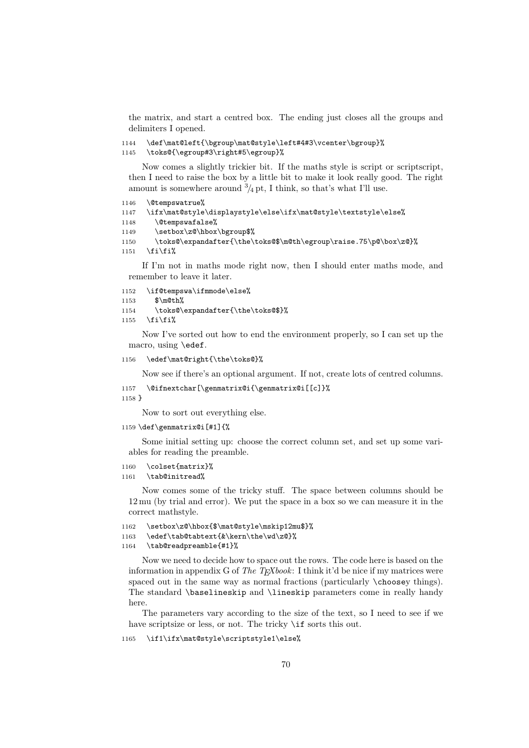the matrix, and start a centred box. The ending just closes all the groups and delimiters I opened.

```
1144   \def\mat@left{\bgroup\mat@style\left#4#3\vcenter\bgroup}%
1145   \toks@{\egroup#3\right#5\egroup}%
```

Now comes a slightly trickier bit. If the maths style is script or scriptscript, then I need to raise the box by a little bit to make it look really good. The right amount is somewhere around $^3/_4$ pt, I think, so that's what I'll use.

```
1146   \@tempswatrue%
1147   \ifx\mat@style\displaystyle\else\ifx\mat@style\textstyle\else%
1148     \@tempswafalse%
1149     \setbox\z@\hbox\bgroup$%
1150     \toks@\expandafter{\the\toks@$\m@th\egroup\raise.75\p@\box\z@}%
1151   \fi\fi%
```

If I'm not in maths mode right now, then I should enter maths mode, and remember to leave it later.

```
1152   \if@tempswa\ifmmode\else%
1153     $\m@th%
1154     \toks@\expandafter{\the\toks@$}%
1155   \fi\fi%
```

Now I've sorted out how to end the environment properly, so I can set up the macro, using `\edef`.

```
1156   \edef\mat@right{\the\toks@}%
```

Now see if there's an optional argument. If not, create lots of centred columns.

```
1157   \@ifnextchar[\genmatrix@i{\genmatrix@i[[c]}%
1158 }
```

Now to sort out everything else.

```
1159 \def\genmatrix@i[#1]{%
```

Some initial setting up: choose the correct column set, and set up some variables for reading the preamble.

```
1160   \colset{matrix}%
1161   \tab@initread%
```

Now comes some of the tricky stuff. The space between columns should be 12 mu (by trial and error). We put the space in a box so we can measure it in the correct mathstyle.

```
1162   \setbox\z@\hbox{$\mat@style\mskip12mu$}%
1163   \edef\tab@tabtext{&\kern\the\wd\z@}%
1164   \tab@readpreamble{#1}%
```

Now we need to decide how to space out the rows. The code here is based on the information in appendix G of *The TEXbook*: I think it'd be nice if my matrices were spaced out in the same way as normal fractions (particularly `\choose`y things). The standard `\baselineskip` and `\lineskip` parameters come in really handy here.

The parameters vary according to the size of the text, so I need to see if we have scriptsize or less, or not. The tricky `\if` sorts this out.

```
1165   \if1\ifx\mat@style\scriptstyle1\else%
```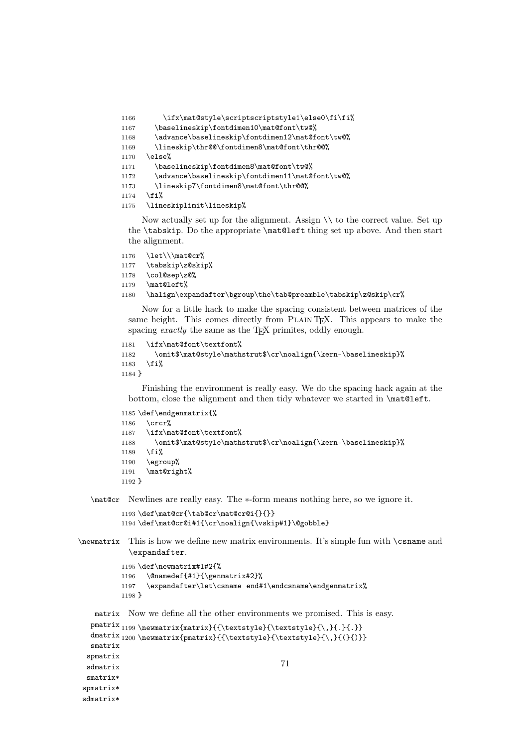```
1166       \ifx\mat@style\scriptscriptstyle1\else0\fi\fi%
1167     \baselineskip\fontdimen10\mat@font\tw@%
1168     \advance\baselineskip\fontdimen12\mat@font\tw@%
1169     \lineskip\thr@@\fontdimen8\mat@font\thr@@%
1170   \else%
1171     \baselineskip\fontdimen8\mat@font\tw@%
1172     \advance\baselineskip\fontdimen11\mat@font\tw@%
1173     \lineskip7\fontdimen8\mat@font\thr@@%
1174   \fi%
1175   \lineskiplimit\lineskip%
```

Now actually set up for the alignment. Assign `\\` to the correct value. Set up the `\tabskip`. Do the appropriate `\mat@left` thing set up above. And then start the alignment.

```
1176   \let\\\mat@cr%
1177   \tabskip\z@skip%
1178   \col@sep\z@%
1179   \mat@left%
1180   \halign\expandafter\bgroup\the\tab@preamble\tabskip\z@skip\cr%
```

Now for a little hack to make the spacing consistent between matrices of the same height. This comes directly from PLAIN TeX. This appears to make the spacing *exactly* the same as the TeX primites, oddly enough.

```
1181   \ifx\mat@font\textfont%
1182     \omit$\mat@style\mathstrut$\cr\noalign{\kern-\baselineskip}%
1183   \fi%
1184 }
```

Finishing the environment is really easy. We do the spacing hack again at the bottom, close the alignment and then tidy whatever we started in `\mat@left`.

```
1185 \def\endgenmatrix{%
1186   \crcr%
1187   \ifx\mat@font\textfont%
1188     \omit$\mat@style\mathstrut$\cr\noalign{\kern-\baselineskip}%
1189   \fi%
1190   \egroup%
1191   \mat@right%
1192 }
```

`\mat@cr` Newlines are really easy. The ∗-form means nothing here, so we ignore it.

```
1193 \def\mat@cr{\tab@cr\mat@cr@i{}{}}
1194 \def\mat@cr@i#1{\cr\noalign{\vskip#1}\@gobble}
```

`\newmatrix` This is how we define new matrix environments. It's simple fun with `\csname` and `\expandafter`.

```
1195 \def\newmatrix#1#2{%
1196   \@namedef{#1}{\genmatrix#2}%
1197   \expandafter\let\csname end#1\endcsname\endgenmatrix%
1198 }
```

`matrix` `pmatrix` `dmatrix` `smatrix` `spmatrix` `sdmatrix` `smatrix*` `spmatrix*` `sdmatrix*` Now we define all the other environments we promised. This is easy.

```
1199 \newmatrix{matrix}{{\textstyle}{\textstyle}{\,}{.}{.}}
1200 \newmatrix{pmatrix}{{\textstyle}{\textstyle}{\,}{(}{)}}
```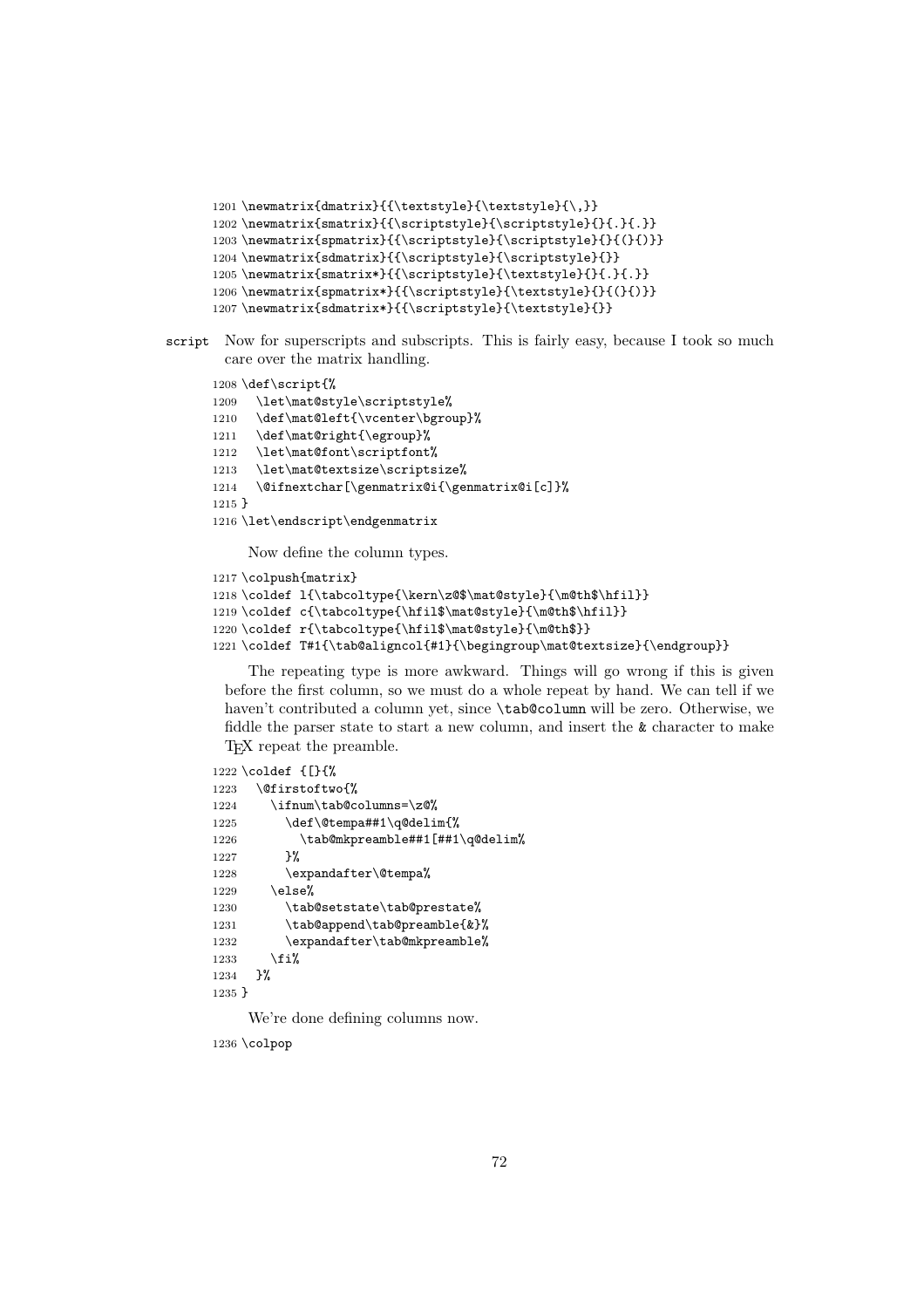```
1201 \newmatrix{dmatrix}{{\textstyle}{\textstyle}{\,}}
1202 \newmatrix{smatrix}{{\scriptstyle}{\scriptstyle}{}{.}{.}}
1203 \newmatrix{spmatrix}{{\scriptstyle}{\scriptstyle}{}{(}{)}}
1204 \newmatrix{sdmatrix}{{\scriptstyle}{\scriptstyle}{}}
1205 \newmatrix{smatrix*}{{\scriptstyle}{\textstyle}{}{.}{.}}
1206 \newmatrix{spmatrix*}{{\scriptstyle}{\textstyle}{}{(}{)}}
1207 \newmatrix{sdmatrix*}{{\scriptstyle}{\textstyle}{}}
```

script Now for superscripts and subscripts. This is fairly easy, because I took so much care over the matrix handling.

```
1208 \def\script{%
1209   \let\mat@style\scriptstyle%
1210   \def\mat@left{\vcenter\bgroup}%
1211   \def\mat@right{\egroup}%
1212   \let\mat@font\scriptfont%
1213   \let\mat@textsize\scriptsize%
1214   \@ifnextchar[\genmatrix@i{\genmatrix@i[c]}%
1215 }
1216 \let\endscript\endgenmatrix
```

Now define the column types.

```
1217 \colpush{matrix}
1218 \coldef l{\tabcoltype{\kern\z@$\mat@style}{\m@th$\hfil}}
1219 \coldef c{\tabcoltype{\hfil$\mat@style}{\m@th$\hfil}}
1220 \coldef r{\tabcoltype{\hfil$\mat@style}{\m@th$}}
1221 \coldef T#1{\tab@aligncol{#1}{\begingroup\mat@textsize}{\endgroup}}
```

The repeating type is more awkward. Things will go wrong if this is given before the first column, so we must do a whole repeat by hand. We can tell if we haven't contributed a column yet, since `\tab@column` will be zero. Otherwise, we fiddle the parser state to start a new column, and insert the `&` character to make TEX repeat the preamble.

```
1222 \coldef {[}{%
1223   \@firstoftwo{%
1224     \ifnum\tab@columns=\z@%
1225       \def\@tempa##1\q@delim{%
1226         \tab@mkpreamble##1[##1\q@delim%
1227       }%
1228       \expandafter\@tempa%
1229     \else%
1230       \tab@setstate\tab@prestate%
1231       \tab@append\tab@preamble{&}%
1232       \expandafter\tab@mkpreamble%
1233     \fi%
1234   }%
1235 }
```

We're done defining columns now.

```
1236 \colpop
```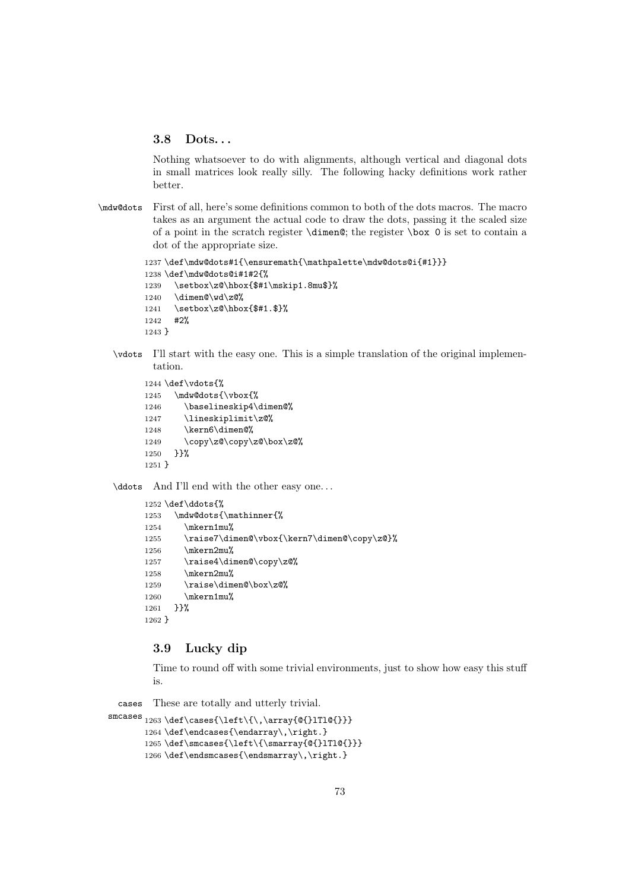### 3.8 Dots...

Nothing whatsoever to do with alignments, although vertical and diagonal dots in small matrices look really silly. The following hacky definitions work rather better.

\mdw@dots First of all, here's some definitions common to both of the dots macros. The macro takes as an argument the actual code to draw the dots, passing it the scaled size of a point in the scratch register \dimen@; the register \box 0 is set to contain a dot of the appropriate size.

```
1237 \def\mdw@dots#1{\ensuremath{\mathpalette\mdw@dots@i{#1}}}
1238 \def\mdw@dots@i#1#2{%
1239   \setbox\z@\hbox{$#1\mskip1.8mu$}%
1240   \dimen@\wd\z@%
1241   \setbox\z@\hbox{$#1.$}%
1242   #2%
1243 }
```

\vdots I'll start with the easy one. This is a simple translation of the original implementation.

```
1244 \def\vdots{%
1245   \mdw@dots{\vbox{%
1246     \baselineskip4\dimen@%
1247     \lineskiplimit\z@%
1248     \kern6\dimen@%
1249     \copy\z@\copy\z@\box\z@%
1250   }}%
1251 }
```

\ddots And I'll end with the other easy one...

```
1252 \def\ddots{%
1253   \mdw@dots{\mathinner{%
1254     \mkern1mu%
1255     \raise7\dimen@\vbox{\kern7\dimen@\copy\z@}%
1256     \mkern2mu%
1257     \raise4\dimen@\copy\z@%
1258     \mkern2mu%
1259     \raise\dimen@\box\z@%
1260     \mkern1mu%
1261   }}%
1262 }
```

### 3.9 Lucky dip

Time to round off with some trivial environments, just to show how easy this stuff is.

cases smcases These are totally and utterly trivial.

```
1263 \def\cases{\left\{\,\array{@{}lTl@{}}}
1264 \def\endcases{\endarray\,\right.}
1265 \def\smcases{\left\{\smarray{@{}lTl@{}}}
1266 \def\endsmcases{\endsmarray\,\right.}
```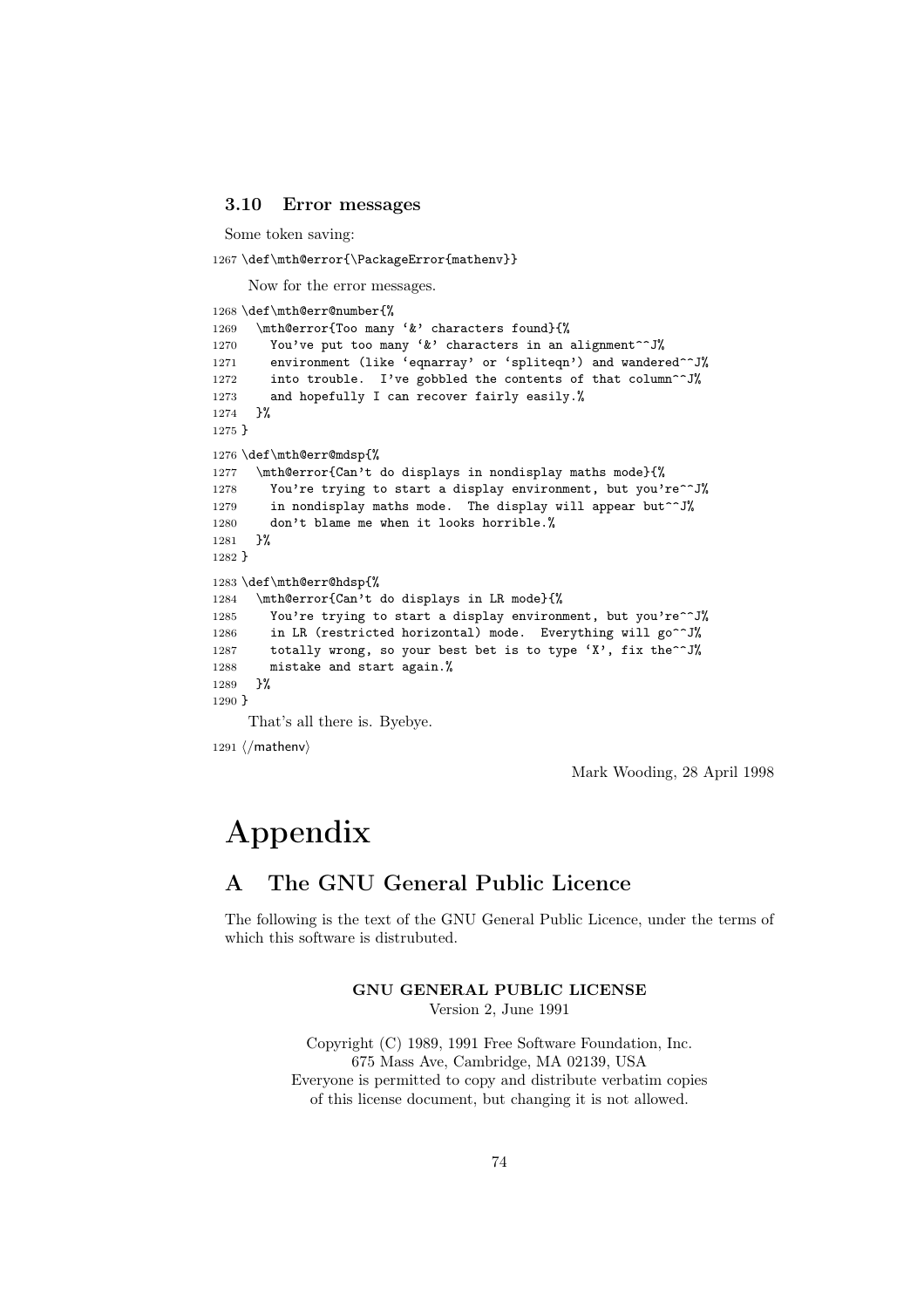### 3.10 Error messages

Some token saving:

```
1267 \def\mth@error{\PackageError{mathenv}}
```

Now for the error messages.

```
1268 \def\mth@err@number{%
1269   \mth@error{Too many `&' characters found}{%
1270     You've put too many `&' characters in an alignment^^J%
1271     environment (like `eqnarray' or `spliteqn') and wandered^^J%
1272     into trouble.  I've gobbled the contents of that column^^J%
1273     and hopefully I can recover fairly easily.%
1274   }%
1275 }
1276 \def\mth@err@mdsp{%
1277   \mth@error{Can't do displays in nondisplay maths mode}{%
1278     You're trying to start a display environment, but you're^^J%
1279     in nondisplay maths mode.  The display will appear but^^J%
1280     don't blame me when it looks horrible.%
1281   }%
1282 }
1283 \def\mth@err@hdsp{%
1284   \mth@error{Can't do displays in LR mode}{%
1285     You're trying to start a display environment, but you're^^J%
1286     in LR (restricted horizontal) mode.  Everything will go^^J%
1287     totally wrong, so your best bet is to type `X', fix the^^J%
1288     mistake and start again.%
1289   }%
1290 }
```

That's all there is. Byebye.

```
1291 ⟨/mathenv⟩
```

Mark Wooding, 28 April 1998

# Appendix

## A The GNU General Public Licence

The following is the text of the GNU General Public Licence, under the terms of which this software is distrubuted.

**GNU GENERAL PUBLIC LICENSE**
Version 2, June 1991

Copyright (C) 1989, 1991 Free Software Foundation, Inc.
675 Mass Ave, Cambridge, MA 02139, USA
Everyone is permitted to copy and distribute verbatim copies
of this license document, but changing it is not allowed.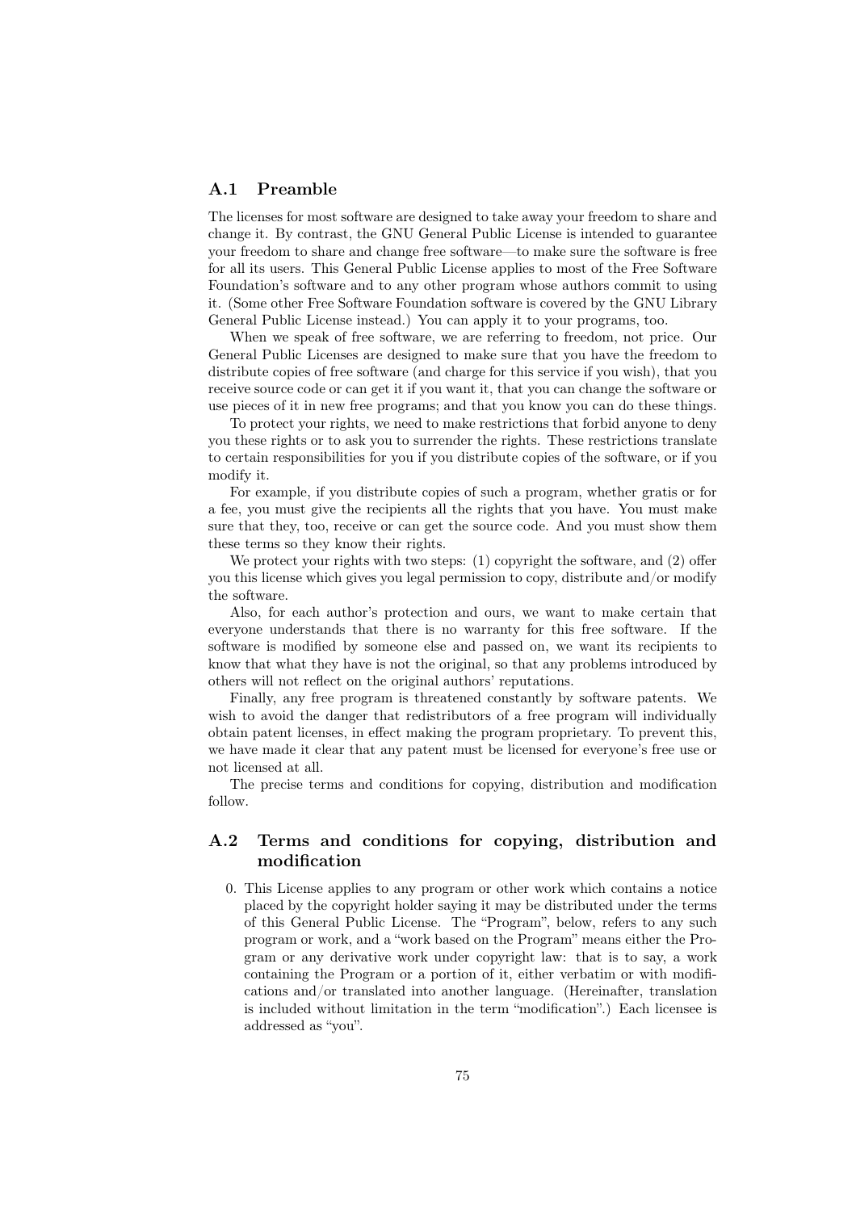## A.1 Preamble

The licenses for most software are designed to take away your freedom to share and change it. By contrast, the GNU General Public License is intended to guarantee your freedom to share and change free software—to make sure the software is free for all its users. This General Public License applies to most of the Free Software Foundation's software and to any other program whose authors commit to using it. (Some other Free Software Foundation software is covered by the GNU Library General Public License instead.) You can apply it to your programs, too.

When we speak of free software, we are referring to freedom, not price. Our General Public Licenses are designed to make sure that you have the freedom to distribute copies of free software (and charge for this service if you wish), that you receive source code or can get it if you want it, that you can change the software or use pieces of it in new free programs; and that you know you can do these things.

To protect your rights, we need to make restrictions that forbid anyone to deny you these rights or to ask you to surrender the rights. These restrictions translate to certain responsibilities for you if you distribute copies of the software, or if you modify it.

For example, if you distribute copies of such a program, whether gratis or for a fee, you must give the recipients all the rights that you have. You must make sure that they, too, receive or can get the source code. And you must show them these terms so they know their rights.

We protect your rights with two steps: (1) copyright the software, and (2) offer you this license which gives you legal permission to copy, distribute and/or modify the software.

Also, for each author's protection and ours, we want to make certain that everyone understands that there is no warranty for this free software. If the software is modified by someone else and passed on, we want its recipients to know that what they have is not the original, so that any problems introduced by others will not reflect on the original authors' reputations.

Finally, any free program is threatened constantly by software patents. We wish to avoid the danger that redistributors of a free program will individually obtain patent licenses, in effect making the program proprietary. To prevent this, we have made it clear that any patent must be licensed for everyone's free use or not licensed at all.

The precise terms and conditions for copying, distribution and modification follow.

## A.2 Terms and conditions for copying, distribution and modification

0. This License applies to any program or other work which contains a notice placed by the copyright holder saying it may be distributed under the terms of this General Public License. The "Program", below, refers to any such program or work, and a "work based on the Program" means either the Program or any derivative work under copyright law: that is to say, a work containing the Program or a portion of it, either verbatim or with modifications and/or translated into another language. (Hereinafter, translation is included without limitation in the term "modification".) Each licensee is addressed as "you".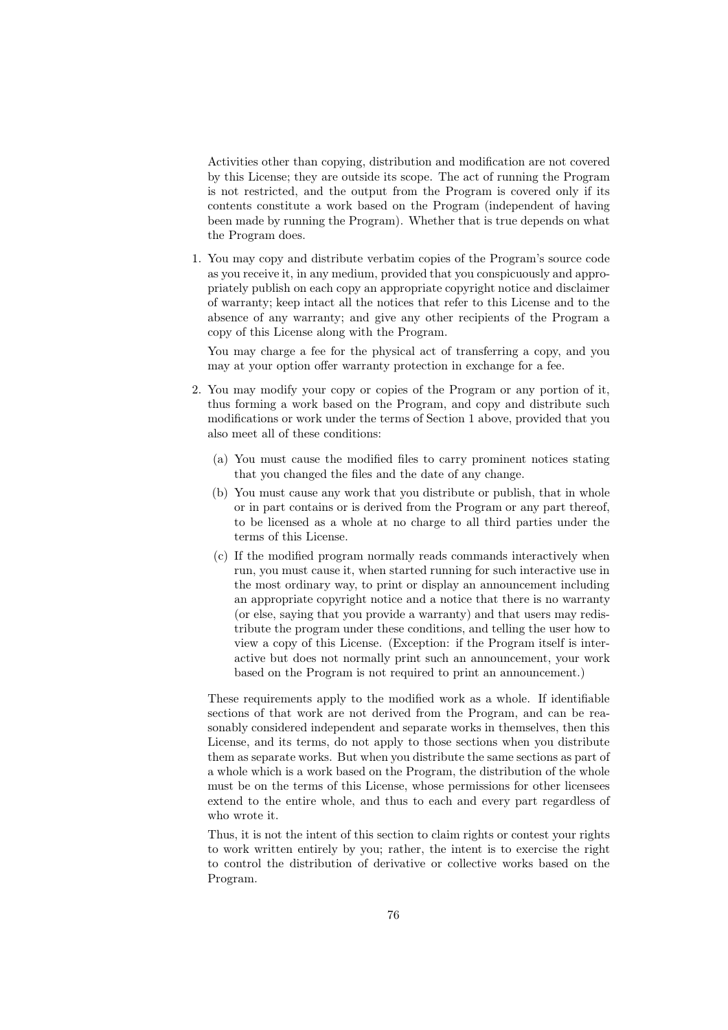Activities other than copying, distribution and modification are not covered by this License; they are outside its scope. The act of running the Program is not restricted, and the output from the Program is covered only if its contents constitute a work based on the Program (independent of having been made by running the Program). Whether that is true depends on what the Program does.

1. You may copy and distribute verbatim copies of the Program's source code as you receive it, in any medium, provided that you conspicuously and appropriately publish on each copy an appropriate copyright notice and disclaimer of warranty; keep intact all the notices that refer to this License and to the absence of any warranty; and give any other recipients of the Program a copy of this License along with the Program.

   You may charge a fee for the physical act of transferring a copy, and you may at your option offer warranty protection in exchange for a fee.

2. You may modify your copy or copies of the Program or any portion of it, thus forming a work based on the Program, and copy and distribute such modifications or work under the terms of Section 1 above, provided that you also meet all of these conditions:

   (a) You must cause the modified files to carry prominent notices stating that you changed the files and the date of any change.

   (b) You must cause any work that you distribute or publish, that in whole or in part contains or is derived from the Program or any part thereof, to be licensed as a whole at no charge to all third parties under the terms of this License.

   (c) If the modified program normally reads commands interactively when run, you must cause it, when started running for such interactive use in the most ordinary way, to print or display an announcement including an appropriate copyright notice and a notice that there is no warranty (or else, saying that you provide a warranty) and that users may redistribute the program under these conditions, and telling the user how to view a copy of this License. (Exception: if the Program itself is interactive but does not normally print such an announcement, your work based on the Program is not required to print an announcement.)

   These requirements apply to the modified work as a whole. If identifiable sections of that work are not derived from the Program, and can be reasonably considered independent and separate works in themselves, then this License, and its terms, do not apply to those sections when you distribute them as separate works. But when you distribute the same sections as part of a whole which is a work based on the Program, the distribution of the whole must be on the terms of this License, whose permissions for other licensees extend to the entire whole, and thus to each and every part regardless of who wrote it.

   Thus, it is not the intent of this section to claim rights or contest your rights to work written entirely by you; rather, the intent is to exercise the right to control the distribution of derivative or collective works based on the Program.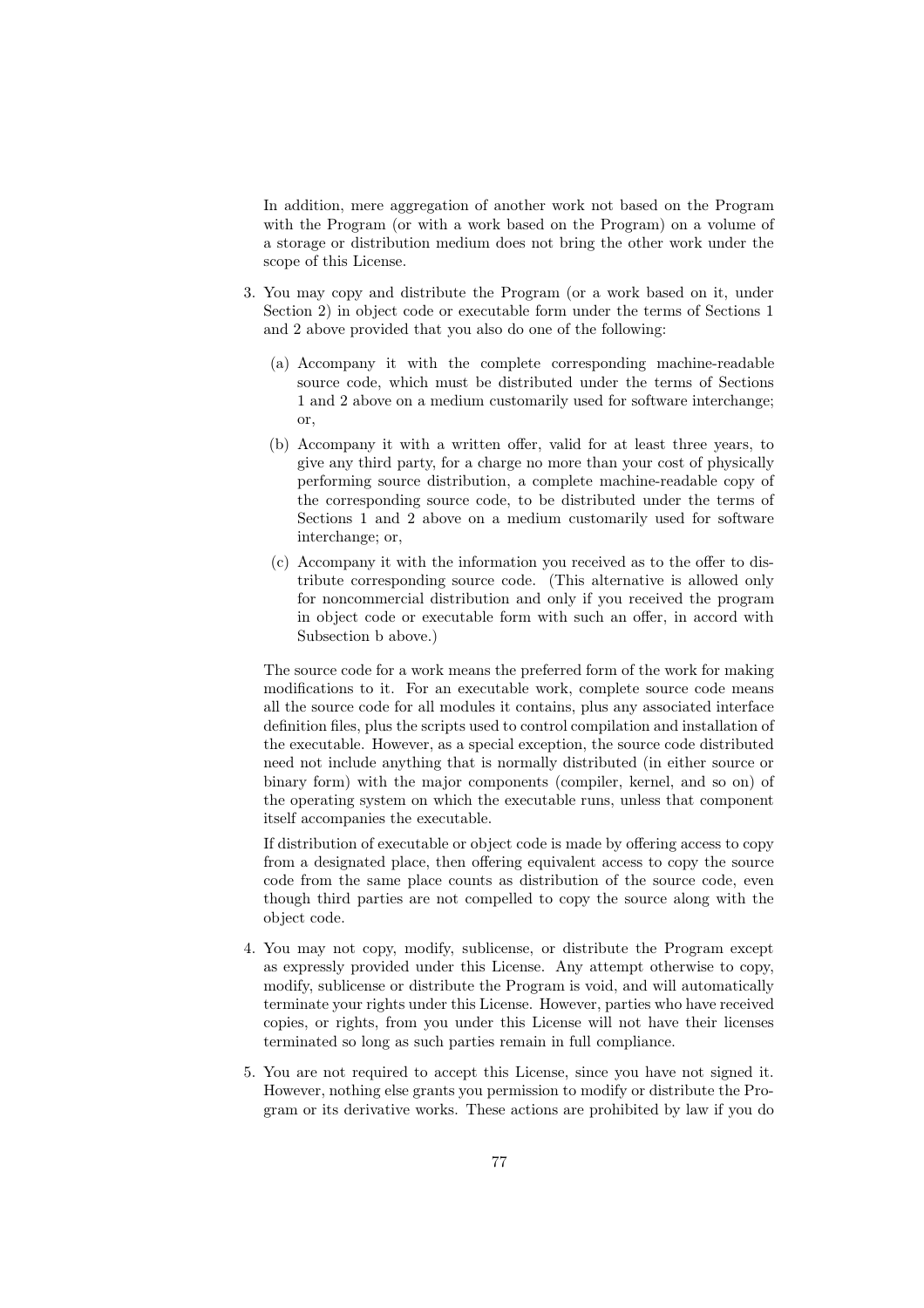In addition, mere aggregation of another work not based on the Program with the Program (or with a work based on the Program) on a volume of a storage or distribution medium does not bring the other work under the scope of this License.

3. You may copy and distribute the Program (or a work based on it, under Section 2) in object code or executable form under the terms of Sections 1 and 2 above provided that you also do one of the following:

   (a) Accompany it with the complete corresponding machine-readable source code, which must be distributed under the terms of Sections 1 and 2 above on a medium customarily used for software interchange; or,

   (b) Accompany it with a written offer, valid for at least three years, to give any third party, for a charge no more than your cost of physically performing source distribution, a complete machine-readable copy of the corresponding source code, to be distributed under the terms of Sections 1 and 2 above on a medium customarily used for software interchange; or,

   (c) Accompany it with the information you received as to the offer to distribute corresponding source code. (This alternative is allowed only for noncommercial distribution and only if you received the program in object code or executable form with such an offer, in accord with Subsection b above.)

   The source code for a work means the preferred form of the work for making modifications to it. For an executable work, complete source code means all the source code for all modules it contains, plus any associated interface definition files, plus the scripts used to control compilation and installation of the executable. However, as a special exception, the source code distributed need not include anything that is normally distributed (in either source or binary form) with the major components (compiler, kernel, and so on) of the operating system on which the executable runs, unless that component itself accompanies the executable.

   If distribution of executable or object code is made by offering access to copy from a designated place, then offering equivalent access to copy the source code from the same place counts as distribution of the source code, even though third parties are not compelled to copy the source along with the object code.

4. You may not copy, modify, sublicense, or distribute the Program except as expressly provided under this License. Any attempt otherwise to copy, modify, sublicense or distribute the Program is void, and will automatically terminate your rights under this License. However, parties who have received copies, or rights, from you under this License will not have their licenses terminated so long as such parties remain in full compliance.

5. You are not required to accept this License, since you have not signed it. However, nothing else grants you permission to modify or distribute the Program or its derivative works. These actions are prohibited by law if you do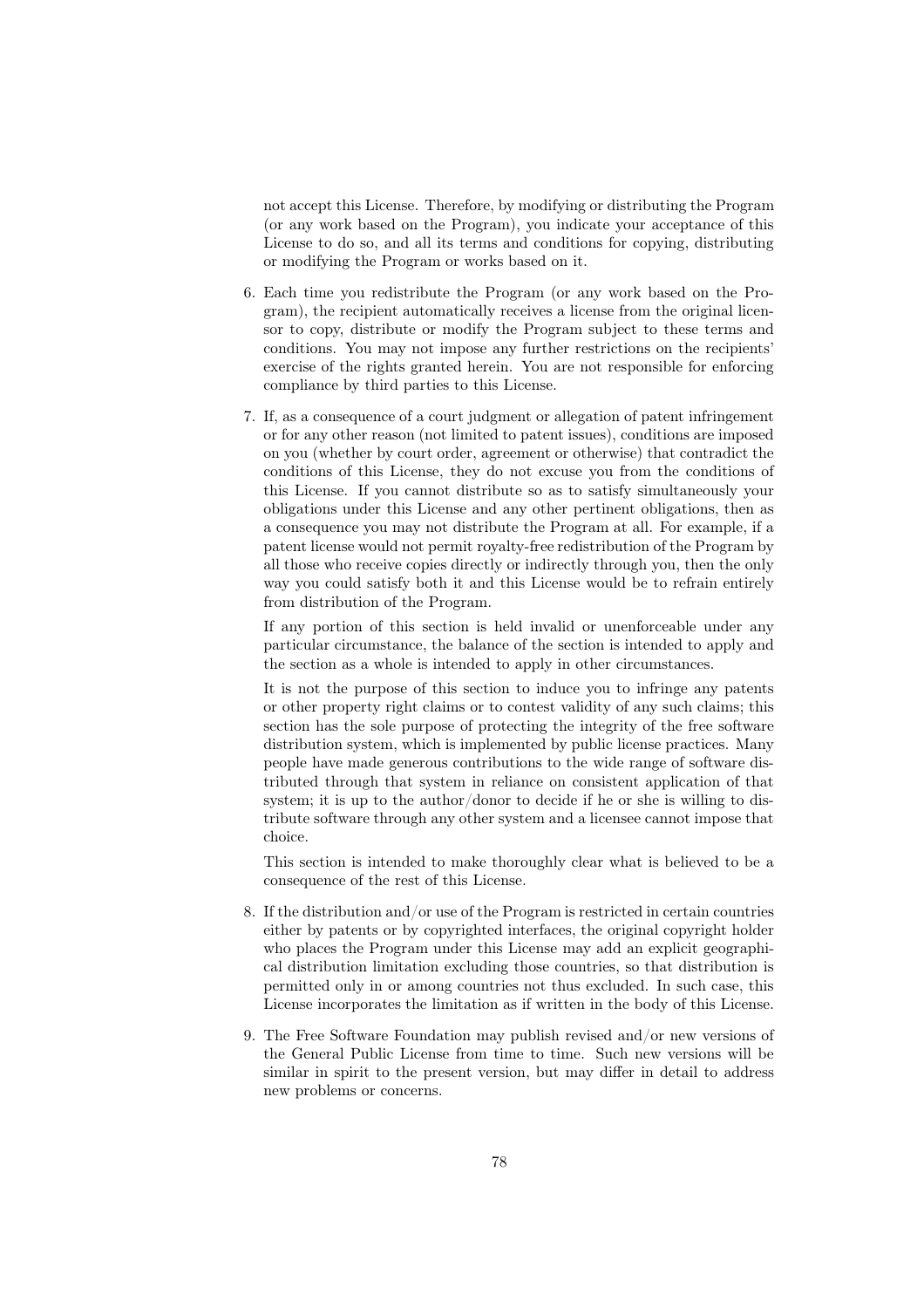not accept this License. Therefore, by modifying or distributing the Program (or any work based on the Program), you indicate your acceptance of this License to do so, and all its terms and conditions for copying, distributing or modifying the Program or works based on it.

6. Each time you redistribute the Program (or any work based on the Program), the recipient automatically receives a license from the original licensor to copy, distribute or modify the Program subject to these terms and conditions. You may not impose any further restrictions on the recipients' exercise of the rights granted herein. You are not responsible for enforcing compliance by third parties to this License.

7. If, as a consequence of a court judgment or allegation of patent infringement or for any other reason (not limited to patent issues), conditions are imposed on you (whether by court order, agreement or otherwise) that contradict the conditions of this License, they do not excuse you from the conditions of this License. If you cannot distribute so as to satisfy simultaneously your obligations under this License and any other pertinent obligations, then as a consequence you may not distribute the Program at all. For example, if a patent license would not permit royalty-free redistribution of the Program by all those who receive copies directly or indirectly through you, then the only way you could satisfy both it and this License would be to refrain entirely from distribution of the Program.

   If any portion of this section is held invalid or unenforceable under any particular circumstance, the balance of the section is intended to apply and the section as a whole is intended to apply in other circumstances.

   It is not the purpose of this section to induce you to infringe any patents or other property right claims or to contest validity of any such claims; this section has the sole purpose of protecting the integrity of the free software distribution system, which is implemented by public license practices. Many people have made generous contributions to the wide range of software distributed through that system in reliance on consistent application of that system; it is up to the author/donor to decide if he or she is willing to distribute software through any other system and a licensee cannot impose that choice.

   This section is intended to make thoroughly clear what is believed to be a consequence of the rest of this License.

8. If the distribution and/or use of the Program is restricted in certain countries either by patents or by copyrighted interfaces, the original copyright holder who places the Program under this License may add an explicit geographical distribution limitation excluding those countries, so that distribution is permitted only in or among countries not thus excluded. In such case, this License incorporates the limitation as if written in the body of this License.

9. The Free Software Foundation may publish revised and/or new versions of the General Public License from time to time. Such new versions will be similar in spirit to the present version, but may differ in detail to address new problems or concerns.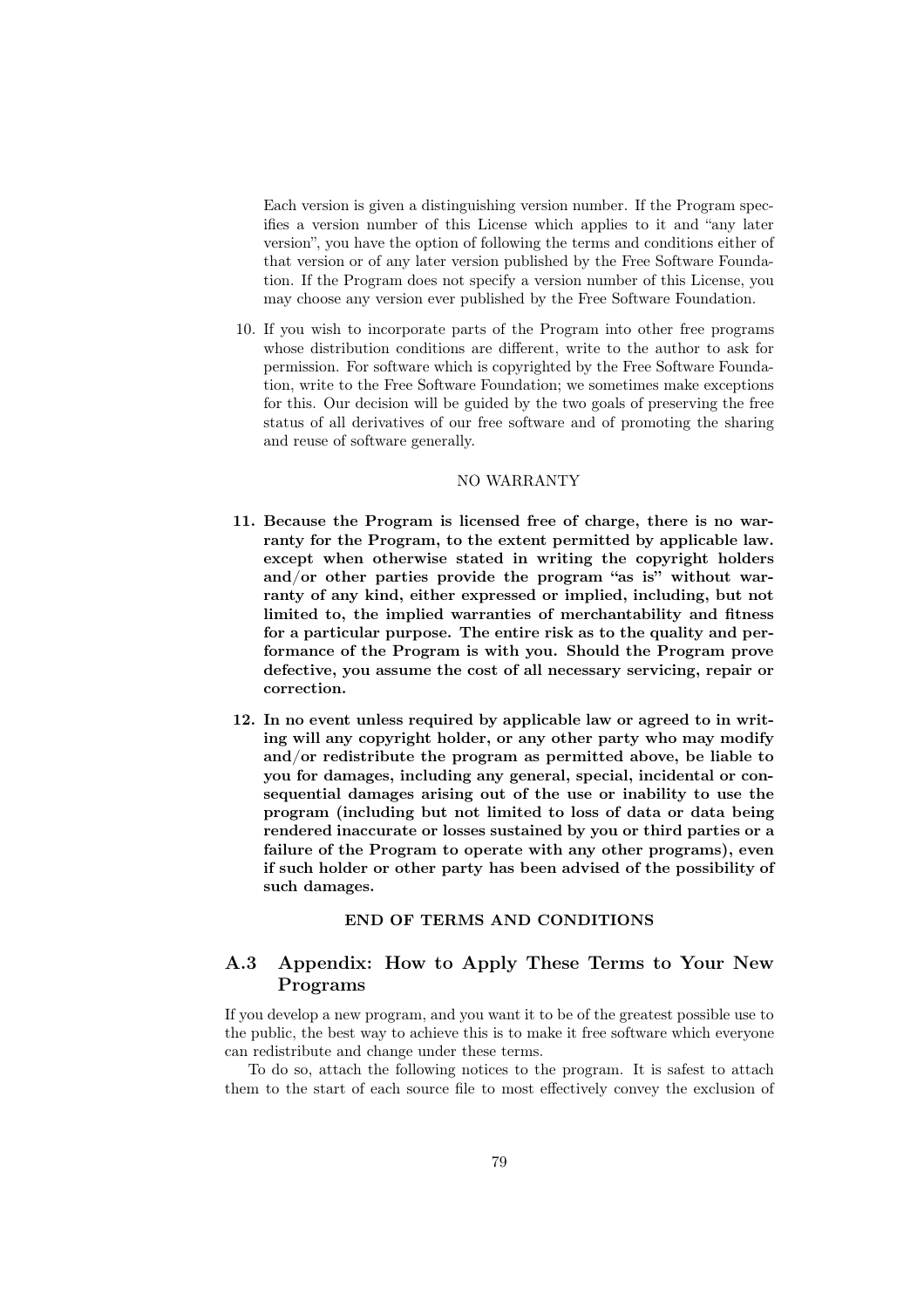Each version is given a distinguishing version number. If the Program specifies a version number of this License which applies to it and "any later version", you have the option of following the terms and conditions either of that version or of any later version published by the Free Software Foundation. If the Program does not specify a version number of this License, you may choose any version ever published by the Free Software Foundation.

10. If you wish to incorporate parts of the Program into other free programs whose distribution conditions are different, write to the author to ask for permission. For software which is copyrighted by the Free Software Foundation, write to the Free Software Foundation; we sometimes make exceptions for this. Our decision will be guided by the two goals of preserving the free status of all derivatives of our free software and of promoting the sharing and reuse of software generally.

NO WARRANTY

11. **Because the Program is licensed free of charge, there is no warranty for the Program, to the extent permitted by applicable law. except when otherwise stated in writing the copyright holders and/or other parties provide the program "as is" without warranty of any kind, either expressed or implied, including, but not limited to, the implied warranties of merchantability and fitness for a particular purpose. The entire risk as to the quality and performance of the Program is with you. Should the Program prove defective, you assume the cost of all necessary servicing, repair or correction.**

12. **In no event unless required by applicable law or agreed to in writing will any copyright holder, or any other party who may modify and/or redistribute the program as permitted above, be liable to you for damages, including any general, special, incidental or consequential damages arising out of the use or inability to use the program (including but not limited to loss of data or data being rendered inaccurate or losses sustained by you or third parties or a failure of the Program to operate with any other programs), even if such holder or other party has been advised of the possibility of such damages.**

**END OF TERMS AND CONDITIONS**

## A.3 Appendix: How to Apply These Terms to Your New Programs

If you develop a new program, and you want it to be of the greatest possible use to the public, the best way to achieve this is to make it free software which everyone can redistribute and change under these terms.

To do so, attach the following notices to the program. It is safest to attach them to the start of each source file to most effectively convey the exclusion of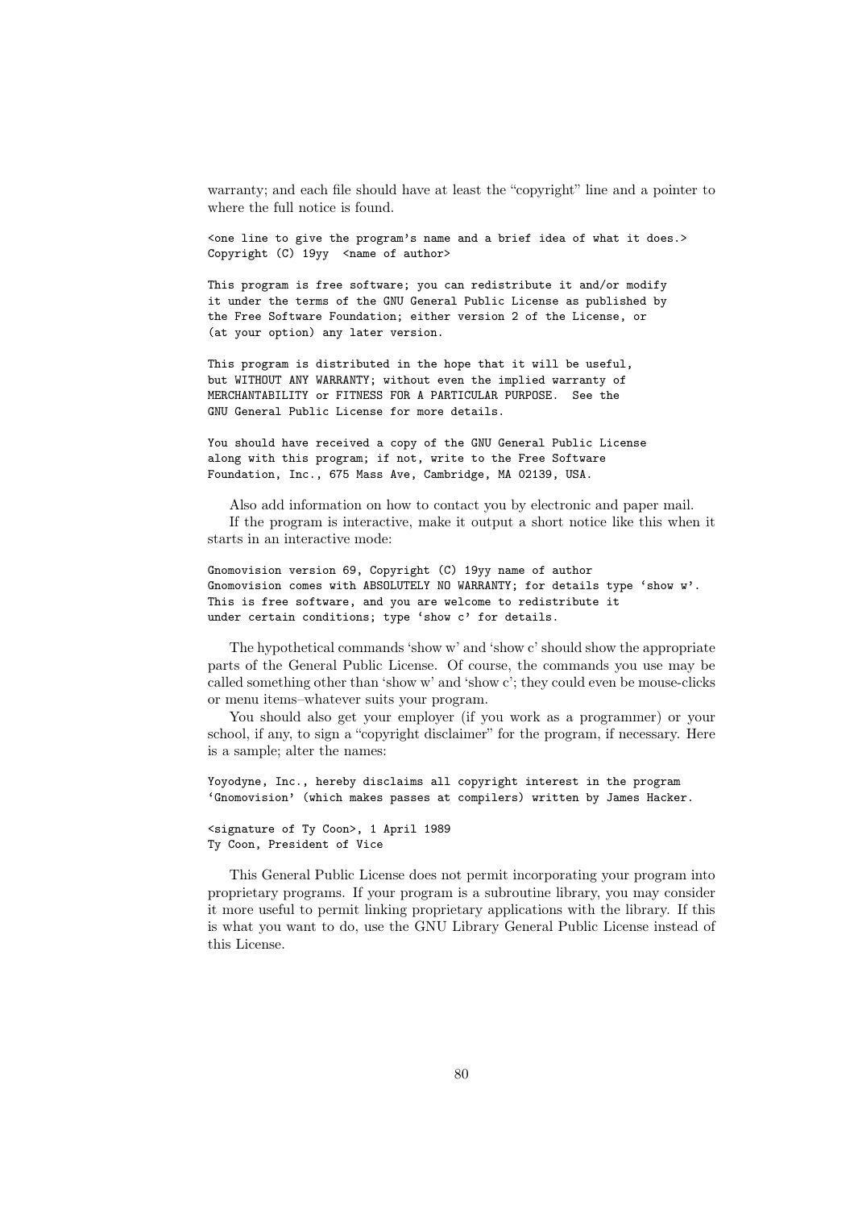warranty; and each file should have at least the "copyright" line and a pointer to where the full notice is found.

```
<one line to give the program's name and a brief idea of what it does.>
Copyright (C) 19yy  <name of author>

This program is free software; you can redistribute it and/or modify
it under the terms of the GNU General Public License as published by
the Free Software Foundation; either version 2 of the License, or
(at your option) any later version.

This program is distributed in the hope that it will be useful,
but WITHOUT ANY WARRANTY; without even the implied warranty of
MERCHANTABILITY or FITNESS FOR A PARTICULAR PURPOSE.  See the
GNU General Public License for more details.

You should have received a copy of the GNU General Public License
along with this program; if not, write to the Free Software
Foundation, Inc., 675 Mass Ave, Cambridge, MA 02139, USA.
```

Also add information on how to contact you by electronic and paper mail.

If the program is interactive, make it output a short notice like this when it starts in an interactive mode:

```
Gnomovision version 69, Copyright (C) 19yy name of author
Gnomovision comes with ABSOLUTELY NO WARRANTY; for details type 'show w'.
This is free software, and you are welcome to redistribute it
under certain conditions; type 'show c' for details.
```

The hypothetical commands 'show w' and 'show c' should show the appropriate parts of the General Public License. Of course, the commands you use may be called something other than 'show w' and 'show c'; they could even be mouse-clicks or menu items–whatever suits your program.

You should also get your employer (if you work as a programmer) or your school, if any, to sign a "copyright disclaimer" for the program, if necessary. Here is a sample; alter the names:

```
Yoyodyne, Inc., hereby disclaims all copyright interest in the program
'Gnomovision' (which makes passes at compilers) written by James Hacker.

<signature of Ty Coon>, 1 April 1989
Ty Coon, President of Vice
```

This General Public License does not permit incorporating your program into proprietary programs. If your program is a subroutine library, you may consider it more useful to permit linking proprietary applications with the library. If this is what you want to do, use the GNU Library General Public License instead of this License.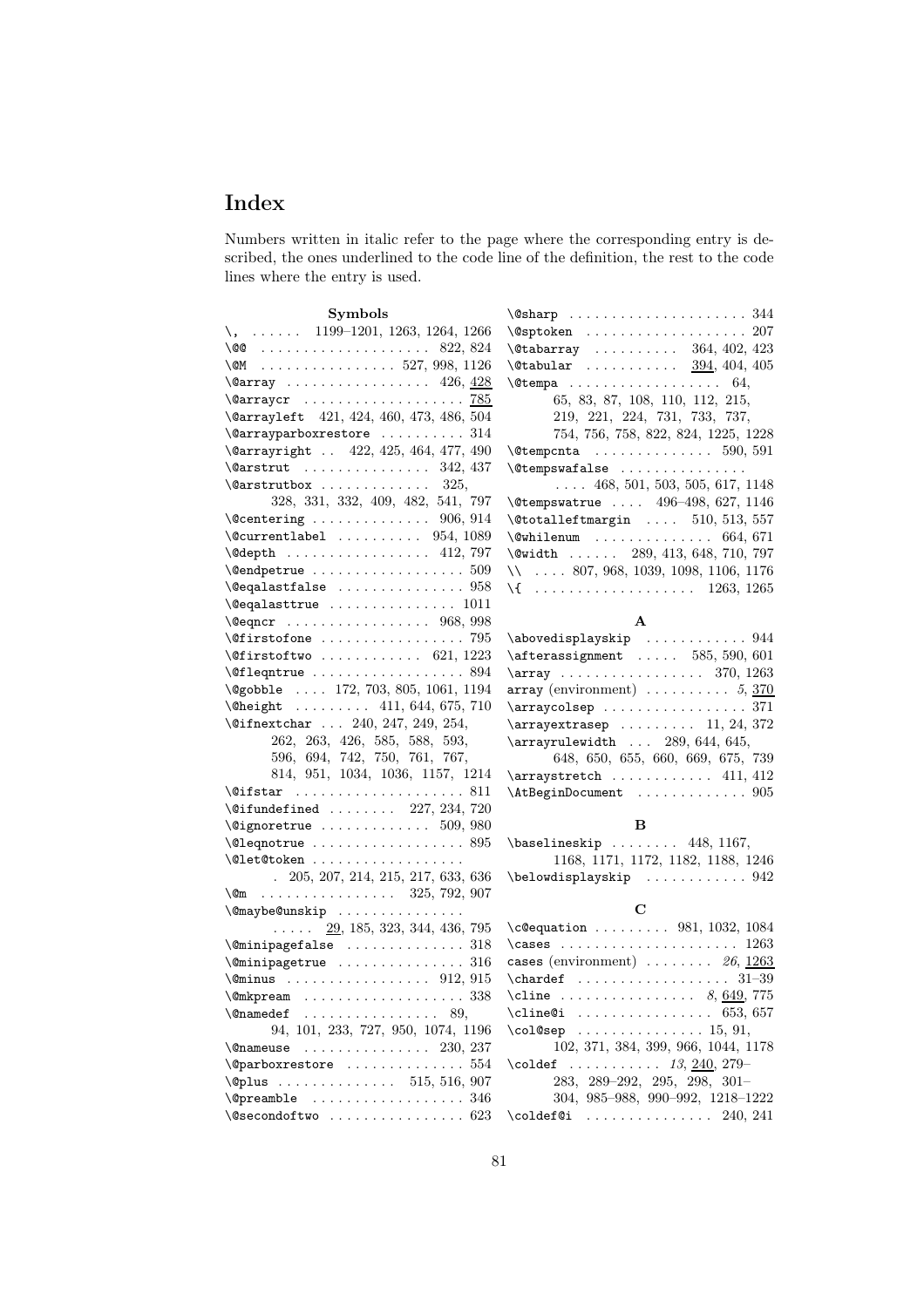# Index

Numbers written in italic refer to the page where the corresponding entry is described, the ones underlined to the code line of the definition, the rest to the code lines where the entry is used.

### Symbols

- `\,` . . . . . . 1199–1201, 1263, 1264, 1266
- `\@@` . . . . . . . . . . . . . . . . . . . 822, 824
- `\@M` . . . . . . . . . . . . . . . . 527, 998, 1126
- `\@array` . . . . . . . . . . . . . . . . . 426, 428
- `\@arraycr` . . . . . . . . . . . . . . . . . . . 785
- `\@arrayleft` 421, 424, 460, 473, 486, 504
- `\@arrayparboxrestore` . . . . . . . . . . 314
- `\@arrayright` . . 422, 425, 464, 477, 490
- `\@arstrut` . . . . . . . . . . . . . . . 342, 437
- `\@arstrutbox` . . . . . . . . . . . . . 325, 328, 331, 332, 409, 482, 541, 797
- `\@centering` . . . . . . . . . . . . . . 906, 914
- `\@currentlabel` . . . . . . . . . . . 954, 1089
- `\@depth` . . . . . . . . . . . . . . . . . 412, 797
- `\@endpetrue` . . . . . . . . . . . . . . . . . . 509
- `\@eqalastfalse` . . . . . . . . . . . . . . . 958
- `\@eqalasttrue` . . . . . . . . . . . . . . . 1011
- `\@eqncr` . . . . . . . . . . . . . . . . . 968, 998
- `\@firstofone` . . . . . . . . . . . . . . . . . 795
- `\@firstoftwo` . . . . . . . . . . . . 621, 1223
- `\@fleqntrue` . . . . . . . . . . . . . . . . . . 894
- `\@gobble` . . . . 172, 703, 805, 1061, 1194
- `\@height` . . . . . . . . . 411, 644, 675, 710
- `\@ifnextchar` . . . 240, 247, 249, 254, 262, 263, 426, 585, 588, 593, 596, 694, 742, 750, 761, 767, 814, 951, 1034, 1036, 1157, 1214
- `\@ifstar` . . . . . . . . . . . . . . . . . . . . 811
- `\@ifundefined` . . . . . . . . 227, 234, 720
- `\@ignoretrue` . . . . . . . . . . . . . 509, 980
- `\@leqnotrue` . . . . . . . . . . . . . . . . . . 895
- `\@let@token` . . . . . . . . . . . . . . . . . . 205, 207, 214, 215, 217, 633, 636
- `\@m` . . . . . . . . . . . . . . . . 325, 792, 907
- `\@maybe@unskip` . . . . . . . . . . . . . . . 29, 185, 323, 344, 436, 795
- `\@minipagefalse` . . . . . . . . . . . . . . 318
- `\@minipagetrue` . . . . . . . . . . . . . . . 316
- `\@minus` . . . . . . . . . . . . . . . . . 912, 915
- `\@mkpream` . . . . . . . . . . . . . . . . . . . 338
- `\@namedef` . . . . . . . . . . . . . . . . 89, 94, 101, 233, 727, 950, 1074, 1196
- `\@nameuse` . . . . . . . . . . . . . . . 230, 237
- `\@parboxrestore` . . . . . . . . . . . . . . 554
- `\@plus` . . . . . . . . . . . . . . 515, 516, 907
- `\@preamble` . . . . . . . . . . . . . . . . . . 346
- `\@secondoftwo` . . . . . . . . . . . . . . . . 623
- `\@sharp` . . . . . . . . . . . . . . . . . . . . . 344
- `\@sptoken` . . . . . . . . . . . . . . . . . . . 207
- `\@tabarray` . . . . . . . . . . 364, 402, 423
- `\@tabular` . . . . . . . . . . . 394, 404, 405
- `\@tempa` . . . . . . . . . . . . . . . . . . 64, 65, 83, 87, 108, 110, 112, 215, 219, 221, 224, 731, 733, 737, 754, 756, 758, 822, 824, 1225, 1228
- `\@tempcnta` . . . . . . . . . . . . . . 590, 591
- `\@tempswafalse` . . . . . . . . . . . . . . . . . . . 468, 501, 503, 505, 617, 1148
- `\@tempswatrue` . . . . 496–498, 627, 1146
- `\@totalleftmargin` . . . . 510, 513, 557
- `\@whilenum` . . . . . . . . . . . . . . 664, 671
- `\@width` . . . . . . 289, 413, 648, 710, 797
- `\\` . . . . 807, 968, 1039, 1098, 1106, 1176
- `\{` . . . . . . . . . . . . . . . . . . . 1263, 1265

### A

- `\abovedisplayskip` . . . . . . . . . . . . 944
- `\afterassignment` . . . . . 585, 590, 601
- `\array` . . . . . . . . . . . . . . . . . 370, 1263
- `array` (environment) . . . . . . . . . . *5*, 370
- `\arraycolsep` . . . . . . . . . . . . . . . . . 371
- `\arrayextrasep` . . . . . . . . . 11, 24, 372
- `\arrayrulewidth` . . . 289, 644, 645, 648, 650, 655, 660, 669, 675, 739
- `\arraystretch` . . . . . . . . . . . . 411, 412
- `\AtBeginDocument` . . . . . . . . . . . . . 905

### B

- `\baselineskip` . . . . . . . . 448, 1167, 1168, 1171, 1172, 1182, 1188, 1246
- `\belowdisplayskip` . . . . . . . . . . . . 942

### C

- `\c@equation` . . . . . . . . . 981, 1032, 1084
- `\cases` . . . . . . . . . . . . . . . . . . . . . 1263
- `cases` (environment) . . . . . . . . *26*, 1263
- `\chardef` . . . . . . . . . . . . . . . . . . 31–39
- `\cline` . . . . . . . . . . . . . . . . *8*, 649, 775
- `\cline@i` . . . . . . . . . . . . . . . . 653, 657
- `\col@sep` . . . . . . . . . . . . . . . . 15, 91, 102, 371, 384, 399, 966, 1044, 1178
- `\coldef` . . . . . . . . . . . *13*, 240, 279–283, 289–292, 295, 298, 301–304, 985–988, 990–992, 1218–1222
- `\coldef@i` . . . . . . . . . . . . . . . 240, 241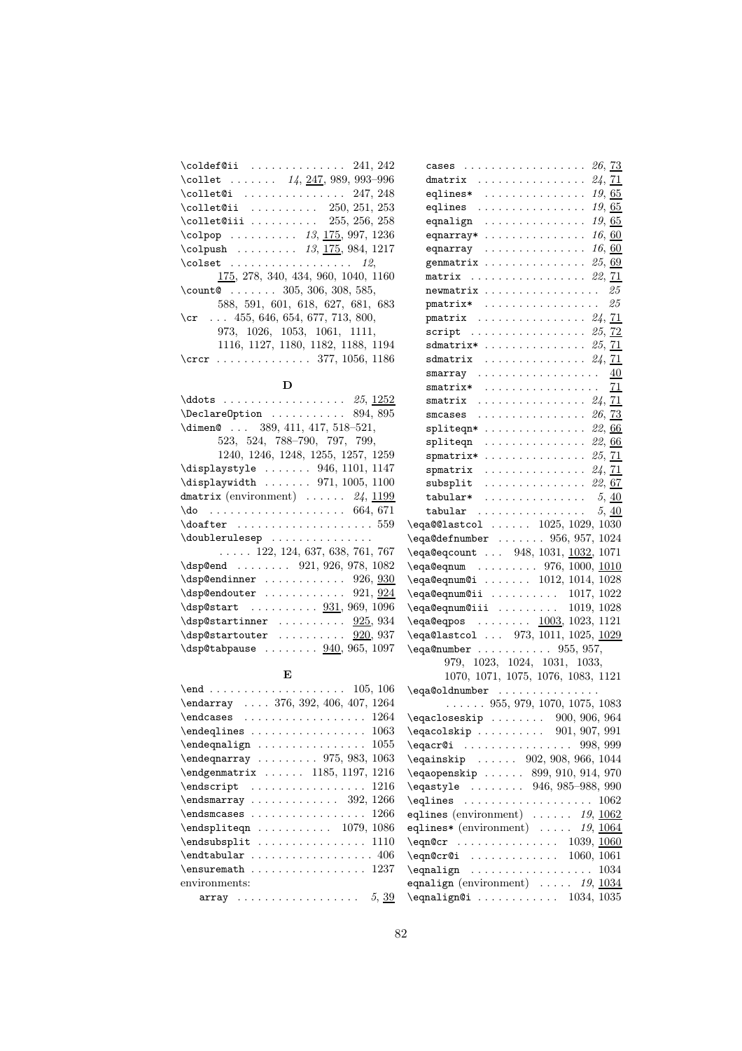\coldef@ii .............. 241, 242
\collet ....... *14*, 247, 989, 993–996
\collet@i ............... 247, 248
\collet@ii .......... 250, 251, 253
\collet@iii .......... 255, 256, 258
\colpop .......... *13*, 175, 997, 1236
\colpush ......... *13*, 175, 984, 1217
\colset .................. *12*, 175, 278, 340, 434, 960, 1040, 1160
\count@ ....... 305, 306, 308, 585, 588, 591, 601, 618, 627, 681, 683
\cr ... 455, 646, 654, 677, 713, 800, 973, 1026, 1053, 1061, 1111, 1116, 1127, 1180, 1182, 1188, 1194
\crcr .............. 377, 1056, 1186

**D**

\ddots .................. *25*, 1252
\DeclareOption ........... 894, 895
\dimen@ ... 389, 411, 417, 518–521, 523, 524, 788–790, 797, 799, 1240, 1246, 1248, 1255, 1257, 1259
\displaystyle ....... 946, 1101, 1147
\displaywidth ....... 971, 1005, 1100
dmatrix (environment) ...... *24*, 1199
\do .................... 664, 671
\doafter .................... 559
\doublerulesep ............... ..... 122, 124, 637, 638, 761, 767
\dsp@end ........ 921, 926, 978, 1082
\dsp@endinner ............ 926, 930
\dsp@endouter ............ 921, 924
\dsp@start .......... 931, 969, 1096
\dsp@startinner .......... 925, 934
\dsp@startouter .......... 920, 937
\dsp@tabpause ........ 940, 965, 1097

**E**

\end .................... 105, 106
\endarray .... 376, 392, 406, 407, 1264
\endcases .................. 1264
\endeqlines ................. 1063
\endeqnalign ................ 1055
\endeqnarray ......... 975, 983, 1063
\endgenmatrix ...... 1185, 1197, 1216
\endscript ................. 1216
\endsmarray ............. 392, 1266
\endsmcases ................. 1266
\endspliteqn ........... 1079, 1086
\endsubsplit ................ 1110
\endtabular .................. 406
\ensuremath ................. 1237
environments:
    array .................. *5*, 39
    cases .................. *26*, 73
    dmatrix ................ *24*, 71
    eqlines* ............... *19*, 65
    eqlines ................ *19*, 65
    eqnalign ............... *19*, 65
    eqnarray* ............... *16*, 60
    eqnarray ............... *16*, 60
    genmatrix ............... *25*, 69
    matrix ................. *22*, 71
    newmatrix ................. *25*
    pmatrix* ................. *25*
    pmatrix ................ *24*, 71
    script ................. *25*, 72
    sdmatrix* ............... *25*, 71
    sdmatrix ............... *24*, 71
    smarray .................. 40
    smatrix* ................. 71
    smatrix ................ *24*, 71
    smcases ................ *26*, 73
    spliteqn* ............... *22*, 66
    spliteqn ............... *22*, 66
    spmatrix* ............... *25*, 71
    spmatrix ............... *24*, 71
    subsplit ............... *22*, 67
    tabular* ............... *5*, 40
    tabular ................ *5*, 40
\eqa@@lastcol ...... 1025, 1029, 1030
\eqa@defnumber ....... 956, 957, 1024
\eqa@eqcount ... 948, 1031, 1032, 1071
\eqa@eqnum ......... 976, 1000, 1010
\eqa@eqnum@i ....... 1012, 1014, 1028
\eqa@eqnum@ii .......... 1017, 1022
\eqa@eqnum@iii ......... 1019, 1028
\eqa@eqpos ........ 1003, 1023, 1121
\eqa@lastcol ... 973, 1011, 1025, 1029
\eqa@number ........... 955, 957, 979, 1023, 1024, 1031, 1033, 1070, 1071, 1075, 1076, 1083, 1121
\eqa@oldnumber ............... ...... 955, 979, 1070, 1075, 1083
\eqacloseskip ........ 900, 906, 964
\eqacolskip .......... 901, 907, 991
\eqacr@i ................ 998, 999
\eqainskip ...... 902, 908, 966, 1044
\eqaopenskip ...... 899, 910, 914, 970
\eqastyle ........ 946, 985–988, 990
\eqlines ................... 1062
eqlines (environment) ...... *19*, 1062
eqlines* (environment) ..... *19*, 1064
\eqn@cr ............... 1039, 1060
\eqn@cr@i ............. 1060, 1061
\eqnalign .................. 1034
eqnalign (environment) ..... *19*, 1034
\eqnalign@i ............ 1034, 1035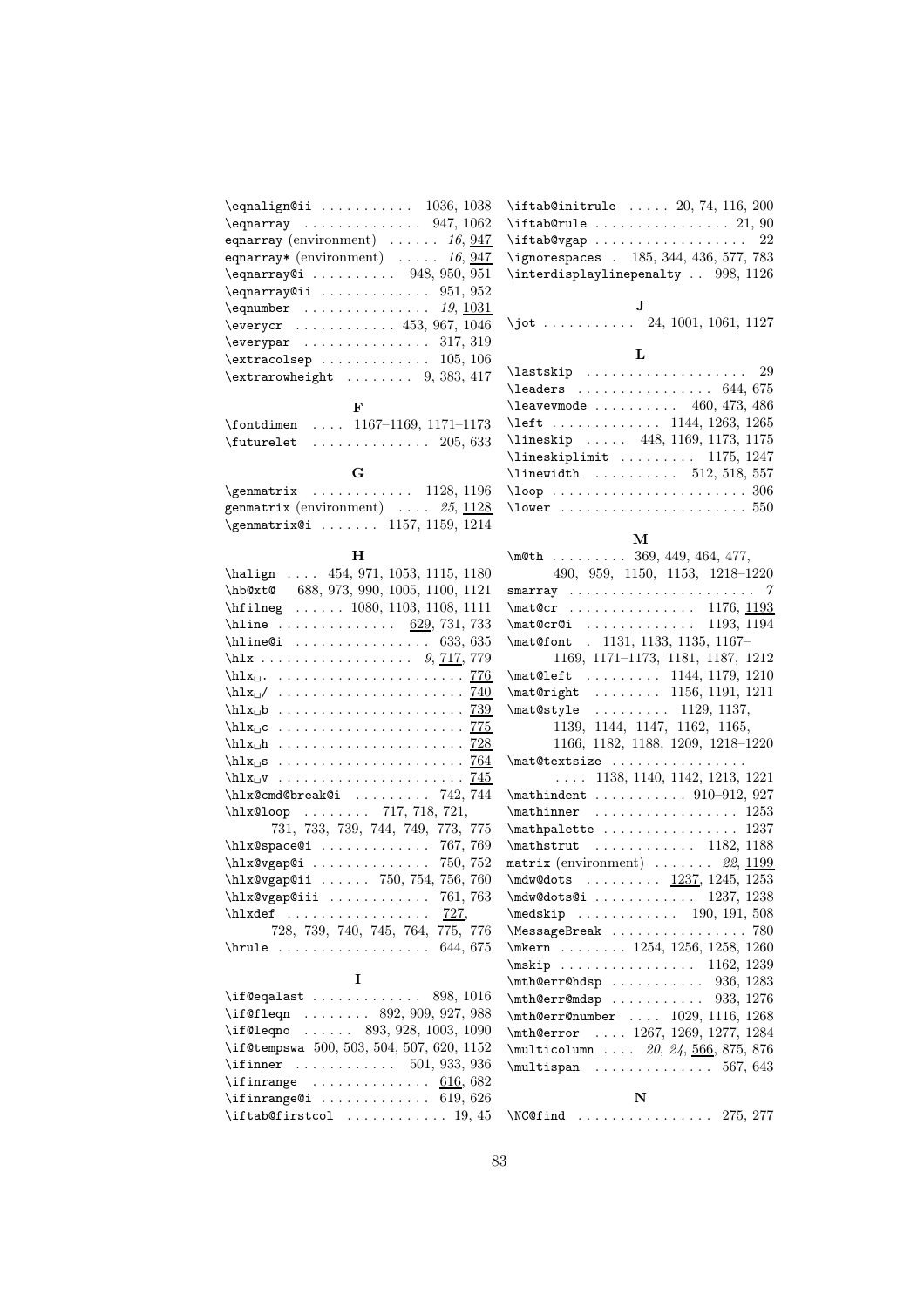\eqnalign@ii . . . . . . . . . . . 1036, 1038
\eqnarray . . . . . . . . . . . . . 947, 1062
eqnarray (environment) . . . . . . *16*, <u>947</u>
eqnarray* (environment) . . . . . *16*, <u>947</u>
\eqnarray@i . . . . . . . . . . 948, 950, 951
\eqnarray@ii . . . . . . . . . . . . . 951, 952
\eqnumber . . . . . . . . . . . . . . . *19*, <u>1031</u>
\everycr . . . . . . . . . . . . 453, 967, 1046
\everypar . . . . . . . . . . . . . . . 317, 319
\extracolsep . . . . . . . . . . . . . 105, 106
\extrarowheight . . . . . . . . 9, 383, 417

**F**

\fontdimen . . . . 1167–1169, 1171–1173
\futurelet . . . . . . . . . . . . . . 205, 633

**G**

\genmatrix . . . . . . . . . . . . 1128, 1196
genmatrix (environment) . . . . *25*, <u>1128</u>
\genmatrix@i . . . . . . . 1157, 1159, 1214

**H**

\halign . . . . 454, 971, 1053, 1115, 1180
\hb@xt@ 688, 973, 990, 1005, 1100, 1121
\hfilneg . . . . . . 1080, 1103, 1108, 1111
\hline . . . . . . . . . . . . . . <u>629</u>, 731, 733
\hline@i . . . . . . . . . . . . . . . . 633, 635
\hlx . . . . . . . . . . . . . . . . . . *9*, <u>717</u>, 779
\hlx␣. . . . . . . . . . . . . . . . . . . . . . . <u>776</u>
\hlx␣/ . . . . . . . . . . . . . . . . . . . . . . <u>740</u>
\hlx␣b . . . . . . . . . . . . . . . . . . . . . . <u>739</u>
\hlx␣c . . . . . . . . . . . . . . . . . . . . . . <u>775</u>
\hlx␣h . . . . . . . . . . . . . . . . . . . . . . <u>728</u>
\hlx␣s . . . . . . . . . . . . . . . . . . . . . . <u>764</u>
\hlx␣v . . . . . . . . . . . . . . . . . . . . . . <u>745</u>
\hlx@cmd@break@i . . . . . . . . . 742, 744
\hlx@loop . . . . . . . . 717, 718, 721, 731, 733, 739, 744, 749, 773, 775
\hlx@space@i . . . . . . . . . . . . . 767, 769
\hlx@vgap@i . . . . . . . . . . . . . . 750, 752
\hlx@vgap@ii . . . . . . 750, 754, 756, 760
\hlx@vgap@iii . . . . . . . . . . . . 761, 763
\hlxdef . . . . . . . . . . . . . . . . . <u>727</u>, 728, 739, 740, 745, 764, 775, 776
\hrule . . . . . . . . . . . . . . . . . . 644, 675

**I**

\if@eqalast . . . . . . . . . . . . . 898, 1016
\if@fleqn . . . . . . . . 892, 909, 927, 988
\if@leqno . . . . . . 893, 928, 1003, 1090
\if@tempswa 500, 503, 504, 507, 620, 1152
\ifinner . . . . . . . . . . . . 501, 933, 936
\ifinrange . . . . . . . . . . . . . . <u>616</u>, 682
\ifinrange@i . . . . . . . . . . . . . 619, 626
\iftab@firstcol . . . . . . . . . . . . 19, 45
\iftab@initrule . . . . . 20, 74, 116, 200
\iftab@rule . . . . . . . . . . . . . . . . 21, 90
\iftab@vgap . . . . . . . . . . . . . . . . . . 22
\ignorespaces . 185, 344, 436, 577, 783
\interdisplaylinepenalty . . 998, 1126

**J**

\jot . . . . . . . . . . . 24, 1001, 1061, 1127

**L**

\lastskip . . . . . . . . . . . . . . . . . . . 29
\leaders . . . . . . . . . . . . . . . . 644, 675
\leavevmode . . . . . . . . . . 460, 473, 486
\left . . . . . . . . . . . . . 1144, 1263, 1265
\lineskip . . . . . 448, 1169, 1173, 1175
\lineskiplimit . . . . . . . . . 1175, 1247
\linewidth . . . . . . . . . . 512, 518, 557
\loop . . . . . . . . . . . . . . . . . . . . . . . 306
\lower . . . . . . . . . . . . . . . . . . . . . . 550

**M**

\m@th . . . . . . . . . 369, 449, 464, 477, 490, 959, 1150, 1153, 1218–1220
smarray . . . . . . . . . . . . . . . . . . . . . . *7*
\mat@cr . . . . . . . . . . . . . . . 1176, <u>1193</u>
\mat@cr@i . . . . . . . . . . . . . 1193, 1194
\mat@font . 1131, 1133, 1135, 1167–1169, 1171–1173, 1181, 1187, 1212
\mat@left . . . . . . . . . 1144, 1179, 1210
\mat@right . . . . . . . . 1156, 1191, 1211
\mat@style . . . . . . . . . 1129, 1137, 1139, 1144, 1147, 1162, 1165, 1166, 1182, 1188, 1209, 1218–1220
\mat@textsize . . . . . . . . . . . . . . . . . . . . 1138, 1140, 1142, 1213, 1221
\mathindent . . . . . . . . . . . 910–912, 927
\mathinner . . . . . . . . . . . . . . . . . 1253
\mathpalette . . . . . . . . . . . . . . . . 1237
\mathstrut . . . . . . . . . . . . 1182, 1188
matrix (environment) . . . . . . . *22*, <u>1199</u>
\mdw@dots . . . . . . . . . <u>1237</u>, 1245, 1253
\mdw@dots@i . . . . . . . . . . . . 1237, 1238
\medskip . . . . . . . . . . . . 190, 191, 508
\MessageBreak . . . . . . . . . . . . . . . . 780
\mkern . . . . . . . . 1254, 1256, 1258, 1260
\mskip . . . . . . . . . . . . . . . . 1162, 1239
\mth@err@hdsp . . . . . . . . . . . 936, 1283
\mth@err@mdsp . . . . . . . . . . . 933, 1276
\mth@err@number . . . . 1029, 1116, 1268
\mth@error . . . . 1267, 1269, 1277, 1284
\multicolumn . . . . *20*, *24*, <u>566</u>, 875, 876
\multispan . . . . . . . . . . . . . . 567, 643

**N**

\NC@find . . . . . . . . . . . . . . . . 275, 277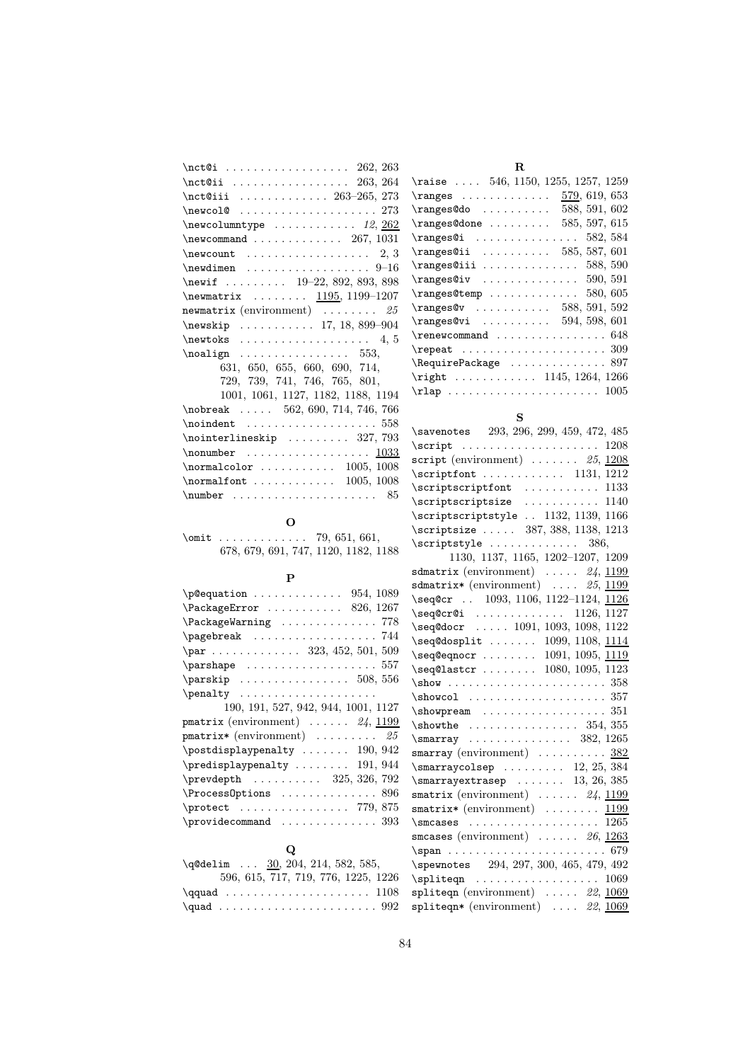\nct@i . . . . . . . . . . . . . . . . . . 262, 263
\nct@ii . . . . . . . . . . . . . . . . . 263, 264
\nct@iii . . . . . . . . . . . . . 263–265, 273
\newcol@ . . . . . . . . . . . . . . . . . . . . 273
\newcolumntype . . . . . . . . . . . . *12*, <u>262</u>
\newcommand . . . . . . . . . . . . . 267, 1031
\newcount . . . . . . . . . . . . . . . . . . 2, 3
\newdimen . . . . . . . . . . . . . . . . . . 9–16
\newif . . . . . . . . . 19–22, 892, 893, 898
\newmatrix . . . . . . . . <u>1195</u>, 1199–1207
newmatrix (environment) . . . . . . . . *25*
\newskip . . . . . . . . . . . 17, 18, 899–904
\newtoks . . . . . . . . . . . . . . . . . . . 4, 5
\noalign . . . . . . . . . . . . . . . . 553, 631, 650, 655, 660, 690, 714, 729, 739, 741, 746, 765, 801, 1001, 1061, 1127, 1182, 1188, 1194
\nobreak . . . . . 562, 690, 714, 746, 766
\noindent . . . . . . . . . . . . . . . . . . . 558
\nointerlineskip . . . . . . . . . 327, 793
\nonumber . . . . . . . . . . . . . . . . . . <u>1033</u>
\normalcolor . . . . . . . . . . . 1005, 1008
\normalfont . . . . . . . . . . . . 1005, 1008
\number . . . . . . . . . . . . . . . . . . . . . 85

**O**

\omit . . . . . . . . . . . . . 79, 651, 661, 678, 679, 691, 747, 1120, 1182, 1188

**P**

\p@equation . . . . . . . . . . . . . 954, 1089
\PackageError . . . . . . . . . . . 826, 1267
\PackageWarning . . . . . . . . . . . . . . 778
\pagebreak . . . . . . . . . . . . . . . . . . 744
\par . . . . . . . . . . . . . 323, 452, 501, 509
\parshape . . . . . . . . . . . . . . . . . . . 557
\parskip . . . . . . . . . . . . . . . . 508, 556
\penalty . . . . . . . . . . . . . . . . . . . . 190, 191, 527, 942, 944, 1001, 1127
pmatrix (environment) . . . . . . *24*, <u>1199</u>
pmatrix* (environment) . . . . . . . . . *25*
\postdisplaypenalty . . . . . . . 190, 942
\predisplaypenalty . . . . . . . . 191, 944
\prevdepth . . . . . . . . . . 325, 326, 792
\ProcessOptions . . . . . . . . . . . . . . 896
\protect . . . . . . . . . . . . . . . . 779, 875
\providecommand . . . . . . . . . . . . . . 393

**Q**

\q@delim . . . <u>30</u>, 204, 214, 582, 585, 596, 615, 717, 719, 776, 1225, 1226
\qquad . . . . . . . . . . . . . . . . . . . . . 1108
\quad . . . . . . . . . . . . . . . . . . . . . . . 992

**R**

\raise . . . . 546, 1150, 1255, 1257, 1259
\ranges . . . . . . . . . . . . . <u>579</u>, 619, 653
\ranges@do . . . . . . . . . . 588, 591, 602
\ranges@done . . . . . . . . . 585, 597, 615
\ranges@i . . . . . . . . . . . . . . . 582, 584
\ranges@ii . . . . . . . . . . 585, 587, 601
\ranges@iii . . . . . . . . . . . . . . 588, 590
\ranges@iv . . . . . . . . . . . . . . 590, 591
\ranges@temp . . . . . . . . . . . . . 580, 605
\ranges@v . . . . . . . . . . . 588, 591, 592
\ranges@vi . . . . . . . . . . 594, 598, 601
\renewcommand . . . . . . . . . . . . . . . . 648
\repeat . . . . . . . . . . . . . . . . . . . . . 309
\RequirePackage . . . . . . . . . . . . . . 897
\right . . . . . . . . . . . . 1145, 1264, 1266
\rlap . . . . . . . . . . . . . . . . . . . . . . 1005

**S**

\savenotes 293, 296, 299, 459, 472, 485
\script . . . . . . . . . . . . . . . . . . . . 1208
script (environment) . . . . . . . *25*, <u>1208</u>
\scriptfont . . . . . . . . . . . . 1131, 1212
\scriptscriptfont . . . . . . . . . . . 1133
\scriptscriptsize . . . . . . . . . . . 1140
\scriptscriptstyle . . 1132, 1139, 1166
\scriptsize . . . . . 387, 388, 1138, 1213
\scriptstyle . . . . . . . . . . . . . 386, 1130, 1137, 1165, 1202–1207, 1209
sdmatrix (environment) . . . . . *24*, <u>1199</u>
sdmatrix* (environment) . . . . *25*, <u>1199</u>
\seq@cr . . 1093, 1106, 1122–1124, <u>1126</u>
\seq@cr@i . . . . . . . . . . . . . 1126, 1127
\seq@docr . . . . . 1091, 1093, 1098, 1122
\seq@dosplit . . . . . . . 1099, 1108, <u>1114</u>
\seq@eqnocr . . . . . . . . 1091, 1095, <u>1119</u>
\seq@lastcr . . . . . . . . 1080, 1095, 1123
\show . . . . . . . . . . . . . . . . . . . . . . . 358
\showcol . . . . . . . . . . . . . . . . . . . . 357
\showpream . . . . . . . . . . . . . . . . . . 351
\showthe . . . . . . . . . . . . . . . . 354, 355
\smarray . . . . . . . . . . . . . . . 382, 1265
smarray (environment) . . . . . . . . . . <u>382</u>
\smarraycolsep . . . . . . . . . 12, 25, 384
\smarrayextrasep . . . . . . . 13, 26, 385
smatrix (environment) . . . . . . *24*, <u>1199</u>
smatrix* (environment) . . . . . . . . <u>1199</u>
\smcases . . . . . . . . . . . . . . . . . . . 1265
smcases (environment) . . . . . . *26*, <u>1263</u>
\span . . . . . . . . . . . . . . . . . . . . . . . 679
\spewnotes 294, 297, 300, 465, 479, 492
\spliteqn . . . . . . . . . . . . . . . . . . 1069
spliteqn (environment) . . . . . *22*, <u>1069</u>
spliteqn* (environment) . . . . *22*, <u>1069</u>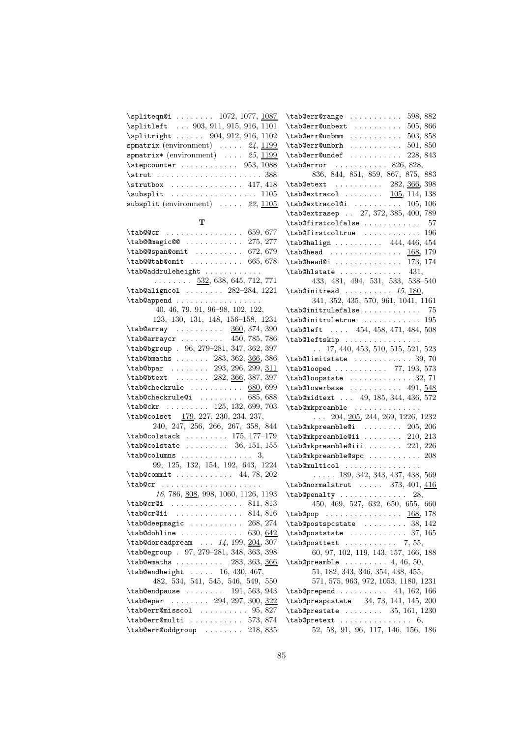\spliteqn@i . . . . . . . . 1072, 1077, 1087
\splitleft . . . 903, 911, 915, 916, 1101
\splitright . . . . . . 904, 912, 916, 1102
spmatrix (environment) . . . . . *24*, 1199
spmatrix* (environment) . . . . *25*, 1199
\stepcounter . . . . . . . . . . . . 953, 1088
\strut . . . . . . . . . . . . . . . . . . . . . . 388
\strutbox . . . . . . . . . . . . . . . 417, 418
\subsplit . . . . . . . . . . . . . . . . . . 1105
subsplit (environment) . . . . . *22*, 1105

**T**

\tab@@cr . . . . . . . . . . . . . . . . 659, 677
\tab@@magic@@ . . . . . . . . . . . . 275, 277
\tab@@span@omit . . . . . . . . . . 672, 679
\tab@@tab@omit . . . . . . . . . . . 665, 678
\tab@addruleheight . . . . . . . . . . . . . . . . . . . . 532, 638, 645, 712, 771
\tab@aligncol . . . . . . . . 282–284, 1221
\tab@append . . . . . . . . . . . . . . . . . . 40, 46, 79, 91, 96–98, 102, 122, 123, 130, 131, 148, 156–158, 1231
\tab@array . . . . . . . . . . 360, 374, 390
\tab@arraycr . . . . . . . . . 450, 785, 786
\tab@bgroup . 96, 279–281, 347, 362, 397
\tab@bmaths . . . . . . . 283, 362, 366, 386
\tab@bpar . . . . . . . . 293, 296, 299, 311
\tab@btext . . . . . . . 282, 366, 387, 397
\tab@checkrule . . . . . . . . . . . 680, 699
\tab@checkrule@i . . . . . . . . . 685, 688
\tab@ckr . . . . . . . . . 125, 132, 699, 703
\tab@colset 179, 227, 230, 234, 237, 240, 247, 256, 266, 267, 358, 844
\tab@colstack . . . . . . . . . 175, 177–179
\tab@colstate . . . . . . . . . 36, 151, 155
\tab@columns . . . . . . . . . . . . . . . 3, 99, 125, 132, 154, 192, 643, 1224
\tab@commit . . . . . . . . . . . . 44, 78, 202
\tab@cr . . . . . . . . . . . . . . . . . . . . . *16*, 786, 808, 998, 1060, 1126, 1193
\tab@cr@i . . . . . . . . . . . . . . . 811, 813
\tab@cr@ii . . . . . . . . . . . . . . 814, 816
\tab@deepmagic . . . . . . . . . . . 268, 274
\tab@dohline . . . . . . . . . . . . . 630, 642
\tab@doreadpream . . . *14*, 199, 204, 307
\tab@egroup . 97, 279–281, 348, 363, 398
\tab@emaths . . . . . . . . . . 283, 363, 366
\tab@endheight . . . . . 16, 430, 467, 482, 534, 541, 545, 546, 549, 550
\tab@endpause . . . . . . . . 191, 563, 943
\tab@epar . . . . . . . . 294, 297, 300, 322
\tab@err@misscol . . . . . . . . . . 95, 827
\tab@err@multi . . . . . . . . . . . 573, 874
\tab@err@oddgroup . . . . . . . . 218, 835
\tab@err@range . . . . . . . . . . . 598, 882
\tab@err@unbext . . . . . . . . . . 505, 866
\tab@err@unbmm . . . . . . . . . . . 503, 858
\tab@err@unbrh . . . . . . . . . . . 501, 850
\tab@err@undef . . . . . . . . . . . 228, 843
\tab@error . . . . . . . . . . . 826, 828, 836, 844, 851, 859, 867, 875, 883
\tab@etext . . . . . . . . . . 282, 366, 398
\tab@extracol . . . . . . . . 105, 114, 138
\tab@extracol@i . . . . . . . . . . 105, 106
\tab@extrasep . . 27, 372, 385, 400, 789
\tab@firstcolfalse . . . . . . . . . . . . 57
\tab@firstcoltrue . . . . . . . . . . . . 196
\tab@halign . . . . . . . . . . 444, 446, 454
\tab@head . . . . . . . . . . . . . . . 168, 179
\tab@head@i . . . . . . . . . . . . . 173, 174
\tab@hlstate . . . . . . . . . . . . . 431, 433, 481, 494, 531, 533, 538–540
\tab@initread . . . . . . . . . . *15*, 180, 341, 352, 435, 570, 961, 1041, 1161
\tab@initrulefalse . . . . . . . . . . . . 75
\tab@initruletrue . . . . . . . . . . . . 195
\tab@left . . . . 454, 458, 471, 484, 508
\tab@leftskip . . . . . . . . . . . . . . . . . 17, 440, 453, 510, 515, 521, 523
\tab@limitstate . . . . . . . . . . . . 39, 70
\tab@looped . . . . . . . . . . . 77, 193, 573
\tab@loopstate . . . . . . . . . . . . . 32, 71
\tab@lowerbase . . . . . . . . . . . 491, 548
\tab@midtext . . . 49, 185, 344, 436, 572
\tab@mkpreamble . . . . . . . . . . . . . . . 204, 205, 244, 269, 1226, 1232
\tab@mkpreamble@i . . . . . . . . 205, 206
\tab@mkpreamble@ii . . . . . . . . 210, 213
\tab@mkpreamble@iii . . . . . . . 221, 226
\tab@mkpreamble@spc . . . . . . . . . . . 208
\tab@multicol . . . . . . . . . . . . . . . . . . . . . 189, 342, 343, 437, 438, 569
\tab@normalstrut . . . . . 373, 401, 416
\tab@penalty . . . . . . . . . . . . . . 28, 450, 469, 527, 632, 650, 655, 660
\tab@pop . . . . . . . . . . . . . . . . 168, 178
\tab@postspcstate . . . . . . . . . 38, 142
\tab@poststate . . . . . . . . . . . . 37, 165
\tab@posttext . . . . . . . . . . . 7, 55, 60, 97, 102, 119, 143, 157, 166, 188
\tab@preamble . . . . . . . . . 4, 46, 50, 51, 182, 343, 346, 354, 438, 455, 571, 575, 963, 972, 1053, 1180, 1231
\tab@prepend . . . . . . . . . . 41, 162, 166
\tab@prespcstate 34, 73, 141, 145, 200
\tab@prestate . . . . . . . . 35, 161, 1230
\tab@pretext . . . . . . . . . . . . . . . 6, 52, 58, 91, 96, 117, 146, 156, 186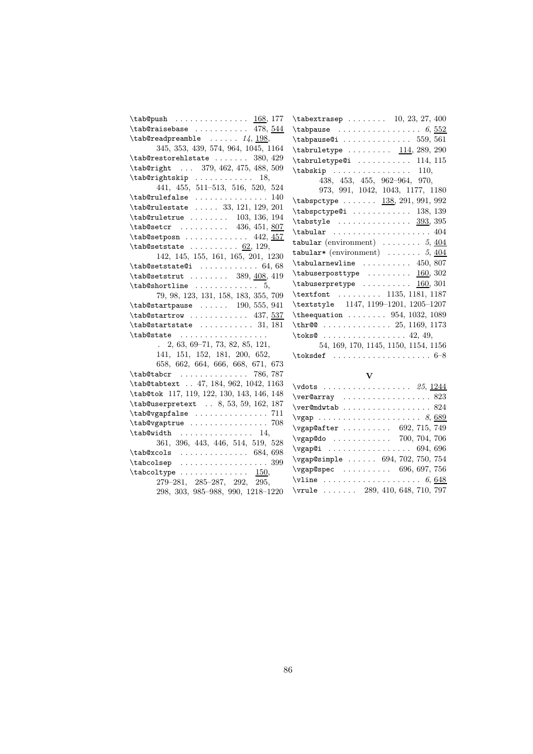\tab@push . . . . . . . . . . . . . . . 168, 177
\tab@raisebase . . . . . . . . . . . 478, 544
\tab@readpreamble . . . . . . *14*, 198, 345, 353, 439, 574, 964, 1045, 1164
\tab@restorehlstate . . . . . . . 380, 429
\tab@right . . . 379, 462, 475, 488, 509
\tab@rightskip . . . . . . . . . . . . 18, 441, 455, 511–513, 516, 520, 524
\tab@rulefalse . . . . . . . . . . . . . . 140
\tab@rulestate . . . . . 33, 121, 129, 201
\tab@ruletrue . . . . . . . . 103, 136, 194
\tab@setcr . . . . . . . . . . 436, 451, 807
\tab@setposn . . . . . . . . . . . . . 442, 457
\tab@setstate . . . . . . . . . . 62, 129, 142, 145, 155, 161, 165, 201, 1230
\tab@setstate@i . . . . . . . . . . . . 64, 68
\tab@setstrut . . . . . . . . 389, 408, 419
\tab@shortline . . . . . . . . . . . . . 5, 79, 98, 123, 131, 158, 183, 355, 709
\tab@startpause . . . . . . 190, 555, 941
\tab@startrow . . . . . . . . . . . . 437, 537
\tab@startstate . . . . . . . . . . . 31, 181
\tab@state . . . . . . . . . . . . . . . . . . 2, 63, 69–71, 73, 82, 85, 121, 141, 151, 152, 181, 200, 652, 658, 662, 664, 666, 668, 671, 673
\tab@tabcr . . . . . . . . . . . . . . 786, 787
\tab@tabtext . . 47, 184, 962, 1042, 1163
\tab@tok 117, 119, 122, 130, 143, 146, 148
\tab@userpretext . . 8, 53, 59, 162, 187
\tab@vgapfalse . . . . . . . . . . . . . . . 711
\tab@vgaptrue . . . . . . . . . . . . . . . . 708
\tab@width . . . . . . . . . . . . . . . 14, 361, 396, 443, 446, 514, 519, 528
\tab@xcols . . . . . . . . . . . . . . 684, 698
\tabcolsep . . . . . . . . . . . . . . . . . . 399
\tabcoltype . . . . . . . . . . . . . . 150, 279–281, 285–287, 292, 295, 298, 303, 985–988, 990, 1218–1220
\tabextrasep . . . . . . . . 10, 23, 27, 400
\tabpause . . . . . . . . . . . . . . . . . *6*, 552
\tabpause@i . . . . . . . . . . . . . . 559, 561
\tabruletype . . . . . . . . . 114, 289, 290
\tabruletype@i . . . . . . . . . . . 114, 115
\tabskip . . . . . . . . . . . . . . . . 110, 438, 453, 455, 962–964, 970, 973, 991, 1042, 1043, 1177, 1180
\tabspctype . . . . . . . 138, 291, 991, 992
\tabspctype@i . . . . . . . . . . . . 138, 139
\tabstyle . . . . . . . . . . . . . . . 393, 395
\tabular . . . . . . . . . . . . . . . . . . . . 404
tabular (environment) . . . . . . . . *5*, 404
tabular* (environment) . . . . . . . *5*, 404
\tabularnewline . . . . . . . . . . 450, 807
\tabuserposttype . . . . . . . . . 160, 302
\tabuserpretype . . . . . . . . . . 160, 301
\textfont . . . . . . . . . 1135, 1181, 1187
\textstyle 1147, 1199–1201, 1205–1207
\theequation . . . . . . . . 954, 1032, 1089
\thr@@ . . . . . . . . . . . . . . 25, 1169, 1173
\toks@ . . . . . . . . . . . . . . . . . 42, 49, 54, 169, 170, 1145, 1150, 1154, 1156
\toksdef . . . . . . . . . . . . . . . . . . . . 6–8

**V**

\vdots . . . . . . . . . . . . . . . . . . *25*, 1244
\ver@array . . . . . . . . . . . . . . . . . . 823
\ver@mdwtab . . . . . . . . . . . . . . . . . . 824
\vgap . . . . . . . . . . . . . . . . . . . . . *8*, 689
\vgap@after . . . . . . . . . . 692, 715, 749
\vgap@do . . . . . . . . . . . . 700, 704, 706
\vgap@i . . . . . . . . . . . . . . . . . 694, 696
\vgap@simple . . . . . . 694, 702, 750, 754
\vgap@spec . . . . . . . . . . 696, 697, 756
\vline . . . . . . . . . . . . . . . . . . . . *6*, 648
\vrule . . . . . . . 289, 410, 648, 710, 797